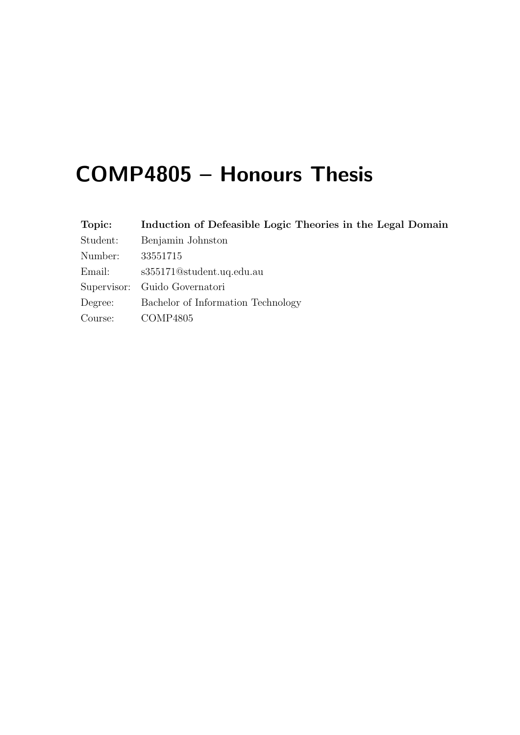# COMP4805 – Honours Thesis

| | |
|---|---|
| **Topic:** | **Induction of Defeasible Logic Theories in the Legal Domain** |
| Student: | Benjamin Johnston |
| Number: | 33551715 |
| Email: | s355171@student.uq.edu.au |
| Supervisor: | Guido Governatori |
| Degree: | Bachelor of Information Technology |
| Course: | COMP4805 |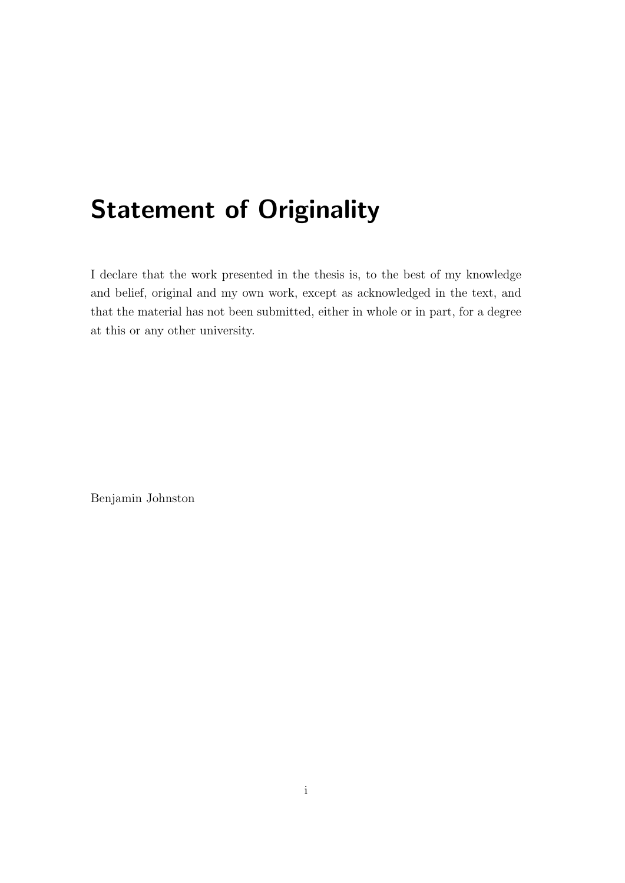# Statement of Originality

I declare that the work presented in the thesis is, to the best of my knowledge and belief, original and my own work, except as acknowledged in the text, and that the material has not been submitted, either in whole or in part, for a degree at this or any other university.

Benjamin Johnston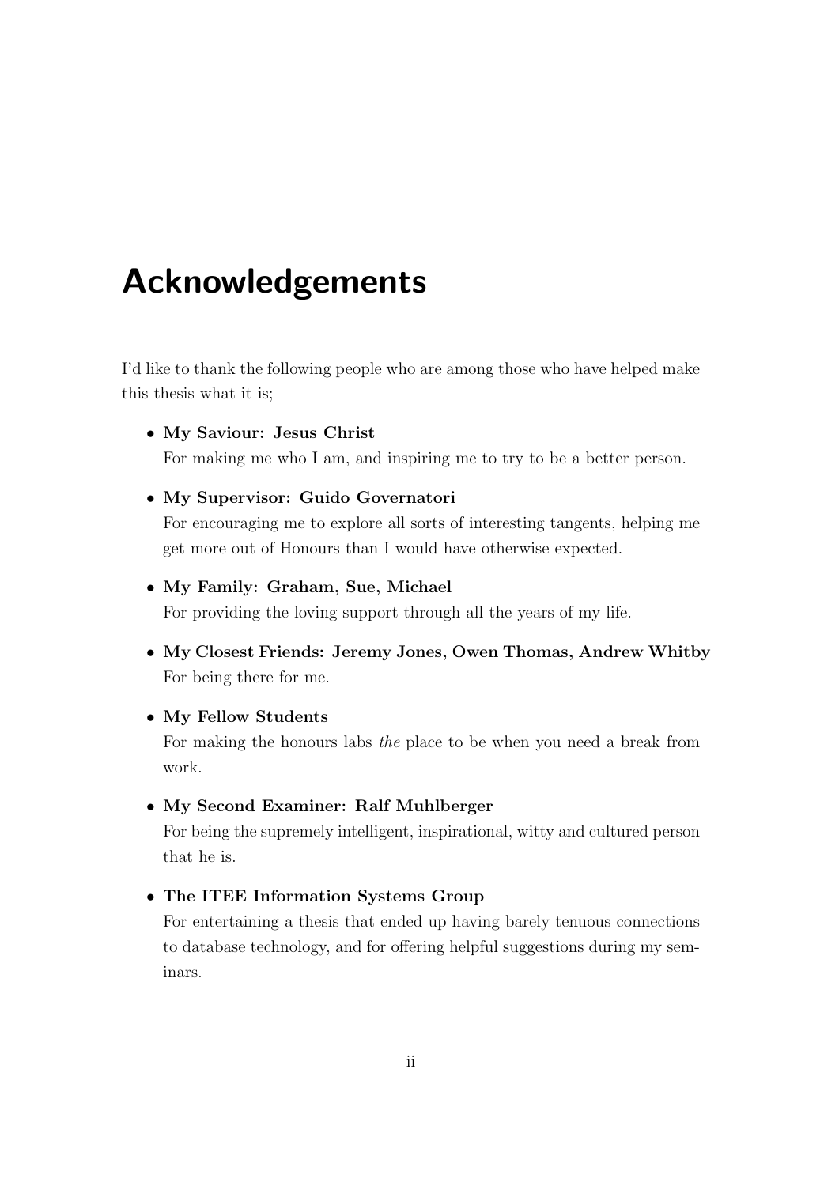# Acknowledgements

I'd like to thank the following people who are among those who have helped make this thesis what it is;

- **My Saviour: Jesus Christ**
  For making me who I am, and inspiring me to try to be a better person.

- **My Supervisor: Guido Governatori**
  For encouraging me to explore all sorts of interesting tangents, helping me get more out of Honours than I would have otherwise expected.

- **My Family: Graham, Sue, Michael**
  For providing the loving support through all the years of my life.

- **My Closest Friends: Jeremy Jones, Owen Thomas, Andrew Whitby**
  For being there for me.

- **My Fellow Students**
  For making the honours labs *the* place to be when you need a break from work.

- **My Second Examiner: Ralf Muhlberger**
  For being the supremely intelligent, inspirational, witty and cultured person that he is.

- **The ITEE Information Systems Group**
  For entertaining a thesis that ended up having barely tenuous connections to database technology, and for offering helpful suggestions during my seminars.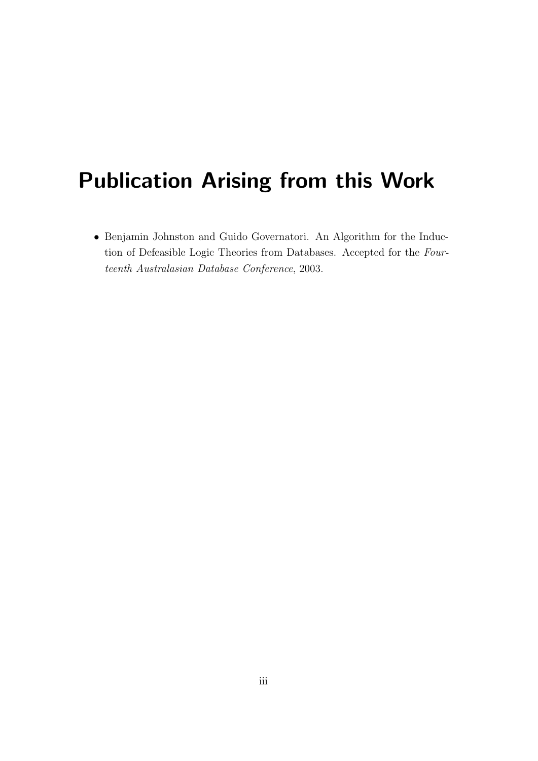# Publication Arising from this Work

- Benjamin Johnston and Guido Governatori. An Algorithm for the Induction of Defeasible Logic Theories from Databases. Accepted for the *Fourteenth Australasian Database Conference*, 2003.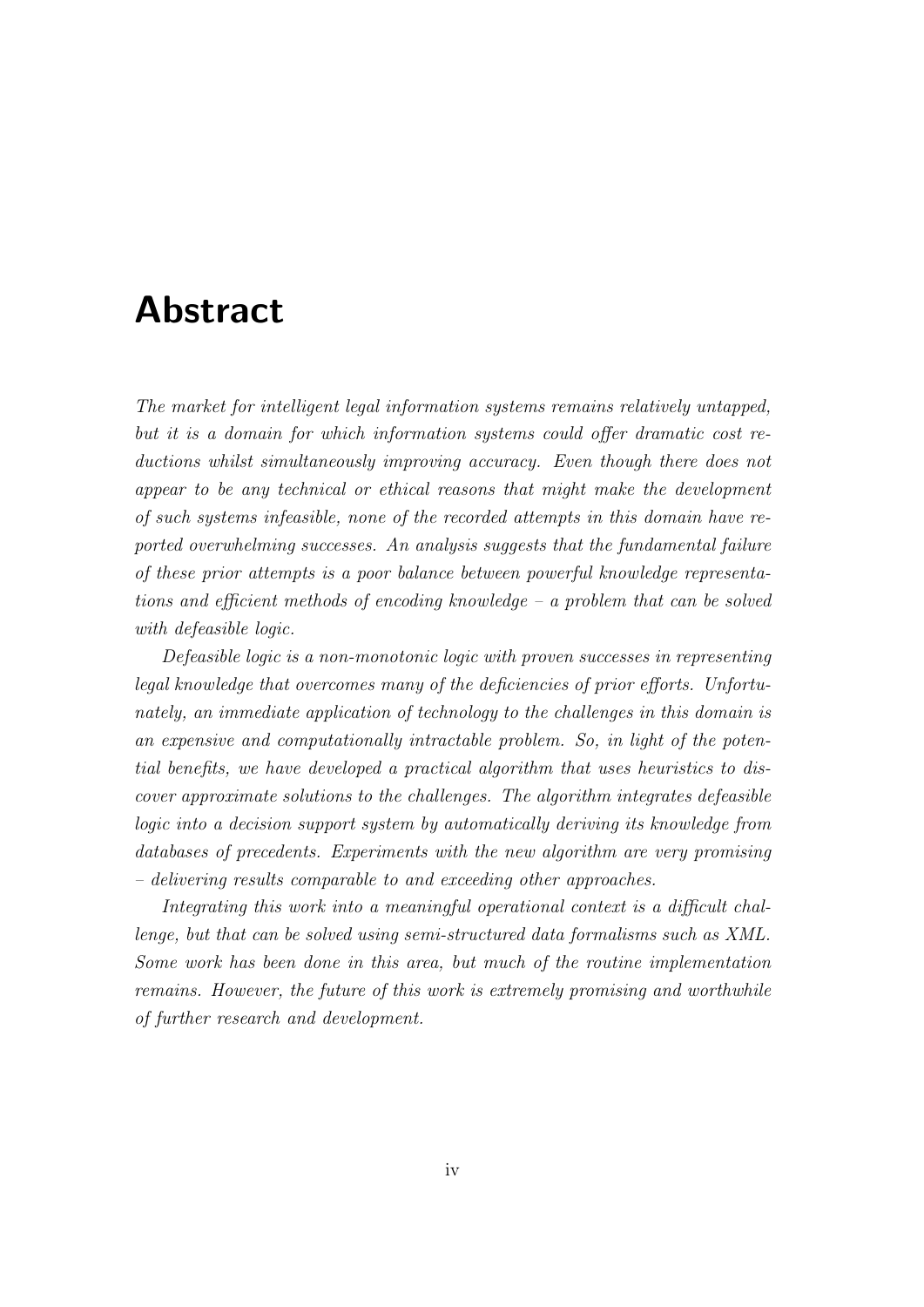# Abstract

*The market for intelligent legal information systems remains relatively untapped, but it is a domain for which information systems could offer dramatic cost reductions whilst simultaneously improving accuracy. Even though there does not appear to be any technical or ethical reasons that might make the development of such systems infeasible, none of the recorded attempts in this domain have reported overwhelming successes. An analysis suggests that the fundamental failure of these prior attempts is a poor balance between powerful knowledge representations and efficient methods of encoding knowledge – a problem that can be solved with defeasible logic.*

*Defeasible logic is a non-monotonic logic with proven successes in representing legal knowledge that overcomes many of the deficiencies of prior efforts. Unfortunately, an immediate application of technology to the challenges in this domain is an expensive and computationally intractable problem. So, in light of the potential benefits, we have developed a practical algorithm that uses heuristics to discover approximate solutions to the challenges. The algorithm integrates defeasible logic into a decision support system by automatically deriving its knowledge from databases of precedents. Experiments with the new algorithm are very promising – delivering results comparable to and exceeding other approaches.*

*Integrating this work into a meaningful operational context is a difficult challenge, but that can be solved using semi-structured data formalisms such as XML. Some work has been done in this area, but much of the routine implementation remains. However, the future of this work is extremely promising and worthwhile of further research and development.*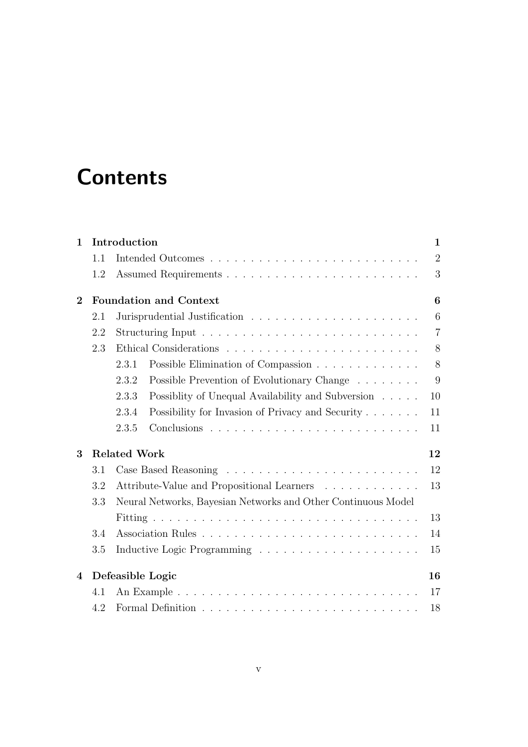# Contents

| | | |
|---|---|---|
| **1** | **Introduction** | **1** |
| 1.1 | Intended Outcomes | 2 |
| 1.2 | Assumed Requirements | 3 |
| **2** | **Foundation and Context** | **6** |
| 2.1 | Jurisprudential Justification | 6 |
| 2.2 | Structuring Input | 7 |
| 2.3 | Ethical Considerations | 8 |
| 2.3.1 | Possible Elimination of Compassion | 8 |
| 2.3.2 | Possible Prevention of Evolutionary Change | 9 |
| 2.3.3 | Possiblity of Unequal Availability and Subversion | 10 |
| 2.3.4 | Possibility for Invasion of Privacy and Security | 11 |
| 2.3.5 | Conclusions | 11 |
| **3** | **Related Work** | **12** |
| 3.1 | Case Based Reasoning | 12 |
| 3.2 | Attribute-Value and Propositional Learners | 13 |
| 3.3 | Neural Networks, Bayesian Networks and Other Continuous Model Fitting | 13 |
| 3.4 | Association Rules | 14 |
| 3.5 | Inductive Logic Programming | 15 |
| **4** | **Defeasible Logic** | **16** |
| 4.1 | An Example | 17 |
| 4.2 | Formal Definition | 18 |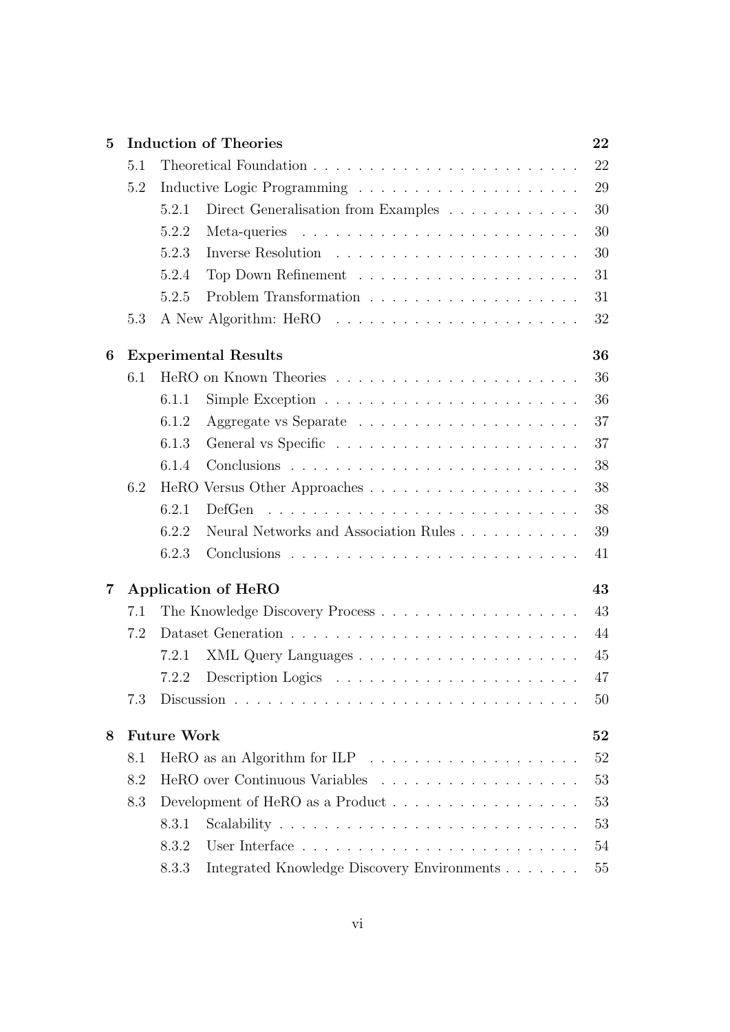| | | | |
|---|---|---|---|
| **5** | **Induction of Theories** | | **22** |
| | 5.1 | Theoretical Foundation | 22 |
| | 5.2 | Inductive Logic Programming | 29 |
| | | 5.2.1 Direct Generalisation from Examples | 30 |
| | | 5.2.2 Meta-queries | 30 |
| | | 5.2.3 Inverse Resolution | 30 |
| | | 5.2.4 Top Down Refinement | 31 |
| | | 5.2.5 Problem Transformation | 31 |
| | 5.3 | A New Algorithm: HeRO | 32 |
| **6** | **Experimental Results** | | **36** |
| | 6.1 | HeRO on Known Theories | 36 |
| | | 6.1.1 Simple Exception | 36 |
| | | 6.1.2 Aggregate vs Separate | 37 |
| | | 6.1.3 General vs Specific | 37 |
| | | 6.1.4 Conclusions | 38 |
| | 6.2 | HeRO Versus Other Approaches | 38 |
| | | 6.2.1 DefGen | 38 |
| | | 6.2.2 Neural Networks and Association Rules | 39 |
| | | 6.2.3 Conclusions | 41 |
| **7** | **Application of HeRO** | | **43** |
| | 7.1 | The Knowledge Discovery Process | 43 |
| | 7.2 | Dataset Generation | 44 |
| | | 7.2.1 XML Query Languages | 45 |
| | | 7.2.2 Description Logics | 47 |
| | 7.3 | Discussion | 50 |
| **8** | **Future Work** | | **52** |
| | 8.1 | HeRO as an Algorithm for ILP | 52 |
| | 8.2 | HeRO over Continuous Variables | 53 |
| | 8.3 | Development of HeRO as a Product | 53 |
| | | 8.3.1 Scalability | 53 |
| | | 8.3.2 User Interface | 54 |
| | | 8.3.3 Integrated Knowledge Discovery Environments | 55 |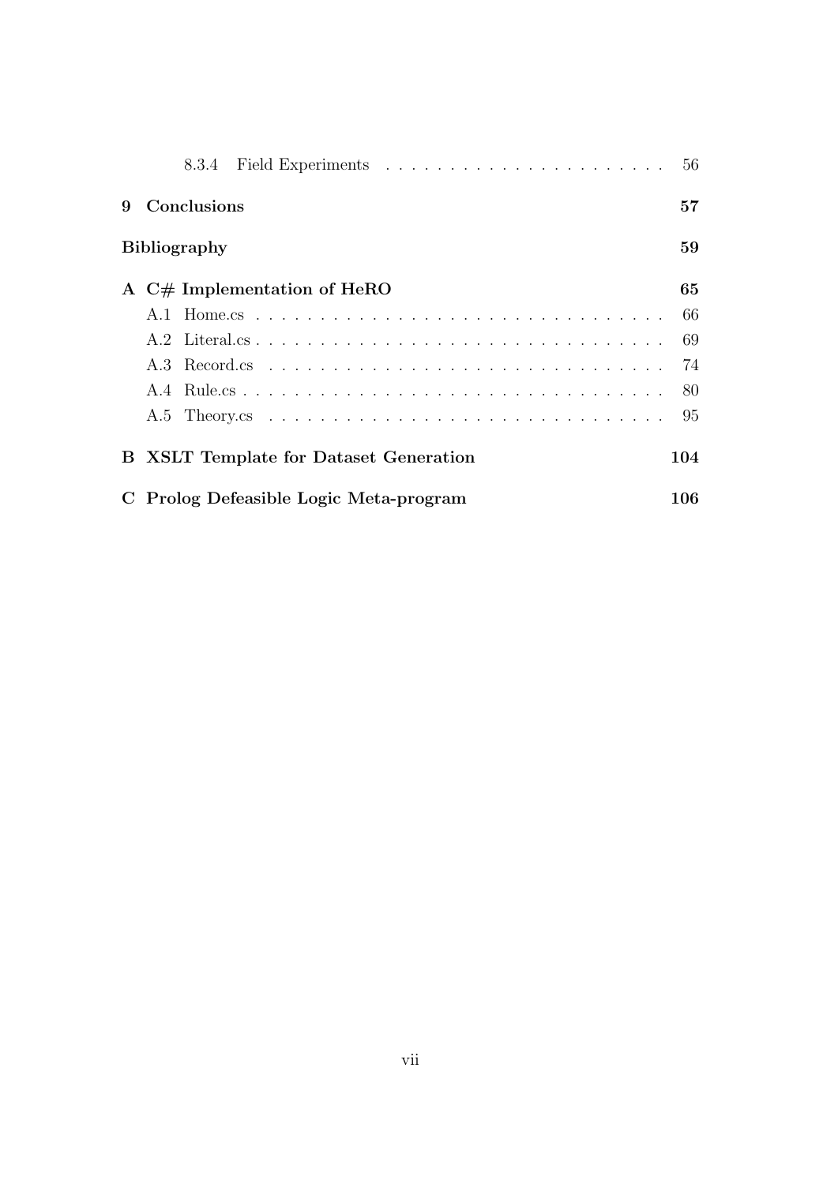8.3.4 Field Experiments . . . . . . . . . . . . . . . . . . . . . . 56

**9 Conclusions** **57**

**Bibliography** **59**

**A C# Implementation of HeRO** **65**

A.1 Home.cs . . . . . . . . . . . . . . . . . . . . . . . . . . . . . . . . 66

A.2 Literal.cs . . . . . . . . . . . . . . . . . . . . . . . . . . . . . . . . 69

A.3 Record.cs . . . . . . . . . . . . . . . . . . . . . . . . . . . . . . . 74

A.4 Rule.cs . . . . . . . . . . . . . . . . . . . . . . . . . . . . . . . . . 80

A.5 Theory.cs . . . . . . . . . . . . . . . . . . . . . . . . . . . . . . . 95

**B XSLT Template for Dataset Generation** **104**

**C Prolog Defeasible Logic Meta-program** **106**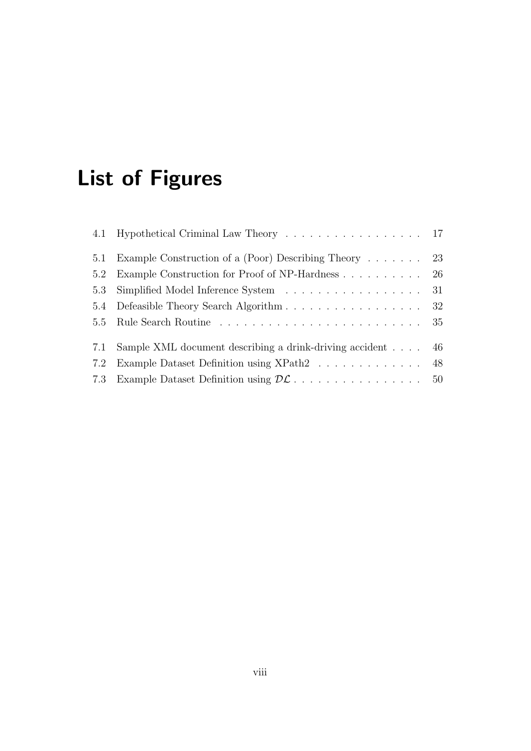# List of Figures

4.1 Hypothetical Criminal Law Theory . . . . . . . . . . . . . . . . . 17

5.1 Example Construction of a (Poor) Describing Theory . . . . . . . 23
5.2 Example Construction for Proof of NP-Hardness . . . . . . . . . . 26
5.3 Simplified Model Inference System . . . . . . . . . . . . . . . . . 31
5.4 Defeasible Theory Search Algorithm . . . . . . . . . . . . . . . . . 32
5.5 Rule Search Routine . . . . . . . . . . . . . . . . . . . . . . . . . 35

7.1 Sample XML document describing a drink-driving accident . . . . 46
7.2 Example Dataset Definition using XPath2 . . . . . . . . . . . . . 48
7.3 Example Dataset Definition using $\mathcal{DL}$ . . . . . . . . . . . . . . . . 50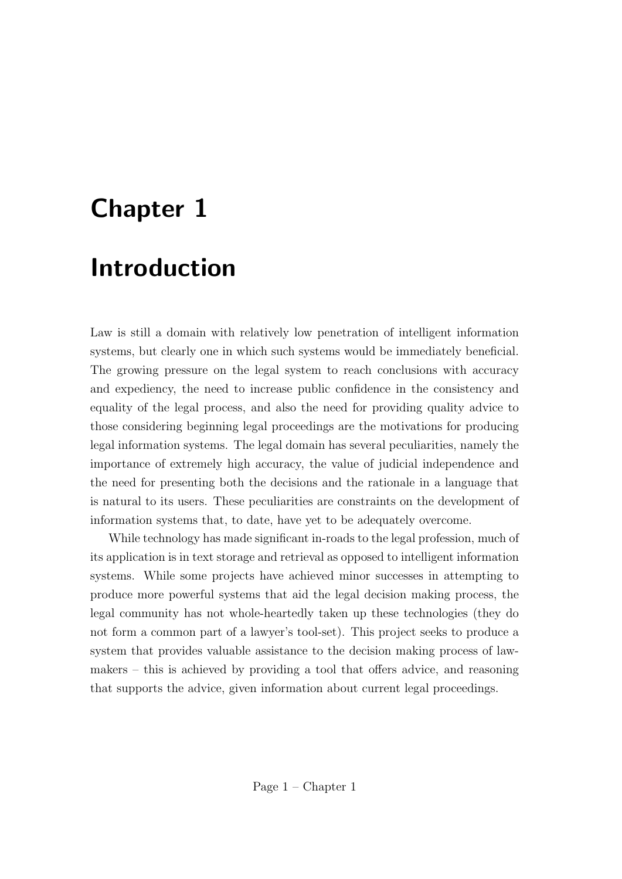# Chapter 1

# Introduction

Law is still a domain with relatively low penetration of intelligent information systems, but clearly one in which such systems would be immediately beneficial. The growing pressure on the legal system to reach conclusions with accuracy and expediency, the need to increase public confidence in the consistency and equality of the legal process, and also the need for providing quality advice to those considering beginning legal proceedings are the motivations for producing legal information systems. The legal domain has several peculiarities, namely the importance of extremely high accuracy, the value of judicial independence and the need for presenting both the decisions and the rationale in a language that is natural to its users. These peculiarities are constraints on the development of information systems that, to date, have yet to be adequately overcome.

While technology has made significant in-roads to the legal profession, much of its application is in text storage and retrieval as opposed to intelligent information systems. While some projects have achieved minor successes in attempting to produce more powerful systems that aid the legal decision making process, the legal community has not whole-heartedly taken up these technologies (they do not form a common part of a lawyer's tool-set). This project seeks to produce a system that provides valuable assistance to the decision making process of law-makers – this is achieved by providing a tool that offers advice, and reasoning that supports the advice, given information about current legal proceedings.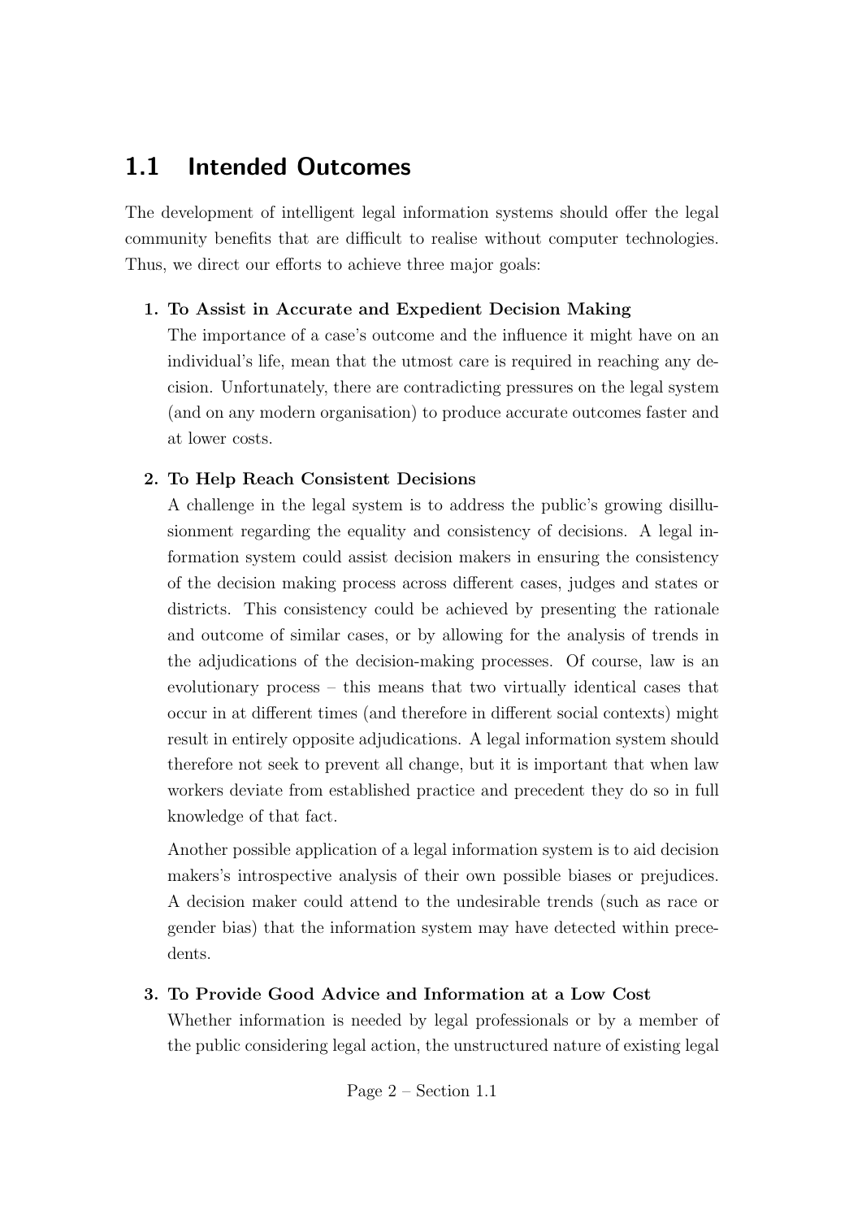## 1.1 Intended Outcomes

The development of intelligent legal information systems should offer the legal community benefits that are difficult to realise without computer technologies. Thus, we direct our efforts to achieve three major goals:

1. **To Assist in Accurate and Expedient Decision Making**
   The importance of a case's outcome and the influence it might have on an individual's life, mean that the utmost care is required in reaching any decision. Unfortunately, there are contradicting pressures on the legal system (and on any modern organisation) to produce accurate outcomes faster and at lower costs.

2. **To Help Reach Consistent Decisions**
   A challenge in the legal system is to address the public's growing disillusionment regarding the equality and consistency of decisions. A legal information system could assist decision makers in ensuring the consistency of the decision making process across different cases, judges and states or districts. This consistency could be achieved by presenting the rationale and outcome of similar cases, or by allowing for the analysis of trends in the adjudications of the decision-making processes. Of course, law is an evolutionary process – this means that two virtually identical cases that occur in at different times (and therefore in different social contexts) might result in entirely opposite adjudications. A legal information system should therefore not seek to prevent all change, but it is important that when law workers deviate from established practice and precedent they do so in full knowledge of that fact.

   Another possible application of a legal information system is to aid decision makers's introspective analysis of their own possible biases or prejudices. A decision maker could attend to the undesirable trends (such as race or gender bias) that the information system may have detected within precedents.

3. **To Provide Good Advice and Information at a Low Cost**
   Whether information is needed by legal professionals or by a member of the public considering legal action, the unstructured nature of existing legal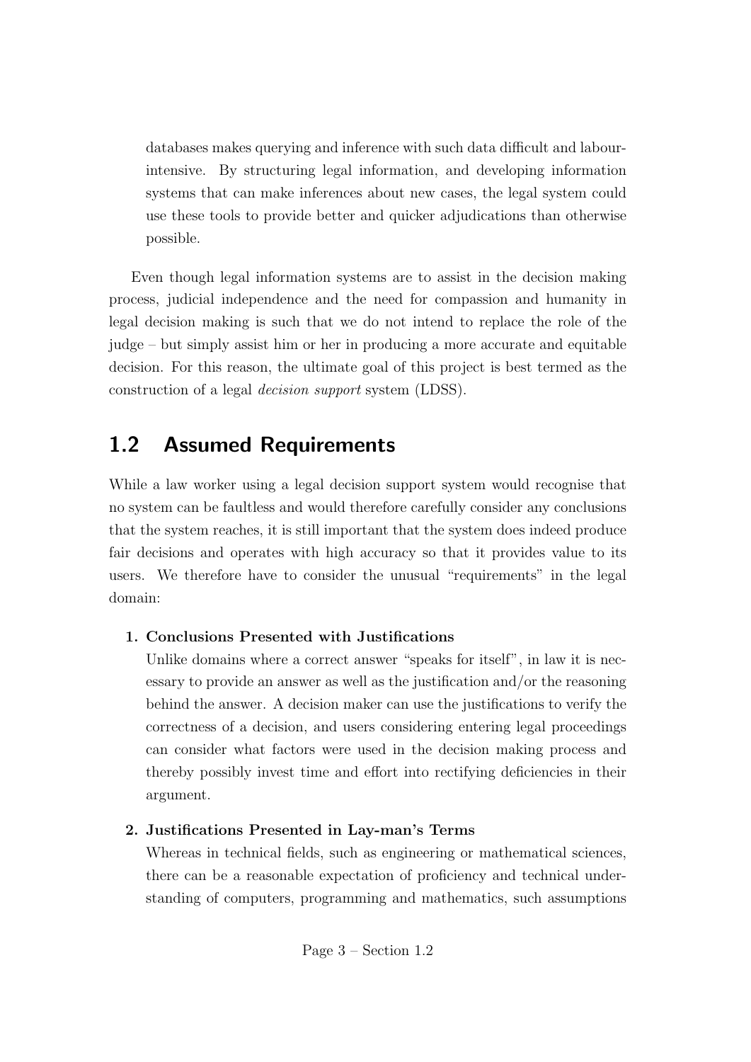databases makes querying and inference with such data difficult and labour-intensive. By structuring legal information, and developing information systems that can make inferences about new cases, the legal system could use these tools to provide better and quicker adjudications than otherwise possible.

Even though legal information systems are to assist in the decision making process, judicial independence and the need for compassion and humanity in legal decision making is such that we do not intend to replace the role of the judge – but simply assist him or her in producing a more accurate and equitable decision. For this reason, the ultimate goal of this project is best termed as the construction of a legal *decision support* system (LDSS).

## 1.2 Assumed Requirements

While a law worker using a legal decision support system would recognise that no system can be faultless and would therefore carefully consider any conclusions that the system reaches, it is still important that the system does indeed produce fair decisions and operates with high accuracy so that it provides value to its users. We therefore have to consider the unusual "requirements" in the legal domain:

1. **Conclusions Presented with Justifications**
   Unlike domains where a correct answer "speaks for itself", in law it is necessary to provide an answer as well as the justification and/or the reasoning behind the answer. A decision maker can use the justifications to verify the correctness of a decision, and users considering entering legal proceedings can consider what factors were used in the decision making process and thereby possibly invest time and effort into rectifying deficiencies in their argument.

2. **Justifications Presented in Lay-man's Terms**
   Whereas in technical fields, such as engineering or mathematical sciences, there can be a reasonable expectation of proficiency and technical understanding of computers, programming and mathematics, such assumptions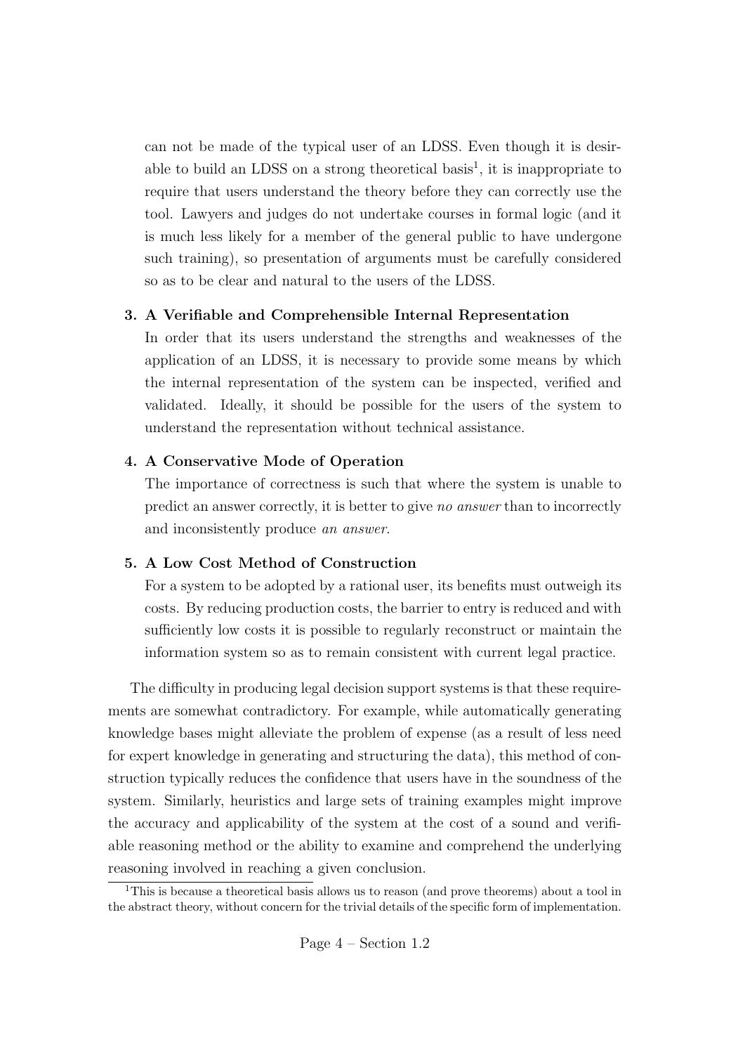can not be made of the typical user of an LDSS. Even though it is desirable to build an LDSS on a strong theoretical basis[1], it is inappropriate to require that users understand the theory before they can correctly use the tool. Lawyers and judges do not undertake courses in formal logic (and it is much less likely for a member of the general public to have undergone such training), so presentation of arguments must be carefully considered so as to be clear and natural to the users of the LDSS.

3. **A Verifiable and Comprehensible Internal Representation**
   In order that its users understand the strengths and weaknesses of the application of an LDSS, it is necessary to provide some means by which the internal representation of the system can be inspected, verified and validated. Ideally, it should be possible for the users of the system to understand the representation without technical assistance.

4. **A Conservative Mode of Operation**
   The importance of correctness is such that where the system is unable to predict an answer correctly, it is better to give *no answer* than to incorrectly and inconsistently produce *an answer*.

5. **A Low Cost Method of Construction**
   For a system to be adopted by a rational user, its benefits must outweigh its costs. By reducing production costs, the barrier to entry is reduced and with sufficiently low costs it is possible to regularly reconstruct or maintain the information system so as to remain consistent with current legal practice.

The difficulty in producing legal decision support systems is that these requirements are somewhat contradictory. For example, while automatically generating knowledge bases might alleviate the problem of expense (as a result of less need for expert knowledge in generating and structuring the data), this method of construction typically reduces the confidence that users have in the soundness of the system. Similarly, heuristics and large sets of training examples might improve the accuracy and applicability of the system at the cost of a sound and verifiable reasoning method or the ability to examine and comprehend the underlying reasoning involved in reaching a given conclusion.

[1]This is because a theoretical basis allows us to reason (and prove theorems) about a tool in the abstract theory, without concern for the trivial details of the specific form of implementation.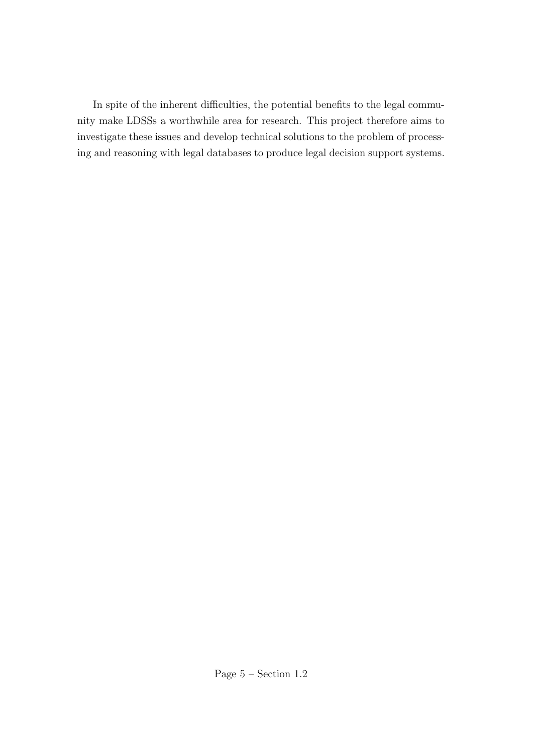In spite of the inherent difficulties, the potential benefits to the legal community make LDSSs a worthwhile area for research. This project therefore aims to investigate these issues and develop technical solutions to the problem of processing and reasoning with legal databases to produce legal decision support systems.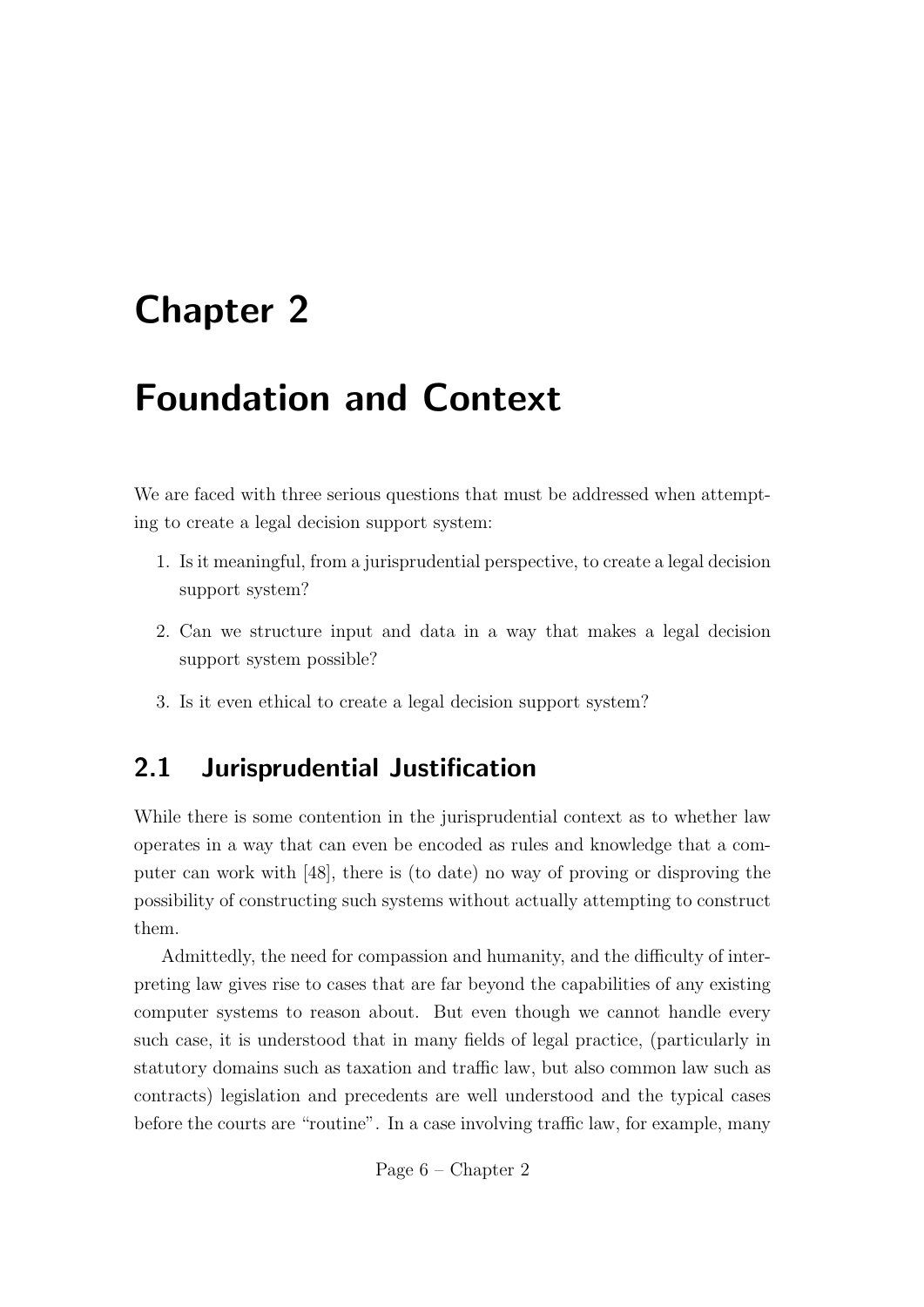# Chapter 2

# Foundation and Context

We are faced with three serious questions that must be addressed when attempting to create a legal decision support system:

1. Is it meaningful, from a jurisprudential perspective, to create a legal decision support system?
2. Can we structure input and data in a way that makes a legal decision support system possible?
3. Is it even ethical to create a legal decision support system?

## 2.1 Jurisprudential Justification

While there is some contention in the jurisprudential context as to whether law operates in a way that can even be encoded as rules and knowledge that a computer can work with [48], there is (to date) no way of proving or disproving the possibility of constructing such systems without actually attempting to construct them.

Admittedly, the need for compassion and humanity, and the difficulty of interpreting law gives rise to cases that are far beyond the capabilities of any existing computer systems to reason about. But even though we cannot handle every such case, it is understood that in many fields of legal practice, (particularly in statutory domains such as taxation and traffic law, but also common law such as contracts) legislation and precedents are well understood and the typical cases before the courts are "routine". In a case involving traffic law, for example, many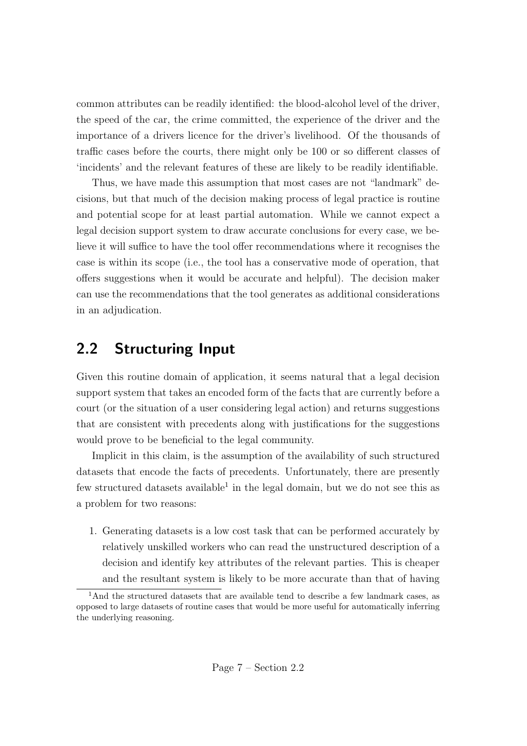common attributes can be readily identified: the blood-alcohol level of the driver, the speed of the car, the crime committed, the experience of the driver and the importance of a drivers licence for the driver's livelihood. Of the thousands of traffic cases before the courts, there might only be 100 or so different classes of 'incidents' and the relevant features of these are likely to be readily identifiable.

Thus, we have made this assumption that most cases are not "landmark" decisions, but that much of the decision making process of legal practice is routine and potential scope for at least partial automation. While we cannot expect a legal decision support system to draw accurate conclusions for every case, we believe it will suffice to have the tool offer recommendations where it recognises the case is within its scope (i.e., the tool has a conservative mode of operation, that offers suggestions when it would be accurate and helpful). The decision maker can use the recommendations that the tool generates as additional considerations in an adjudication.

## 2.2 Structuring Input

Given this routine domain of application, it seems natural that a legal decision support system that takes an encoded form of the facts that are currently before a court (or the situation of a user considering legal action) and returns suggestions that are consistent with precedents along with justifications for the suggestions would prove to be beneficial to the legal community.

Implicit in this claim, is the assumption of the availability of such structured datasets that encode the facts of precedents. Unfortunately, there are presently few structured datasets available[1] in the legal domain, but we do not see this as a problem for two reasons:

1. Generating datasets is a low cost task that can be performed accurately by relatively unskilled workers who can read the unstructured description of a decision and identify key attributes of the relevant parties. This is cheaper and the resultant system is likely to be more accurate than that of having

[1] And the structured datasets that are available tend to describe a few landmark cases, as opposed to large datasets of routine cases that would be more useful for automatically inferring the underlying reasoning.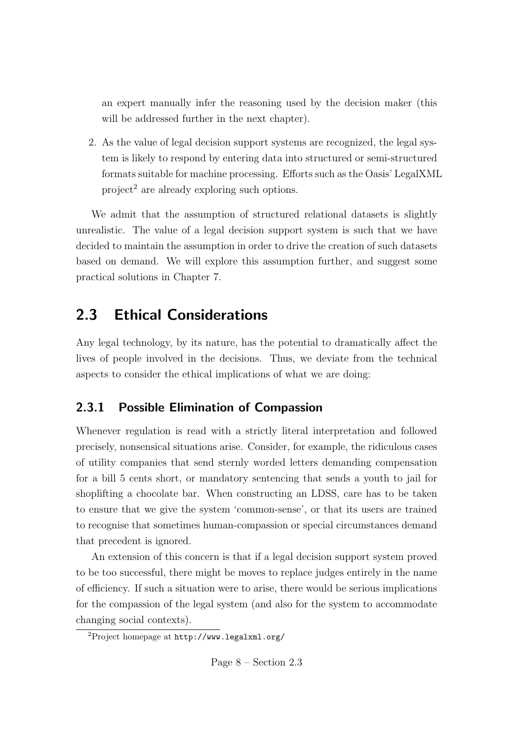an expert manually infer the reasoning used by the decision maker (this will be addressed further in the next chapter).

2. As the value of legal decision support systems are recognized, the legal system is likely to respond by entering data into structured or semi-structured formats suitable for machine processing. Efforts such as the Oasis' LegalXML project[2] are already exploring such options.

We admit that the assumption of structured relational datasets is slightly unrealistic. The value of a legal decision support system is such that we have decided to maintain the assumption in order to drive the creation of such datasets based on demand. We will explore this assumption further, and suggest some practical solutions in Chapter 7.

## 2.3 Ethical Considerations

Any legal technology, by its nature, has the potential to dramatically affect the lives of people involved in the decisions. Thus, we deviate from the technical aspects to consider the ethical implications of what we are doing:

### 2.3.1 Possible Elimination of Compassion

Whenever regulation is read with a strictly literal interpretation and followed precisely, nonsensical situations arise. Consider, for example, the ridiculous cases of utility companies that send sternly worded letters demanding compensation for a bill 5 cents short, or mandatory sentencing that sends a youth to jail for shoplifting a chocolate bar. When constructing an LDSS, care has to be taken to ensure that we give the system 'common-sense', or that its users are trained to recognise that sometimes human-compassion or special circumstances demand that precedent is ignored.

An extension of this concern is that if a legal decision support system proved to be too successful, there might be moves to replace judges entirely in the name of efficiency. If such a situation were to arise, there would be serious implications for the compassion of the legal system (and also for the system to accommodate changing social contexts).

[2] Project homepage at `http://www.legalxml.org/`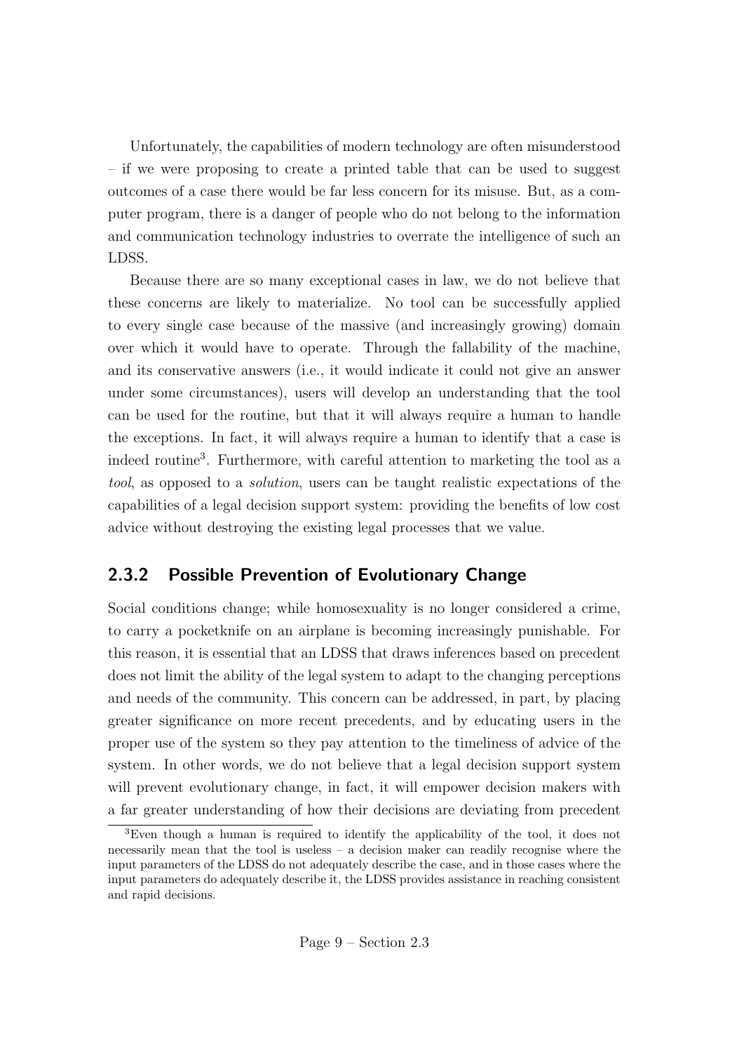Unfortunately, the capabilities of modern technology are often misunderstood – if we were proposing to create a printed table that can be used to suggest outcomes of a case there would be far less concern for its misuse. But, as a computer program, there is a danger of people who do not belong to the information and communication technology industries to overrate the intelligence of such an LDSS.

Because there are so many exceptional cases in law, we do not believe that these concerns are likely to materialize. No tool can be successfully applied to every single case because of the massive (and increasingly growing) domain over which it would have to operate. Through the fallability of the machine, and its conservative answers (i.e., it would indicate it could not give an answer under some circumstances), users will develop an understanding that the tool can be used for the routine, but that it will always require a human to handle the exceptions. In fact, it will always require a human to identify that a case is indeed routine[3]. Furthermore, with careful attention to marketing the tool as a *tool*, as opposed to a *solution*, users can be taught realistic expectations of the capabilities of a legal decision support system: providing the benefits of low cost advice without destroying the existing legal processes that we value.

### 2.3.2 Possible Prevention of Evolutionary Change

Social conditions change; while homosexuality is no longer considered a crime, to carry a pocketknife on an airplane is becoming increasingly punishable. For this reason, it is essential that an LDSS that draws inferences based on precedent does not limit the ability of the legal system to adapt to the changing perceptions and needs of the community. This concern can be addressed, in part, by placing greater significance on more recent precedents, and by educating users in the proper use of the system so they pay attention to the timeliness of advice of the system. In other words, we do not believe that a legal decision support system will prevent evolutionary change, in fact, it will empower decision makers with a far greater understanding of how their decisions are deviating from precedent

[3] Even though a human is required to identify the applicability of the tool, it does not necessarily mean that the tool is useless – a decision maker can readily recognise where the input parameters of the LDSS do not adequately describe the case, and in those cases where the input parameters do adequately describe it, the LDSS provides assistance in reaching consistent and rapid decisions.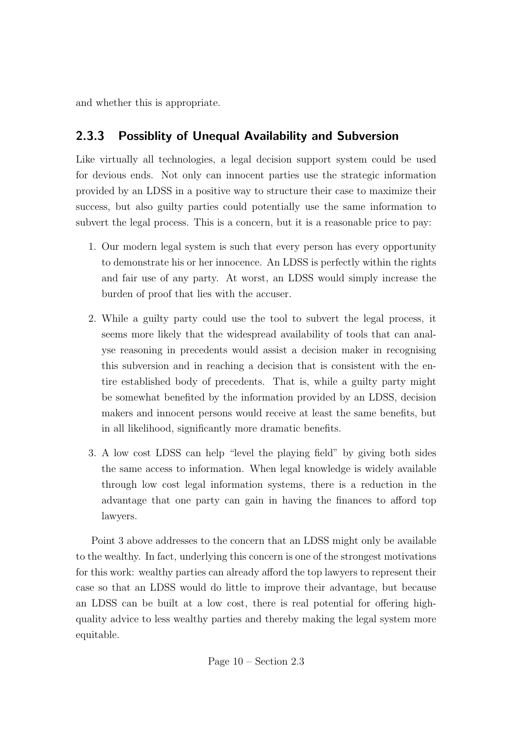and whether this is appropriate.

### 2.3.3 Possiblity of Unequal Availability and Subversion

Like virtually all technologies, a legal decision support system could be used for devious ends. Not only can innocent parties use the strategic information provided by an LDSS in a positive way to structure their case to maximize their success, but also guilty parties could potentially use the same information to subvert the legal process. This is a concern, but it is a reasonable price to pay:

1. Our modern legal system is such that every person has every opportunity to demonstrate his or her innocence. An LDSS is perfectly within the rights and fair use of any party. At worst, an LDSS would simply increase the burden of proof that lies with the accuser.

2. While a guilty party could use the tool to subvert the legal process, it seems more likely that the widespread availability of tools that can analyse reasoning in precedents would assist a decision maker in recognising this subversion and in reaching a decision that is consistent with the entire established body of precedents. That is, while a guilty party might be somewhat benefited by the information provided by an LDSS, decision makers and innocent persons would receive at least the same benefits, but in all likelihood, significantly more dramatic benefits.

3. A low cost LDSS can help "level the playing field" by giving both sides the same access to information. When legal knowledge is widely available through low cost legal information systems, there is a reduction in the advantage that one party can gain in having the finances to afford top lawyers.

Point 3 above addresses to the concern that an LDSS might only be available to the wealthy. In fact, underlying this concern is one of the strongest motivations for this work: wealthy parties can already afford the top lawyers to represent their case so that an LDSS would do little to improve their advantage, but because an LDSS can be built at a low cost, there is real potential for offering high-quality advice to less wealthy parties and thereby making the legal system more equitable.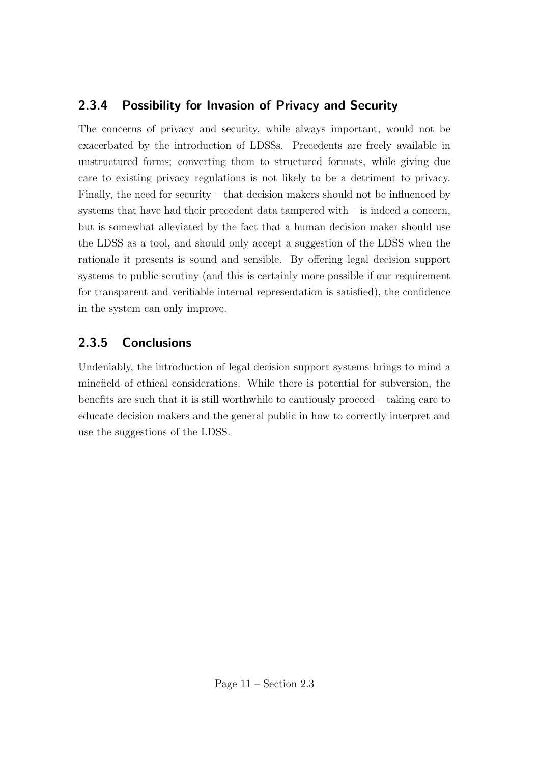### 2.3.4 Possibility for Invasion of Privacy and Security

The concerns of privacy and security, while always important, would not be exacerbated by the introduction of LDSSs. Precedents are freely available in unstructured forms; converting them to structured formats, while giving due care to existing privacy regulations is not likely to be a detriment to privacy. Finally, the need for security – that decision makers should not be influenced by systems that have had their precedent data tampered with – is indeed a concern, but is somewhat alleviated by the fact that a human decision maker should use the LDSS as a tool, and should only accept a suggestion of the LDSS when the rationale it presents is sound and sensible. By offering legal decision support systems to public scrutiny (and this is certainly more possible if our requirement for transparent and verifiable internal representation is satisfied), the confidence in the system can only improve.

### 2.3.5 Conclusions

Undeniably, the introduction of legal decision support systems brings to mind a minefield of ethical considerations. While there is potential for subversion, the benefits are such that it is still worthwhile to cautiously proceed – taking care to educate decision makers and the general public in how to correctly interpret and use the suggestions of the LDSS.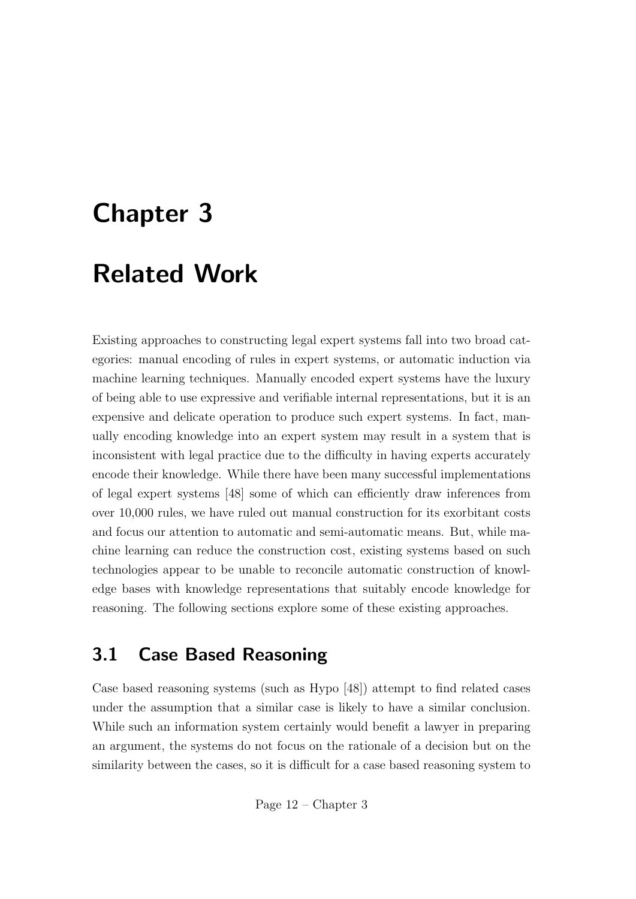# Chapter 3

# Related Work

Existing approaches to constructing legal expert systems fall into two broad categories: manual encoding of rules in expert systems, or automatic induction via machine learning techniques. Manually encoded expert systems have the luxury of being able to use expressive and verifiable internal representations, but it is an expensive and delicate operation to produce such expert systems. In fact, manually encoding knowledge into an expert system may result in a system that is inconsistent with legal practice due to the difficulty in having experts accurately encode their knowledge. While there have been many successful implementations of legal expert systems [48] some of which can efficiently draw inferences from over 10,000 rules, we have ruled out manual construction for its exorbitant costs and focus our attention to automatic and semi-automatic means. But, while machine learning can reduce the construction cost, existing systems based on such technologies appear to be unable to reconcile automatic construction of knowledge bases with knowledge representations that suitably encode knowledge for reasoning. The following sections explore some of these existing approaches.

## 3.1 Case Based Reasoning

Case based reasoning systems (such as Hypo [48]) attempt to find related cases under the assumption that a similar case is likely to have a similar conclusion. While such an information system certainly would benefit a lawyer in preparing an argument, the systems do not focus on the rationale of a decision but on the similarity between the cases, so it is difficult for a case based reasoning system to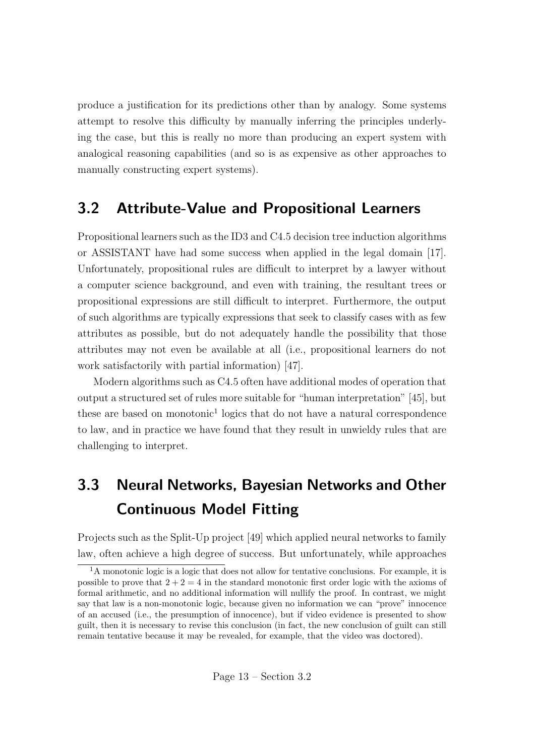produce a justification for its predictions other than by analogy. Some systems attempt to resolve this difficulty by manually inferring the principles underlying the case, but this is really no more than producing an expert system with analogical reasoning capabilities (and so is as expensive as other approaches to manually constructing expert systems).

## 3.2 Attribute-Value and Propositional Learners

Propositional learners such as the ID3 and C4.5 decision tree induction algorithms or ASSISTANT have had some success when applied in the legal domain [17]. Unfortunately, propositional rules are difficult to interpret by a lawyer without a computer science background, and even with training, the resultant trees or propositional expressions are still difficult to interpret. Furthermore, the output of such algorithms are typically expressions that seek to classify cases with as few attributes as possible, but do not adequately handle the possibility that those attributes may not even be available at all (i.e., propositional learners do not work satisfactorily with partial information) [47].

Modern algorithms such as C4.5 often have additional modes of operation that output a structured set of rules more suitable for "human interpretation" [45], but these are based on monotonic[1] logics that do not have a natural correspondence to law, and in practice we have found that they result in unwieldy rules that are challenging to interpret.

## 3.3 Neural Networks, Bayesian Networks and Other Continuous Model Fitting

Projects such as the Split-Up project [49] which applied neural networks to family law, often achieve a high degree of success. But unfortunately, while approaches

[1] A monotonic logic is a logic that does not allow for tentative conclusions. For example, it is possible to prove that $2 + 2 = 4$ in the standard monotonic first order logic with the axioms of formal arithmetic, and no additional information will nullify the proof. In contrast, we might say that law is a non-monotonic logic, because given no information we can "prove" innocence of an accused (i.e., the presumption of innocence), but if video evidence is presented to show guilt, then it is necessary to revise this conclusion (in fact, the new conclusion of guilt can still remain tentative because it may be revealed, for example, that the video was doctored).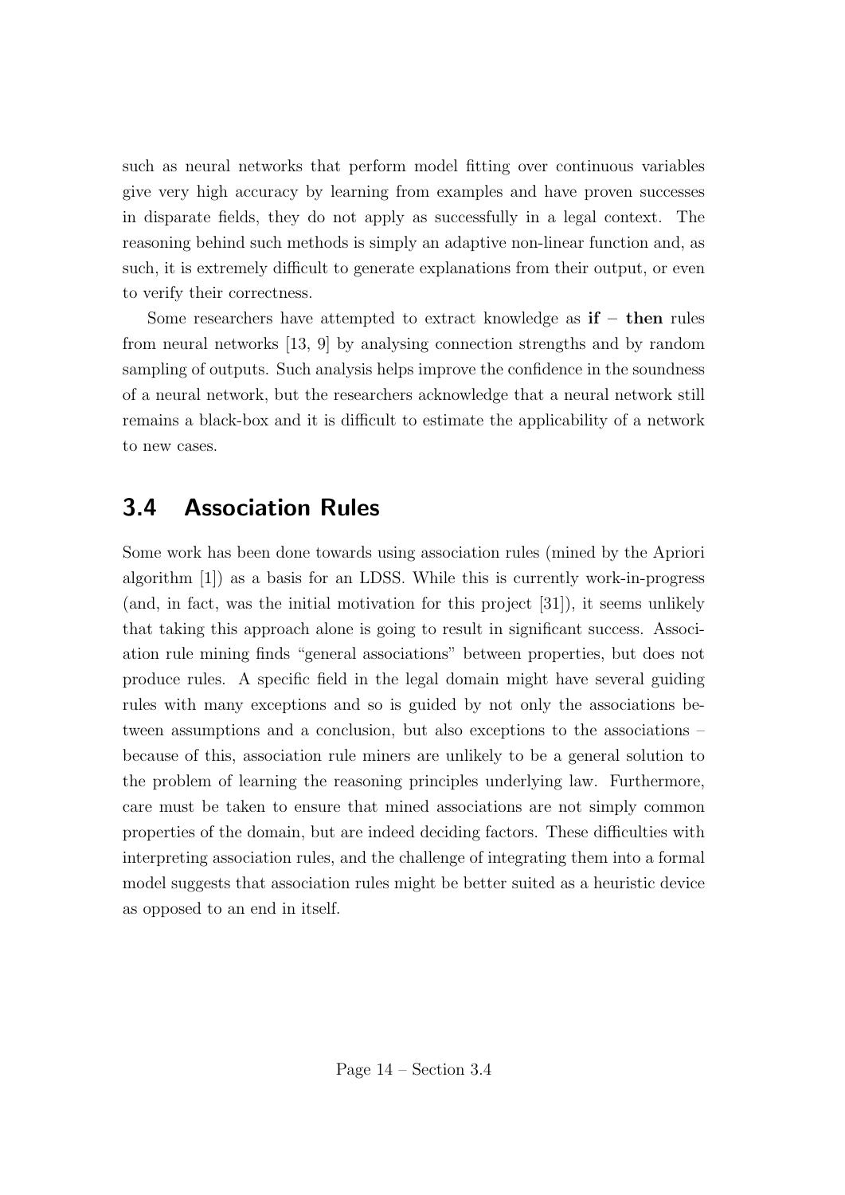such as neural networks that perform model fitting over continuous variables give very high accuracy by learning from examples and have proven successes in disparate fields, they do not apply as successfully in a legal context. The reasoning behind such methods is simply an adaptive non-linear function and, as such, it is extremely difficult to generate explanations from their output, or even to verify their correctness.

Some researchers have attempted to extract knowledge as **if** – **then** rules from neural networks [13, 9] by analysing connection strengths and by random sampling of outputs. Such analysis helps improve the confidence in the soundness of a neural network, but the researchers acknowledge that a neural network still remains a black-box and it is difficult to estimate the applicability of a network to new cases.

## 3.4 Association Rules

Some work has been done towards using association rules (mined by the Apriori algorithm [1]) as a basis for an LDSS. While this is currently work-in-progress (and, in fact, was the initial motivation for this project [31]), it seems unlikely that taking this approach alone is going to result in significant success. Association rule mining finds "general associations" between properties, but does not produce rules. A specific field in the legal domain might have several guiding rules with many exceptions and so is guided by not only the associations between assumptions and a conclusion, but also exceptions to the associations – because of this, association rule miners are unlikely to be a general solution to the problem of learning the reasoning principles underlying law. Furthermore, care must be taken to ensure that mined associations are not simply common properties of the domain, but are indeed deciding factors. These difficulties with interpreting association rules, and the challenge of integrating them into a formal model suggests that association rules might be better suited as a heuristic device as opposed to an end in itself.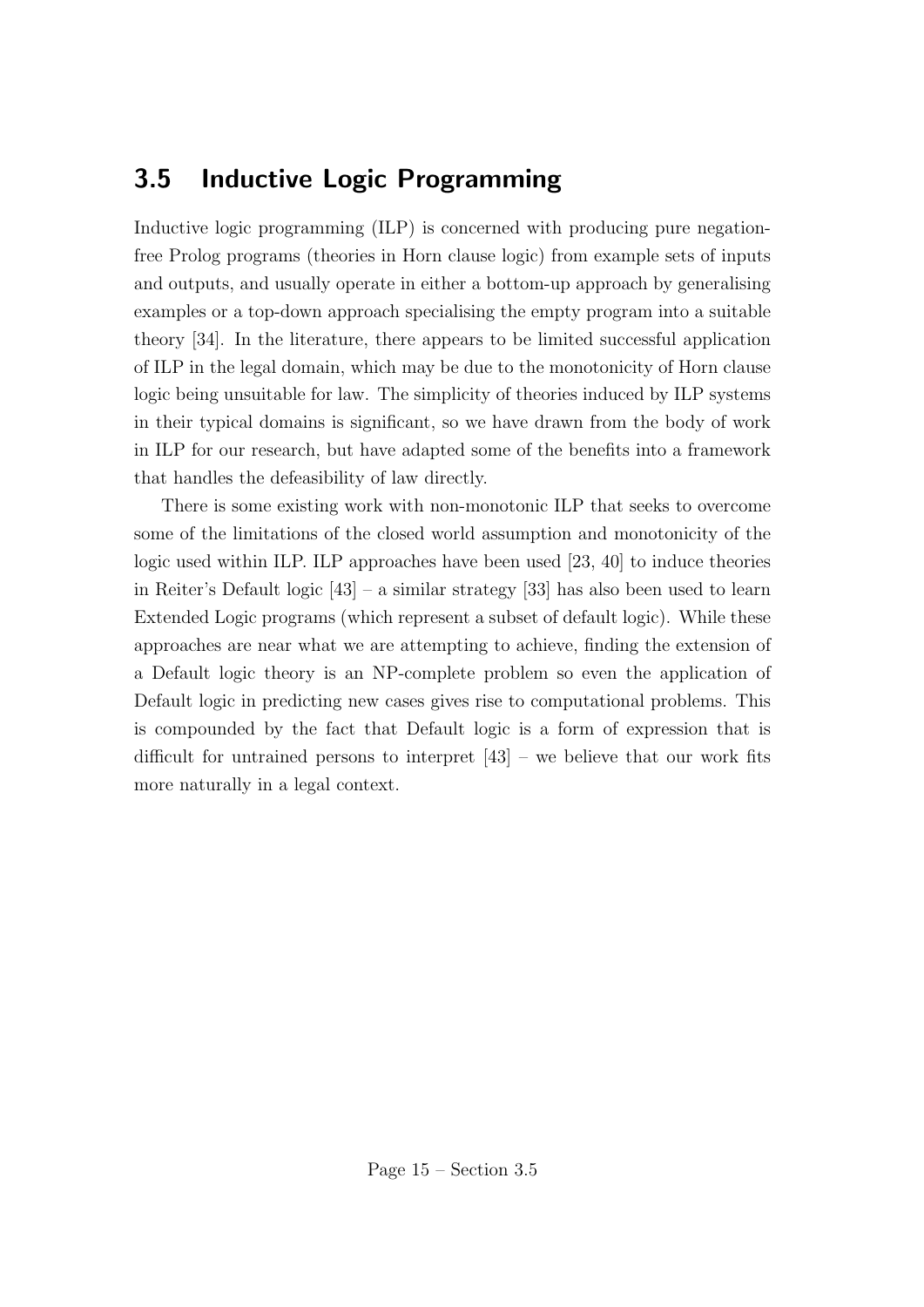## 3.5 Inductive Logic Programming

Inductive logic programming (ILP) is concerned with producing pure negation-free Prolog programs (theories in Horn clause logic) from example sets of inputs and outputs, and usually operate in either a bottom-up approach by generalising examples or a top-down approach specialising the empty program into a suitable theory [34]. In the literature, there appears to be limited successful application of ILP in the legal domain, which may be due to the monotonicity of Horn clause logic being unsuitable for law. The simplicity of theories induced by ILP systems in their typical domains is significant, so we have drawn from the body of work in ILP for our research, but have adapted some of the benefits into a framework that handles the defeasibility of law directly.

There is some existing work with non-monotonic ILP that seeks to overcome some of the limitations of the closed world assumption and monotonicity of the logic used within ILP. ILP approaches have been used [23, 40] to induce theories in Reiter's Default logic [43] – a similar strategy [33] has also been used to learn Extended Logic programs (which represent a subset of default logic). While these approaches are near what we are attempting to achieve, finding the extension of a Default logic theory is an NP-complete problem so even the application of Default logic in predicting new cases gives rise to computational problems. This is compounded by the fact that Default logic is a form of expression that is difficult for untrained persons to interpret [43] – we believe that our work fits more naturally in a legal context.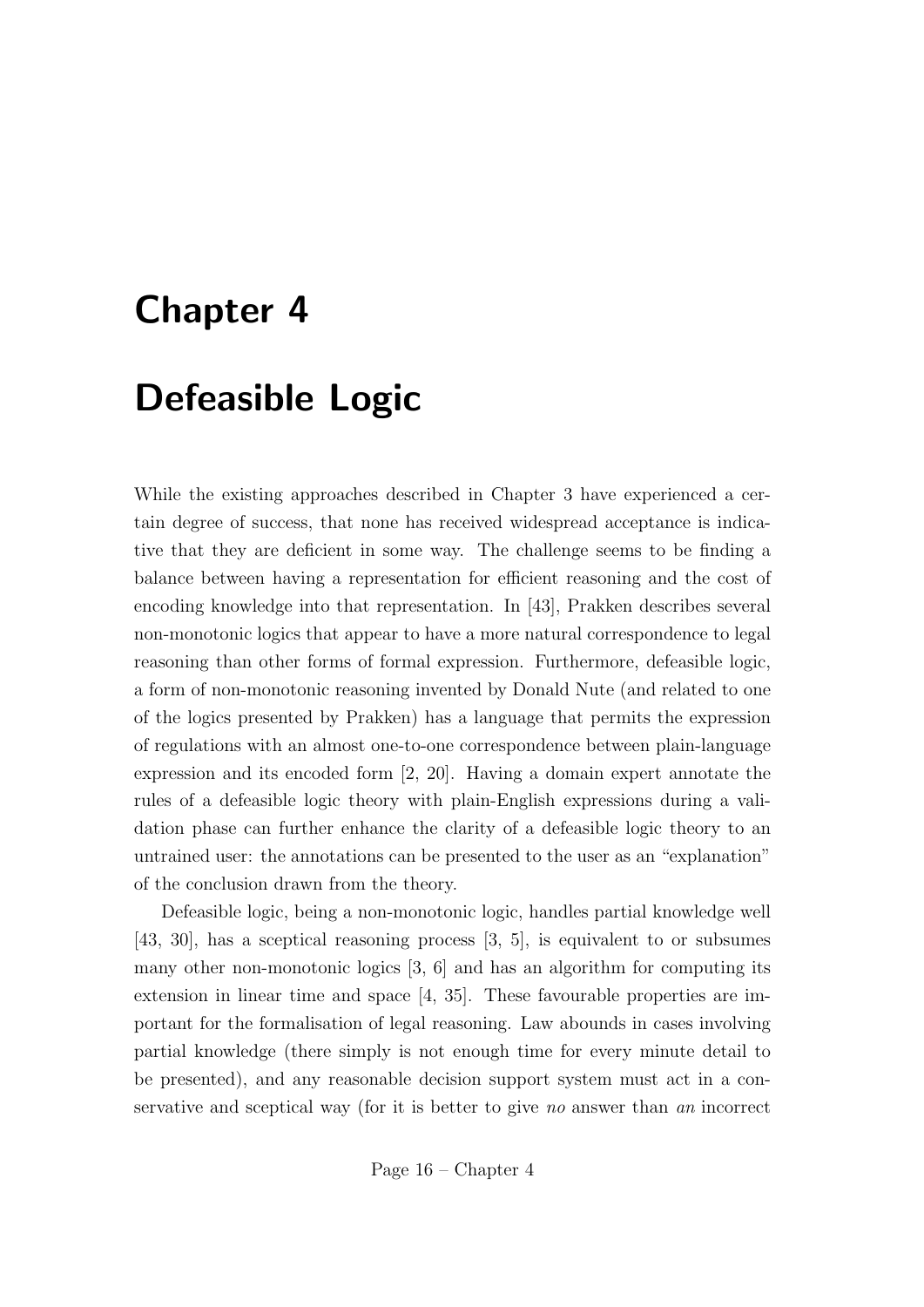# Chapter 4

# Defeasible Logic

While the existing approaches described in Chapter 3 have experienced a certain degree of success, that none has received widespread acceptance is indicative that they are deficient in some way. The challenge seems to be finding a balance between having a representation for efficient reasoning and the cost of encoding knowledge into that representation. In [43], Prakken describes several non-monotonic logics that appear to have a more natural correspondence to legal reasoning than other forms of formal expression. Furthermore, defeasible logic, a form of non-monotonic reasoning invented by Donald Nute (and related to one of the logics presented by Prakken) has a language that permits the expression of regulations with an almost one-to-one correspondence between plain-language expression and its encoded form [2, 20]. Having a domain expert annotate the rules of a defeasible logic theory with plain-English expressions during a validation phase can further enhance the clarity of a defeasible logic theory to an untrained user: the annotations can be presented to the user as an "explanation" of the conclusion drawn from the theory.

Defeasible logic, being a non-monotonic logic, handles partial knowledge well [43, 30], has a sceptical reasoning process [3, 5], is equivalent to or subsumes many other non-monotonic logics [3, 6] and has an algorithm for computing its extension in linear time and space [4, 35]. These favourable properties are important for the formalisation of legal reasoning. Law abounds in cases involving partial knowledge (there simply is not enough time for every minute detail to be presented), and any reasonable decision support system must act in a conservative and sceptical way (for it is better to give *no* answer than *an* incorrect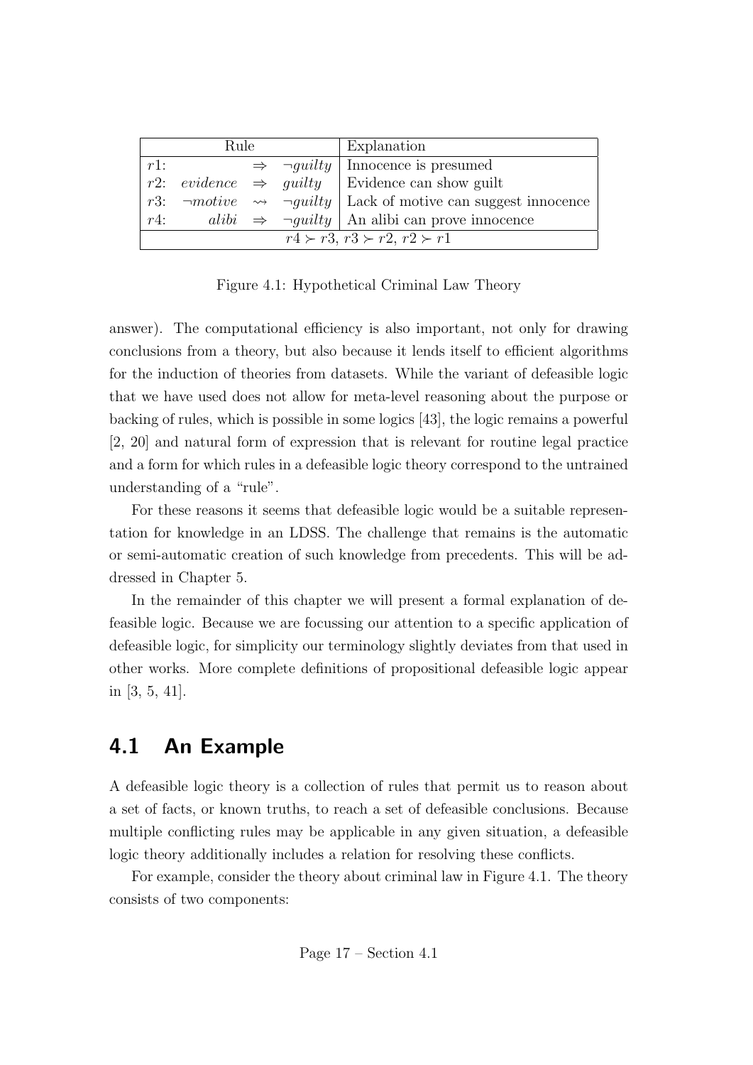| Rule | Explanation |
|---|---|
| $r1$: $\Rightarrow \neg guilty$ | Innocence is presumed |
| $r2$: $evidence \Rightarrow guilty$ | Evidence can show guilt |
| $r3$: $\neg motive \rightsquigarrow \neg guilty$ | Lack of motive can suggest innocence |
| $r4$: $alibi \Rightarrow \neg guilty$ | An alibi can prove innocence |
| $r4 \succ r3$, $r3 \succ r2$, $r2 \succ r1$ | |

Figure 4.1: Hypothetical Criminal Law Theory

answer). The computational efficiency is also important, not only for drawing conclusions from a theory, but also because it lends itself to efficient algorithms for the induction of theories from datasets. While the variant of defeasible logic that we have used does not allow for meta-level reasoning about the purpose or backing of rules, which is possible in some logics [43], the logic remains a powerful [2, 20] and natural form of expression that is relevant for routine legal practice and a form for which rules in a defeasible logic theory correspond to the untrained understanding of a "rule".

For these reasons it seems that defeasible logic would be a suitable representation for knowledge in an LDSS. The challenge that remains is the automatic or semi-automatic creation of such knowledge from precedents. This will be addressed in Chapter 5.

In the remainder of this chapter we will present a formal explanation of defeasible logic. Because we are focussing our attention to a specific application of defeasible logic, for simplicity our terminology slightly deviates from that used in other works. More complete definitions of propositional defeasible logic appear in [3, 5, 41].

## 4.1 An Example

A defeasible logic theory is a collection of rules that permit us to reason about a set of facts, or known truths, to reach a set of defeasible conclusions. Because multiple conflicting rules may be applicable in any given situation, a defeasible logic theory additionally includes a relation for resolving these conflicts.

For example, consider the theory about criminal law in Figure 4.1. The theory consists of two components: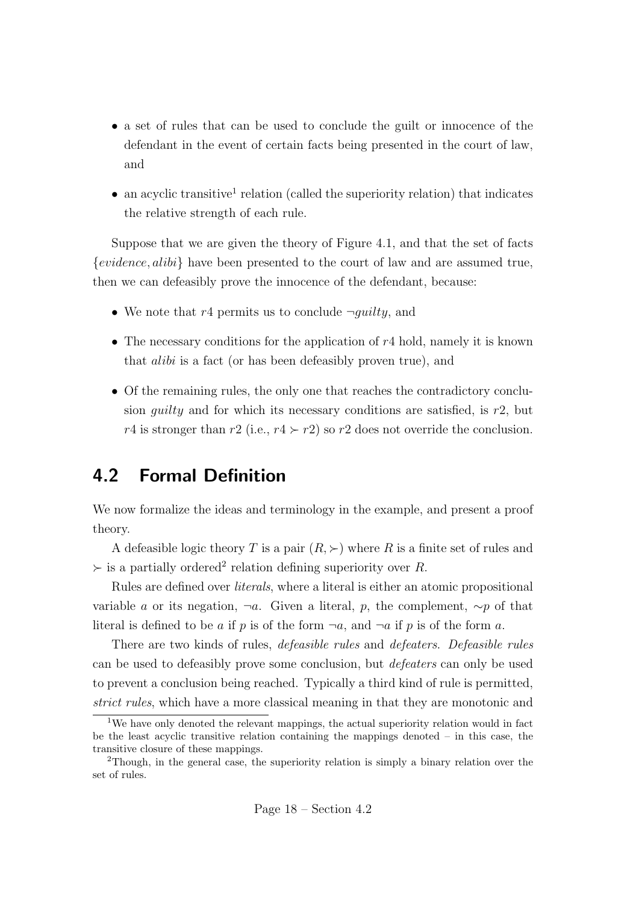- a set of rules that can be used to conclude the guilt or innocence of the defendant in the event of certain facts being presented in the court of law, and
- an acyclic transitive[1] relation (called the superiority relation) that indicates the relative strength of each rule.

Suppose that we are given the theory of Figure 4.1, and that the set of facts $\{evidence, alibi\}$ have been presented to the court of law and are assumed true, then we can defeasibly prove the innocence of the defendant, because:

- We note that $r4$ permits us to conclude $\neg guilty$, and
- The necessary conditions for the application of $r4$ hold, namely it is known that *alibi* is a fact (or has been defeasibly proven true), and
- Of the remaining rules, the only one that reaches the contradictory conclusion *guilty* and for which its necessary conditions are satisfied, is $r2$, but $r4$ is stronger than $r2$ (i.e., $r4 \succ r2$) so $r2$ does not override the conclusion.

## 4.2 Formal Definition

We now formalize the ideas and terminology in the example, and present a proof theory.

A defeasible logic theory $T$ is a pair $(R, \succ)$ where $R$ is a finite set of rules and $\succ$ is a partially ordered[2] relation defining superiority over $R$.

Rules are defined over *literals*, where a literal is either an atomic propositional variable $a$ or its negation, $\neg a$. Given a literal, $p$, the complement, $\sim p$ of that literal is defined to be $a$ if $p$ is of the form $\neg a$, and $\neg a$ if $p$ is of the form $a$.

There are two kinds of rules, *defeasible rules* and *defeaters*. *Defeasible rules* can be used to defeasibly prove some conclusion, but *defeaters* can only be used to prevent a conclusion being reached. Typically a third kind of rule is permitted, *strict rules*, which have a more classical meaning in that they are monotonic and

[1] We have only denoted the relevant mappings, the actual superiority relation would in fact be the least acyclic transitive relation containing the mappings denoted – in this case, the transitive closure of these mappings.

[2] Though, in the general case, the superiority relation is simply a binary relation over the set of rules.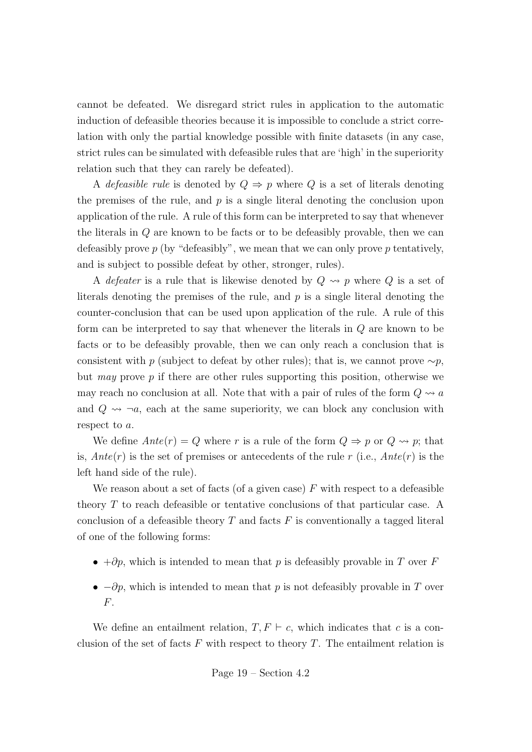cannot be defeated. We disregard strict rules in application to the automatic induction of defeasible theories because it is impossible to conclude a strict correlation with only the partial knowledge possible with finite datasets (in any case, strict rules can be simulated with defeasible rules that are 'high' in the superiority relation such that they can rarely be defeated).

A *defeasible rule* is denoted by $Q \Rightarrow p$ where $Q$ is a set of literals denoting the premises of the rule, and $p$ is a single literal denoting the conclusion upon application of the rule. A rule of this form can be interpreted to say that whenever the literals in $Q$ are known to be facts or to be defeasibly provable, then we can defeasibly prove $p$ (by "defeasibly", we mean that we can only prove $p$ tentatively, and is subject to possible defeat by other, stronger, rules).

A *defeater* is a rule that is likewise denoted by $Q \rightsquigarrow p$ where $Q$ is a set of literals denoting the premises of the rule, and $p$ is a single literal denoting the counter-conclusion that can be used upon application of the rule. A rule of this form can be interpreted to say that whenever the literals in $Q$ are known to be facts or to be defeasibly provable, then we can only reach a conclusion that is consistent with $p$ (subject to defeat by other rules); that is, we cannot prove $\sim p$, but *may* prove $p$ if there are other rules supporting this position, otherwise we may reach no conclusion at all. Note that with a pair of rules of the form $Q \rightsquigarrow a$ and $Q \rightsquigarrow \neg a$, each at the same superiority, we can block any conclusion with respect to $a$.

We define $Ante(r) = Q$ where $r$ is a rule of the form $Q \Rightarrow p$ or $Q \rightsquigarrow p$; that is, $Ante(r)$ is the set of premises or antecedents of the rule $r$ (i.e., $Ante(r)$ is the left hand side of the rule).

We reason about a set of facts (of a given case) $F$ with respect to a defeasible theory $T$ to reach defeasible or tentative conclusions of that particular case. A conclusion of a defeasible theory $T$ and facts $F$ is conventionally a tagged literal of one of the following forms:

- $+\partial p$, which is intended to mean that $p$ is defeasibly provable in $T$ over $F$
- $-\partial p$, which is intended to mean that $p$ is not defeasibly provable in $T$ over $F$.

We define an entailment relation, $T, F \vdash c$, which indicates that $c$ is a conclusion of the set of facts $F$ with respect to theory $T$. The entailment relation is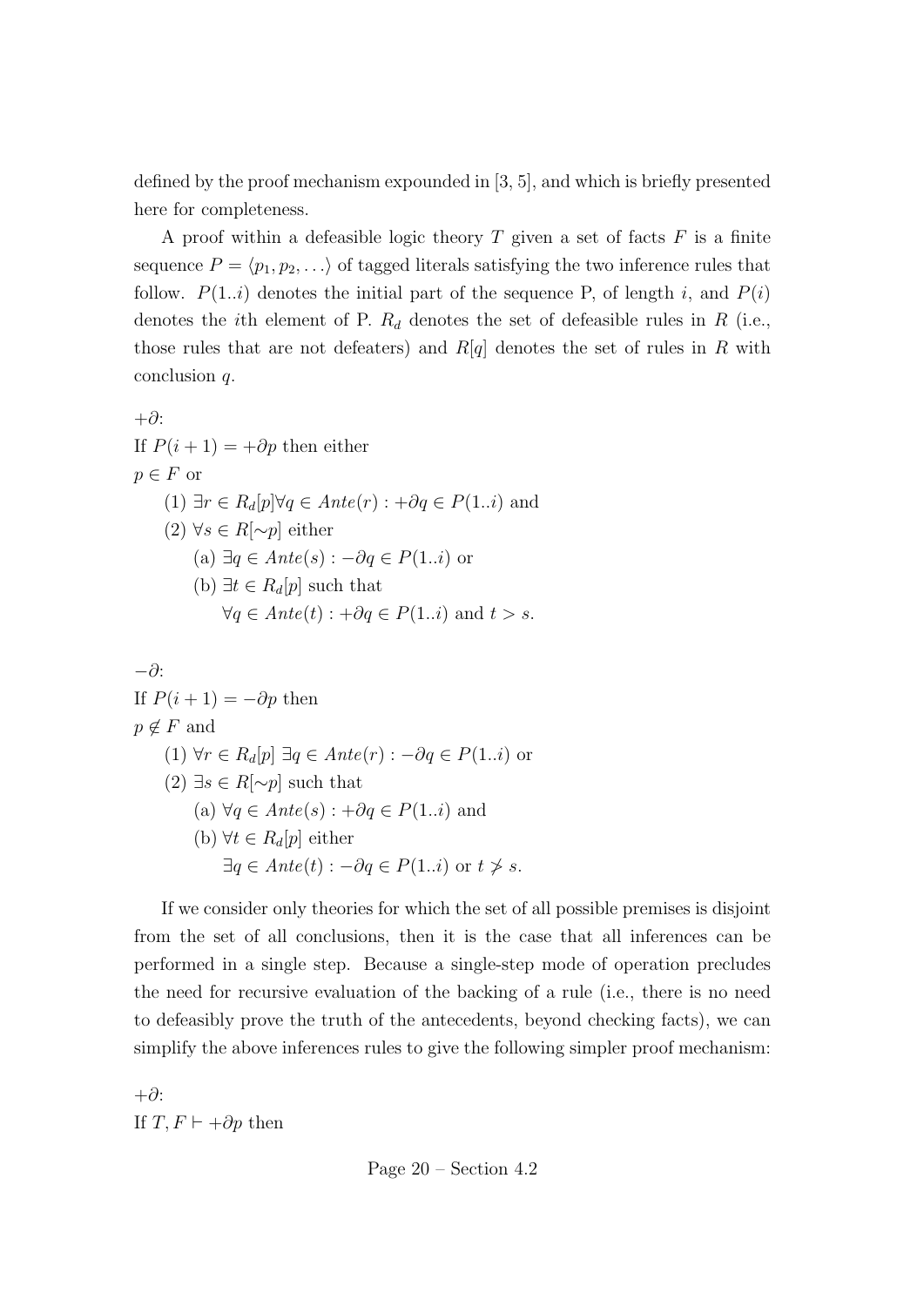defined by the proof mechanism expounded in [3, 5], and which is briefly presented here for completeness.

A proof within a defeasible logic theory $T$ given a set of facts $F$ is a finite sequence $P = \langle p_1, p_2, \ldots \rangle$ of tagged literals satisfying the two inference rules that follow. $P(1..i)$ denotes the initial part of the sequence P, of length $i$, and $P(i)$ denotes the $i$th element of P. $R_d$ denotes the set of defeasible rules in $R$ (i.e., those rules that are not defeaters) and $R[q]$ denotes the set of rules in $R$ with conclusion $q$.

$+\partial$:
If $P(i+1) = +\partial p$ then either
$p \in F$ or
  (1) $\exists r \in R_d[p] \forall q \in Ante(r) : +\partial q \in P(1..i)$ and
  (2) $\forall s \in R[\sim p]$ either
    (a) $\exists q \in Ante(s) : -\partial q \in P(1..i)$ or
    (b) $\exists t \in R_d[p]$ such that
      $\forall q \in Ante(t) : +\partial q \in P(1..i)$ and $t > s$.

$-\partial$:
If $P(i+1) = -\partial p$ then
$p \notin F$ and
  (1) $\forall r \in R_d[p]\ \exists q \in Ante(r) : -\partial q \in P(1..i)$ or
  (2) $\exists s \in R[\sim p]$ such that
    (a) $\forall q \in Ante(s) : +\partial q \in P(1..i)$ and
    (b) $\forall t \in R_d[p]$ either
      $\exists q \in Ante(t) : -\partial q \in P(1..i)$ or $t \not> s$.

If we consider only theories for which the set of all possible premises is disjoint from the set of all conclusions, then it is the case that all inferences can be performed in a single step. Because a single-step mode of operation precludes the need for recursive evaluation of the backing of a rule (i.e., there is no need to defeasibly prove the truth of the antecedents, beyond checking facts), we can simplify the above inferences rules to give the following simpler proof mechanism:

$+\partial$:
If $T, F \vdash +\partial p$ then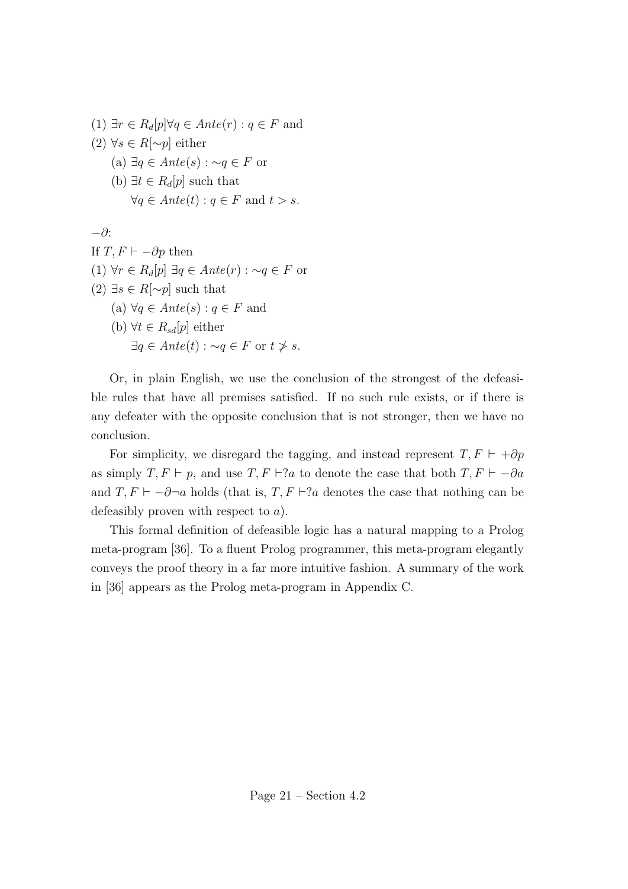(1) $\exists r \in R_d[p] \forall q \in Ante(r) : q \in F$ and

(2) $\forall s \in R[{\sim}p]$ either

  (a) $\exists q \in Ante(s) : {\sim}q \in F$ or

  (b) $\exists t \in R_d[p]$ such that

    $\forall q \in Ante(t) : q \in F$ and $t > s$.

$-\partial$:

If $T, F \vdash -\partial p$ then

(1) $\forall r \in R_d[p]\ \exists q \in Ante(r) : {\sim}q \in F$ or

(2) $\exists s \in R[{\sim}p]$ such that

  (a) $\forall q \in Ante(s) : q \in F$ and

  (b) $\forall t \in R_{sd}[p]$ either

    $\exists q \in Ante(t) : {\sim}q \in F$ or $t \not> s$.

Or, in plain English, we use the conclusion of the strongest of the defeasible rules that have all premises satisfied. If no such rule exists, or if there is any defeater with the opposite conclusion that is not stronger, then we have no conclusion.

For simplicity, we disregard the tagging, and instead represent $T, F \vdash +\partial p$ as simply $T, F \vdash p$, and use $T, F \vdash ?a$ to denote the case that both $T, F \vdash -\partial a$ and $T, F \vdash -\partial \neg a$ holds (that is, $T, F \vdash ?a$ denotes the case that nothing can be defeasibly proven with respect to $a$).

This formal definition of defeasible logic has a natural mapping to a Prolog meta-program [36]. To a fluent Prolog programmer, this meta-program elegantly conveys the proof theory in a far more intuitive fashion. A summary of the work in [36] appears as the Prolog meta-program in Appendix C.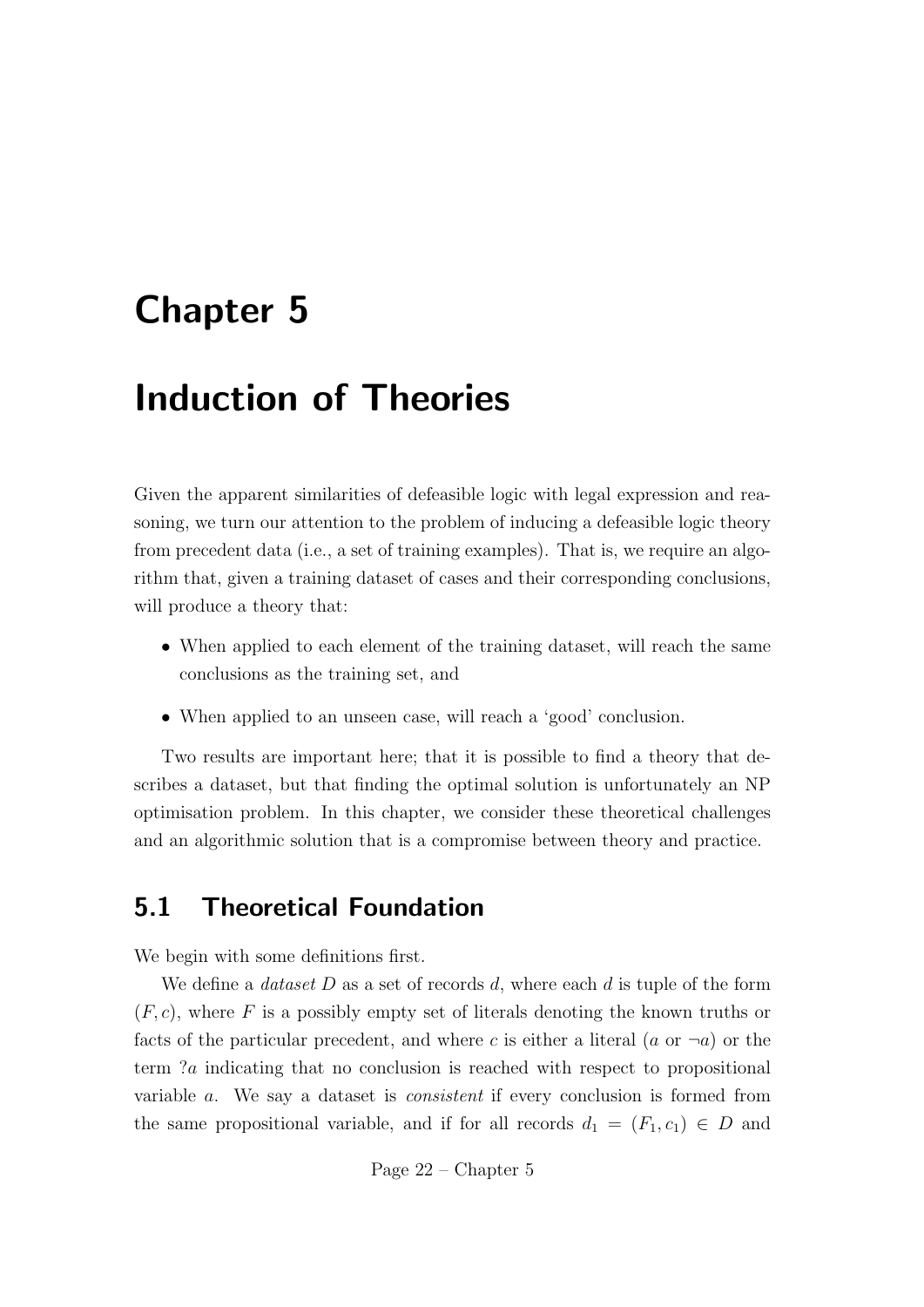# Chapter 5

# Induction of Theories

Given the apparent similarities of defeasible logic with legal expression and reasoning, we turn our attention to the problem of inducing a defeasible logic theory from precedent data (i.e., a set of training examples). That is, we require an algorithm that, given a training dataset of cases and their corresponding conclusions, will produce a theory that:

- When applied to each element of the training dataset, will reach the same conclusions as the training set, and
- When applied to an unseen case, will reach a 'good' conclusion.

Two results are important here; that it is possible to find a theory that describes a dataset, but that finding the optimal solution is unfortunately an NP optimisation problem. In this chapter, we consider these theoretical challenges and an algorithmic solution that is a compromise between theory and practice.

## 5.1 Theoretical Foundation

We begin with some definitions first.

We define a *dataset* $D$ as a set of records $d$, where each $d$ is tuple of the form $(F, c)$, where $F$ is a possibly empty set of literals denoting the known truths or facts of the particular precedent, and where $c$ is either a literal ($a$ or $\neg a$) or the term $?a$ indicating that no conclusion is reached with respect to propositional variable $a$. We say a dataset is *consistent* if every conclusion is formed from the same propositional variable, and if for all records $d_1 = (F_1, c_1) \in D$ and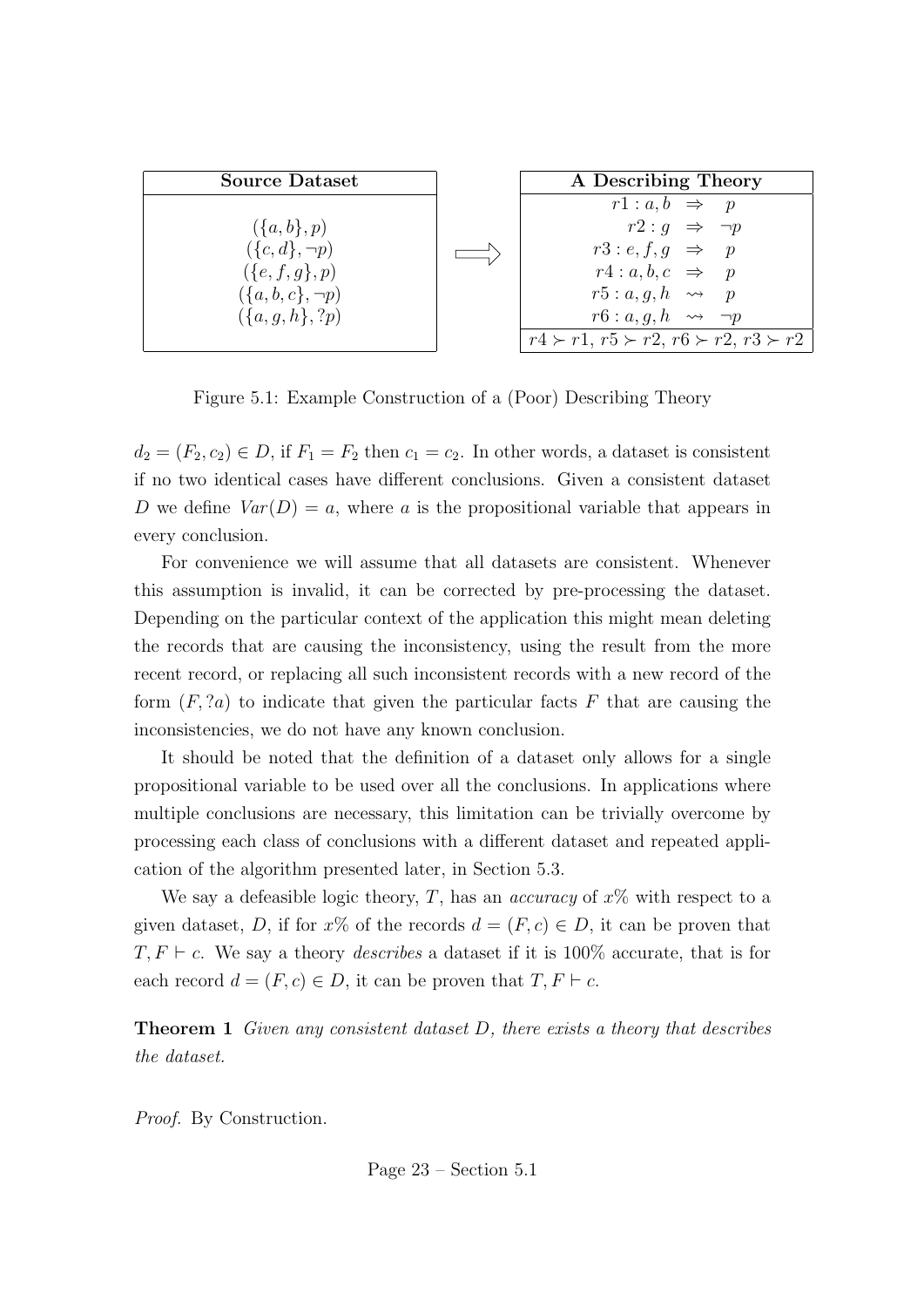| Source Dataset |
| --- |
| $(\{a, b\}, p)$ |
| $(\{c, d\}, \neg p)$ |
| $(\{e, f, g\}, p)$ |
| $(\{a, b, c\}, \neg p)$ |
| $(\{a, g, h\}, ?p)$ |

$\Longrightarrow$

| A Describing Theory |
| --- |
| $r1 : a, b \Rightarrow p$ |
| $r2 : g \Rightarrow \neg p$ |
| $r3 : e, f, g \Rightarrow p$ |
| $r4 : a, b, c \Rightarrow p$ |
| $r5 : a, g, h \rightsquigarrow p$ |
| $r6 : a, g, h \rightsquigarrow \neg p$ |
| $r4 \succ r1$, $r5 \succ r2$, $r6 \succ r2$, $r3 \succ r2$ |

Figure 5.1: Example Construction of a (Poor) Describing Theory

$d_2 = (F_2, c_2) \in D$, if $F_1 = F_2$ then $c_1 = c_2$. In other words, a dataset is consistent if no two identical cases have different conclusions. Given a consistent dataset $D$ we define $Var(D) = a$, where $a$ is the propositional variable that appears in every conclusion.

For convenience we will assume that all datasets are consistent. Whenever this assumption is invalid, it can be corrected by pre-processing the dataset. Depending on the particular context of the application this might mean deleting the records that are causing the inconsistency, using the result from the more recent record, or replacing all such inconsistent records with a new record of the form $(F, ?a)$ to indicate that given the particular facts $F$ that are causing the inconsistencies, we do not have any known conclusion.

It should be noted that the definition of a dataset only allows for a single propositional variable to be used over all the conclusions. In applications where multiple conclusions are necessary, this limitation can be trivially overcome by processing each class of conclusions with a different dataset and repeated application of the algorithm presented later, in Section 5.3.

We say a defeasible logic theory, $T$, has an *accuracy* of $x\%$ with respect to a given dataset, $D$, if for $x\%$ of the records $d = (F, c) \in D$, it can be proven that $T, F \vdash c$. We say a theory *describes* a dataset if it is 100% accurate, that is for each record $d = (F, c) \in D$, it can be proven that $T, F \vdash c$.

**Theorem 1** *Given any consistent dataset $D$, there exists a theory that describes the dataset.*

*Proof.* By Construction.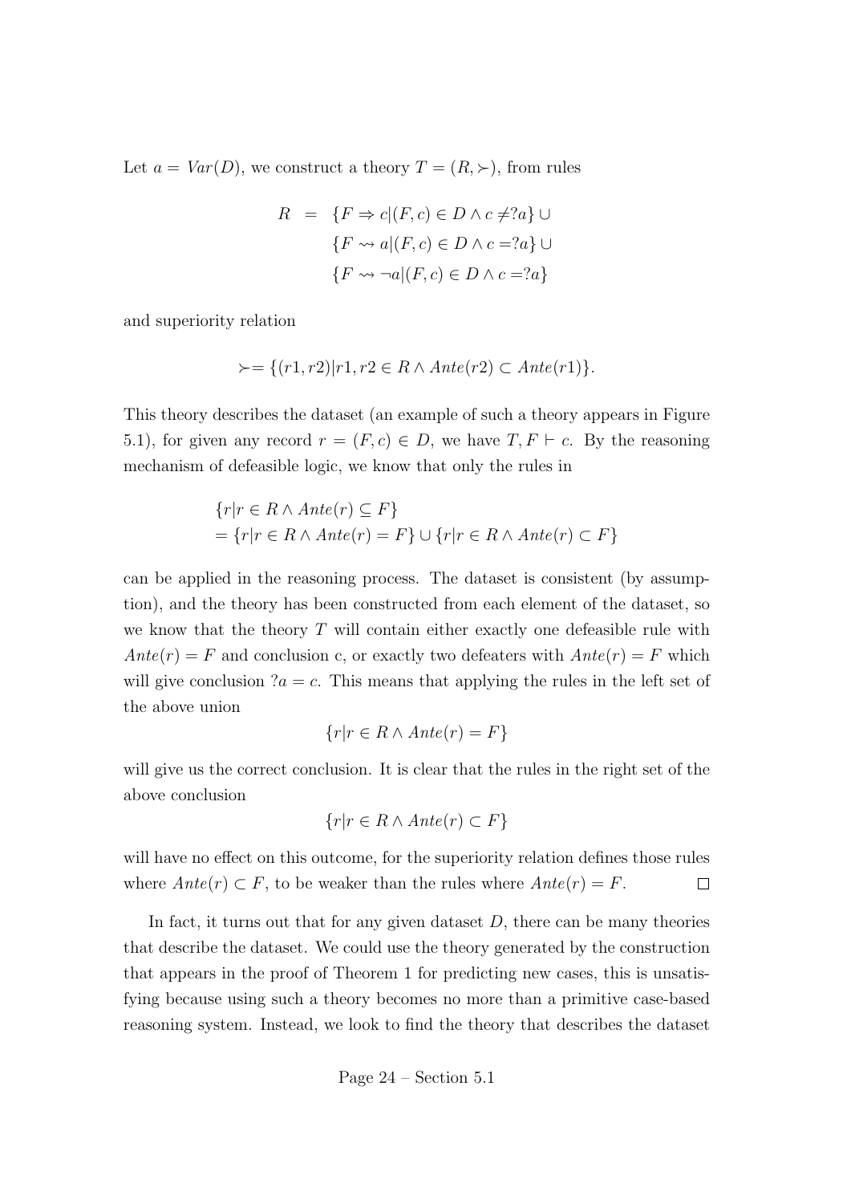Let $a = Var(D)$, we construct a theory $T = (R, \succ)$, from rules

$$
\begin{aligned}
R &= \{F \Rightarrow c | (F, c) \in D \wedge c \neq ?a\} \cup \\
&\quad \{F \rightsquigarrow a | (F, c) \in D \wedge c = ?a\} \cup \\
&\quad \{F \rightsquigarrow \neg a | (F, c) \in D \wedge c = ?a\}
\end{aligned}
$$

and superiority relation

$$\succ = \{(r1, r2) | r1, r2 \in R \wedge Ante(r2) \subset Ante(r1)\}.$$

This theory describes the dataset (an example of such a theory appears in Figure 5.1), for given any record $r = (F, c) \in D$, we have $T, F \vdash c$. By the reasoning mechanism of defeasible logic, we know that only the rules in

$$
\begin{aligned}
&\{r | r \in R \wedge Ante(r) \subseteq F\} \\
&= \{r | r \in R \wedge Ante(r) = F\} \cup \{r | r \in R \wedge Ante(r) \subset F\}
\end{aligned}
$$

can be applied in the reasoning process. The dataset is consistent (by assumption), and the theory has been constructed from each element of the dataset, so we know that the theory $T$ will contain either exactly one defeasible rule with $Ante(r) = F$ and conclusion c, or exactly two defeaters with $Ante(r) = F$ which will give conclusion $?a = c$. This means that applying the rules in the left set of the above union

$$\{r | r \in R \wedge Ante(r) = F\}$$

will give us the correct conclusion. It is clear that the rules in the right set of the above conclusion

$$\{r | r \in R \wedge Ante(r) \subset F\}$$

will have no effect on this outcome, for the superiority relation defines those rules where $Ante(r) \subset F$, to be weaker than the rules where $Ante(r) = F$. $\square$

In fact, it turns out that for any given dataset $D$, there can be many theories that describe the dataset. We could use the theory generated by the construction that appears in the proof of Theorem 1 for predicting new cases, this is unsatisfying because using such a theory becomes no more than a primitive case-based reasoning system. Instead, we look to find the theory that describes the dataset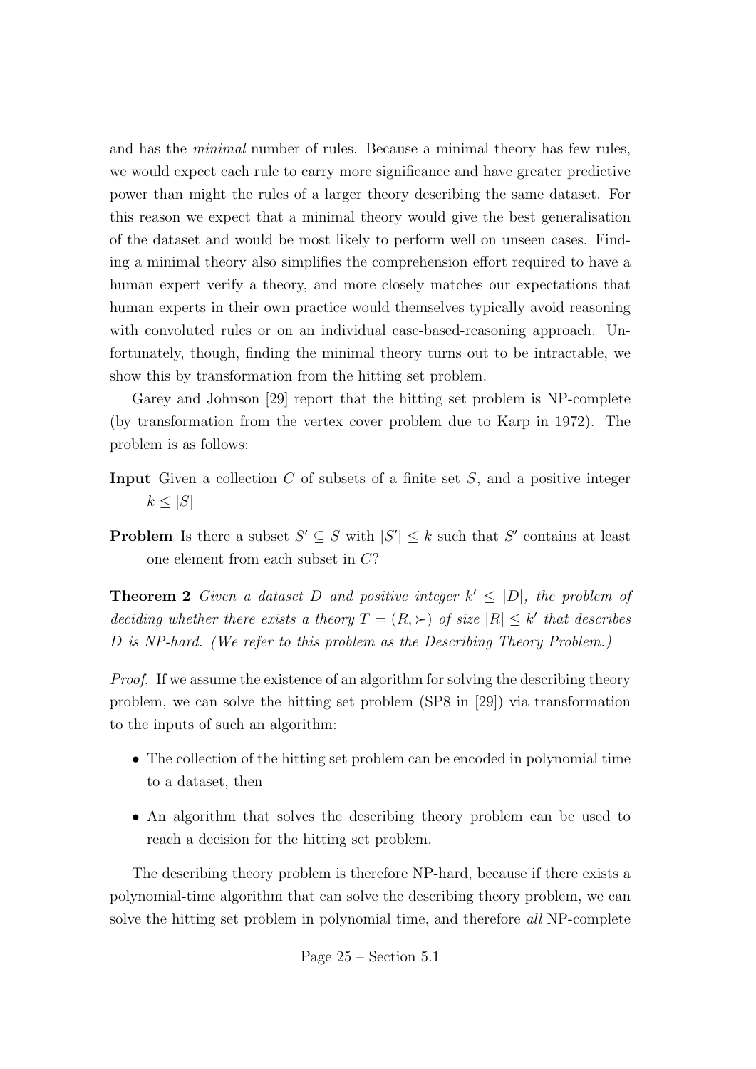and has the *minimal* number of rules. Because a minimal theory has few rules, we would expect each rule to carry more significance and have greater predictive power than might the rules of a larger theory describing the same dataset. For this reason we expect that a minimal theory would give the best generalisation of the dataset and would be most likely to perform well on unseen cases. Finding a minimal theory also simplifies the comprehension effort required to have a human expert verify a theory, and more closely matches our expectations that human experts in their own practice would themselves typically avoid reasoning with convoluted rules or on an individual case-based-reasoning approach. Unfortunately, though, finding the minimal theory turns out to be intractable, we show this by transformation from the hitting set problem.

Garey and Johnson [29] report that the hitting set problem is NP-complete (by transformation from the vertex cover problem due to Karp in 1972). The problem is as follows:

**Input** Given a collection $C$ of subsets of a finite set $S$, and a positive integer $k \leq |S|$

**Problem** Is there a subset $S' \subseteq S$ with $|S'| \leq k$ such that $S'$ contains at least one element from each subset in $C$?

**Theorem 2** *Given a dataset $D$ and positive integer $k' \leq |D|$, the problem of deciding whether there exists a theory $T = (R, \succ)$ of size $|R| \leq k'$ that describes $D$ is NP-hard. (We refer to this problem as the Describing Theory Problem.)*

*Proof.* If we assume the existence of an algorithm for solving the describing theory problem, we can solve the hitting set problem (SP8 in [29]) via transformation to the inputs of such an algorithm:

- The collection of the hitting set problem can be encoded in polynomial time to a dataset, then
- An algorithm that solves the describing theory problem can be used to reach a decision for the hitting set problem.

The describing theory problem is therefore NP-hard, because if there exists a polynomial-time algorithm that can solve the describing theory problem, we can solve the hitting set problem in polynomial time, and therefore *all* NP-complete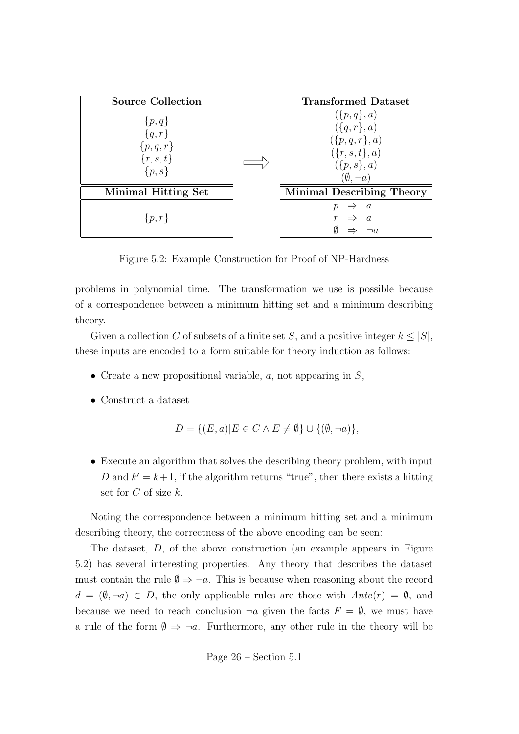| Source Collection | | Transformed Dataset |
|---|---|---|
| $\{p, q\}$ | | $(\{p, q\}, a)$ |
| $\{q, r\}$ | | $(\{q, r\}, a)$ |
| $\{p, q, r\}$ | $\Longrightarrow$ | $(\{p, q, r\}, a)$ |
| $\{r, s, t\}$ | | $(\{r, s, t\}, a)$ |
| $\{p, s\}$ | | $(\{p, s\}, a)$ |
| | | $(\emptyset, \neg a)$ |
| **Minimal Hitting Set** | | **Minimal Describing Theory** |
| | | $p \Rightarrow a$ |
| $\{p, r\}$ | | $r \Rightarrow a$ |
| | | $\emptyset \Rightarrow \neg a$ |

Figure 5.2: Example Construction for Proof of NP-Hardness

problems in polynomial time. The transformation we use is possible because of a correspondence between a minimum hitting set and a minimum describing theory.

Given a collection $C$ of subsets of a finite set $S$, and a positive integer $k \leq |S|$, these inputs are encoded to a form suitable for theory induction as follows:

- Create a new propositional variable, $a$, not appearing in $S$,
- Construct a dataset

$$D = \{(E, a) | E \in C \wedge E \neq \emptyset\} \cup \{(\emptyset, \neg a)\},$$

- Execute an algorithm that solves the describing theory problem, with input $D$ and $k' = k+1$, if the algorithm returns "true", then there exists a hitting set for $C$ of size $k$.

Noting the correspondence between a minimum hitting set and a minimum describing theory, the correctness of the above encoding can be seen:

The dataset, $D$, of the above construction (an example appears in Figure 5.2) has several interesting properties. Any theory that describes the dataset must contain the rule $\emptyset \Rightarrow \neg a$. This is because when reasoning about the record $d = (\emptyset, \neg a) \in D$, the only applicable rules are those with $Ante(r) = \emptyset$, and because we need to reach conclusion $\neg a$ given the facts $F = \emptyset$, we must have a rule of the form $\emptyset \Rightarrow \neg a$. Furthermore, any other rule in the theory will be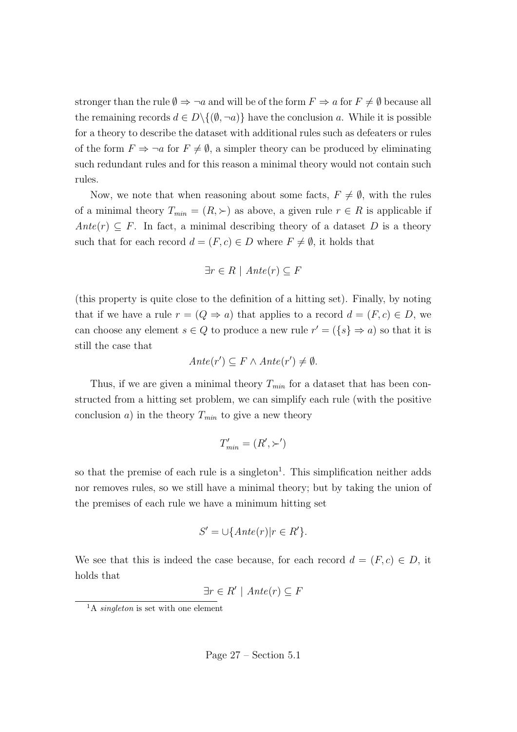stronger than the rule $\emptyset \Rightarrow \neg a$ and will be of the form $F \Rightarrow a$ for $F \neq \emptyset$ because all the remaining records $d \in D \backslash \{(\emptyset, \neg a)\}$ have the conclusion $a$. While it is possible for a theory to describe the dataset with additional rules such as defeaters or rules of the form $F \Rightarrow \neg a$ for $F \neq \emptyset$, a simpler theory can be produced by eliminating such redundant rules and for this reason a minimal theory would not contain such rules.

Now, we note that when reasoning about some facts, $F \neq \emptyset$, with the rules of a minimal theory $T_{min} = (R, \succ)$ as above, a given rule $r \in R$ is applicable if $Ante(r) \subseteq F$. In fact, a minimal describing theory of a dataset $D$ is a theory such that for each record $d = (F, c) \in D$ where $F \neq \emptyset$, it holds that

$$\exists r \in R \mid Ante(r) \subseteq F$$

(this property is quite close to the definition of a hitting set). Finally, by noting that if we have a rule $r = (Q \Rightarrow a)$ that applies to a record $d = (F, c) \in D$, we can choose any element $s \in Q$ to produce a new rule $r' = (\{s\} \Rightarrow a)$ so that it is still the case that

$$Ante(r') \subseteq F \wedge Ante(r') \neq \emptyset.$$

Thus, if we are given a minimal theory $T_{min}$ for a dataset that has been constructed from a hitting set problem, we can simplify each rule (with the positive conclusion $a$) in the theory $T_{min}$ to give a new theory

$$T'_{min} = (R', \succ')$$

so that the premise of each rule is a singleton[1]. This simplification neither adds nor removes rules, so we still have a minimal theory; but by taking the union of the premises of each rule we have a minimum hitting set

$$S' = \cup \{Ante(r) | r \in R'\}.$$

We see that this is indeed the case because, for each record $d = (F, c) \in D$, it holds that

$$\exists r \in R' \mid Ante(r) \subseteq F$$

[1] A *singleton* is set with one element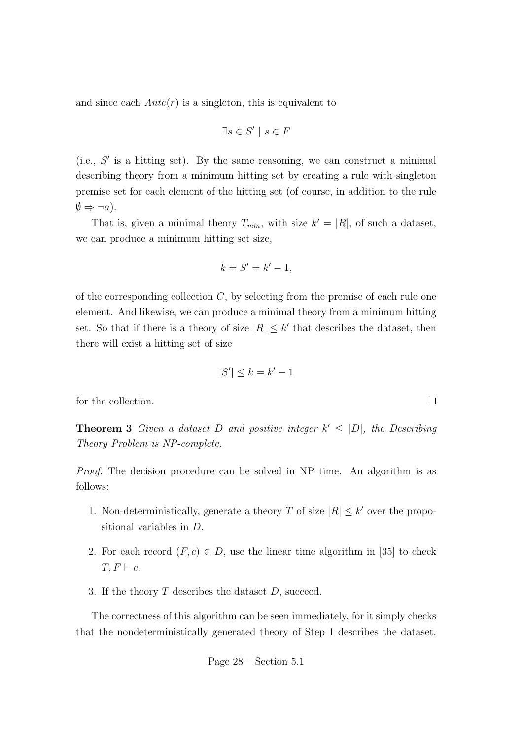and since each $Ante(r)$ is a singleton, this is equivalent to

$$\exists s \in S' \mid s \in F$$

(i.e., $S'$ is a hitting set). By the same reasoning, we can construct a minimal describing theory from a minimum hitting set by creating a rule with singleton premise set for each element of the hitting set (of course, in addition to the rule $\emptyset \Rightarrow \neg a$).

That is, given a minimal theory $T_{min}$, with size $k' = |R|$, of such a dataset, we can produce a minimum hitting set size,

$$k = S' = k' - 1,$$

of the corresponding collection $C$, by selecting from the premise of each rule one element. And likewise, we can produce a minimal theory from a minimum hitting set. So that if there is a theory of size $|R| \leq k'$ that describes the dataset, then there will exist a hitting set of size

$$|S'| \leq k = k' - 1$$

for the collection. □

**Theorem 3** *Given a dataset $D$ and positive integer $k' \leq |D|$, the Describing Theory Problem is NP-complete.*

*Proof.* The decision procedure can be solved in NP time. An algorithm is as follows:

1. Non-deterministically, generate a theory $T$ of size $|R| \leq k'$ over the propositional variables in $D$.
2. For each record $(F, c) \in D$, use the linear time algorithm in [35] to check $T, F \vdash c$.
3. If the theory $T$ describes the dataset $D$, succeed.

The correctness of this algorithm can be seen immediately, for it simply checks that the nondeterministically generated theory of Step 1 describes the dataset.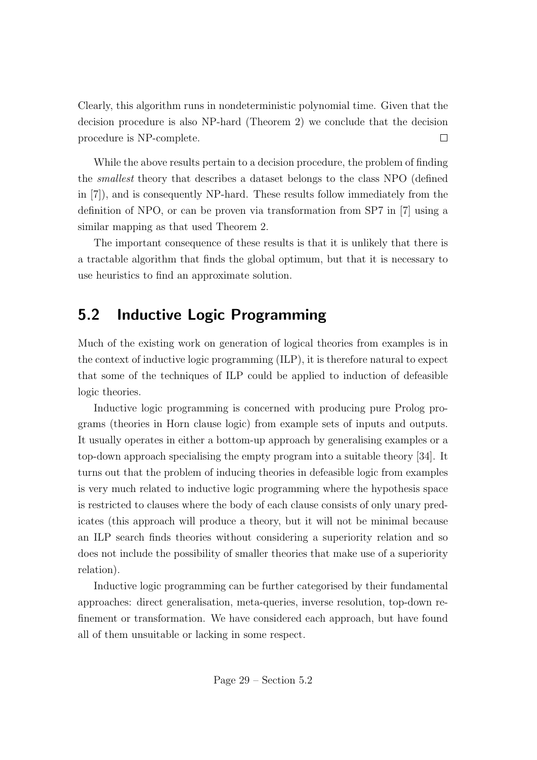Clearly, this algorithm runs in nondeterministic polynomial time. Given that the decision procedure is also NP-hard (Theorem 2) we conclude that the decision procedure is NP-complete. □

While the above results pertain to a decision procedure, the problem of finding the *smallest* theory that describes a dataset belongs to the class NPO (defined in [7]), and is consequently NP-hard. These results follow immediately from the definition of NPO, or can be proven via transformation from SP7 in [7] using a similar mapping as that used Theorem 2.

The important consequence of these results is that it is unlikely that there is a tractable algorithm that finds the global optimum, but that it is necessary to use heuristics to find an approximate solution.

## 5.2 Inductive Logic Programming

Much of the existing work on generation of logical theories from examples is in the context of inductive logic programming (ILP), it is therefore natural to expect that some of the techniques of ILP could be applied to induction of defeasible logic theories.

Inductive logic programming is concerned with producing pure Prolog programs (theories in Horn clause logic) from example sets of inputs and outputs. It usually operates in either a bottom-up approach by generalising examples or a top-down approach specialising the empty program into a suitable theory [34]. It turns out that the problem of inducing theories in defeasible logic from examples is very much related to inductive logic programming where the hypothesis space is restricted to clauses where the body of each clause consists of only unary predicates (this approach will produce a theory, but it will not be minimal because an ILP search finds theories without considering a superiority relation and so does not include the possibility of smaller theories that make use of a superiority relation).

Inductive logic programming can be further categorised by their fundamental approaches: direct generalisation, meta-queries, inverse resolution, top-down refinement or transformation. We have considered each approach, but have found all of them unsuitable or lacking in some respect.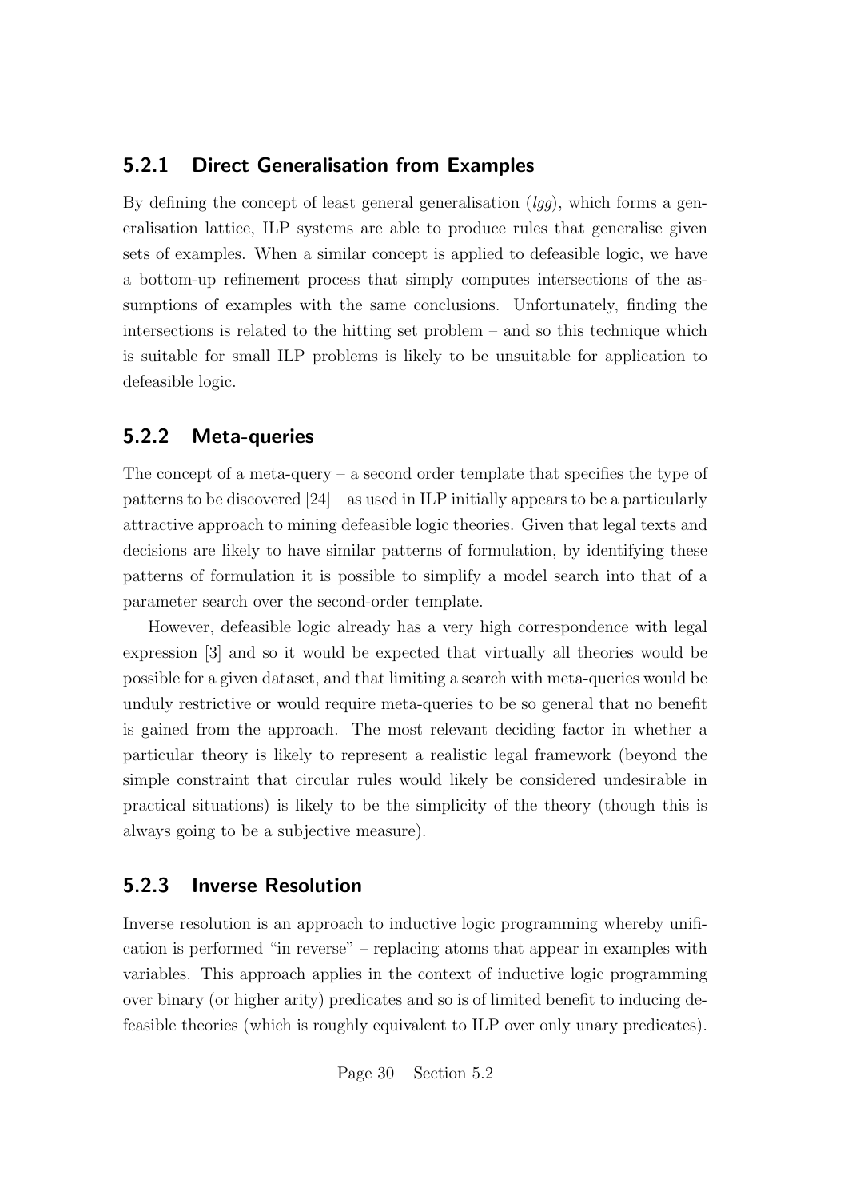### 5.2.1 Direct Generalisation from Examples

By defining the concept of least general generalisation (*lgg*), which forms a generalisation lattice, ILP systems are able to produce rules that generalise given sets of examples. When a similar concept is applied to defeasible logic, we have a bottom-up refinement process that simply computes intersections of the assumptions of examples with the same conclusions. Unfortunately, finding the intersections is related to the hitting set problem – and so this technique which is suitable for small ILP problems is likely to be unsuitable for application to defeasible logic.

### 5.2.2 Meta-queries

The concept of a meta-query – a second order template that specifies the type of patterns to be discovered [24] – as used in ILP initially appears to be a particularly attractive approach to mining defeasible logic theories. Given that legal texts and decisions are likely to have similar patterns of formulation, by identifying these patterns of formulation it is possible to simplify a model search into that of a parameter search over the second-order template.

However, defeasible logic already has a very high correspondence with legal expression [3] and so it would be expected that virtually all theories would be possible for a given dataset, and that limiting a search with meta-queries would be unduly restrictive or would require meta-queries to be so general that no benefit is gained from the approach. The most relevant deciding factor in whether a particular theory is likely to represent a realistic legal framework (beyond the simple constraint that circular rules would likely be considered undesirable in practical situations) is likely to be the simplicity of the theory (though this is always going to be a subjective measure).

### 5.2.3 Inverse Resolution

Inverse resolution is an approach to inductive logic programming whereby unification is performed "in reverse" – replacing atoms that appear in examples with variables. This approach applies in the context of inductive logic programming over binary (or higher arity) predicates and so is of limited benefit to inducing defeasible theories (which is roughly equivalent to ILP over only unary predicates).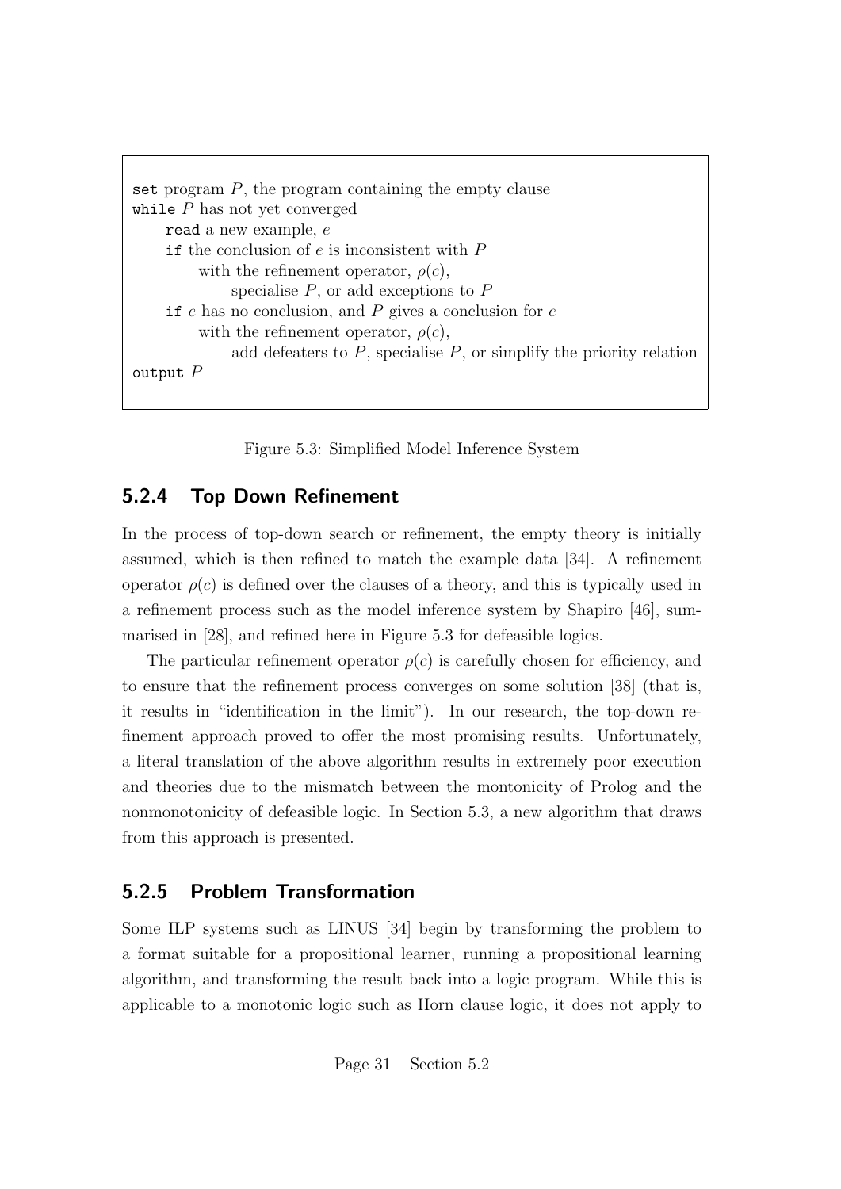```
set program P, the program containing the empty clause
while P has not yet converged
    read a new example, e
    if the conclusion of e is inconsistent with P
        with the refinement operator, ρ(c),
            specialise P, or add exceptions to P
    if e has no conclusion, and P gives a conclusion for e
        with the refinement operator, ρ(c),
            add defeaters to P, specialise P, or simplify the priority relation
output P
```

Figure 5.3: Simplified Model Inference System

### 5.2.4 Top Down Refinement

In the process of top-down search or refinement, the empty theory is initially assumed, which is then refined to match the example data [34]. A refinement operator $\rho(c)$ is defined over the clauses of a theory, and this is typically used in a refinement process such as the model inference system by Shapiro [46], summarised in [28], and refined here in Figure 5.3 for defeasible logics.

The particular refinement operator $\rho(c)$ is carefully chosen for efficiency, and to ensure that the refinement process converges on some solution [38] (that is, it results in "identification in the limit"). In our research, the top-down refinement approach proved to offer the most promising results. Unfortunately, a literal translation of the above algorithm results in extremely poor execution and theories due to the mismatch between the montonicity of Prolog and the nonmonotonicity of defeasible logic. In Section 5.3, a new algorithm that draws from this approach is presented.

### 5.2.5 Problem Transformation

Some ILP systems such as LINUS [34] begin by transforming the problem to a format suitable for a propositional learner, running a propositional learning algorithm, and transforming the result back into a logic program. While this is applicable to a monotonic logic such as Horn clause logic, it does not apply to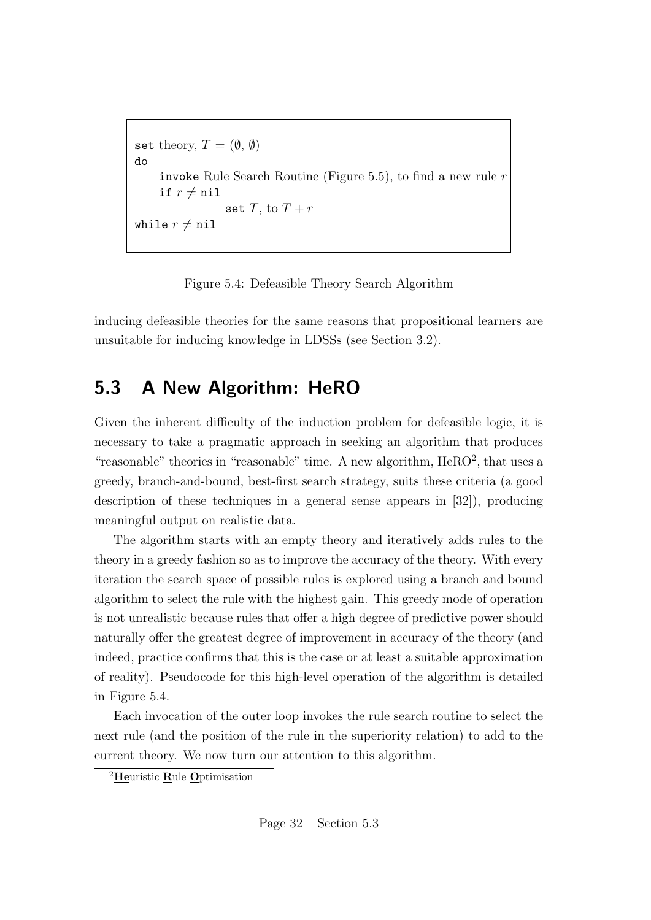```
set theory, T = (∅, ∅)
do
    invoke Rule Search Routine (Figure 5.5), to find a new rule r
    if r ≠ nil
            set T, to T + r
while r ≠ nil
```

Figure 5.4: Defeasible Theory Search Algorithm

inducing defeasible theories for the same reasons that propositional learners are unsuitable for inducing knowledge in LDSSs (see Section 3.2).

## 5.3 A New Algorithm: HeRO

Given the inherent difficulty of the induction problem for defeasible logic, it is necessary to take a pragmatic approach in seeking an algorithm that produces "reasonable" theories in "reasonable" time. A new algorithm, HeRO[2], that uses a greedy, branch-and-bound, best-first search strategy, suits these criteria (a good description of these techniques in a general sense appears in [32]), producing meaningful output on realistic data.

The algorithm starts with an empty theory and iteratively adds rules to the theory in a greedy fashion so as to improve the accuracy of the theory. With every iteration the search space of possible rules is explored using a branch and bound algorithm to select the rule with the highest gain. This greedy mode of operation is not unrealistic because rules that offer a high degree of predictive power should naturally offer the greatest degree of improvement in accuracy of the theory (and indeed, practice confirms that this is the case or at least a suitable approximation of reality). Pseudocode for this high-level operation of the algorithm is detailed in Figure 5.4.

Each invocation of the outer loop invokes the rule search routine to select the next rule (and the position of the rule in the superiority relation) to add to the current theory. We now turn our attention to this algorithm.

[2] **He**uristic **R**ule **O**ptimisation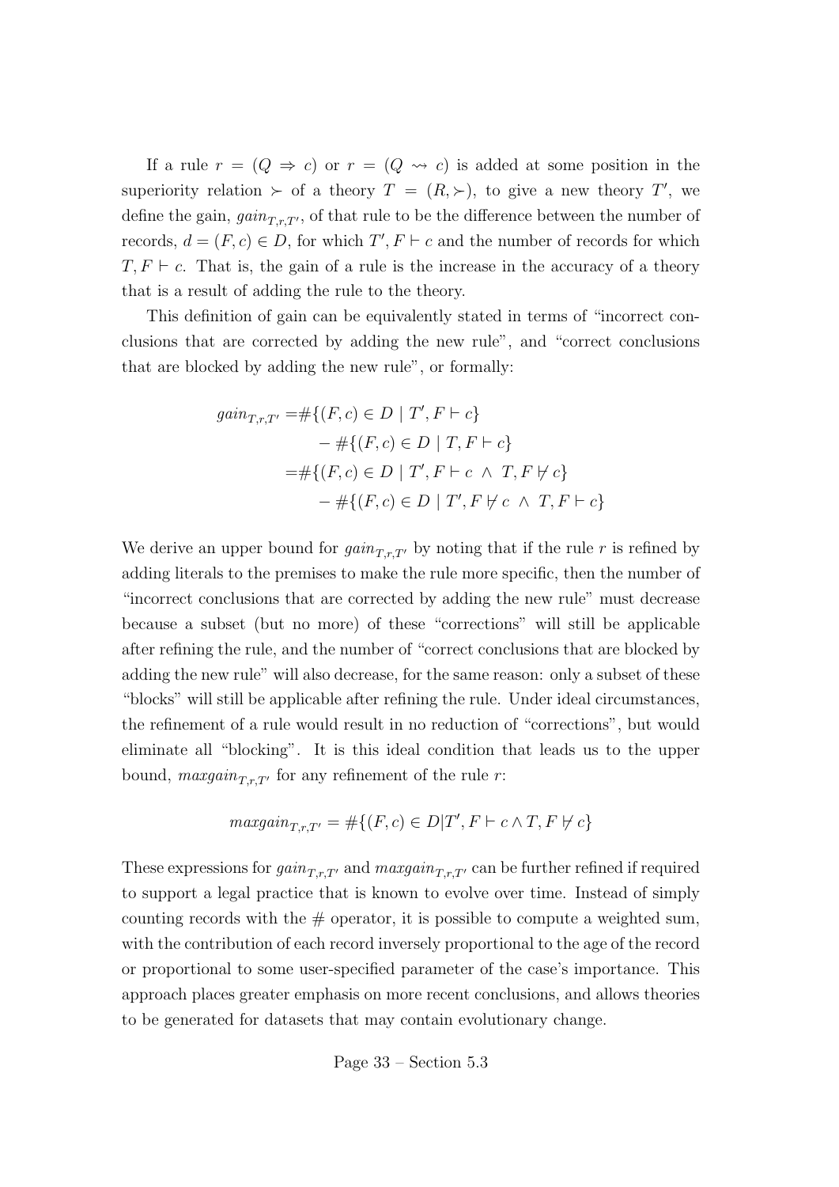If a rule $r = (Q \Rightarrow c)$ or $r = (Q \rightsquigarrow c)$ is added at some position in the superiority relation $\succ$ of a theory $T = (R, \succ)$, to give a new theory $T'$, we define the gain, $gain_{T,r,T'}$, of that rule to be the difference between the number of records, $d = (F, c) \in D$, for which $T', F \vdash c$ and the number of records for which $T, F \vdash c$. That is, the gain of a rule is the increase in the accuracy of a theory that is a result of adding the rule to the theory.

This definition of gain can be equivalently stated in terms of "incorrect conclusions that are corrected by adding the new rule", and "correct conclusions that are blocked by adding the new rule", or formally:

$$
\begin{aligned}
gain_{T,r,T'} =& \#\{(F, c) \in D \mid T', F \vdash c\} \\
& - \#\{(F, c) \in D \mid T, F \vdash c\} \\
=& \#\{(F, c) \in D \mid T', F \vdash c \ \wedge \ T, F \not\vdash c\} \\
& - \#\{(F, c) \in D \mid T', F \not\vdash c \ \wedge \ T, F \vdash c\}
\end{aligned}
$$

We derive an upper bound for $gain_{T,r,T'}$ by noting that if the rule $r$ is refined by adding literals to the premises to make the rule more specific, then the number of "incorrect conclusions that are corrected by adding the new rule" must decrease because a subset (but no more) of these "corrections" will still be applicable after refining the rule, and the number of "correct conclusions that are blocked by adding the new rule" will also decrease, for the same reason: only a subset of these "blocks" will still be applicable after refining the rule. Under ideal circumstances, the refinement of a rule would result in no reduction of "corrections", but would eliminate all "blocking". It is this ideal condition that leads us to the upper bound, $maxgain_{T,r,T'}$ for any refinement of the rule $r$:

$$maxgain_{T,r,T'} = \#\{(F, c) \in D | T', F \vdash c \wedge T, F \not\vdash c\}$$

These expressions for $gain_{T,r,T'}$ and $maxgain_{T,r,T'}$ can be further refined if required to support a legal practice that is known to evolve over time. Instead of simply counting records with the # operator, it is possible to compute a weighted sum, with the contribution of each record inversely proportional to the age of the record or proportional to some user-specified parameter of the case's importance. This approach places greater emphasis on more recent conclusions, and allows theories to be generated for datasets that may contain evolutionary change.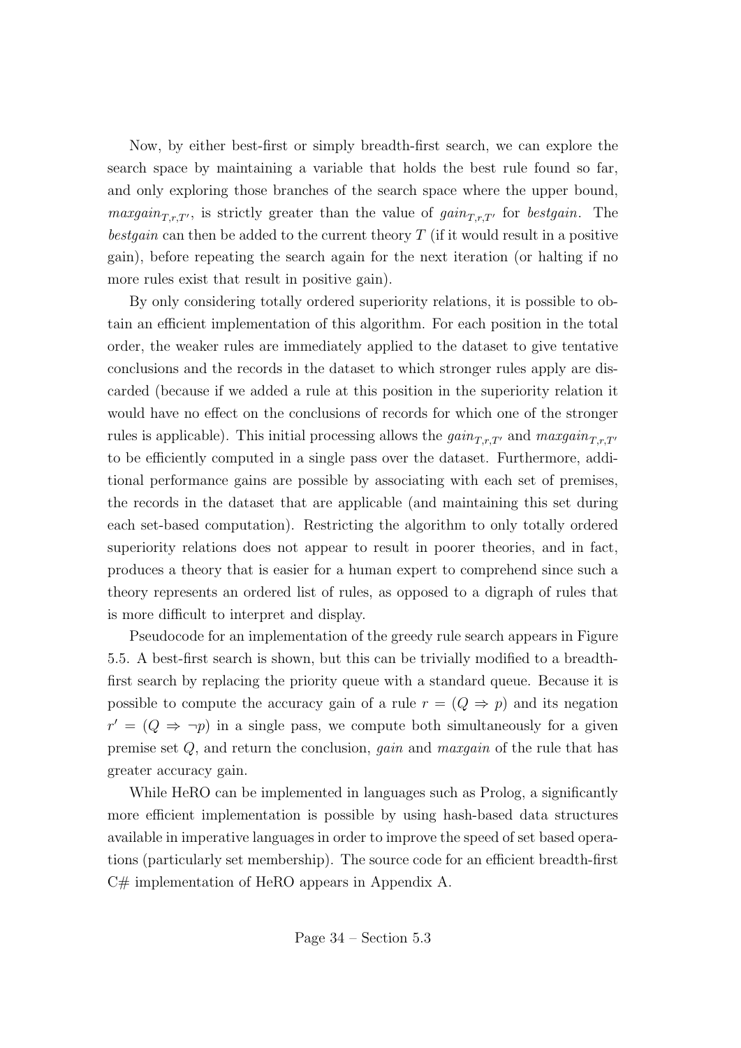Now, by either best-first or simply breadth-first search, we can explore the search space by maintaining a variable that holds the best rule found so far, and only exploring those branches of the search space where the upper bound, $maxgain_{T,r,T'}$, is strictly greater than the value of $gain_{T,r,T'}$ for *bestgain*. The *bestgain* can then be added to the current theory $T$ (if it would result in a positive gain), before repeating the search again for the next iteration (or halting if no more rules exist that result in positive gain).

By only considering totally ordered superiority relations, it is possible to obtain an efficient implementation of this algorithm. For each position in the total order, the weaker rules are immediately applied to the dataset to give tentative conclusions and the records in the dataset to which stronger rules apply are discarded (because if we added a rule at this position in the superiority relation it would have no effect on the conclusions of records for which one of the stronger rules is applicable). This initial processing allows the $gain_{T,r,T'}$ and $maxgain_{T,r,T'}$ to be efficiently computed in a single pass over the dataset. Furthermore, additional performance gains are possible by associating with each set of premises, the records in the dataset that are applicable (and maintaining this set during each set-based computation). Restricting the algorithm to only totally ordered superiority relations does not appear to result in poorer theories, and in fact, produces a theory that is easier for a human expert to comprehend since such a theory represents an ordered list of rules, as opposed to a digraph of rules that is more difficult to interpret and display.

Pseudocode for an implementation of the greedy rule search appears in Figure 5.5. A best-first search is shown, but this can be trivially modified to a breadth-first search by replacing the priority queue with a standard queue. Because it is possible to compute the accuracy gain of a rule $r = (Q \Rightarrow p)$ and its negation $r' = (Q \Rightarrow \neg p)$ in a single pass, we compute both simultaneously for a given premise set $Q$, and return the conclusion, *gain* and *maxgain* of the rule that has greater accuracy gain.

While HeRO can be implemented in languages such as Prolog, a significantly more efficient implementation is possible by using hash-based data structures available in imperative languages in order to improve the speed of set based operations (particularly set membership). The source code for an efficient breadth-first C# implementation of HeRO appears in Appendix A.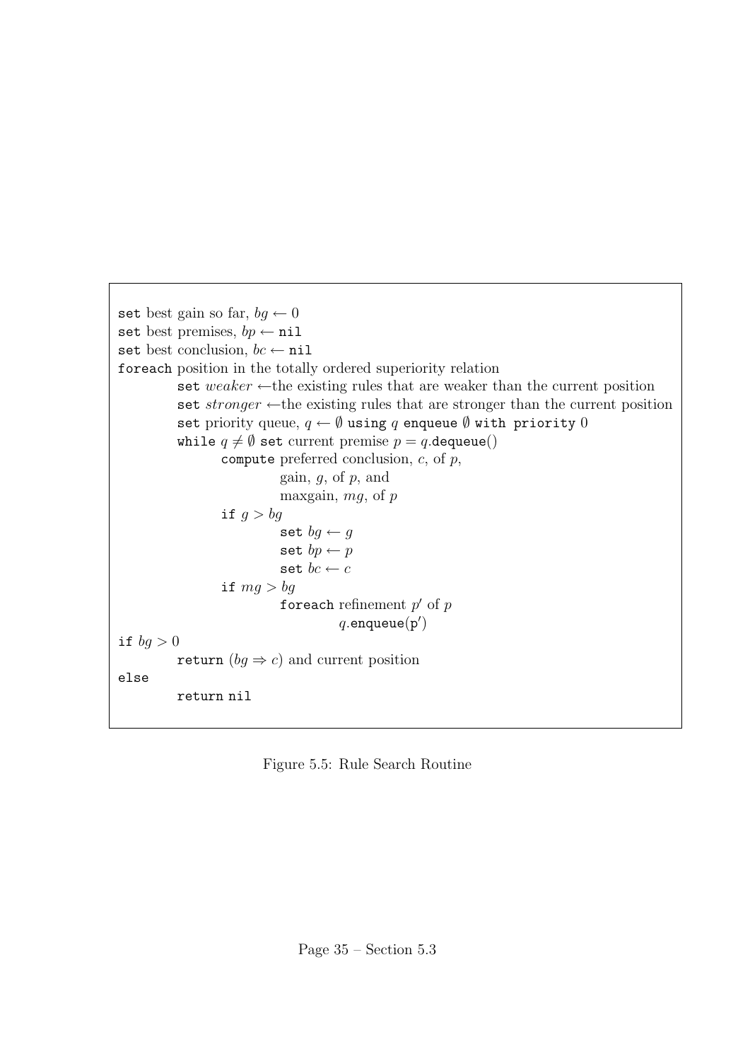```
set best gain so far, bg ← 0
set best premises, bp ← nil
set best conclusion, bc ← nil
foreach position in the totally ordered superiority relation
        set weaker ←the existing rules that are weaker than the current position
        set stronger ←the existing rules that are stronger than the current position
        set priority queue, q ← ∅ using q enqueue ∅ with priority 0
        while q ≠ ∅ set current premise p = q.dequeue()
               compute preferred conclusion, c, of p,
                         gain, g, of p, and
                         maxgain, mg, of p
               if g > bg
                         set bg ← g
                         set bp ← p
                         set bc ← c
               if mg > bg
                         foreach refinement p' of p
                                   q.enqueue(p')
if bg > 0
        return (bg ⇒ c) and current position
else
        return nil
```

Figure 5.5: Rule Search Routine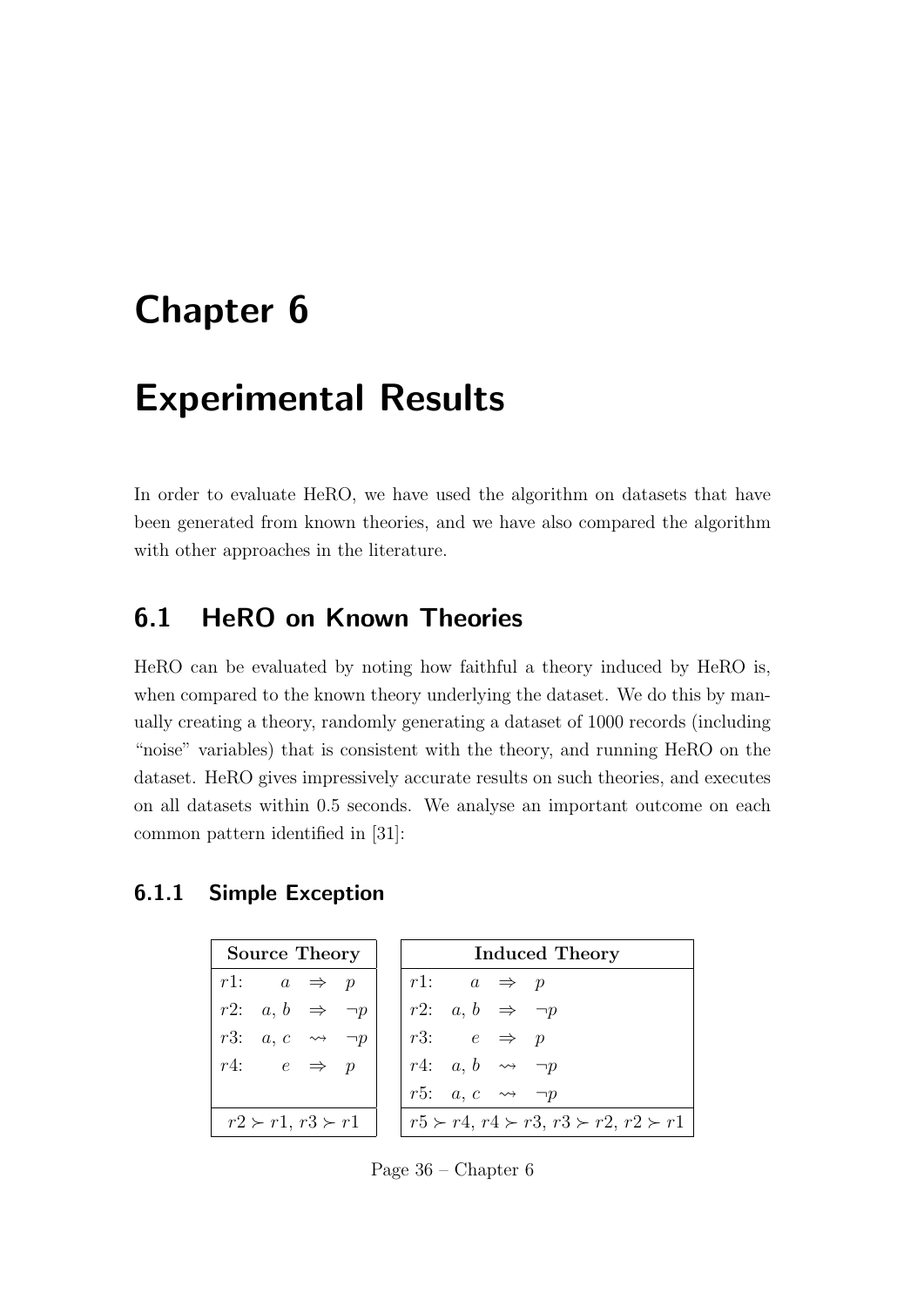# Chapter 6

# Experimental Results

In order to evaluate HeRO, we have used the algorithm on datasets that have been generated from known theories, and we have also compared the algorithm with other approaches in the literature.

## 6.1 HeRO on Known Theories

HeRO can be evaluated by noting how faithful a theory induced by HeRO is, when compared to the known theory underlying the dataset. We do this by manually creating a theory, randomly generating a dataset of 1000 records (including "noise" variables) that is consistent with the theory, and running HeRO on the dataset. HeRO gives impressively accurate results on such theories, and executes on all datasets within 0.5 seconds. We analyse an important outcome on each common pattern identified in [31]:

### 6.1.1 Simple Exception

| Source Theory |
|---|
| $r1$: $a \Rightarrow p$ |
| $r2$: $a, b \Rightarrow \neg p$ |
| $r3$: $a, c \rightsquigarrow \neg p$ |
| $r4$: $e \Rightarrow p$ |
| $r2 \succ r1$, $r3 \succ r1$ |

| Induced Theory |
|---|
| $r1$: $a \Rightarrow p$ |
| $r2$: $a, b \Rightarrow \neg p$ |
| $r3$: $e \Rightarrow p$ |
| $r4$: $a, b \rightsquigarrow \neg p$ |
| $r5$: $a, c \rightsquigarrow \neg p$ |
| $r5 \succ r4$, $r4 \succ r3$, $r3 \succ r2$, $r2 \succ r1$ |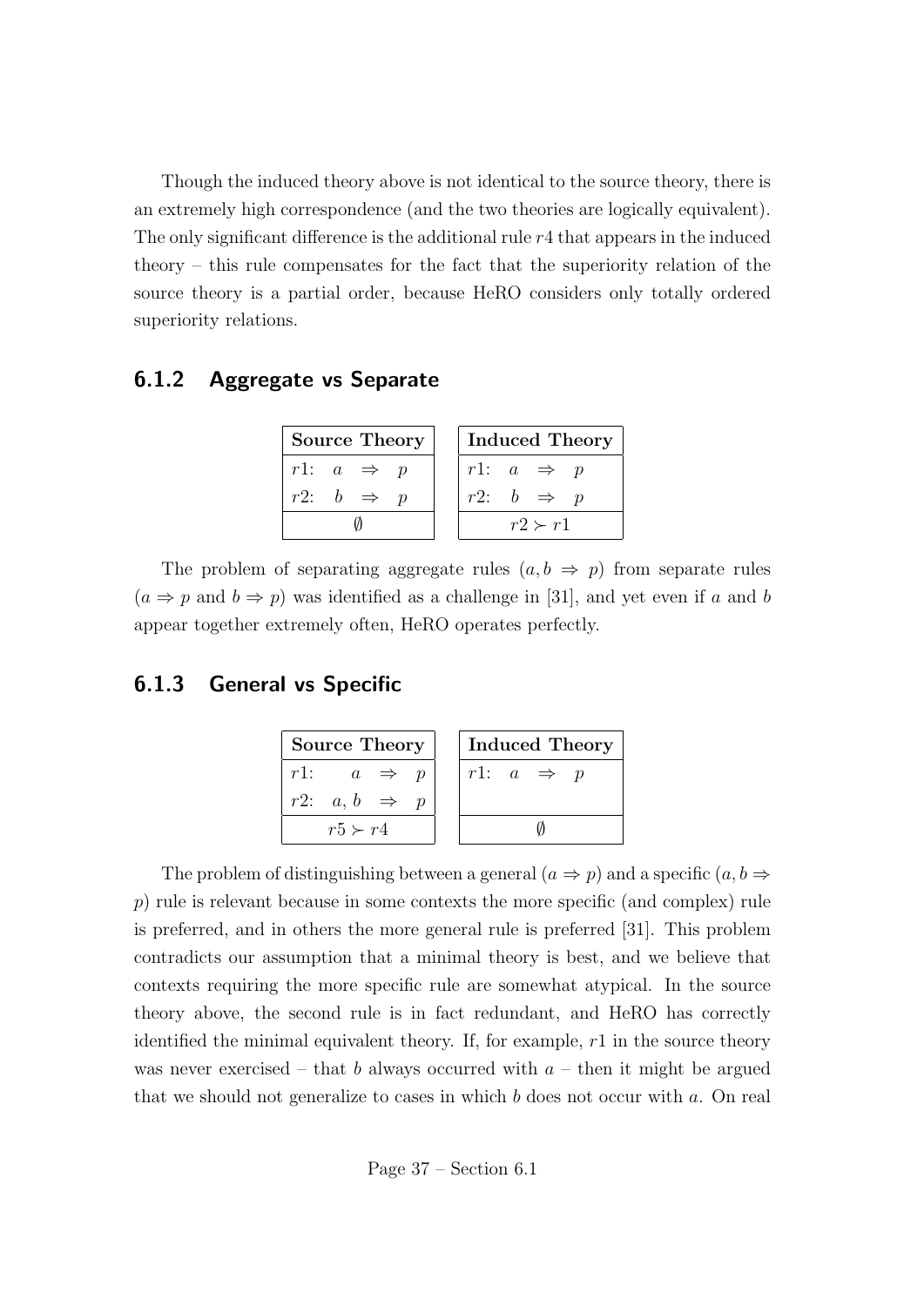Though the induced theory above is not identical to the source theory, there is an extremely high correspondence (and the two theories are logically equivalent). The only significant difference is the additional rule $r4$ that appears in the induced theory – this rule compensates for the fact that the superiority relation of the source theory is a partial order, because HeRO considers only totally ordered superiority relations.

### 6.1.2 Aggregate vs Separate

| Source Theory |
|---|
| $r1$: $a \Rightarrow p$ |
| $r2$: $b \Rightarrow p$ |
| $\emptyset$ |

| Induced Theory |
|---|
| $r1$: $a \Rightarrow p$ |
| $r2$: $b \Rightarrow p$ |
| $r2 \succ r1$ |

The problem of separating aggregate rules ($a, b \Rightarrow p$) from separate rules ($a \Rightarrow p$ and $b \Rightarrow p$) was identified as a challenge in [31], and yet even if $a$ and $b$ appear together extremely often, HeRO operates perfectly.

### 6.1.3 General vs Specific

| Source Theory |
|---|
| $r1$: $a \Rightarrow p$ |
| $r2$: $a, b \Rightarrow p$ |
| $r5 \succ r4$ |

| Induced Theory |
|---|
| $r1$: $a \Rightarrow p$ |
| |
| $\emptyset$ |

The problem of distinguishing between a general ($a \Rightarrow p$) and a specific ($a, b \Rightarrow p$) rule is relevant because in some contexts the more specific (and complex) rule is preferred, and in others the more general rule is preferred [31]. This problem contradicts our assumption that a minimal theory is best, and we believe that contexts requiring the more specific rule are somewhat atypical. In the source theory above, the second rule is in fact redundant, and HeRO has correctly identified the minimal equivalent theory. If, for example, $r1$ in the source theory was never exercised – that $b$ always occurred with $a$ – then it might be argued that we should not generalize to cases in which $b$ does not occur with $a$. On real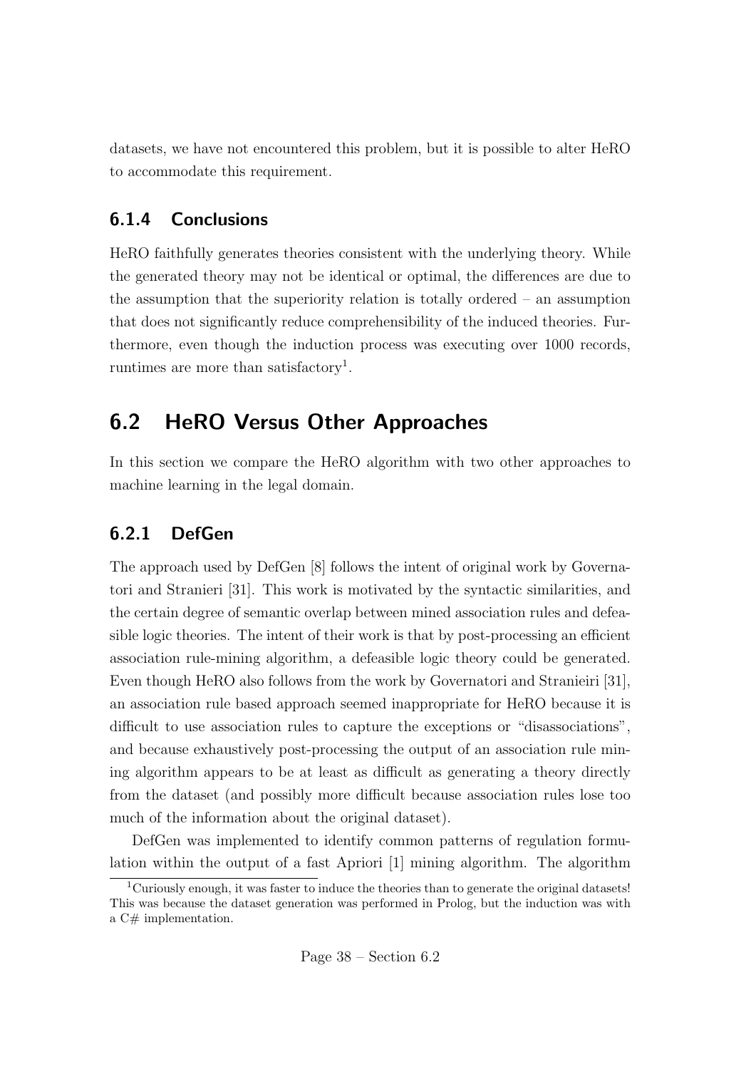datasets, we have not encountered this problem, but it is possible to alter HeRO to accommodate this requirement.

### 6.1.4 Conclusions

HeRO faithfully generates theories consistent with the underlying theory. While the generated theory may not be identical or optimal, the differences are due to the assumption that the superiority relation is totally ordered – an assumption that does not significantly reduce comprehensibility of the induced theories. Furthermore, even though the induction process was executing over 1000 records, runtimes are more than satisfactory[1].

## 6.2 HeRO Versus Other Approaches

In this section we compare the HeRO algorithm with two other approaches to machine learning in the legal domain.

### 6.2.1 DefGen

The approach used by DefGen [8] follows the intent of original work by Governatori and Stranieri [31]. This work is motivated by the syntactic similarities, and the certain degree of semantic overlap between mined association rules and defeasible logic theories. The intent of their work is that by post-processing an efficient association rule-mining algorithm, a defeasible logic theory could be generated. Even though HeRO also follows from the work by Governatori and Stranieiri [31], an association rule based approach seemed inappropriate for HeRO because it is difficult to use association rules to capture the exceptions or "disassociations", and because exhaustively post-processing the output of an association rule mining algorithm appears to be at least as difficult as generating a theory directly from the dataset (and possibly more difficult because association rules lose too much of the information about the original dataset).

DefGen was implemented to identify common patterns of regulation formulation within the output of a fast Apriori [1] mining algorithm. The algorithm

[1] Curiously enough, it was faster to induce the theories than to generate the original datasets! This was because the dataset generation was performed in Prolog, but the induction was with a C# implementation.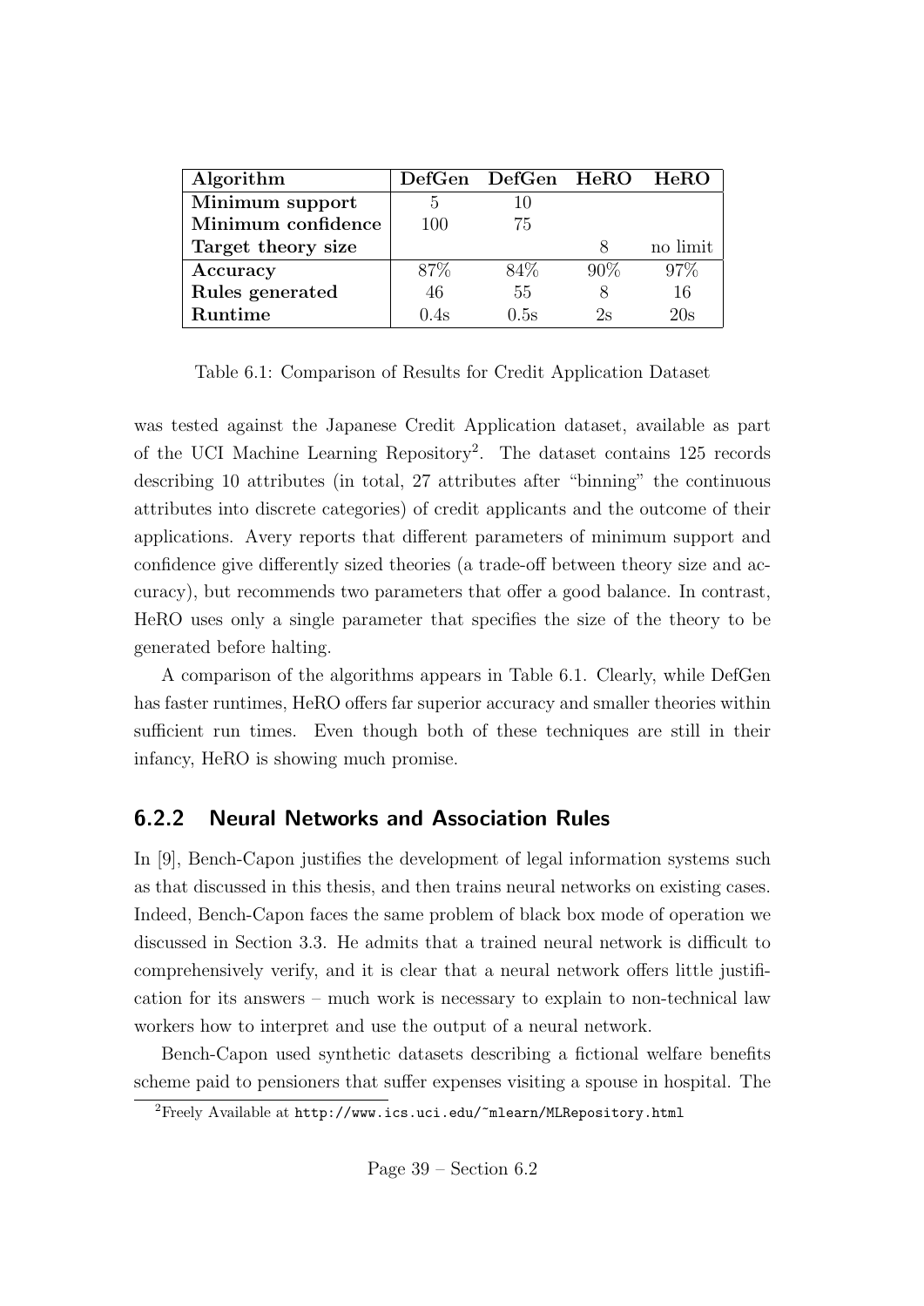| **Algorithm** | **DefGen** | **DefGen** | **HeRO** | **HeRO** |
|---|---|---|---|---|
| **Minimum support** | 5 | 10 | | |
| **Minimum confidence** | 100 | 75 | | |
| **Target theory size** | | | 8 | no limit |
| **Accuracy** | 87% | 84% | 90% | 97% |
| **Rules generated** | 46 | 55 | 8 | 16 |
| **Runtime** | 0.4s | 0.5s | 2s | 20s |

Table 6.1: Comparison of Results for Credit Application Dataset

was tested against the Japanese Credit Application dataset, available as part of the UCI Machine Learning Repository[2]. The dataset contains 125 records describing 10 attributes (in total, 27 attributes after "binning" the continuous attributes into discrete categories) of credit applicants and the outcome of their applications. Avery reports that different parameters of minimum support and confidence give differently sized theories (a trade-off between theory size and accuracy), but recommends two parameters that offer a good balance. In contrast, HeRO uses only a single parameter that specifies the size of the theory to be generated before halting.

A comparison of the algorithms appears in Table 6.1. Clearly, while DefGen has faster runtimes, HeRO offers far superior accuracy and smaller theories within sufficient run times. Even though both of these techniques are still in their infancy, HeRO is showing much promise.

### 6.2.2 Neural Networks and Association Rules

In [9], Bench-Capon justifies the development of legal information systems such as that discussed in this thesis, and then trains neural networks on existing cases. Indeed, Bench-Capon faces the same problem of black box mode of operation we discussed in Section 3.3. He admits that a trained neural network is difficult to comprehensively verify, and it is clear that a neural network offers little justification for its answers – much work is necessary to explain to non-technical law workers how to interpret and use the output of a neural network.

Bench-Capon used synthetic datasets describing a fictional welfare benefits scheme paid to pensioners that suffer expenses visiting a spouse in hospital. The

[2]Freely Available at http://www.ics.uci.edu/~mlearn/MLRepository.html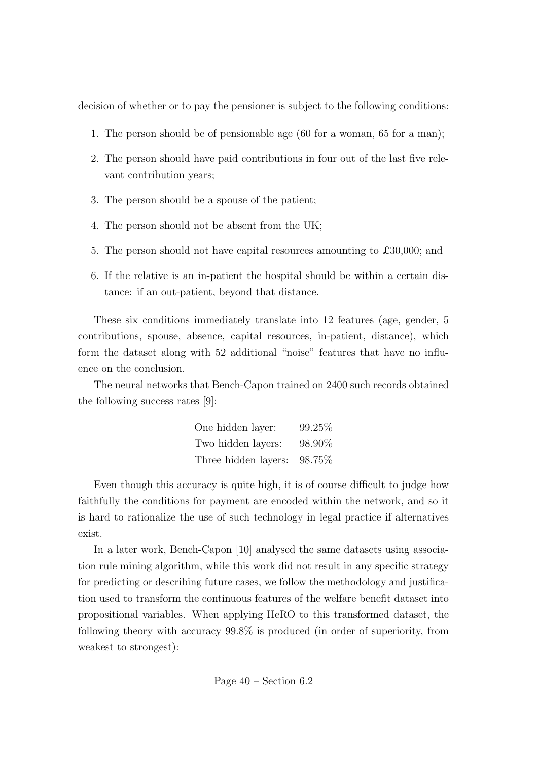decision of whether or to pay the pensioner is subject to the following conditions:

1. The person should be of pensionable age (60 for a woman, 65 for a man);
2. The person should have paid contributions in four out of the last five relevant contribution years;
3. The person should be a spouse of the patient;
4. The person should not be absent from the UK;
5. The person should not have capital resources amounting to £30,000; and
6. If the relative is an in-patient the hospital should be within a certain distance: if an out-patient, beyond that distance.

These six conditions immediately translate into 12 features (age, gender, 5 contributions, spouse, absence, capital resources, in-patient, distance), which form the dataset along with 52 additional "noise" features that have no influence on the conclusion.

The neural networks that Bench-Capon trained on 2400 such records obtained the following success rates [9]:

| | |
|---|---|
| One hidden layer: | 99.25% |
| Two hidden layers: | 98.90% |
| Three hidden layers: | 98.75% |

Even though this accuracy is quite high, it is of course difficult to judge how faithfully the conditions for payment are encoded within the network, and so it is hard to rationalize the use of such technology in legal practice if alternatives exist.

In a later work, Bench-Capon [10] analysed the same datasets using association rule mining algorithm, while this work did not result in any specific strategy for predicting or describing future cases, we follow the methodology and justification used to transform the continuous features of the welfare benefit dataset into propositional variables. When applying HeRO to this transformed dataset, the following theory with accuracy 99.8% is produced (in order of superiority, from weakest to strongest):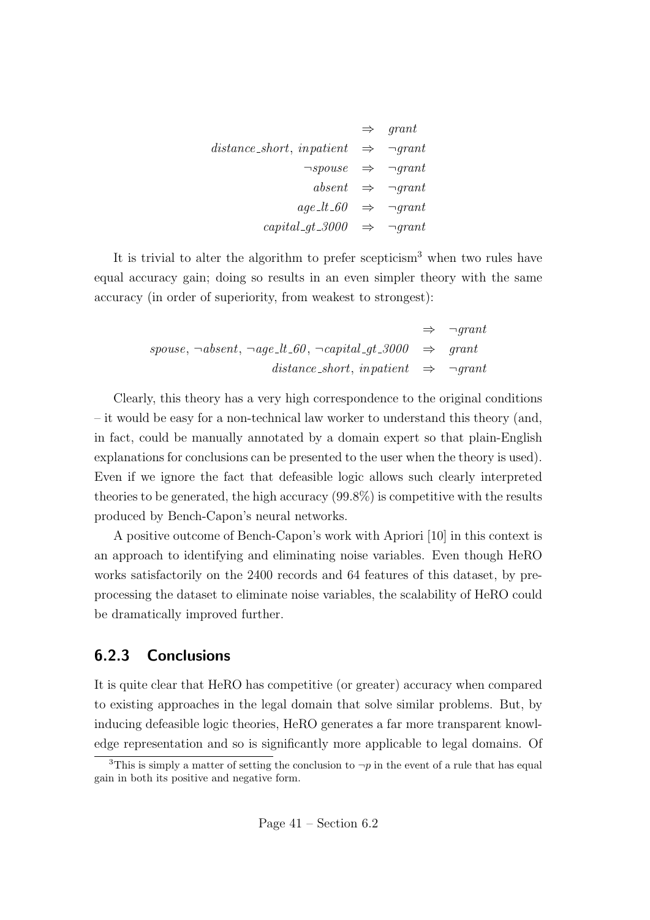$$
\begin{array}{rcl}
 & \Rightarrow & grant \\
distance\_short,\ inpatient & \Rightarrow & \neg grant \\
\neg spouse & \Rightarrow & \neg grant \\
absent & \Rightarrow & \neg grant \\
age\_lt\_60 & \Rightarrow & \neg grant \\
capital\_gt\_3000 & \Rightarrow & \neg grant
\end{array}
$$

It is trivial to alter the algorithm to prefer scepticism[3] when two rules have equal accuracy gain; doing so results in an even simpler theory with the same accuracy (in order of superiority, from weakest to strongest):

$$
\begin{array}{rcl}
 & \Rightarrow & \neg grant \\
spouse,\ \neg absent,\ \neg age\_lt\_60,\ \neg capital\_gt\_3000 & \Rightarrow & grant \\
distance\_short,\ inpatient & \Rightarrow & \neg grant
\end{array}
$$

Clearly, this theory has a very high correspondence to the original conditions – it would be easy for a non-technical law worker to understand this theory (and, in fact, could be manually annotated by a domain expert so that plain-English explanations for conclusions can be presented to the user when the theory is used). Even if we ignore the fact that defeasible logic allows such clearly interpreted theories to be generated, the high accuracy (99.8%) is competitive with the results produced by Bench-Capon's neural networks.

A positive outcome of Bench-Capon's work with Apriori [10] in this context is an approach to identifying and eliminating noise variables. Even though HeRO works satisfactorily on the 2400 records and 64 features of this dataset, by pre-processing the dataset to eliminate noise variables, the scalability of HeRO could be dramatically improved further.

### 6.2.3 Conclusions

It is quite clear that HeRO has competitive (or greater) accuracy when compared to existing approaches in the legal domain that solve similar problems. But, by inducing defeasible logic theories, HeRO generates a far more transparent knowledge representation and so is significantly more applicable to legal domains. Of

[3] This is simply a matter of setting the conclusion to $\neg p$ in the event of a rule that has equal gain in both its positive and negative form.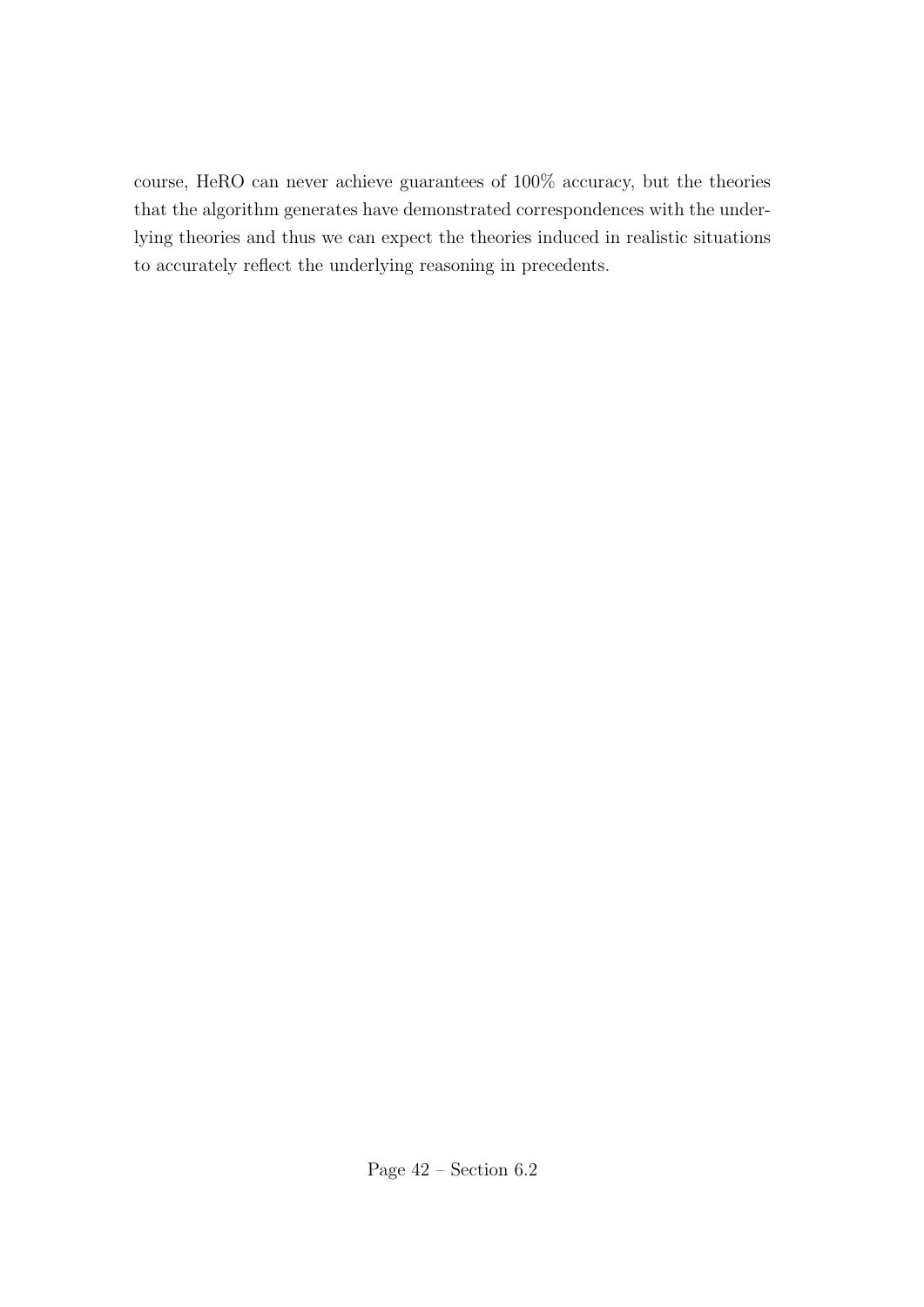course, HeRO can never achieve guarantees of 100% accuracy, but the theories that the algorithm generates have demonstrated correspondences with the underlying theories and thus we can expect the theories induced in realistic situations to accurately reflect the underlying reasoning in precedents.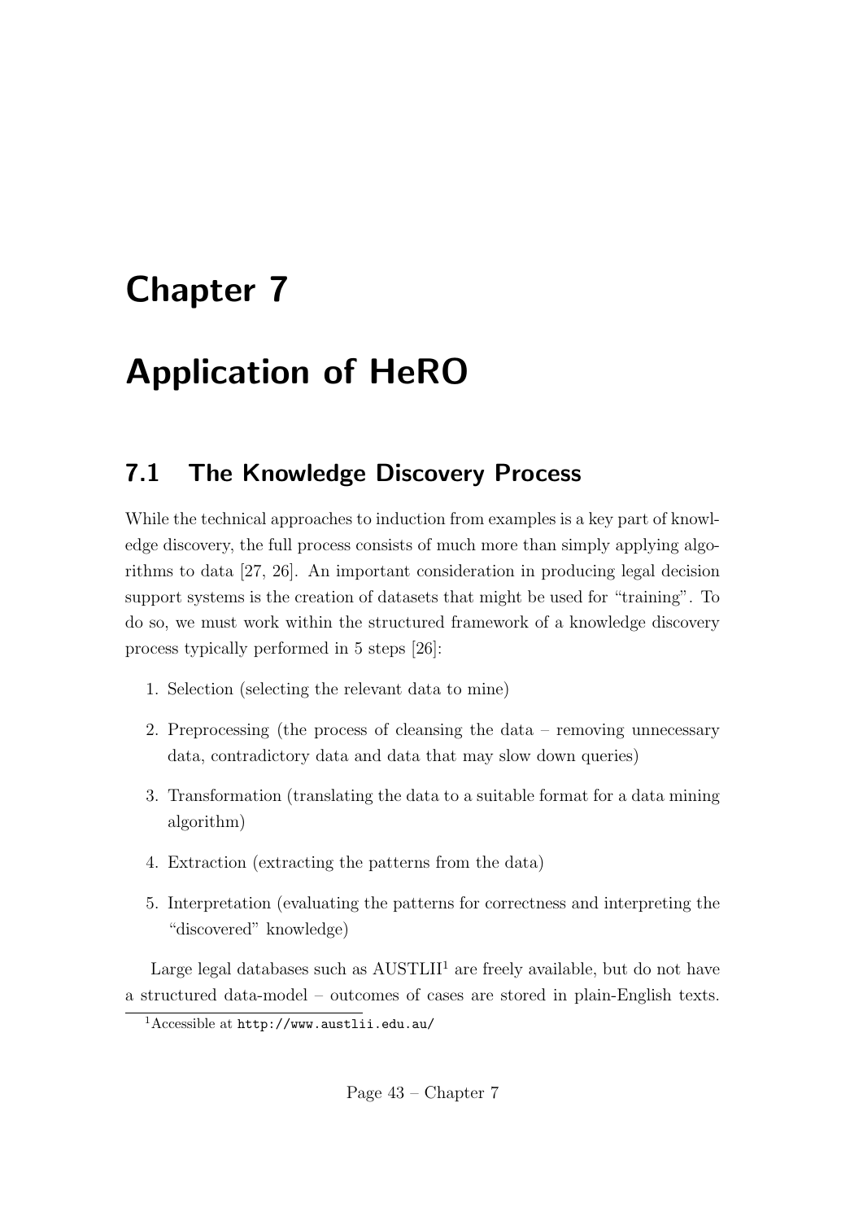# Chapter 7

# Application of HeRO

## 7.1 The Knowledge Discovery Process

While the technical approaches to induction from examples is a key part of knowledge discovery, the full process consists of much more than simply applying algorithms to data [27, 26]. An important consideration in producing legal decision support systems is the creation of datasets that might be used for "training". To do so, we must work within the structured framework of a knowledge discovery process typically performed in 5 steps [26]:

1. Selection (selecting the relevant data to mine)
2. Preprocessing (the process of cleansing the data – removing unnecessary data, contradictory data and data that may slow down queries)
3. Transformation (translating the data to a suitable format for a data mining algorithm)
4. Extraction (extracting the patterns from the data)
5. Interpretation (evaluating the patterns for correctness and interpreting the "discovered" knowledge)

Large legal databases such as AUSTLII[1] are freely available, but do not have a structured data-model – outcomes of cases are stored in plain-English texts.

[1] Accessible at http://www.austlii.edu.au/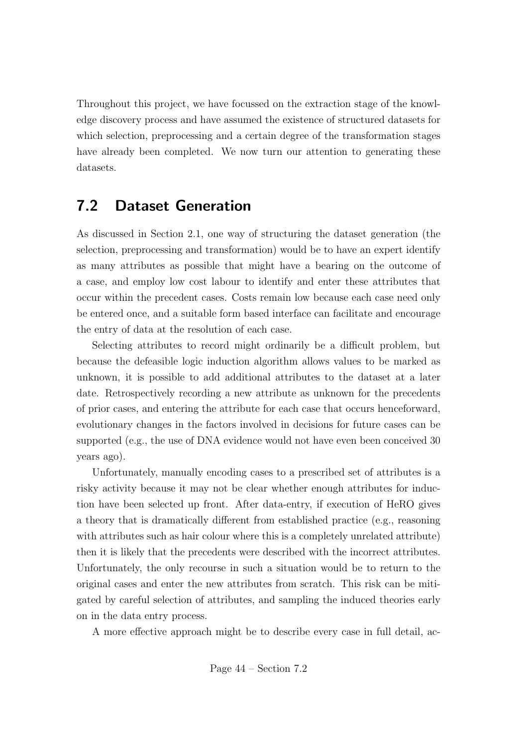Throughout this project, we have focussed on the extraction stage of the knowledge discovery process and have assumed the existence of structured datasets for which selection, preprocessing and a certain degree of the transformation stages have already been completed. We now turn our attention to generating these datasets.

## 7.2 Dataset Generation

As discussed in Section 2.1, one way of structuring the dataset generation (the selection, preprocessing and transformation) would be to have an expert identify as many attributes as possible that might have a bearing on the outcome of a case, and employ low cost labour to identify and enter these attributes that occur within the precedent cases. Costs remain low because each case need only be entered once, and a suitable form based interface can facilitate and encourage the entry of data at the resolution of each case.

Selecting attributes to record might ordinarily be a difficult problem, but because the defeasible logic induction algorithm allows values to be marked as unknown, it is possible to add additional attributes to the dataset at a later date. Retrospectively recording a new attribute as unknown for the precedents of prior cases, and entering the attribute for each case that occurs henceforward, evolutionary changes in the factors involved in decisions for future cases can be supported (e.g., the use of DNA evidence would not have even been conceived 30 years ago).

Unfortunately, manually encoding cases to a prescribed set of attributes is a risky activity because it may not be clear whether enough attributes for induction have been selected up front. After data-entry, if execution of HeRO gives a theory that is dramatically different from established practice (e.g., reasoning with attributes such as hair colour where this is a completely unrelated attribute) then it is likely that the precedents were described with the incorrect attributes. Unfortunately, the only recourse in such a situation would be to return to the original cases and enter the new attributes from scratch. This risk can be mitigated by careful selection of attributes, and sampling the induced theories early on in the data entry process.

A more effective approach might be to describe every case in full detail, ac-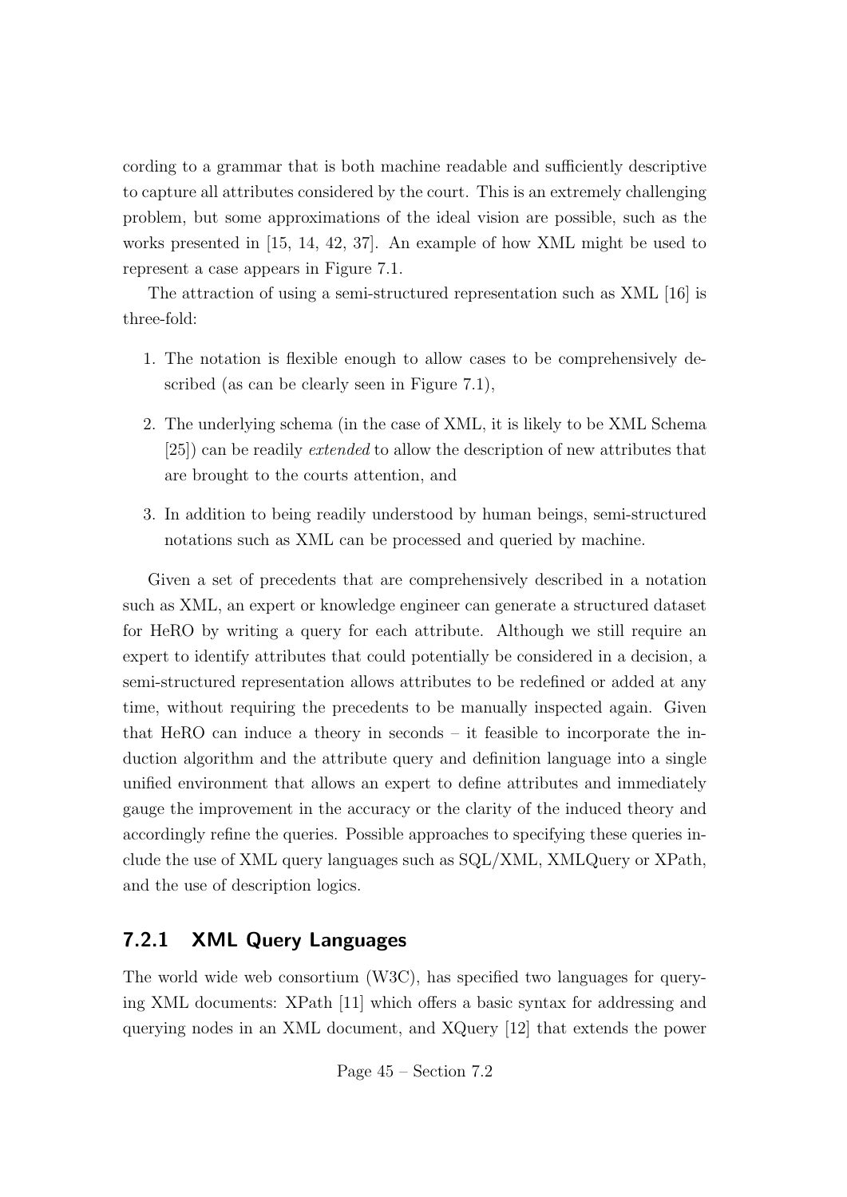cording to a grammar that is both machine readable and sufficiently descriptive to capture all attributes considered by the court. This is an extremely challenging problem, but some approximations of the ideal vision are possible, such as the works presented in [15, 14, 42, 37]. An example of how XML might be used to represent a case appears in Figure 7.1.

The attraction of using a semi-structured representation such as XML [16] is three-fold:

1. The notation is flexible enough to allow cases to be comprehensively described (as can be clearly seen in Figure 7.1),
2. The underlying schema (in the case of XML, it is likely to be XML Schema [25]) can be readily *extended* to allow the description of new attributes that are brought to the courts attention, and
3. In addition to being readily understood by human beings, semi-structured notations such as XML can be processed and queried by machine.

Given a set of precedents that are comprehensively described in a notation such as XML, an expert or knowledge engineer can generate a structured dataset for HeRO by writing a query for each attribute. Although we still require an expert to identify attributes that could potentially be considered in a decision, a semi-structured representation allows attributes to be redefined or added at any time, without requiring the precedents to be manually inspected again. Given that HeRO can induce a theory in seconds – it feasible to incorporate the induction algorithm and the attribute query and definition language into a single unified environment that allows an expert to define attributes and immediately gauge the improvement in the accuracy or the clarity of the induced theory and accordingly refine the queries. Possible approaches to specifying these queries include the use of XML query languages such as SQL/XML, XMLQuery or XPath, and the use of description logics.

### 7.2.1 XML Query Languages

The world wide web consortium (W3C), has specified two languages for querying XML documents: XPath [11] which offers a basic syntax for addressing and querying nodes in an XML document, and XQuery [12] that extends the power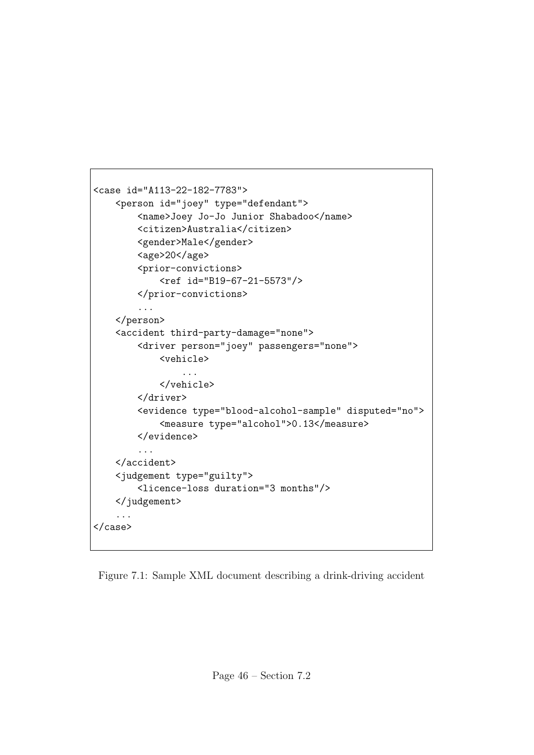```
<case id="A113-22-182-7783">
    <person id="joey" type="defendant">
        <name>Joey Jo-Jo Junior Shabadoo</name>
        <citizen>Australia</citizen>
        <gender>Male</gender>
        <age>20</age>
        <prior-convictions>
            <ref id="B19-67-21-5573"/>
        </prior-convictions>
        ...
    </person>
    <accident third-party-damage="none">
        <driver person="joey" passengers="none">
            <vehicle>
                ...
            </vehicle>
        </driver>
        <evidence type="blood-alcohol-sample" disputed="no">
            <measure type="alcohol">0.13</measure>
        </evidence>
        ...
    </accident>
    <judgement type="guilty">
        <licence-loss duration="3 months"/>
    </judgement>
    ...
</case>
```

Figure 7.1: Sample XML document describing a drink-driving accident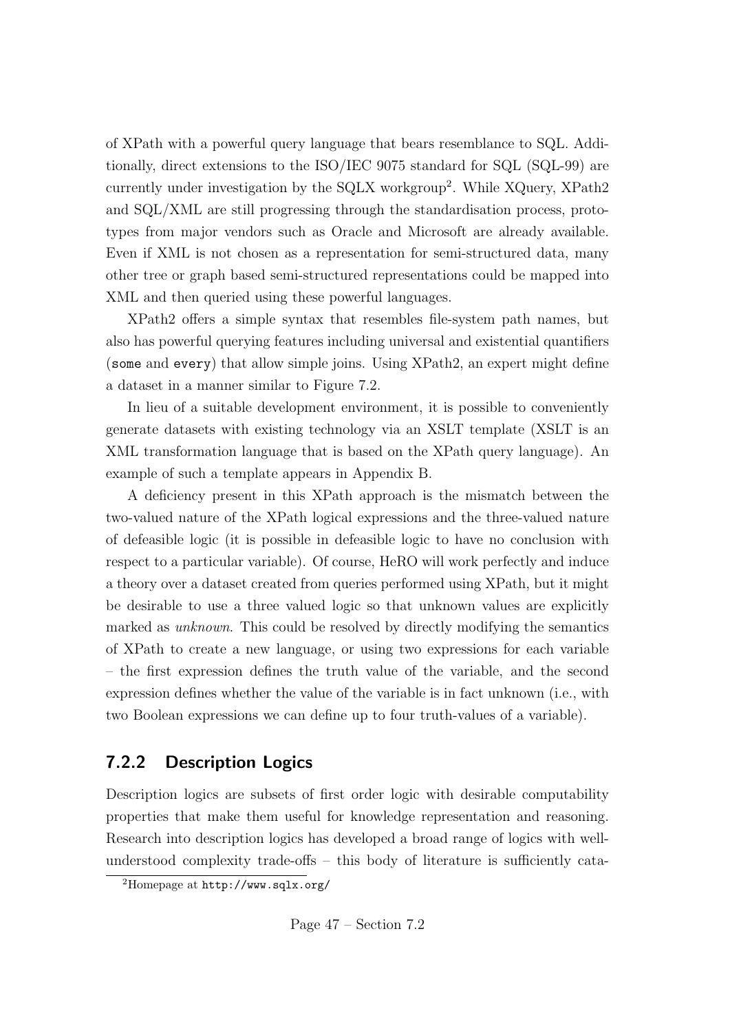of XPath with a powerful query language that bears resemblance to SQL. Additionally, direct extensions to the ISO/IEC 9075 standard for SQL (SQL-99) are currently under investigation by the SQLX workgroup[2]. While XQuery, XPath2 and SQL/XML are still progressing through the standardisation process, prototypes from major vendors such as Oracle and Microsoft are already available. Even if XML is not chosen as a representation for semi-structured data, many other tree or graph based semi-structured representations could be mapped into XML and then queried using these powerful languages.

XPath2 offers a simple syntax that resembles file-system path names, but also has powerful querying features including universal and existential quantifiers (`some` and `every`) that allow simple joins. Using XPath2, an expert might define a dataset in a manner similar to Figure 7.2.

In lieu of a suitable development environment, it is possible to conveniently generate datasets with existing technology via an XSLT template (XSLT is an XML transformation language that is based on the XPath query language). An example of such a template appears in Appendix B.

A deficiency present in this XPath approach is the mismatch between the two-valued nature of the XPath logical expressions and the three-valued nature of defeasible logic (it is possible in defeasible logic to have no conclusion with respect to a particular variable). Of course, HeRO will work perfectly and induce a theory over a dataset created from queries performed using XPath, but it might be desirable to use a three valued logic so that unknown values are explicitly marked as *unknown*. This could be resolved by directly modifying the semantics of XPath to create a new language, or using two expressions for each variable – the first expression defines the truth value of the variable, and the second expression defines whether the value of the variable is in fact unknown (i.e., with two Boolean expressions we can define up to four truth-values of a variable).

### 7.2.2 Description Logics

Description logics are subsets of first order logic with desirable computability properties that make them useful for knowledge representation and reasoning. Research into description logics has developed a broad range of logics with well-understood complexity trade-offs – this body of literature is sufficiently cata-

[2] Homepage at `http://www.sqlx.org/`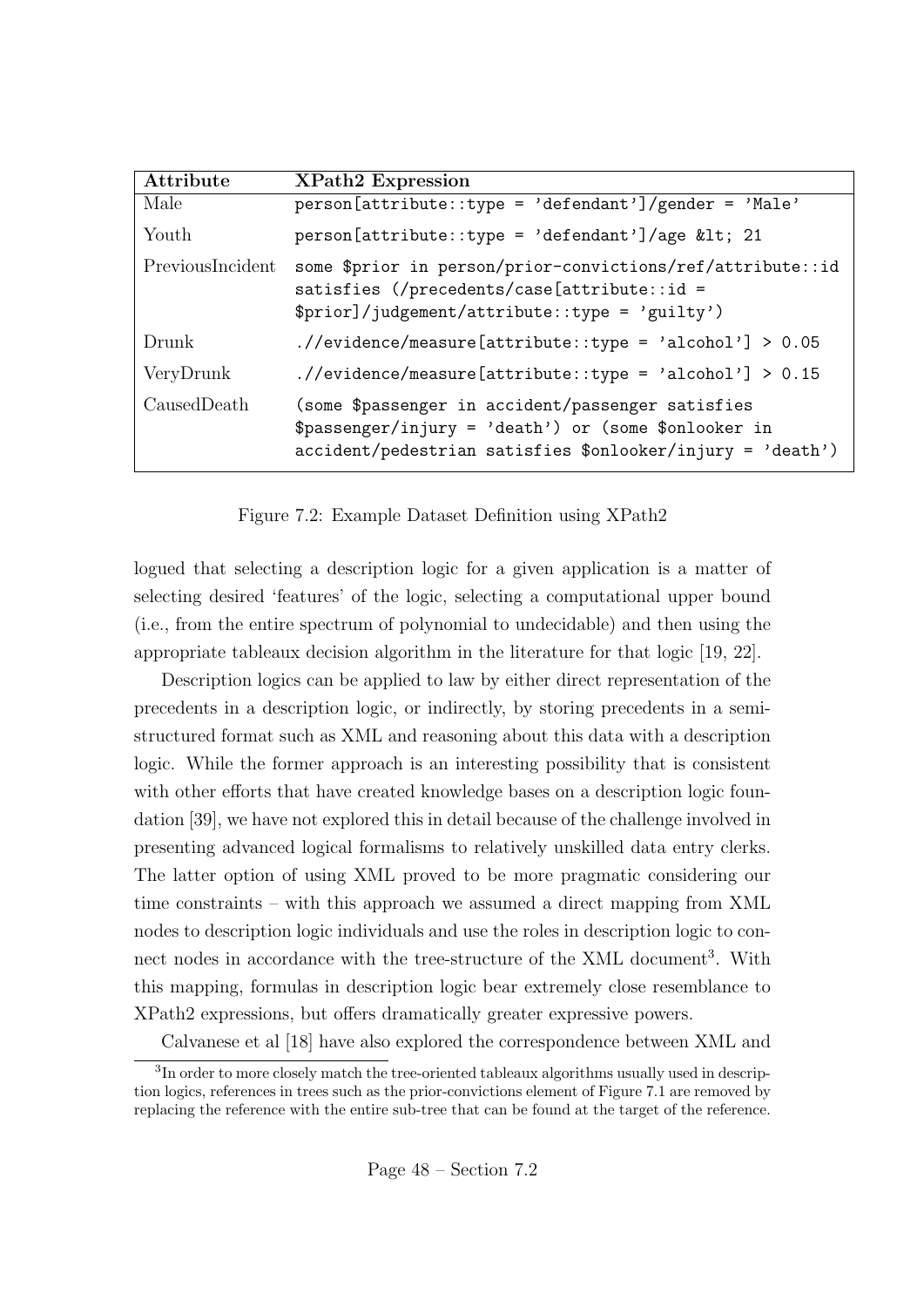| Attribute | XPath2 Expression |
|---|---|
| Male | `person[attribute::type = 'defendant']/gender = 'Male'` |
| Youth | `person[attribute::type = 'defendant']/age &lt; 21` |
| PreviousIncident | `some $prior in person/prior-convictions/ref/attribute::id satisfies (/precedents/case[attribute::id = $prior]/judgement/attribute::type = 'guilty')` |
| Drunk | `.//evidence/measure[attribute::type = 'alcohol'] > 0.05` |
| VeryDrunk | `.//evidence/measure[attribute::type = 'alcohol'] > 0.15` |
| CausedDeath | `(some $passenger in accident/passenger satisfies $passenger/injury = 'death') or (some $onlooker in accident/pedestrian satisfies $onlooker/injury = 'death')` |

Figure 7.2: Example Dataset Definition using XPath2

logued that selecting a description logic for a given application is a matter of selecting desired 'features' of the logic, selecting a computational upper bound (i.e., from the entire spectrum of polynomial to undecidable) and then using the appropriate tableaux decision algorithm in the literature for that logic [19, 22].

Description logics can be applied to law by either direct representation of the precedents in a description logic, or indirectly, by storing precedents in a semi-structured format such as XML and reasoning about this data with a description logic. While the former approach is an interesting possibility that is consistent with other efforts that have created knowledge bases on a description logic foundation [39], we have not explored this in detail because of the challenge involved in presenting advanced logical formalisms to relatively unskilled data entry clerks. The latter option of using XML proved to be more pragmatic considering our time constraints – with this approach we assumed a direct mapping from XML nodes to description logic individuals and use the roles in description logic to connect nodes in accordance with the tree-structure of the XML document[3]. With this mapping, formulas in description logic bear extremely close resemblance to XPath2 expressions, but offers dramatically greater expressive powers.

Calvanese et al [18] have also explored the correspondence between XML and

[3] In order to more closely match the tree-oriented tableaux algorithms usually used in description logics, references in trees such as the prior-convictions element of Figure 7.1 are removed by replacing the reference with the entire sub-tree that can be found at the target of the reference.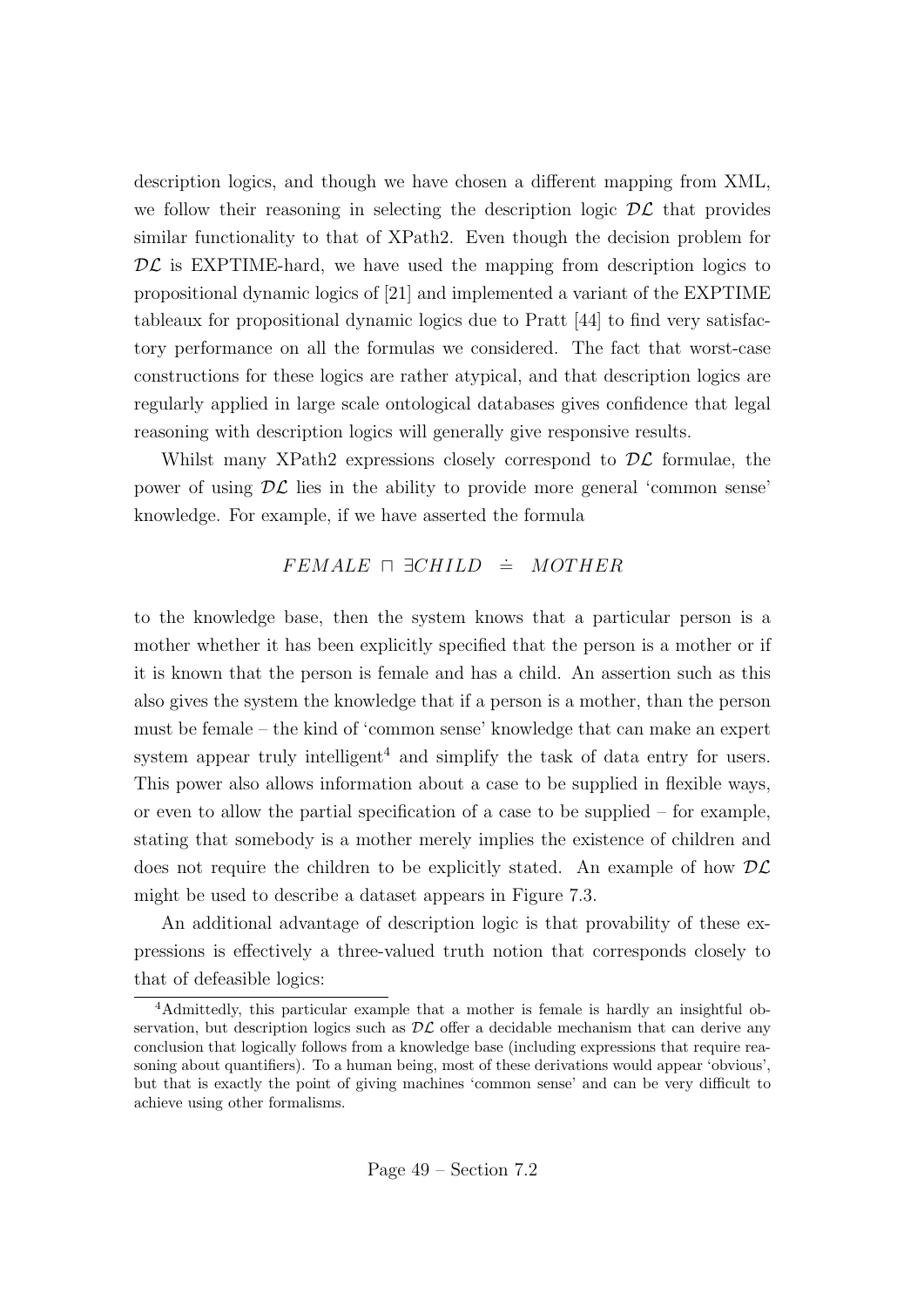description logics, and though we have chosen a different mapping from XML, we follow their reasoning in selecting the description logic $\mathcal{DL}$ that provides similar functionality to that of XPath2. Even though the decision problem for $\mathcal{DL}$ is EXPTIME-hard, we have used the mapping from description logics to propositional dynamic logics of [21] and implemented a variant of the EXPTIME tableaux for propositional dynamic logics due to Pratt [44] to find very satisfactory performance on all the formulas we considered. The fact that worst-case constructions for these logics are rather atypical, and that description logics are regularly applied in large scale ontological databases gives confidence that legal reasoning with description logics will generally give responsive results.

Whilst many XPath2 expressions closely correspond to $\mathcal{DL}$ formulae, the power of using $\mathcal{DL}$ lies in the ability to provide more general 'common sense' knowledge. For example, if we have asserted the formula

$$FEMALE \sqcap \exists CHILD \doteq MOTHER$$

to the knowledge base, then the system knows that a particular person is a mother whether it has been explicitly specified that the person is a mother or if it is known that the person is female and has a child. An assertion such as this also gives the system the knowledge that if a person is a mother, than the person must be female – the kind of 'common sense' knowledge that can make an expert system appear truly intelligent[4] and simplify the task of data entry for users. This power also allows information about a case to be supplied in flexible ways, or even to allow the partial specification of a case to be supplied – for example, stating that somebody is a mother merely implies the existence of children and does not require the children to be explicitly stated. An example of how $\mathcal{DL}$ might be used to describe a dataset appears in Figure 7.3.

An additional advantage of description logic is that provability of these expressions is effectively a three-valued truth notion that corresponds closely to that of defeasible logics:

[4] Admittedly, this particular example that a mother is female is hardly an insightful observation, but description logics such as $\mathcal{DL}$ offer a decidable mechanism that can derive any conclusion that logically follows from a knowledge base (including expressions that require reasoning about quantifiers). To a human being, most of these derivations would appear 'obvious', but that is exactly the point of giving machines 'common sense' and can be very difficult to achieve using other formalisms.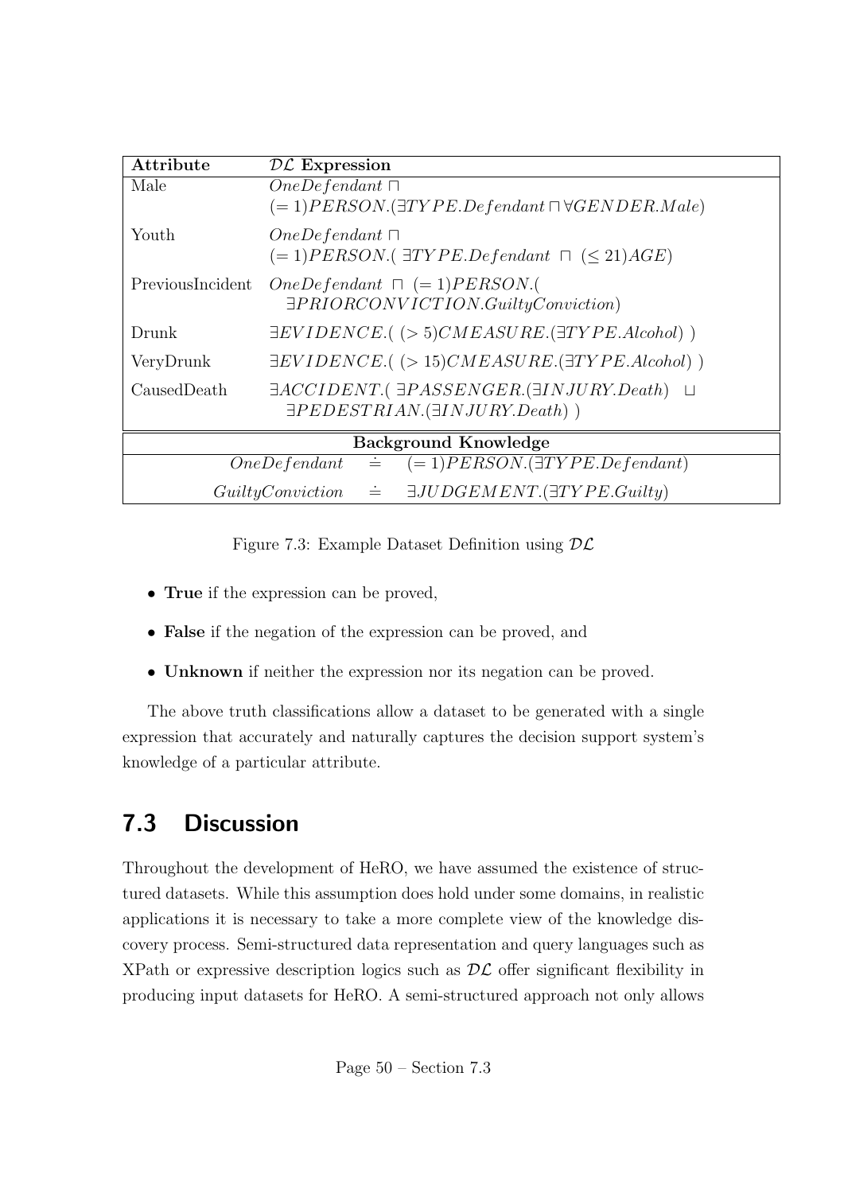| Attribute | $\mathcal{DL}$ Expression |
|---|---|
| Male | $OneDefendant \sqcap$ $(=1)PERSON.(\exists TYPE.Defendant \sqcap \forall GENDER.Male)$ |
| Youth | $OneDefendant \sqcap$ $(=1)PERSON.(\ \exists TYPE.Defendant\ \sqcap\ (\leq 21)AGE)$ |
| PreviousIncident | $OneDefendant\ \sqcap\ (=1)PERSON.($ $\exists PRIORCONVICTION.GuiltyConviction)$ |
| Drunk | $\exists EVIDENCE.(\ (>5)CMEASURE.(\exists TYPE.Alcohol)\ )$ |
| VeryDrunk | $\exists EVIDENCE.(\ (>15)CMEASURE.(\exists TYPE.Alcohol)\ )$ |
| CausedDeath | $\exists ACCIDENT.(\ \exists PASSENGER.(\exists INJURY.Death)\ \sqcup$ $\exists PEDESTRIAN.(\exists INJURY.Death)\ )$ |

| Background Knowledge |
|---|
| $OneDefendant \doteq (=1)PERSON.(\exists TYPE.Defendant)$ |
| $GuiltyConviction \doteq \exists JUDGEMENT.(\exists TYPE.Guilty)$ |

Figure 7.3: Example Dataset Definition using $\mathcal{DL}$

- **True** if the expression can be proved,
- **False** if the negation of the expression can be proved, and
- **Unknown** if neither the expression nor its negation can be proved.

The above truth classifications allow a dataset to be generated with a single expression that accurately and naturally captures the decision support system's knowledge of a particular attribute.

## 7.3 Discussion

Throughout the development of HeRO, we have assumed the existence of structured datasets. While this assumption does hold under some domains, in realistic applications it is necessary to take a more complete view of the knowledge discovery process. Semi-structured data representation and query languages such as XPath or expressive description logics such as $\mathcal{DL}$ offer significant flexibility in producing input datasets for HeRO. A semi-structured approach not only allows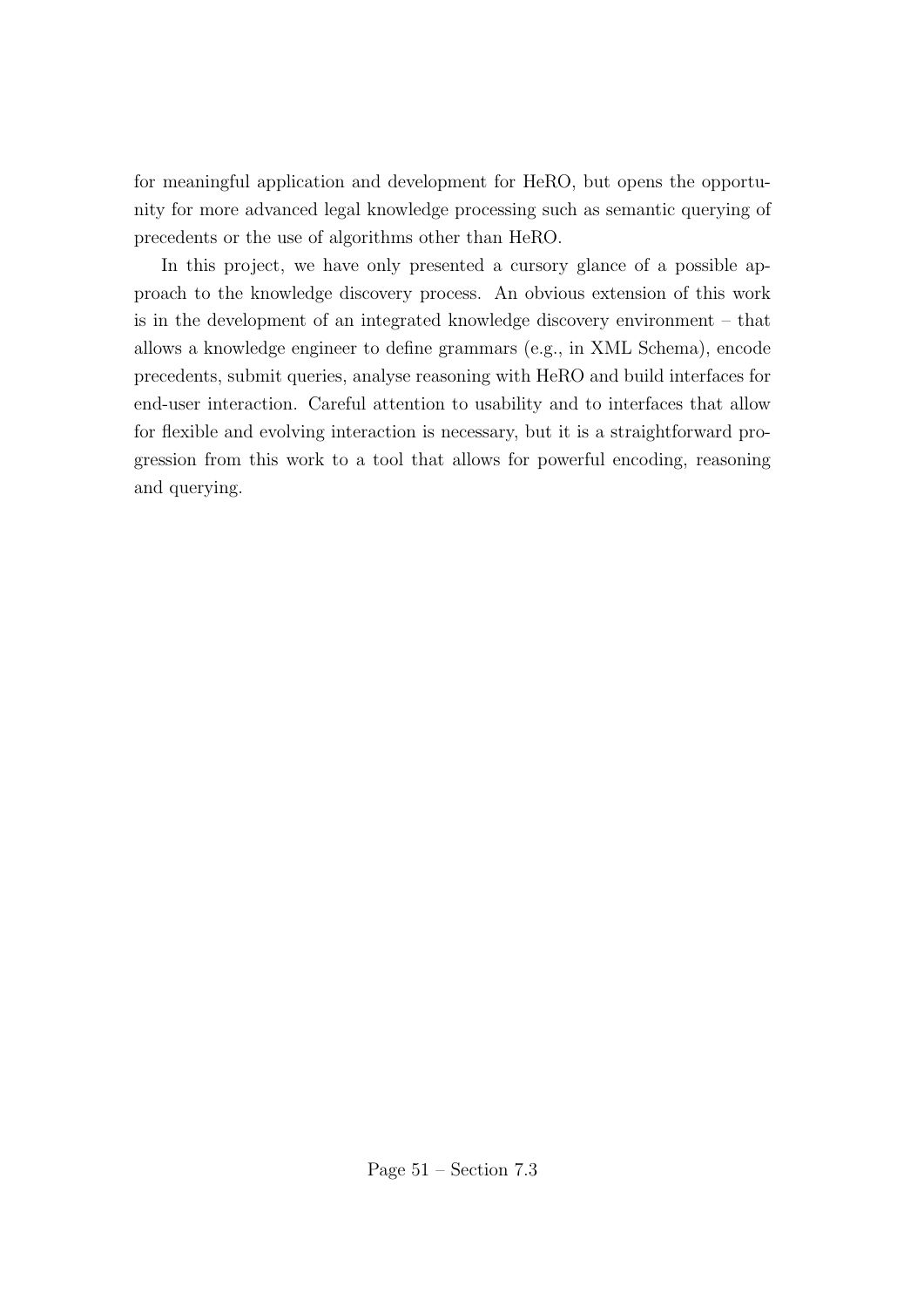for meaningful application and development for HeRO, but opens the opportunity for more advanced legal knowledge processing such as semantic querying of precedents or the use of algorithms other than HeRO.

In this project, we have only presented a cursory glance of a possible approach to the knowledge discovery process. An obvious extension of this work is in the development of an integrated knowledge discovery environment – that allows a knowledge engineer to define grammars (e.g., in XML Schema), encode precedents, submit queries, analyse reasoning with HeRO and build interfaces for end-user interaction. Careful attention to usability and to interfaces that allow for flexible and evolving interaction is necessary, but it is a straightforward progression from this work to a tool that allows for powerful encoding, reasoning and querying.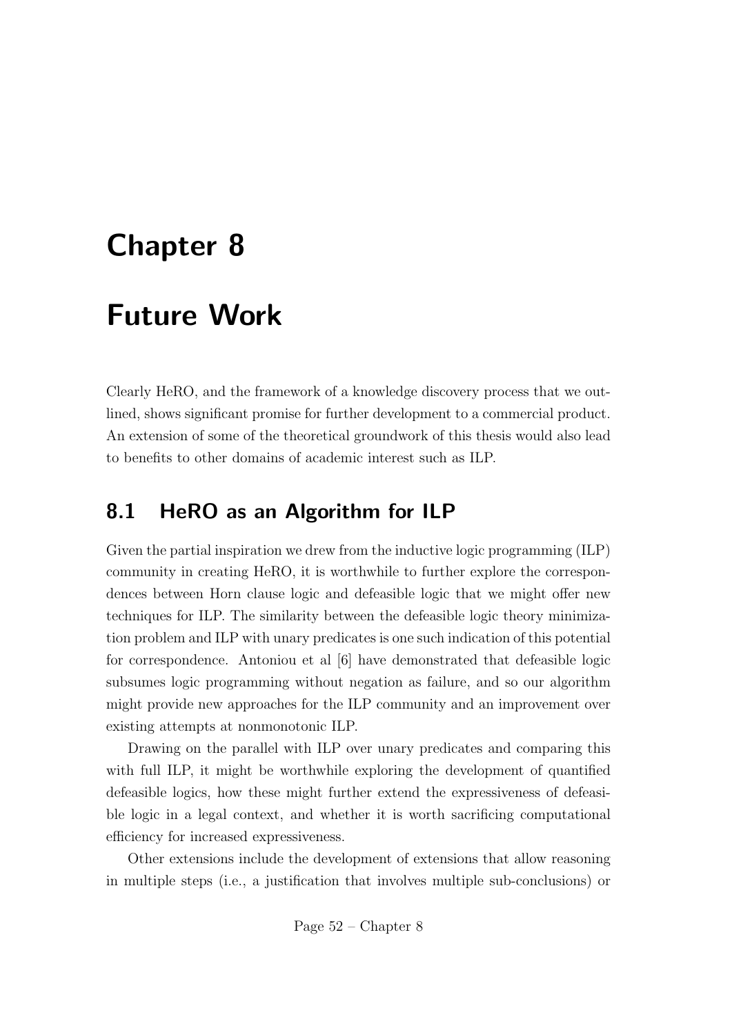# Chapter 8

# Future Work

Clearly HeRO, and the framework of a knowledge discovery process that we outlined, shows significant promise for further development to a commercial product. An extension of some of the theoretical groundwork of this thesis would also lead to benefits to other domains of academic interest such as ILP.

## 8.1 HeRO as an Algorithm for ILP

Given the partial inspiration we drew from the inductive logic programming (ILP) community in creating HeRO, it is worthwhile to further explore the correspondences between Horn clause logic and defeasible logic that we might offer new techniques for ILP. The similarity between the defeasible logic theory minimization problem and ILP with unary predicates is one such indication of this potential for correspondence. Antoniou et al [6] have demonstrated that defeasible logic subsumes logic programming without negation as failure, and so our algorithm might provide new approaches for the ILP community and an improvement over existing attempts at nonmonotonic ILP.

Drawing on the parallel with ILP over unary predicates and comparing this with full ILP, it might be worthwhile exploring the development of quantified defeasible logics, how these might further extend the expressiveness of defeasible logic in a legal context, and whether it is worth sacrificing computational efficiency for increased expressiveness.

Other extensions include the development of extensions that allow reasoning in multiple steps (i.e., a justification that involves multiple sub-conclusions) or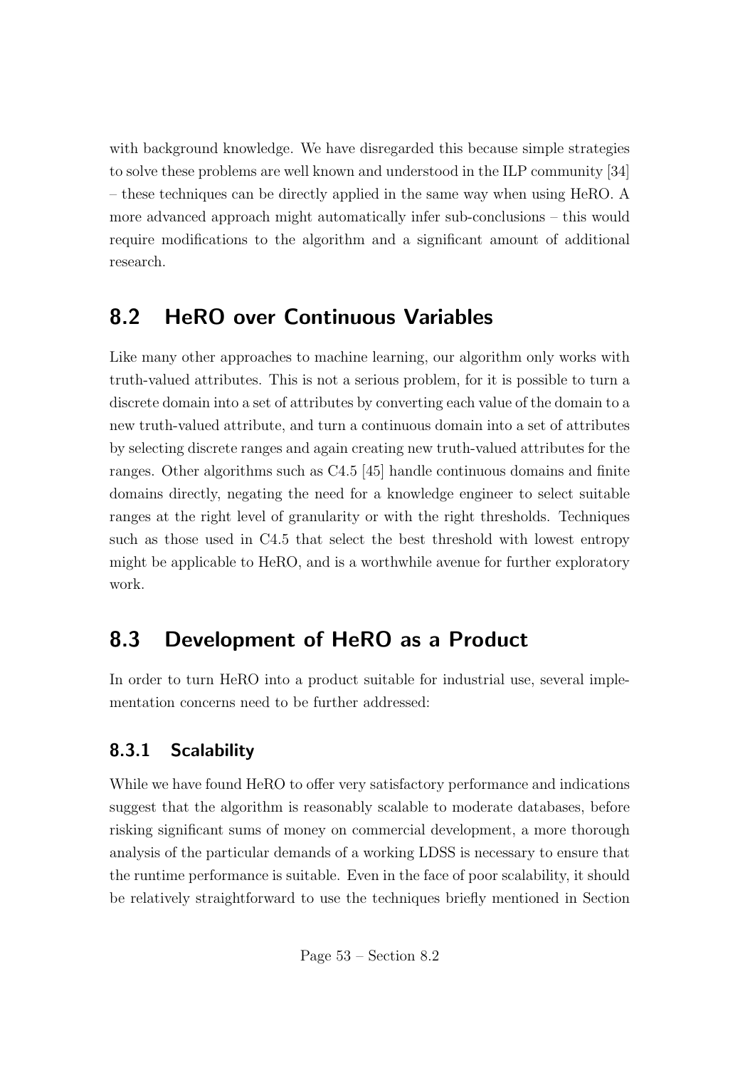with background knowledge. We have disregarded this because simple strategies to solve these problems are well known and understood in the ILP community [34] – these techniques can be directly applied in the same way when using HeRO. A more advanced approach might automatically infer sub-conclusions – this would require modifications to the algorithm and a significant amount of additional research.

## 8.2 HeRO over Continuous Variables

Like many other approaches to machine learning, our algorithm only works with truth-valued attributes. This is not a serious problem, for it is possible to turn a discrete domain into a set of attributes by converting each value of the domain to a new truth-valued attribute, and turn a continuous domain into a set of attributes by selecting discrete ranges and again creating new truth-valued attributes for the ranges. Other algorithms such as C4.5 [45] handle continuous domains and finite domains directly, negating the need for a knowledge engineer to select suitable ranges at the right level of granularity or with the right thresholds. Techniques such as those used in C4.5 that select the best threshold with lowest entropy might be applicable to HeRO, and is a worthwhile avenue for further exploratory work.

## 8.3 Development of HeRO as a Product

In order to turn HeRO into a product suitable for industrial use, several implementation concerns need to be further addressed:

### 8.3.1 Scalability

While we have found HeRO to offer very satisfactory performance and indications suggest that the algorithm is reasonably scalable to moderate databases, before risking significant sums of money on commercial development, a more thorough analysis of the particular demands of a working LDSS is necessary to ensure that the runtime performance is suitable. Even in the face of poor scalability, it should be relatively straightforward to use the techniques briefly mentioned in Section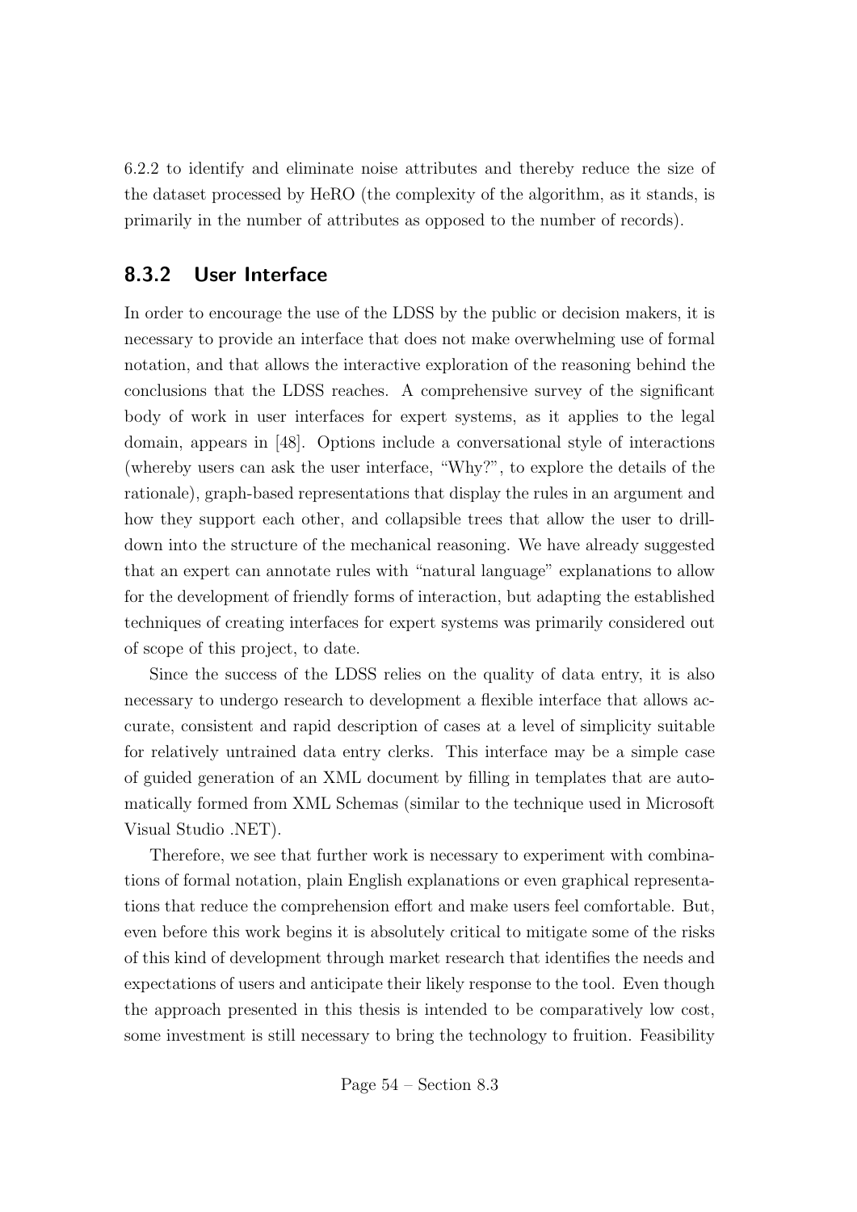6.2.2 to identify and eliminate noise attributes and thereby reduce the size of the dataset processed by HeRO (the complexity of the algorithm, as it stands, is primarily in the number of attributes as opposed to the number of records).

### 8.3.2 User Interface

In order to encourage the use of the LDSS by the public or decision makers, it is necessary to provide an interface that does not make overwhelming use of formal notation, and that allows the interactive exploration of the reasoning behind the conclusions that the LDSS reaches. A comprehensive survey of the significant body of work in user interfaces for expert systems, as it applies to the legal domain, appears in [48]. Options include a conversational style of interactions (whereby users can ask the user interface, "Why?", to explore the details of the rationale), graph-based representations that display the rules in an argument and how they support each other, and collapsible trees that allow the user to drill-down into the structure of the mechanical reasoning. We have already suggested that an expert can annotate rules with "natural language" explanations to allow for the development of friendly forms of interaction, but adapting the established techniques of creating interfaces for expert systems was primarily considered out of scope of this project, to date.

Since the success of the LDSS relies on the quality of data entry, it is also necessary to undergo research to development a flexible interface that allows accurate, consistent and rapid description of cases at a level of simplicity suitable for relatively untrained data entry clerks. This interface may be a simple case of guided generation of an XML document by filling in templates that are automatically formed from XML Schemas (similar to the technique used in Microsoft Visual Studio .NET).

Therefore, we see that further work is necessary to experiment with combinations of formal notation, plain English explanations or even graphical representations that reduce the comprehension effort and make users feel comfortable. But, even before this work begins it is absolutely critical to mitigate some of the risks of this kind of development through market research that identifies the needs and expectations of users and anticipate their likely response to the tool. Even though the approach presented in this thesis is intended to be comparatively low cost, some investment is still necessary to bring the technology to fruition. Feasibility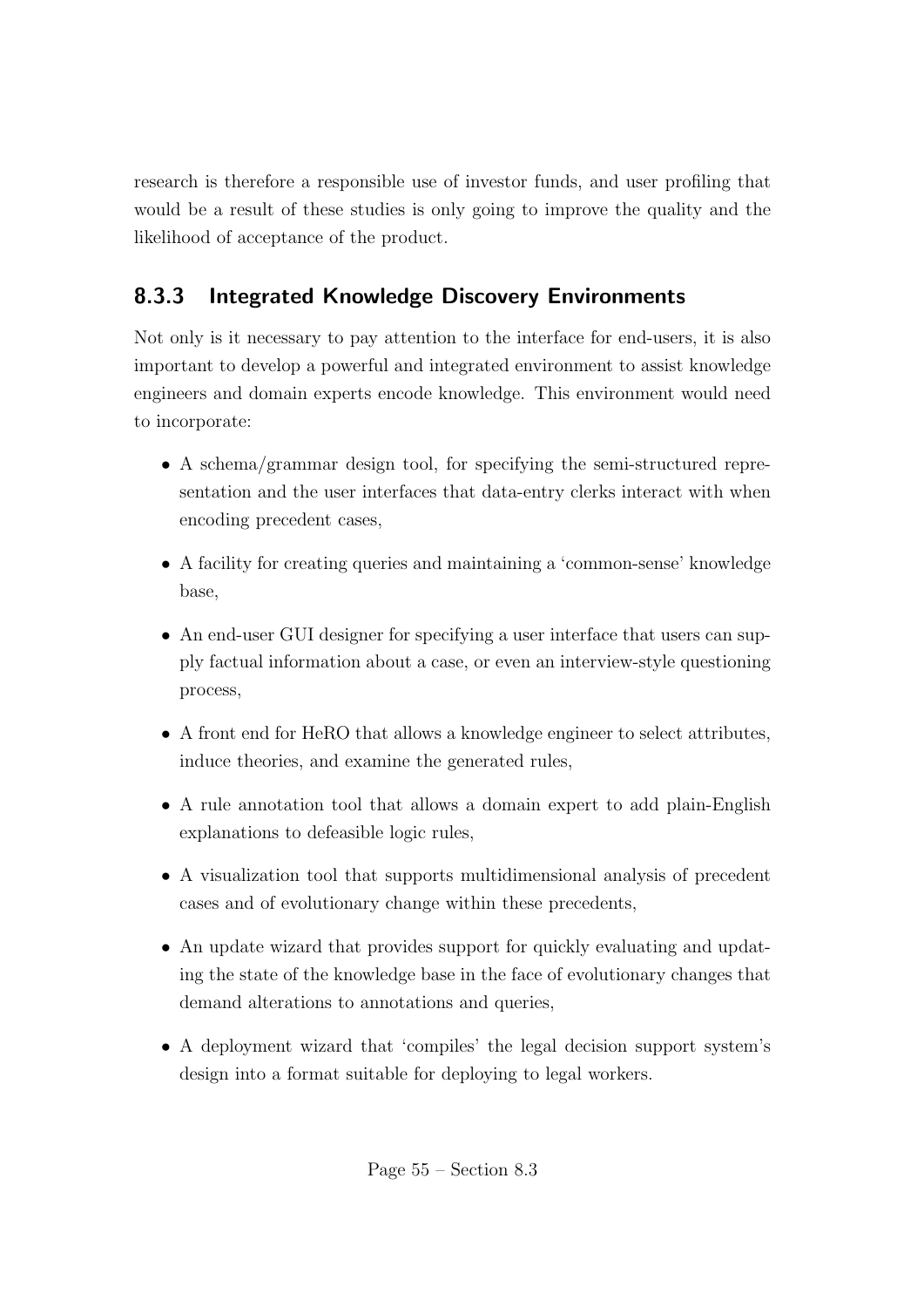research is therefore a responsible use of investor funds, and user profiling that would be a result of these studies is only going to improve the quality and the likelihood of acceptance of the product.

### 8.3.3 Integrated Knowledge Discovery Environments

Not only is it necessary to pay attention to the interface for end-users, it is also important to develop a powerful and integrated environment to assist knowledge engineers and domain experts encode knowledge. This environment would need to incorporate:

- A schema/grammar design tool, for specifying the semi-structured representation and the user interfaces that data-entry clerks interact with when encoding precedent cases,
- A facility for creating queries and maintaining a 'common-sense' knowledge base,
- An end-user GUI designer for specifying a user interface that users can supply factual information about a case, or even an interview-style questioning process,
- A front end for HeRO that allows a knowledge engineer to select attributes, induce theories, and examine the generated rules,
- A rule annotation tool that allows a domain expert to add plain-English explanations to defeasible logic rules,
- A visualization tool that supports multidimensional analysis of precedent cases and of evolutionary change within these precedents,
- An update wizard that provides support for quickly evaluating and updating the state of the knowledge base in the face of evolutionary changes that demand alterations to annotations and queries,
- A deployment wizard that 'compiles' the legal decision support system's design into a format suitable for deploying to legal workers.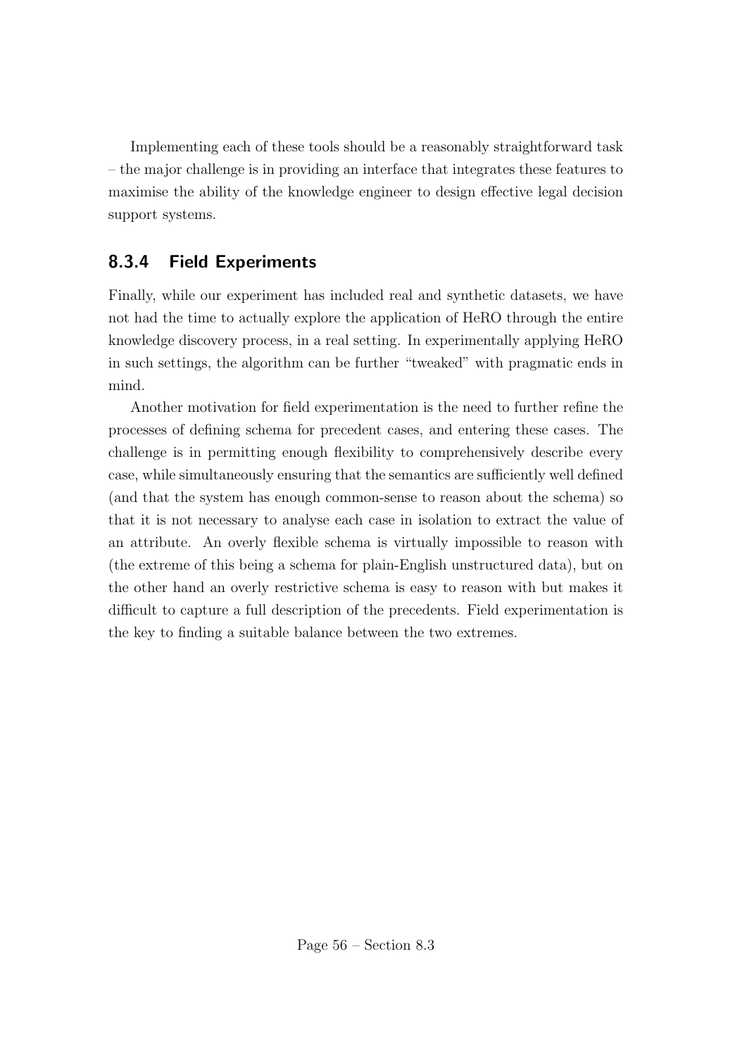Implementing each of these tools should be a reasonably straightforward task – the major challenge is in providing an interface that integrates these features to maximise the ability of the knowledge engineer to design effective legal decision support systems.

### 8.3.4 Field Experiments

Finally, while our experiment has included real and synthetic datasets, we have not had the time to actually explore the application of HeRO through the entire knowledge discovery process, in a real setting. In experimentally applying HeRO in such settings, the algorithm can be further "tweaked" with pragmatic ends in mind.

Another motivation for field experimentation is the need to further refine the processes of defining schema for precedent cases, and entering these cases. The challenge is in permitting enough flexibility to comprehensively describe every case, while simultaneously ensuring that the semantics are sufficiently well defined (and that the system has enough common-sense to reason about the schema) so that it is not necessary to analyse each case in isolation to extract the value of an attribute. An overly flexible schema is virtually impossible to reason with (the extreme of this being a schema for plain-English unstructured data), but on the other hand an overly restrictive schema is easy to reason with but makes it difficult to capture a full description of the precedents. Field experimentation is the key to finding a suitable balance between the two extremes.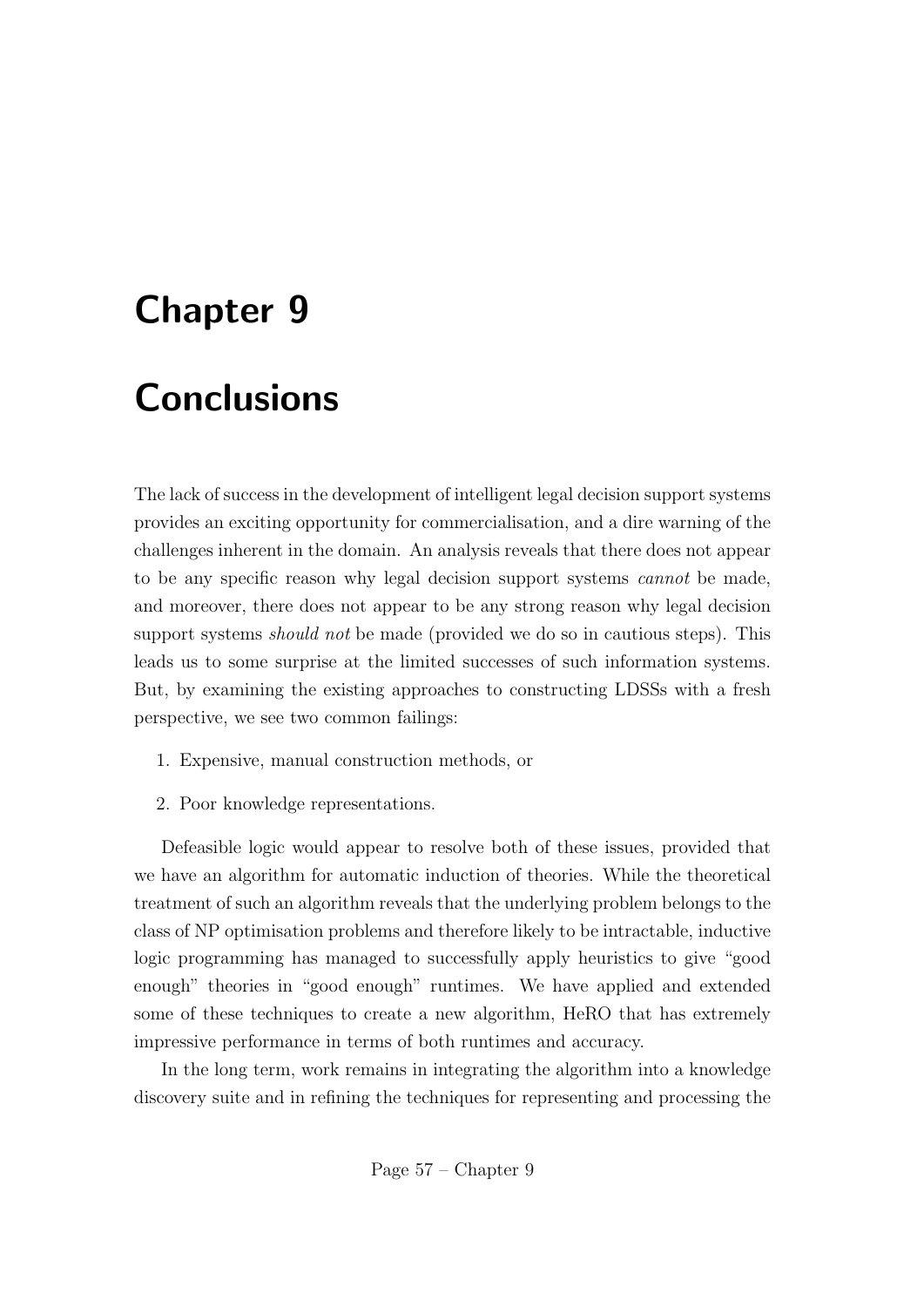# Chapter 9

# Conclusions

The lack of success in the development of intelligent legal decision support systems provides an exciting opportunity for commercialisation, and a dire warning of the challenges inherent in the domain. An analysis reveals that there does not appear to be any specific reason why legal decision support systems *cannot* be made, and moreover, there does not appear to be any strong reason why legal decision support systems *should not* be made (provided we do so in cautious steps). This leads us to some surprise at the limited successes of such information systems. But, by examining the existing approaches to constructing LDSSs with a fresh perspective, we see two common failings:

1. Expensive, manual construction methods, or
2. Poor knowledge representations.

Defeasible logic would appear to resolve both of these issues, provided that we have an algorithm for automatic induction of theories. While the theoretical treatment of such an algorithm reveals that the underlying problem belongs to the class of NP optimisation problems and therefore likely to be intractable, inductive logic programming has managed to successfully apply heuristics to give "good enough" theories in "good enough" runtimes. We have applied and extended some of these techniques to create a new algorithm, HeRO that has extremely impressive performance in terms of both runtimes and accuracy.

In the long term, work remains in integrating the algorithm into a knowledge discovery suite and in refining the techniques for representing and processing the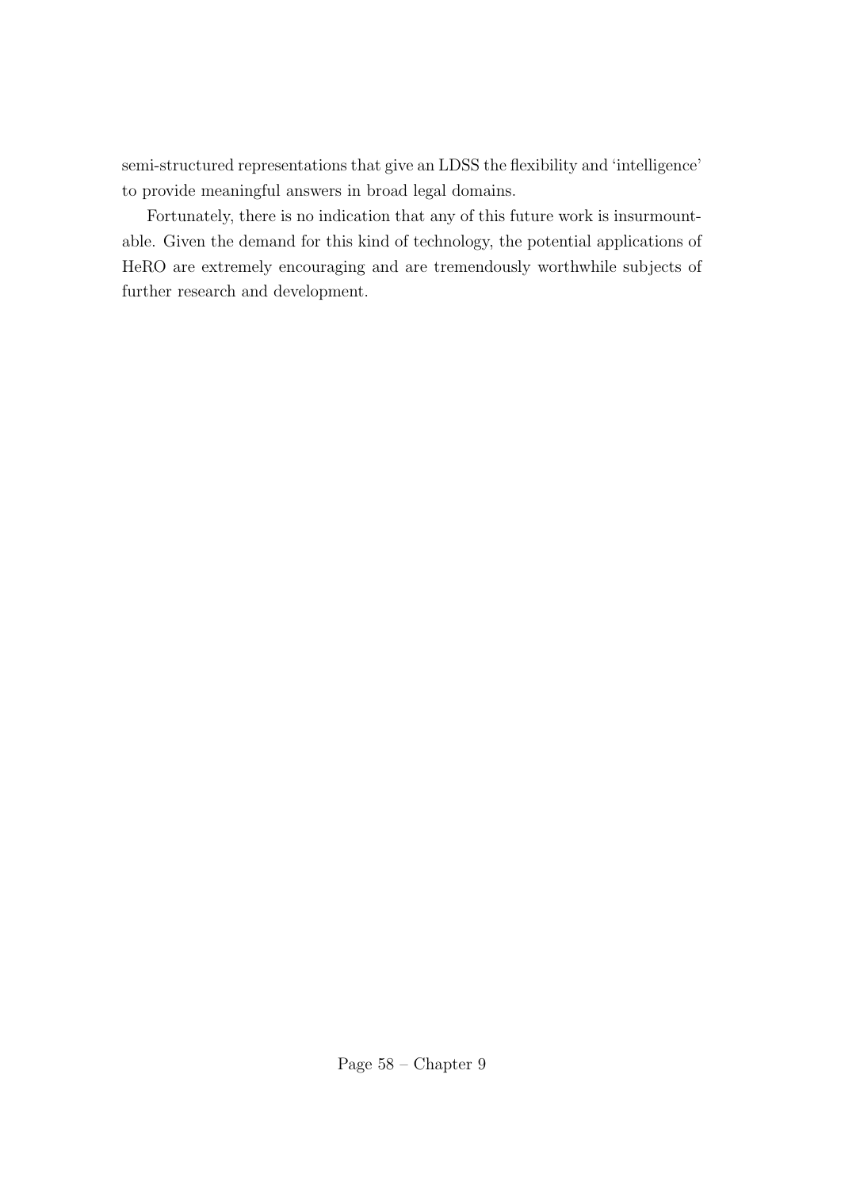semi-structured representations that give an LDSS the flexibility and 'intelligence' to provide meaningful answers in broad legal domains.

Fortunately, there is no indication that any of this future work is insurmountable. Given the demand for this kind of technology, the potential applications of HeRO are extremely encouraging and are tremendously worthwhile subjects of further research and development.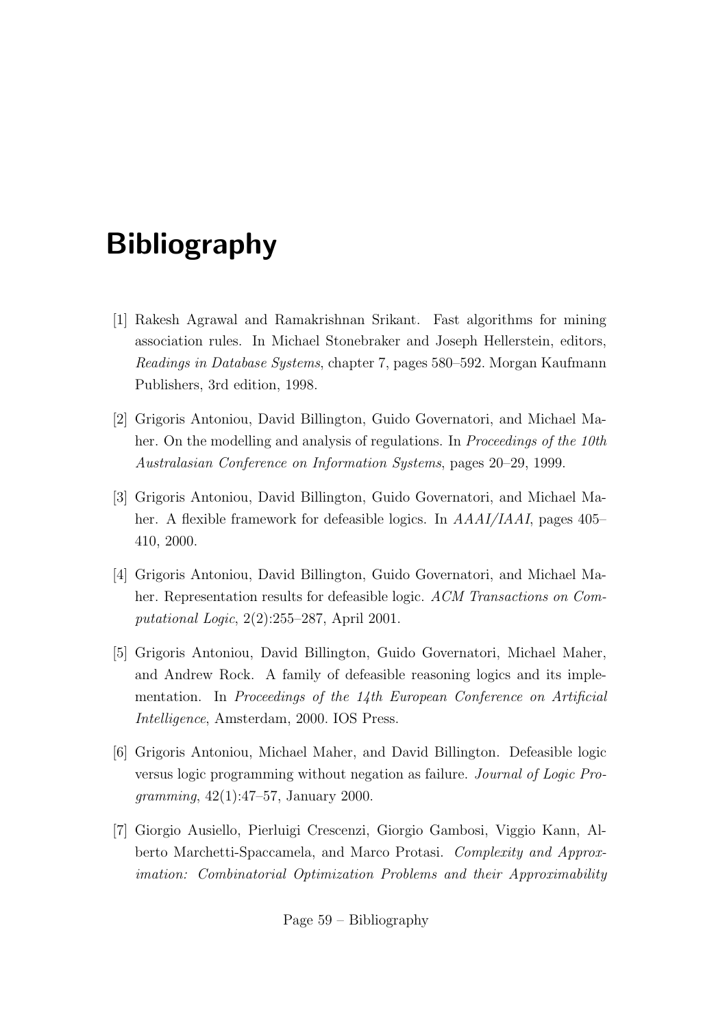# Bibliography

[1] Rakesh Agrawal and Ramakrishnan Srikant. Fast algorithms for mining association rules. In Michael Stonebraker and Joseph Hellerstein, editors, *Readings in Database Systems*, chapter 7, pages 580–592. Morgan Kaufmann Publishers, 3rd edition, 1998.

[2] Grigoris Antoniou, David Billington, Guido Governatori, and Michael Maher. On the modelling and analysis of regulations. In *Proceedings of the 10th Australasian Conference on Information Systems*, pages 20–29, 1999.

[3] Grigoris Antoniou, David Billington, Guido Governatori, and Michael Maher. A flexible framework for defeasible logics. In *AAAI/IAAI*, pages 405–410, 2000.

[4] Grigoris Antoniou, David Billington, Guido Governatori, and Michael Maher. Representation results for defeasible logic. *ACM Transactions on Computational Logic*, 2(2):255–287, April 2001.

[5] Grigoris Antoniou, David Billington, Guido Governatori, Michael Maher, and Andrew Rock. A family of defeasible reasoning logics and its implementation. In *Proceedings of the 14th European Conference on Artificial Intelligence*, Amsterdam, 2000. IOS Press.

[6] Grigoris Antoniou, Michael Maher, and David Billington. Defeasible logic versus logic programming without negation as failure. *Journal of Logic Programming*, 42(1):47–57, January 2000.

[7] Giorgio Ausiello, Pierluigi Crescenzi, Giorgio Gambosi, Viggio Kann, Alberto Marchetti-Spaccamela, and Marco Protasi. *Complexity and Approximation: Combinatorial Optimization Problems and their Approximability*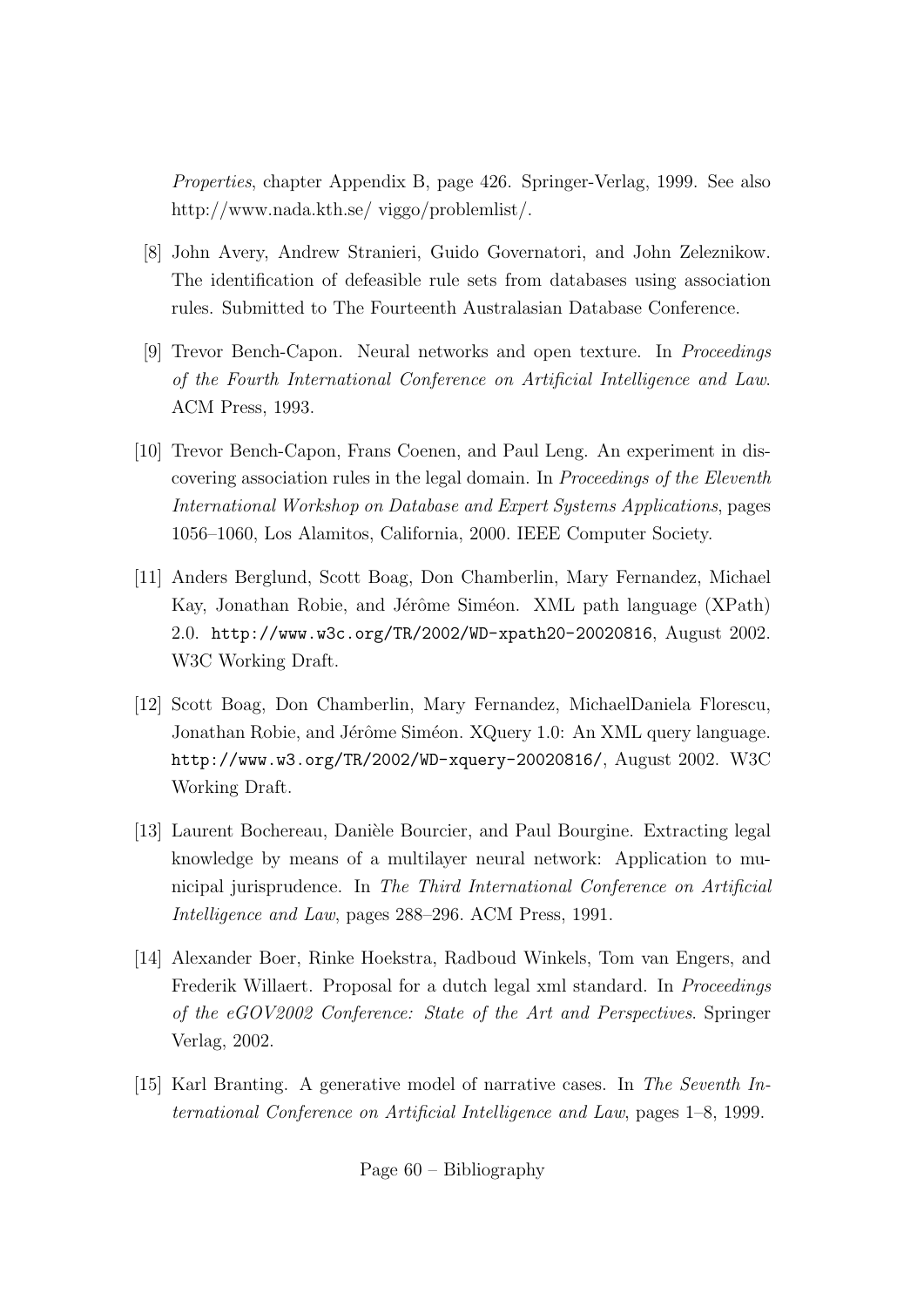*Properties*, chapter Appendix B, page 426. Springer-Verlag, 1999. See also http://www.nada.kth.se/ viggo/problemlist/.

[8] John Avery, Andrew Stranieri, Guido Governatori, and John Zeleznikow. The identification of defeasible rule sets from databases using association rules. Submitted to The Fourteenth Australasian Database Conference.

[9] Trevor Bench-Capon. Neural networks and open texture. In *Proceedings of the Fourth International Conference on Artificial Intelligence and Law*. ACM Press, 1993.

[10] Trevor Bench-Capon, Frans Coenen, and Paul Leng. An experiment in discovering association rules in the legal domain. In *Proceedings of the Eleventh International Workshop on Database and Expert Systems Applications*, pages 1056–1060, Los Alamitos, California, 2000. IEEE Computer Society.

[11] Anders Berglund, Scott Boag, Don Chamberlin, Mary Fernandez, Michael Kay, Jonathan Robie, and Jérôme Siméon. XML path language (XPath) 2.0. `http://www.w3c.org/TR/2002/WD-xpath20-20020816`, August 2002. W3C Working Draft.

[12] Scott Boag, Don Chamberlin, Mary Fernandez, MichaelDaniela Florescu, Jonathan Robie, and Jérôme Siméon. XQuery 1.0: An XML query language. `http://www.w3.org/TR/2002/WD-xquery-20020816/`, August 2002. W3C Working Draft.

[13] Laurent Bochereau, Danièle Bourcier, and Paul Bourgine. Extracting legal knowledge by means of a multilayer neural network: Application to municipal jurisprudence. In *The Third International Conference on Artificial Intelligence and Law*, pages 288–296. ACM Press, 1991.

[14] Alexander Boer, Rinke Hoekstra, Radboud Winkels, Tom van Engers, and Frederik Willaert. Proposal for a dutch legal xml standard. In *Proceedings of the eGOV2002 Conference: State of the Art and Perspectives*. Springer Verlag, 2002.

[15] Karl Branting. A generative model of narrative cases. In *The Seventh International Conference on Artificial Intelligence and Law*, pages 1–8, 1999.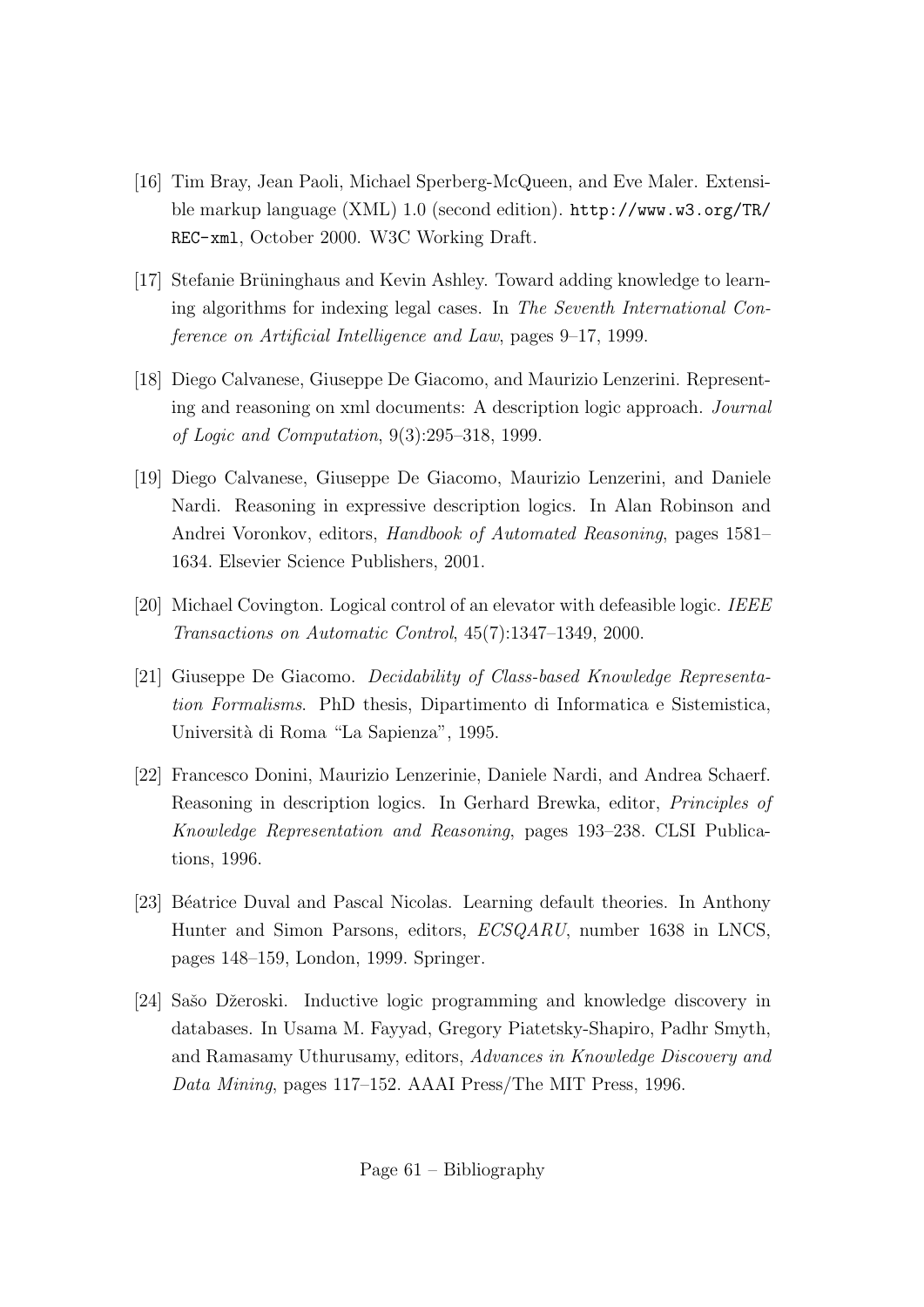[16] Tim Bray, Jean Paoli, Michael Sperberg-McQueen, and Eve Maler. Extensible markup language (XML) 1.0 (second edition). `http://www.w3.org/TR/REC-xml`, October 2000. W3C Working Draft.

[17] Stefanie Brüninghaus and Kevin Ashley. Toward adding knowledge to learning algorithms for indexing legal cases. In *The Seventh International Conference on Artificial Intelligence and Law*, pages 9–17, 1999.

[18] Diego Calvanese, Giuseppe De Giacomo, and Maurizio Lenzerini. Representing and reasoning on xml documents: A description logic approach. *Journal of Logic and Computation*, 9(3):295–318, 1999.

[19] Diego Calvanese, Giuseppe De Giacomo, Maurizio Lenzerini, and Daniele Nardi. Reasoning in expressive description logics. In Alan Robinson and Andrei Voronkov, editors, *Handbook of Automated Reasoning*, pages 1581–1634. Elsevier Science Publishers, 2001.

[20] Michael Covington. Logical control of an elevator with defeasible logic. *IEEE Transactions on Automatic Control*, 45(7):1347–1349, 2000.

[21] Giuseppe De Giacomo. *Decidability of Class-based Knowledge Representation Formalisms*. PhD thesis, Dipartimento di Informatica e Sistemistica, Università di Roma "La Sapienza", 1995.

[22] Francesco Donini, Maurizio Lenzerinie, Daniele Nardi, and Andrea Schaerf. Reasoning in description logics. In Gerhard Brewka, editor, *Principles of Knowledge Representation and Reasoning*, pages 193–238. CLSI Publications, 1996.

[23] Béatrice Duval and Pascal Nicolas. Learning default theories. In Anthony Hunter and Simon Parsons, editors, *ECSQARU*, number 1638 in LNCS, pages 148–159, London, 1999. Springer.

[24] Sašo Džeroski. Inductive logic programming and knowledge discovery in databases. In Usama M. Fayyad, Gregory Piatetsky-Shapiro, Padhr Smyth, and Ramasamy Uthurusamy, editors, *Advances in Knowledge Discovery and Data Mining*, pages 117–152. AAAI Press/The MIT Press, 1996.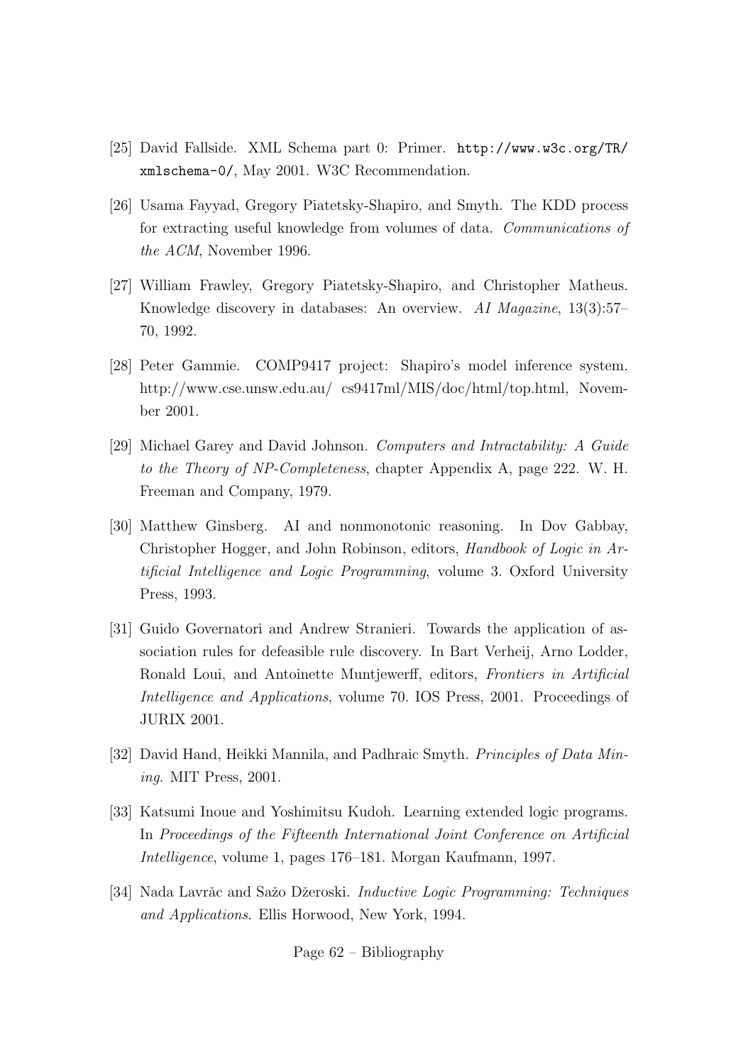[25] David Fallside. XML Schema part 0: Primer. `http://www.w3c.org/TR/xmlschema-0/`, May 2001. W3C Recommendation.

[26] Usama Fayyad, Gregory Piatetsky-Shapiro, and Smyth. The KDD process for extracting useful knowledge from volumes of data. *Communications of the ACM*, November 1996.

[27] William Frawley, Gregory Piatetsky-Shapiro, and Christopher Matheus. Knowledge discovery in databases: An overview. *AI Magazine*, 13(3):57–70, 1992.

[28] Peter Gammie. COMP9417 project: Shapiro's model inference system. http://www.cse.unsw.edu.au/ cs9417ml/MIS/doc/html/top.html, November 2001.

[29] Michael Garey and David Johnson. *Computers and Intractability: A Guide to the Theory of NP-Completeness*, chapter Appendix A, page 222. W. H. Freeman and Company, 1979.

[30] Matthew Ginsberg. AI and nonmonotonic reasoning. In Dov Gabbay, Christopher Hogger, and John Robinson, editors, *Handbook of Logic in Artificial Intelligence and Logic Programming*, volume 3. Oxford University Press, 1993.

[31] Guido Governatori and Andrew Stranieri. Towards the application of association rules for defeasible rule discovery. In Bart Verheij, Arno Lodder, Ronald Loui, and Antoinette Muntjewerff, editors, *Frontiers in Artificial Intelligence and Applications*, volume 70. IOS Press, 2001. Proceedings of JURIX 2001.

[32] David Hand, Heikki Mannila, and Padhraic Smyth. *Principles of Data Mining*. MIT Press, 2001.

[33] Katsumi Inoue and Yoshimitsu Kudoh. Learning extended logic programs. In *Proceedings of the Fifteenth International Joint Conference on Artificial Intelligence*, volume 1, pages 176–181. Morgan Kaufmann, 1997.

[34] Nada Lavrăc and Sažo Džeroski. *Inductive Logic Programming: Techniques and Applications*. Ellis Horwood, New York, 1994.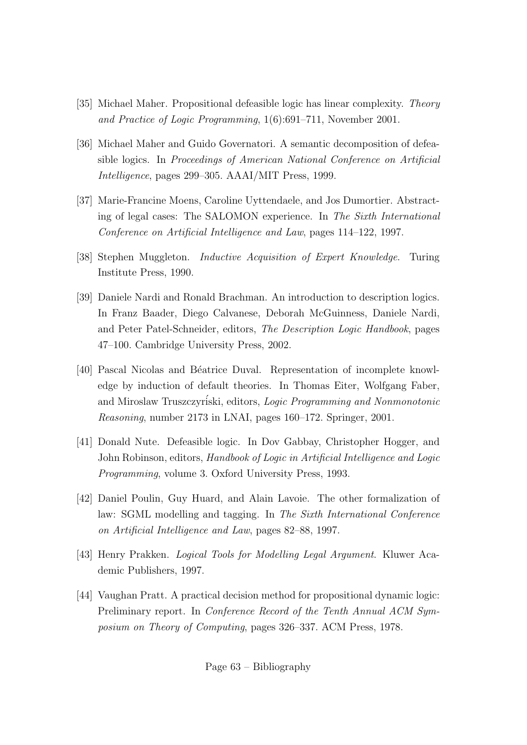[35] Michael Maher. Propositional defeasible logic has linear complexity. *Theory and Practice of Logic Programming*, 1(6):691–711, November 2001.

[36] Michael Maher and Guido Governatori. A semantic decomposition of defeasible logics. In *Proceedings of American National Conference on Artificial Intelligence*, pages 299–305. AAAI/MIT Press, 1999.

[37] Marie-Francine Moens, Caroline Uyttendaele, and Jos Dumortier. Abstracting of legal cases: The SALOMON experience. In *The Sixth International Conference on Artificial Intelligence and Law*, pages 114–122, 1997.

[38] Stephen Muggleton. *Inductive Acquisition of Expert Knowledge*. Turing Institute Press, 1990.

[39] Daniele Nardi and Ronald Brachman. An introduction to description logics. In Franz Baader, Diego Calvanese, Deborah McGuinness, Daniele Nardi, and Peter Patel-Schneider, editors, *The Description Logic Handbook*, pages 47–100. Cambridge University Press, 2002.

[40] Pascal Nicolas and Béatrice Duval. Representation of incomplete knowledge by induction of default theories. In Thomas Eiter, Wolfgang Faber, and Miroslaw Truszczyński, editors, *Logic Programming and Nonmonotonic Reasoning*, number 2173 in LNAI, pages 160–172. Springer, 2001.

[41] Donald Nute. Defeasible logic. In Dov Gabbay, Christopher Hogger, and John Robinson, editors, *Handbook of Logic in Artificial Intelligence and Logic Programming*, volume 3. Oxford University Press, 1993.

[42] Daniel Poulin, Guy Huard, and Alain Lavoie. The other formalization of law: SGML modelling and tagging. In *The Sixth International Conference on Artificial Intelligence and Law*, pages 82–88, 1997.

[43] Henry Prakken. *Logical Tools for Modelling Legal Argument*. Kluwer Academic Publishers, 1997.

[44] Vaughan Pratt. A practical decision method for propositional dynamic logic: Preliminary report. In *Conference Record of the Tenth Annual ACM Symposium on Theory of Computing*, pages 326–337. ACM Press, 1978.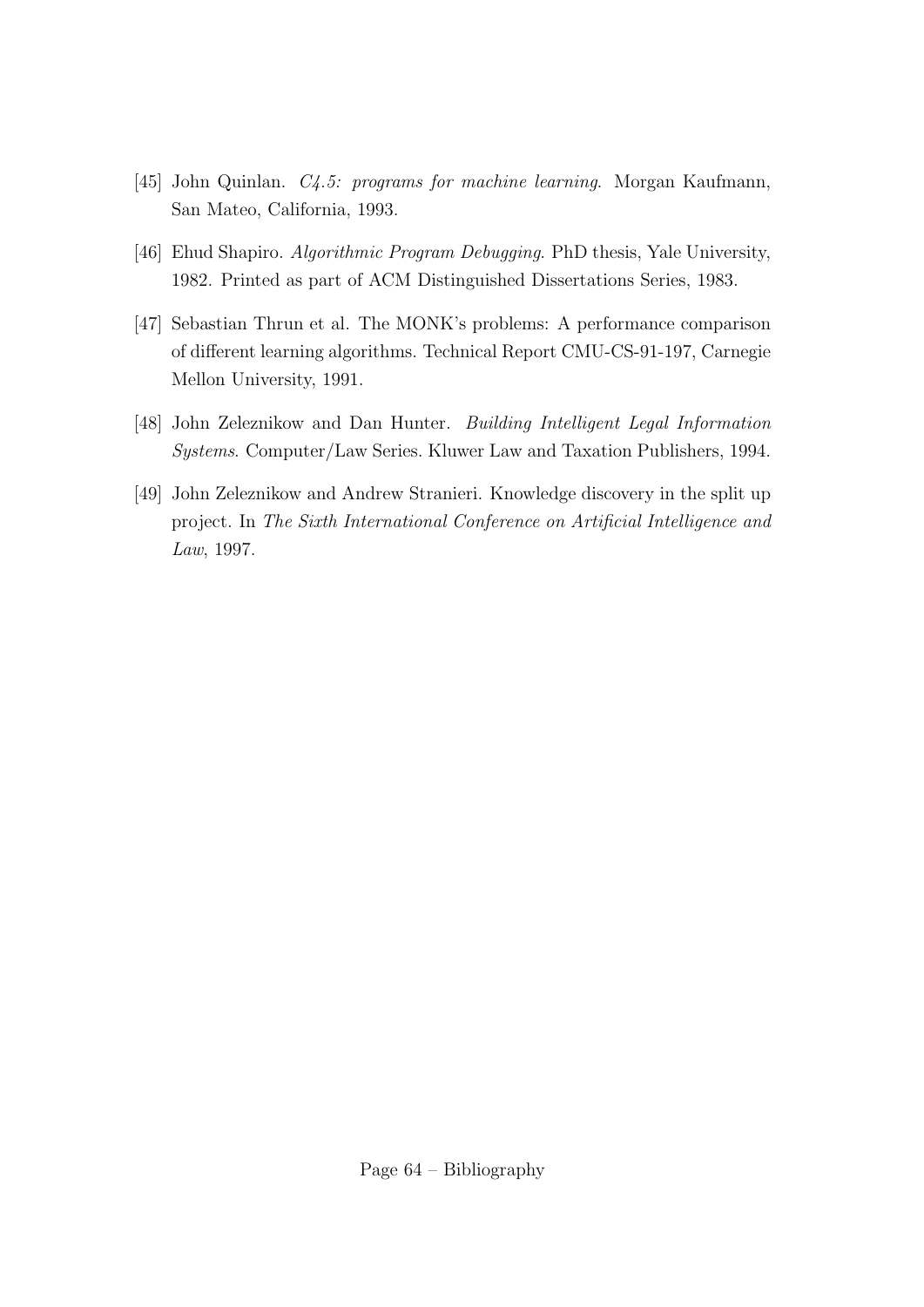[45] John Quinlan. *C4.5: programs for machine learning*. Morgan Kaufmann, San Mateo, California, 1993.

[46] Ehud Shapiro. *Algorithmic Program Debugging*. PhD thesis, Yale University, 1982. Printed as part of ACM Distinguished Dissertations Series, 1983.

[47] Sebastian Thrun et al. The MONK's problems: A performance comparison of different learning algorithms. Technical Report CMU-CS-91-197, Carnegie Mellon University, 1991.

[48] John Zeleznikow and Dan Hunter. *Building Intelligent Legal Information Systems*. Computer/Law Series. Kluwer Law and Taxation Publishers, 1994.

[49] John Zeleznikow and Andrew Stranieri. Knowledge discovery in the split up project. In *The Sixth International Conference on Artificial Intelligence and Law*, 1997.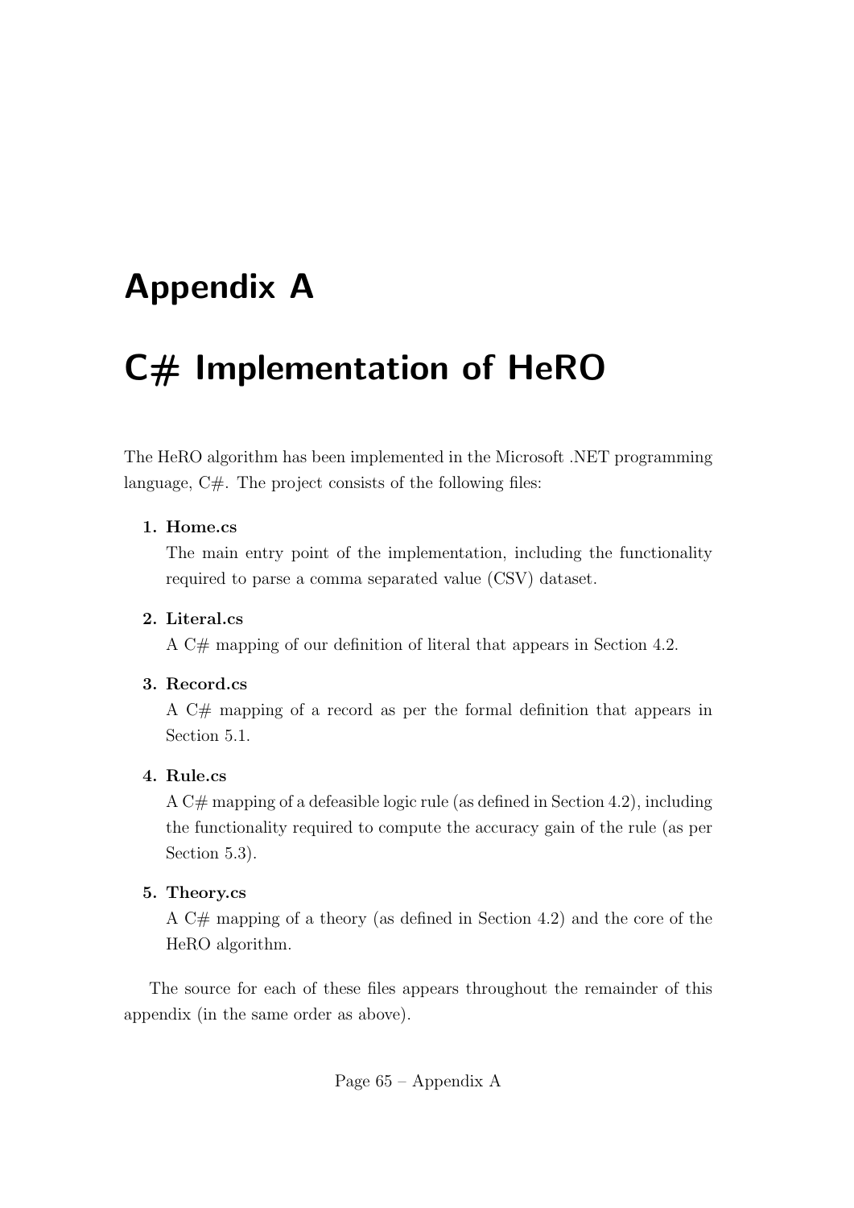# Appendix A

# C# Implementation of HeRO

The HeRO algorithm has been implemented in the Microsoft .NET programming language, C#. The project consists of the following files:

1. **Home.cs**

   The main entry point of the implementation, including the functionality required to parse a comma separated value (CSV) dataset.

2. **Literal.cs**

   A C# mapping of our definition of literal that appears in Section 4.2.

3. **Record.cs**

   A C# mapping of a record as per the formal definition that appears in Section 5.1.

4. **Rule.cs**

   A C# mapping of a defeasible logic rule (as defined in Section 4.2), including the functionality required to compute the accuracy gain of the rule (as per Section 5.3).

5. **Theory.cs**

   A C# mapping of a theory (as defined in Section 4.2) and the core of the HeRO algorithm.

The source for each of these files appears throughout the remainder of this appendix (in the same order as above).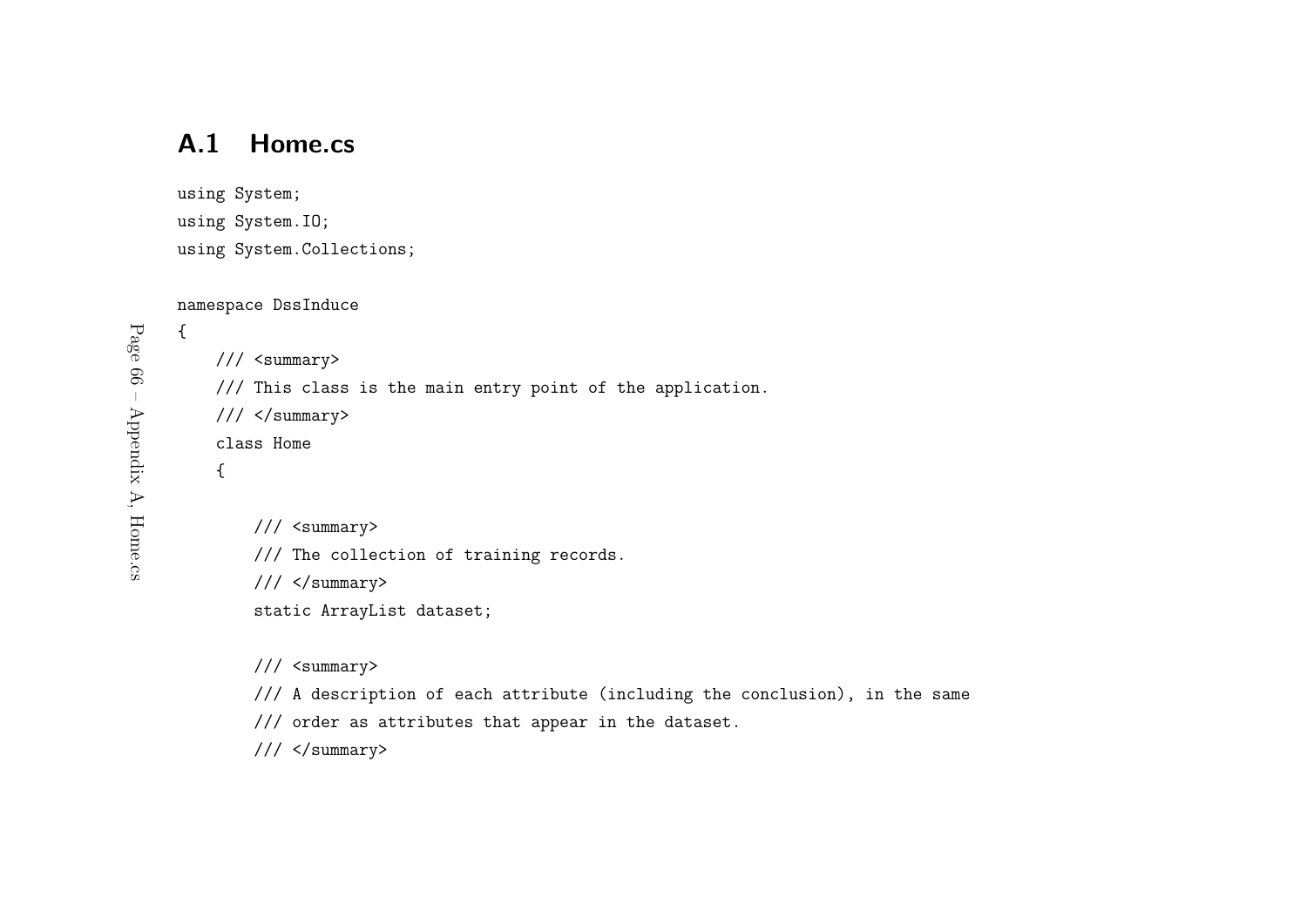## A.1 Home.cs

```
using System;
using System.IO;
using System.Collections;

namespace DssInduce
{
    /// <summary>
    /// This class is the main entry point of the application.
    /// </summary>
    class Home
    {

        /// <summary>
        /// The collection of training records.
        /// </summary>
        static ArrayList dataset;

        /// <summary>
        /// A description of each attribute (including the conclusion), in the same
        /// order as attributes that appear in the dataset.
        /// </summary>
```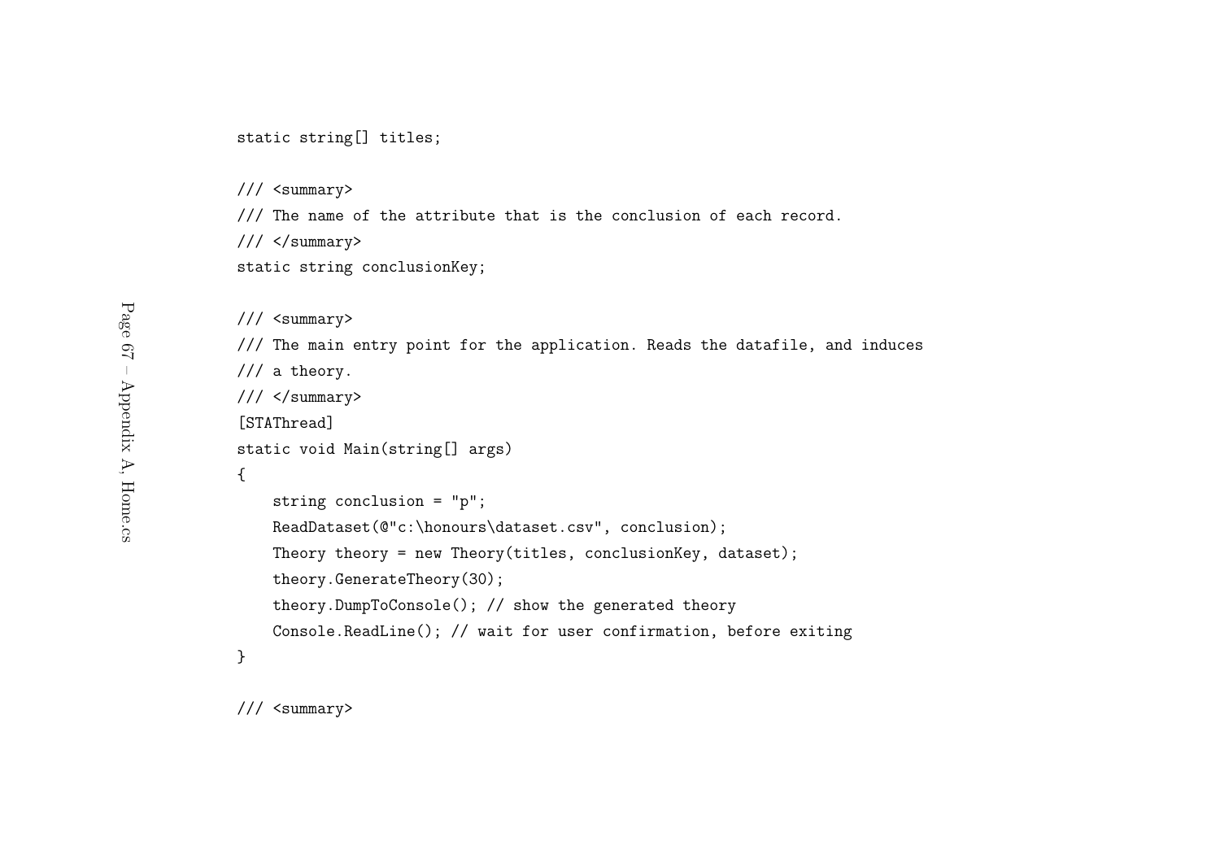```
static string[] titles;

/// <summary>
/// The name of the attribute that is the conclusion of each record.
/// </summary>
static string conclusionKey;

/// <summary>
/// The main entry point for the application. Reads the datafile, and induces
/// a theory.
/// </summary>
[STAThread]
static void Main(string[] args)
{
    string conclusion = "p";
    ReadDataset(@"c:\honours\dataset.csv", conclusion);
    Theory theory = new Theory(titles, conclusionKey, dataset);
    theory.GenerateTheory(30);
    theory.DumpToConsole(); // show the generated theory
    Console.ReadLine(); // wait for user confirmation, before exiting
}

/// <summary>
```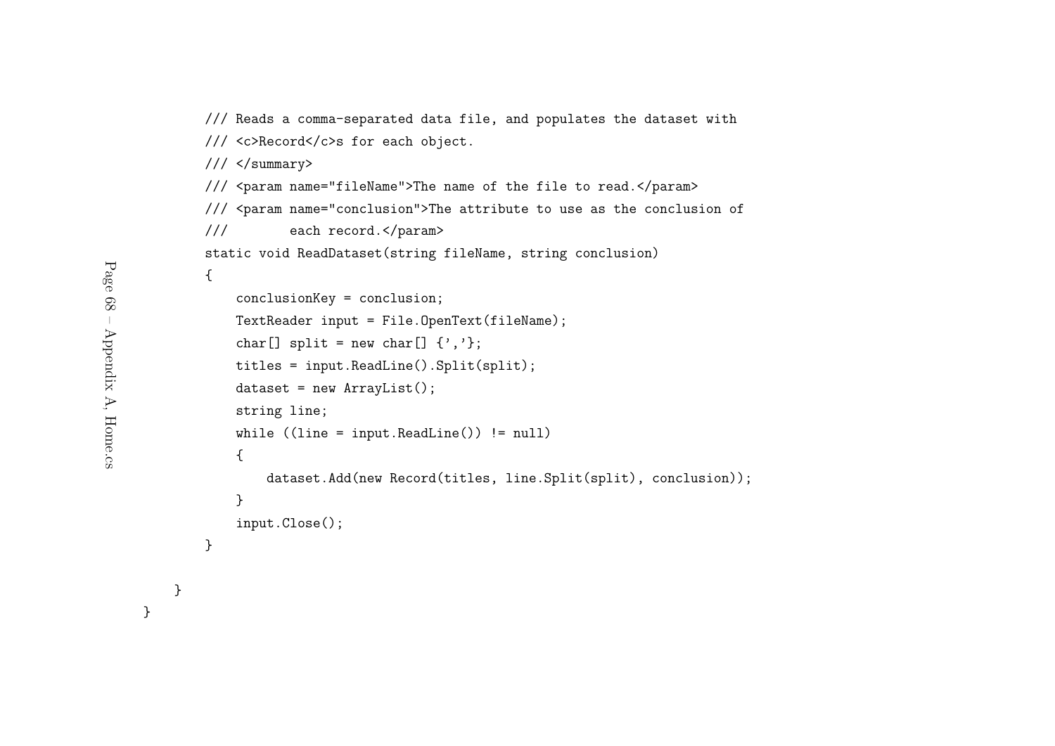```
        /// Reads a comma-separated data file, and populates the dataset with
        /// <c>Record</c>s for each object.
        /// </summary>
        /// <param name="fileName">The name of the file to read.</param>
        /// <param name="conclusion">The attribute to use as the conclusion of
        ///        each record.</param>
        static void ReadDataset(string fileName, string conclusion)
        {
            conclusionKey = conclusion;
            TextReader input = File.OpenText(fileName);
            char[] split = new char[] {','};
            titles = input.ReadLine().Split(split);
            dataset = new ArrayList();
            string line;
            while ((line = input.ReadLine()) != null)
            {
                dataset.Add(new Record(titles, line.Split(split), conclusion));
            }
            input.Close();
        }

    }
}
```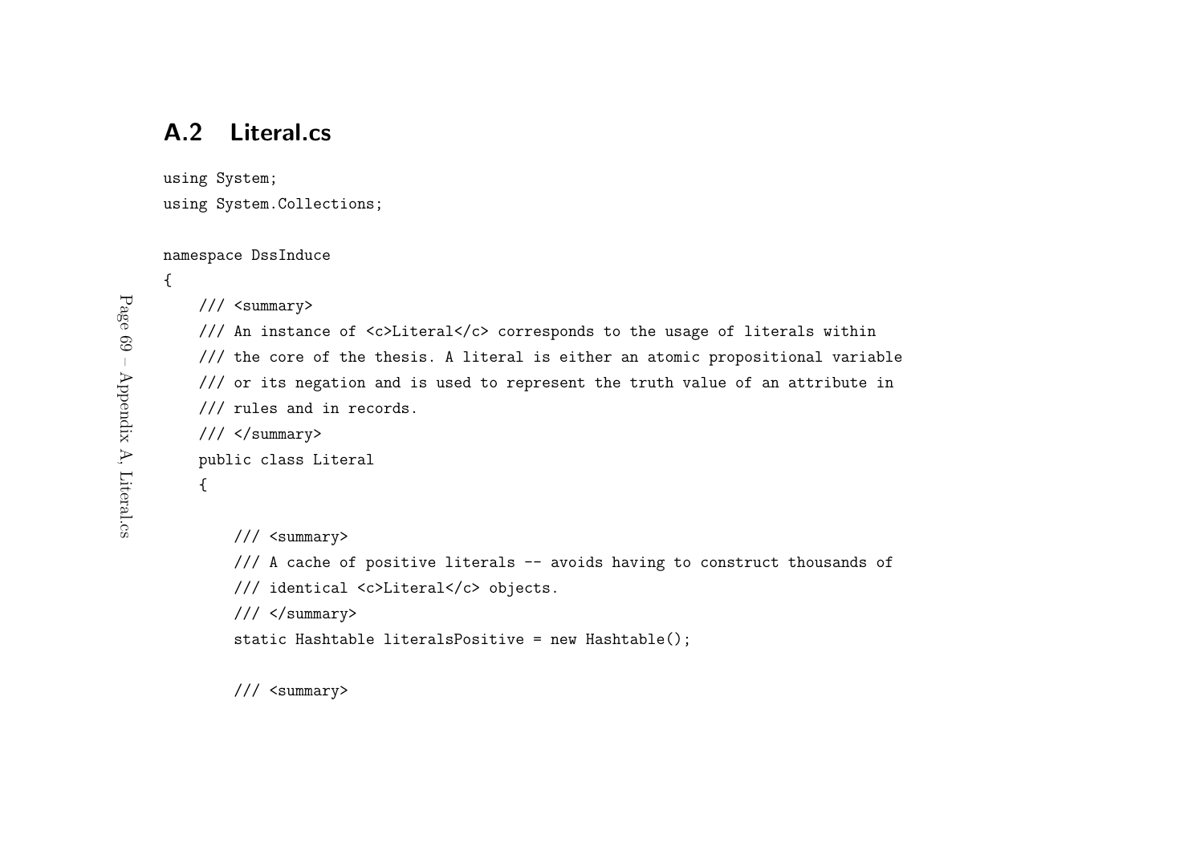## A.2 Literal.cs

```
using System;
using System.Collections;

namespace DssInduce
{
    /// <summary>
    /// An instance of <c>Literal</c> corresponds to the usage of literals within
    /// the core of the thesis. A literal is either an atomic propositional variable
    /// or its negation and is used to represent the truth value of an attribute in
    /// rules and in records.
    /// </summary>
    public class Literal
    {

        /// <summary>
        /// A cache of positive literals -- avoids having to construct thousands of
        /// identical <c>Literal</c> objects.
        /// </summary>
        static Hashtable literalsPositive = new Hashtable();

        /// <summary>
```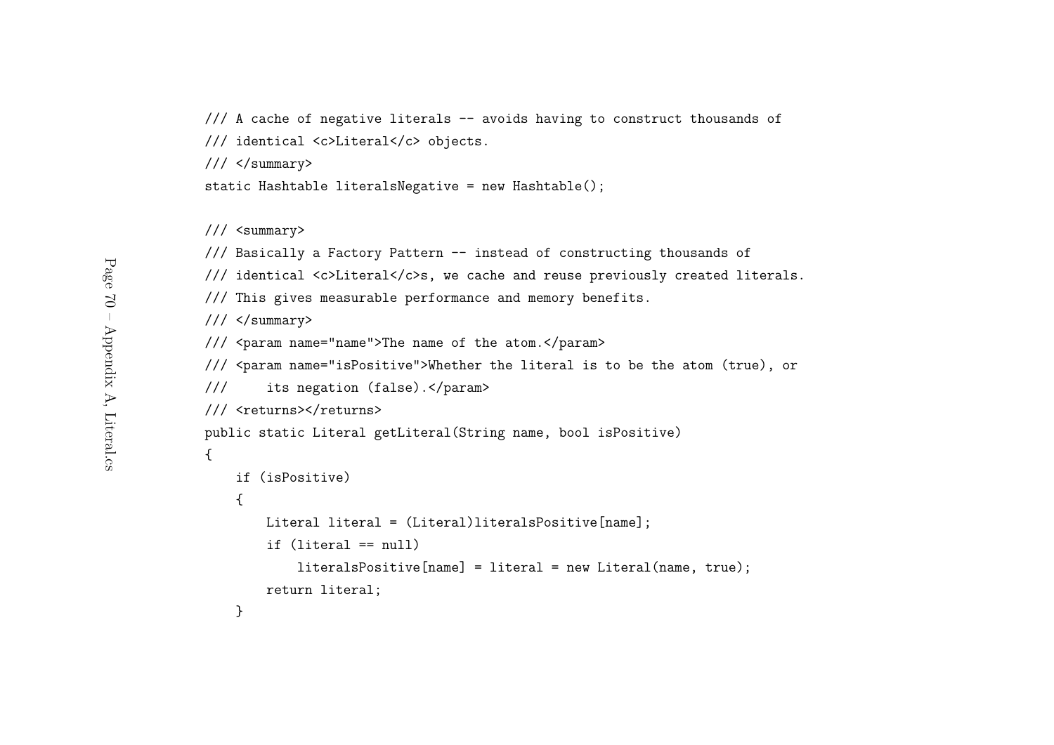```
/// A cache of negative literals -- avoids having to construct thousands of
/// identical <c>Literal</c> objects.
/// </summary>
static Hashtable literalsNegative = new Hashtable();

/// <summary>
/// Basically a Factory Pattern -- instead of constructing thousands of
/// identical <c>Literal</c>s, we cache and reuse previously created literals.
/// This gives measurable performance and memory benefits.
/// </summary>
/// <param name="name">The name of the atom.</param>
/// <param name="isPositive">Whether the literal is to be the atom (true), or
///     its negation (false).</param>
/// <returns></returns>
public static Literal getLiteral(String name, bool isPositive)
{
    if (isPositive)
    {
        Literal literal = (Literal)literalsPositive[name];
        if (literal == null)
            literalsPositive[name] = literal = new Literal(name, true);
        return literal;
    }
```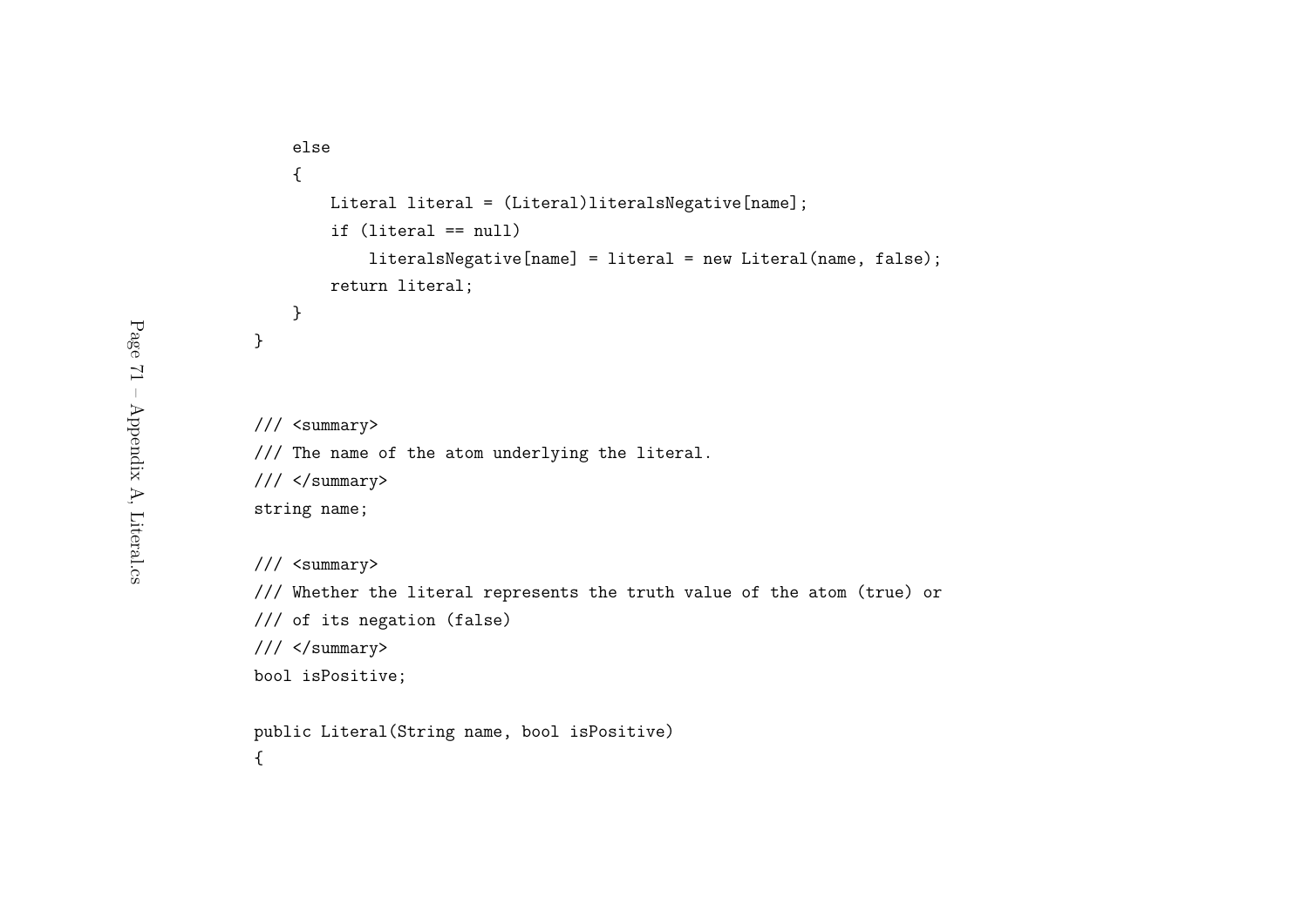```
    else
    {
        Literal literal = (Literal)literalsNegative[name];
        if (literal == null)
            literalsNegative[name] = literal = new Literal(name, false);
        return literal;
    }
}


/// <summary>
/// The name of the atom underlying the literal.
/// </summary>
string name;

/// <summary>
/// Whether the literal represents the truth value of the atom (true) or
/// of its negation (false)
/// </summary>
bool isPositive;

public Literal(String name, bool isPositive)
{
```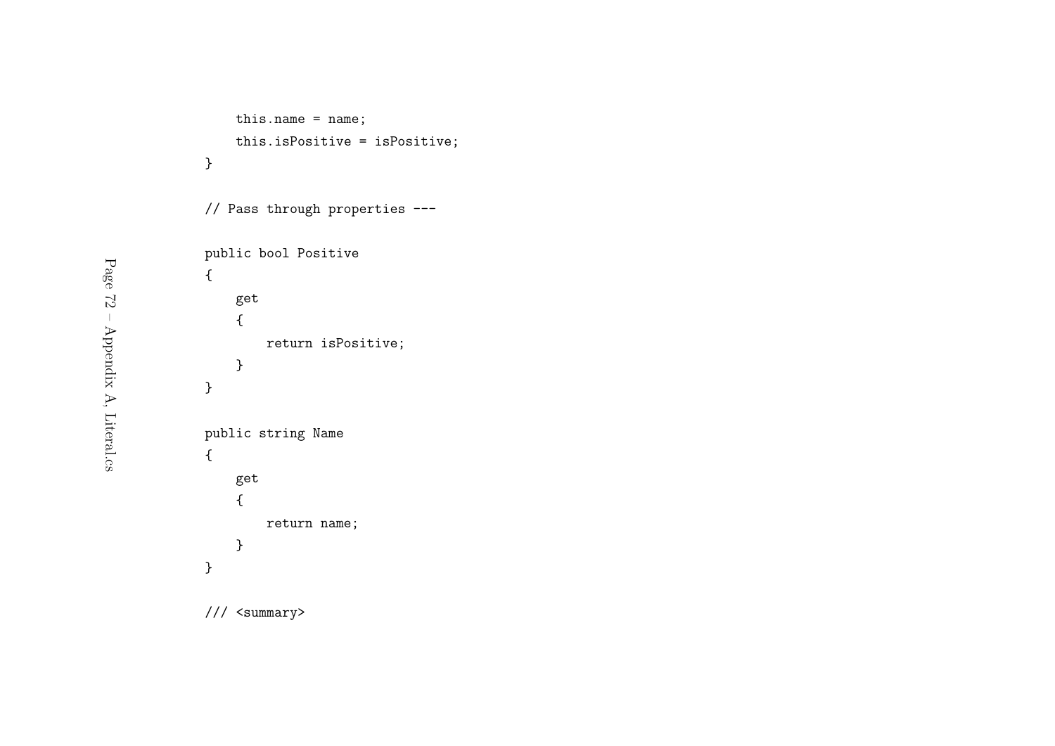```
    this.name = name;
    this.isPositive = isPositive;
}

// Pass through properties ---

public bool Positive
{
    get
    {
        return isPositive;
    }
}

public string Name
{
    get
    {
        return name;
    }
}

/// <summary>
```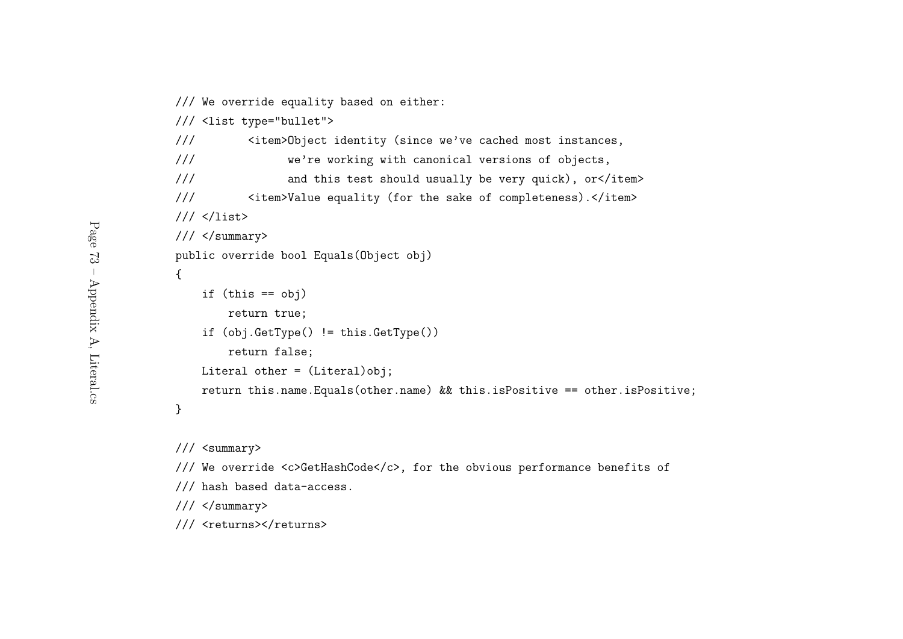```
/// We override equality based on either:
/// <list type="bullet">
///       <item>Object identity (since we've cached most instances,
///             we're working with canonical versions of objects,
///             and this test should usually be very quick), or</item>
///       <item>Value equality (for the sake of completeness).</item>
/// </list>
/// </summary>
public override bool Equals(Object obj)
{
    if (this == obj)
        return true;
    if (obj.GetType() != this.GetType())
        return false;
    Literal other = (Literal)obj;
    return this.name.Equals(other.name) && this.isPositive == other.isPositive;
}

/// <summary>
/// We override <c>GetHashCode</c>, for the obvious performance benefits of
/// hash based data-access.
/// </summary>
/// <returns></returns>
```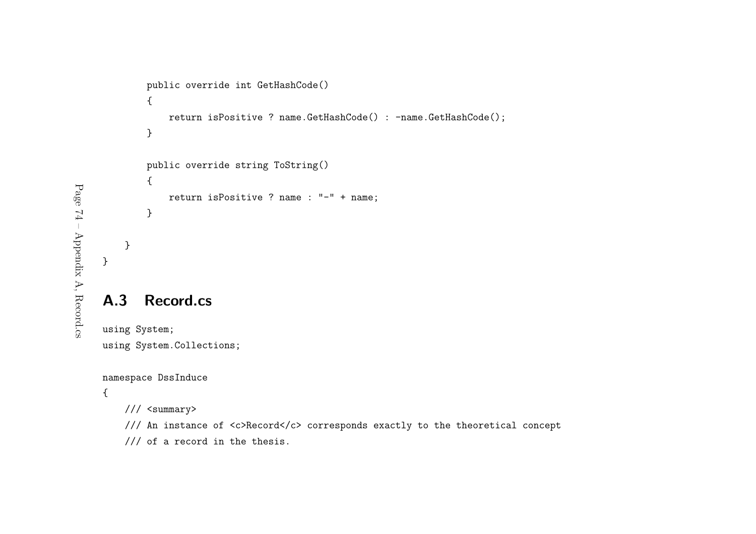```
        public override int GetHashCode()
        {
            return isPositive ? name.GetHashCode() : -name.GetHashCode();
        }

        public override string ToString()
        {
            return isPositive ? name : "-" + name;
        }

    }
}
```

## A.3 Record.cs

```
using System;
using System.Collections;

namespace DssInduce
{
    /// <summary>
    /// An instance of <c>Record</c> corresponds exactly to the theoretical concept
    /// of a record in the thesis.
```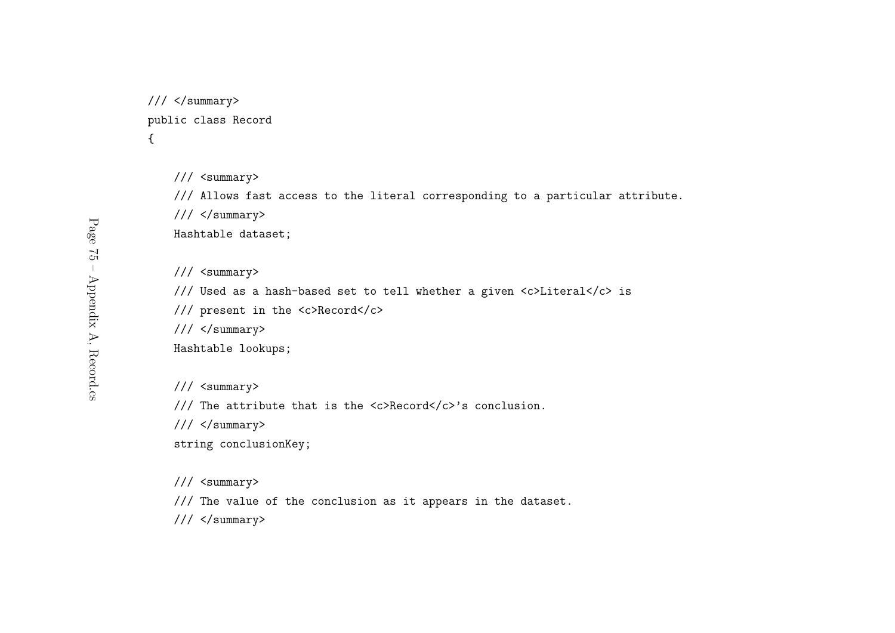```
/// </summary>
public class Record
{

    /// <summary>
    /// Allows fast access to the literal corresponding to a particular attribute.
    /// </summary>
    Hashtable dataset;

    /// <summary>
    /// Used as a hash-based set to tell whether a given <c>Literal</c> is
    /// present in the <c>Record</c>
    /// </summary>
    Hashtable lookups;

    /// <summary>
    /// The attribute that is the <c>Record</c>'s conclusion.
    /// </summary>
    string conclusionKey;

    /// <summary>
    /// The value of the conclusion as it appears in the dataset.
    /// </summary>
```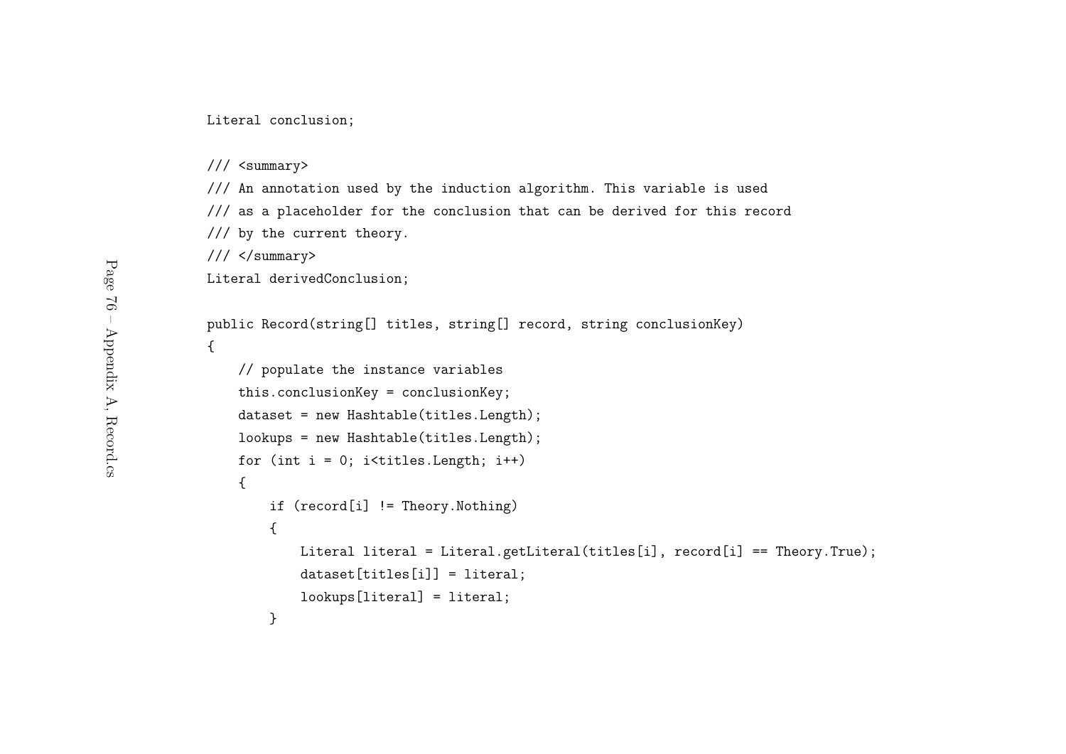```
Literal conclusion;

/// <summary>
/// An annotation used by the induction algorithm. This variable is used
/// as a placeholder for the conclusion that can be derived for this record
/// by the current theory.
/// </summary>
Literal derivedConclusion;

public Record(string[] titles, string[] record, string conclusionKey)
{
    // populate the instance variables
    this.conclusionKey = conclusionKey;
    dataset = new Hashtable(titles.Length);
    lookups = new Hashtable(titles.Length);
    for (int i = 0; i<titles.Length; i++)
    {
        if (record[i] != Theory.Nothing)
        {
            Literal literal = Literal.getLiteral(titles[i], record[i] == Theory.True);
            dataset[titles[i]] = literal;
            lookups[literal] = literal;
        }
```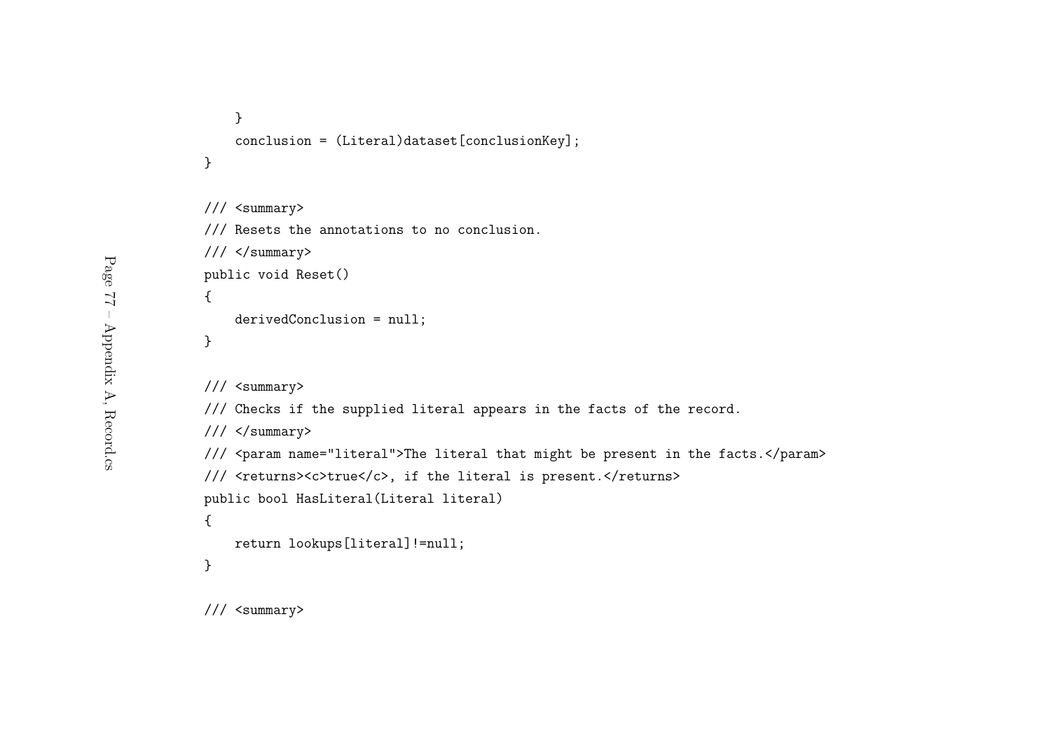```
    }
    conclusion = (Literal)dataset[conclusionKey];
}

/// <summary>
/// Resets the annotations to no conclusion.
/// </summary>
public void Reset()
{
    derivedConclusion = null;
}

/// <summary>
/// Checks if the supplied literal appears in the facts of the record.
/// </summary>
/// <param name="literal">The literal that might be present in the facts.</param>
/// <returns><c>true</c>, if the literal is present.</returns>
public bool HasLiteral(Literal literal)
{
    return lookups[literal]!=null;
}

/// <summary>
```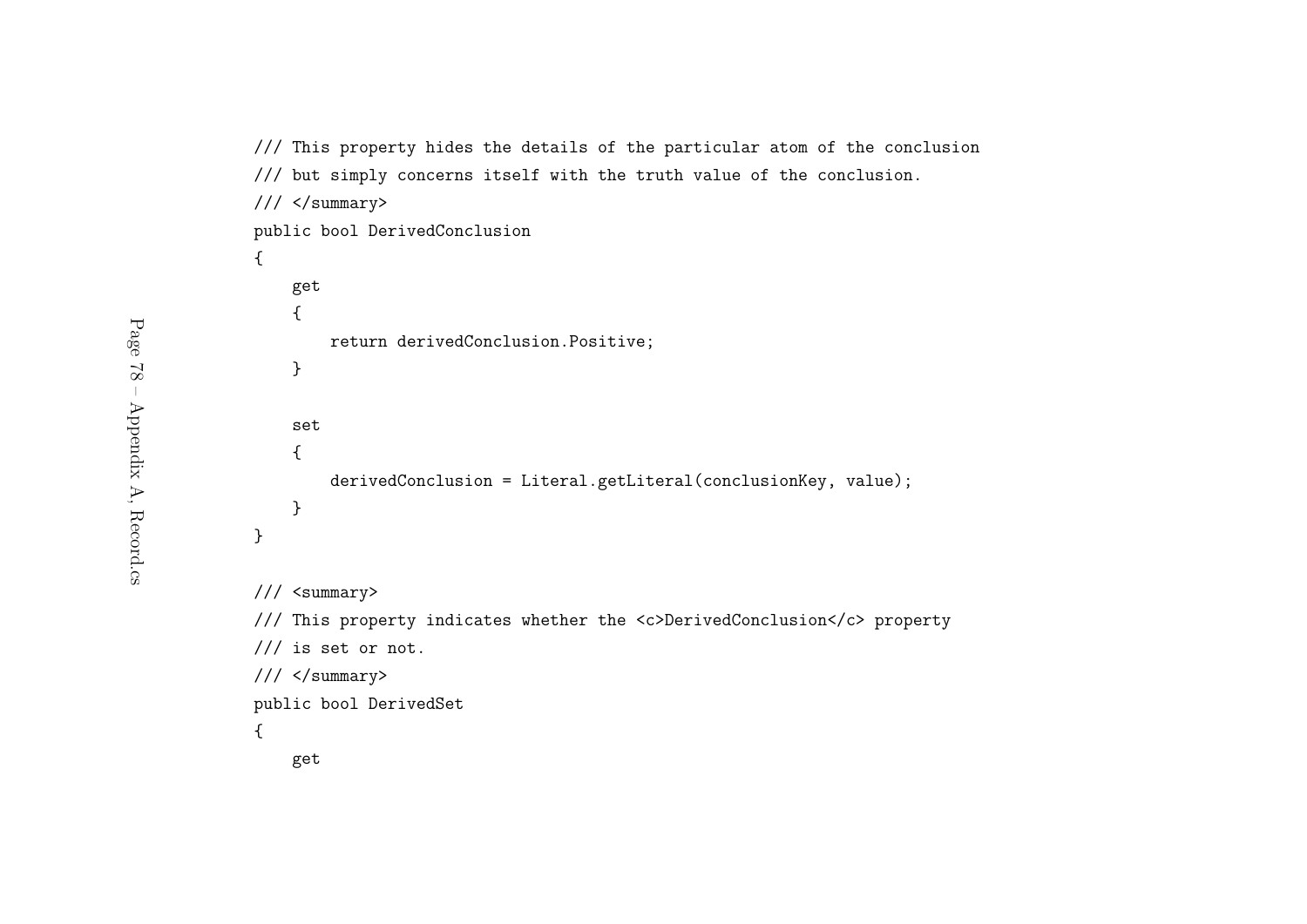```
/// This property hides the details of the particular atom of the conclusion
/// but simply concerns itself with the truth value of the conclusion.
/// </summary>
public bool DerivedConclusion
{
    get
    {
        return derivedConclusion.Positive;
    }

    set
    {
        derivedConclusion = Literal.getLiteral(conclusionKey, value);
    }
}

/// <summary>
/// This property indicates whether the <c>DerivedConclusion</c> property
/// is set or not.
/// </summary>
public bool DerivedSet
{
    get
```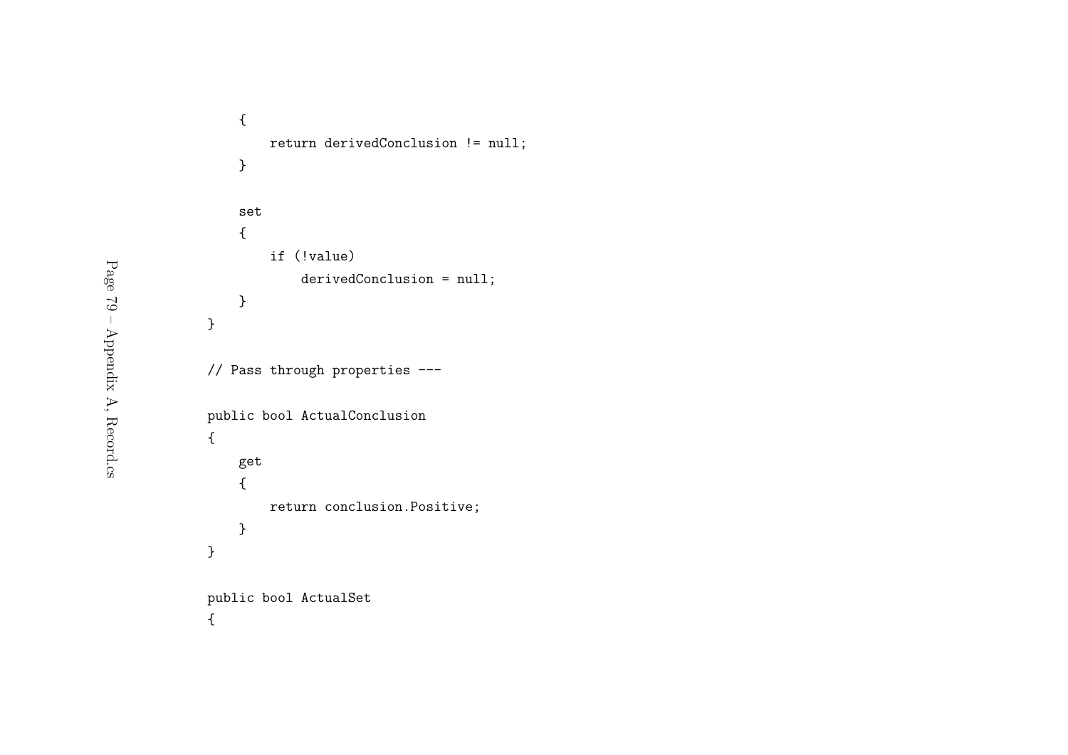```
    {
        return derivedConclusion != null;
    }

    set
    {
        if (!value)
            derivedConclusion = null;
    }
}

// Pass through properties ---

public bool ActualConclusion
{
    get
    {
        return conclusion.Positive;
    }
}

public bool ActualSet
{
```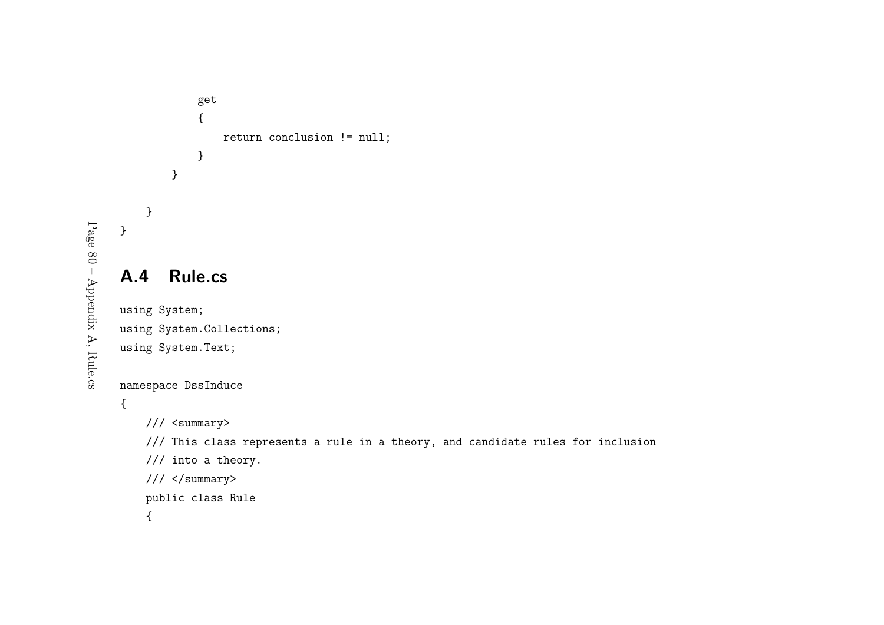```
            get
            {
                return conclusion != null;
            }
        }

    }
}
```

## A.4 Rule.cs

```
using System;
using System.Collections;
using System.Text;

namespace DssInduce
{
    /// <summary>
    /// This class represents a rule in a theory, and candidate rules for inclusion
    /// into a theory.
    /// </summary>
    public class Rule
    {
```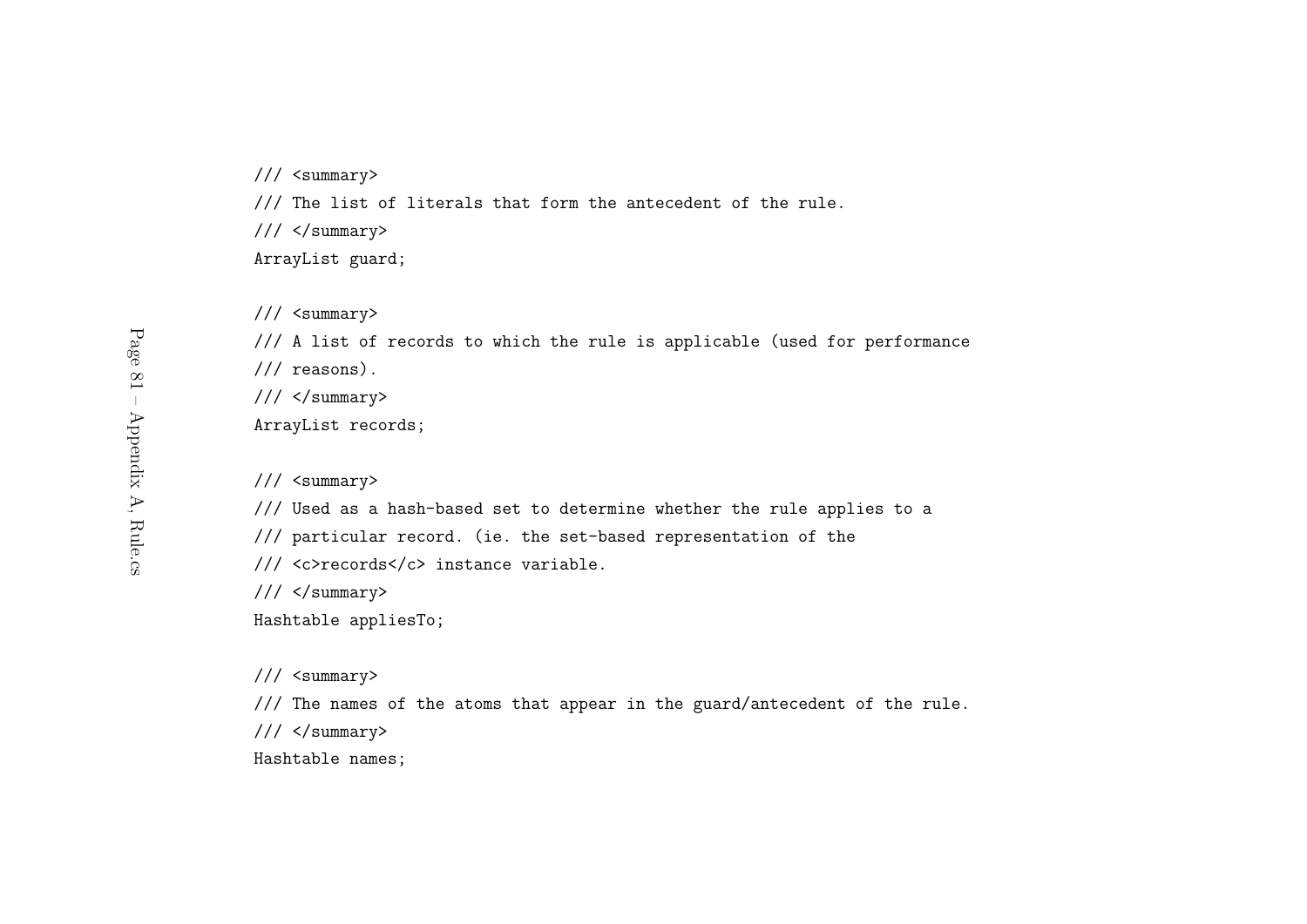```
/// <summary>
/// The list of literals that form the antecedent of the rule.
/// </summary>
ArrayList guard;

/// <summary>
/// A list of records to which the rule is applicable (used for performance
/// reasons).
/// </summary>
ArrayList records;

/// <summary>
/// Used as a hash-based set to determine whether the rule applies to a
/// particular record. (ie. the set-based representation of the
/// <c>records</c> instance variable.
/// </summary>
Hashtable appliesTo;

/// <summary>
/// The names of the atoms that appear in the guard/antecedent of the rule.
/// </summary>
Hashtable names;
```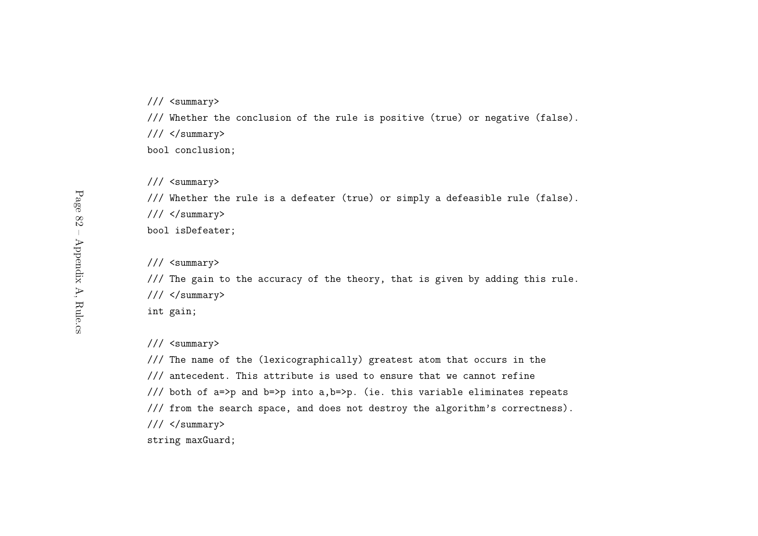```
/// <summary>
/// Whether the conclusion of the rule is positive (true) or negative (false).
/// </summary>
bool conclusion;

/// <summary>
/// Whether the rule is a defeater (true) or simply a defeasible rule (false).
/// </summary>
bool isDefeater;

/// <summary>
/// The gain to the accuracy of the theory, that is given by adding this rule.
/// </summary>
int gain;

/// <summary>
/// The name of the (lexicographically) greatest atom that occurs in the
/// antecedent. This attribute is used to ensure that we cannot refine
/// both of a=>p and b=>p into a,b=>p. (ie. this variable eliminates repeats
/// from the search space, and does not destroy the algorithm's correctness).
/// </summary>
string maxGuard;
```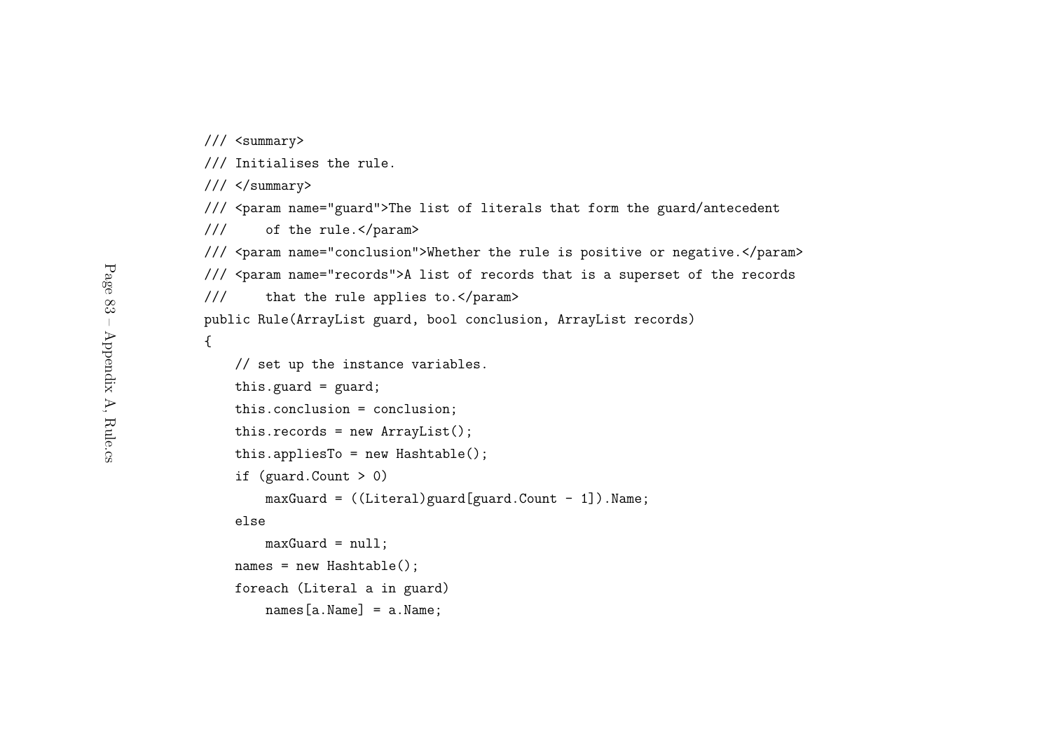```
/// <summary>
/// Initialises the rule.
/// </summary>
/// <param name="guard">The list of literals that form the guard/antecedent
///     of the rule.</param>
/// <param name="conclusion">Whether the rule is positive or negative.</param>
/// <param name="records">A list of records that is a superset of the records
///     that the rule applies to.</param>
public Rule(ArrayList guard, bool conclusion, ArrayList records)
{
    // set up the instance variables.
    this.guard = guard;
    this.conclusion = conclusion;
    this.records = new ArrayList();
    this.appliesTo = new Hashtable();
    if (guard.Count > 0)
        maxGuard = ((Literal)guard[guard.Count - 1]).Name;
    else
        maxGuard = null;
    names = new Hashtable();
    foreach (Literal a in guard)
        names[a.Name] = a.Name;
```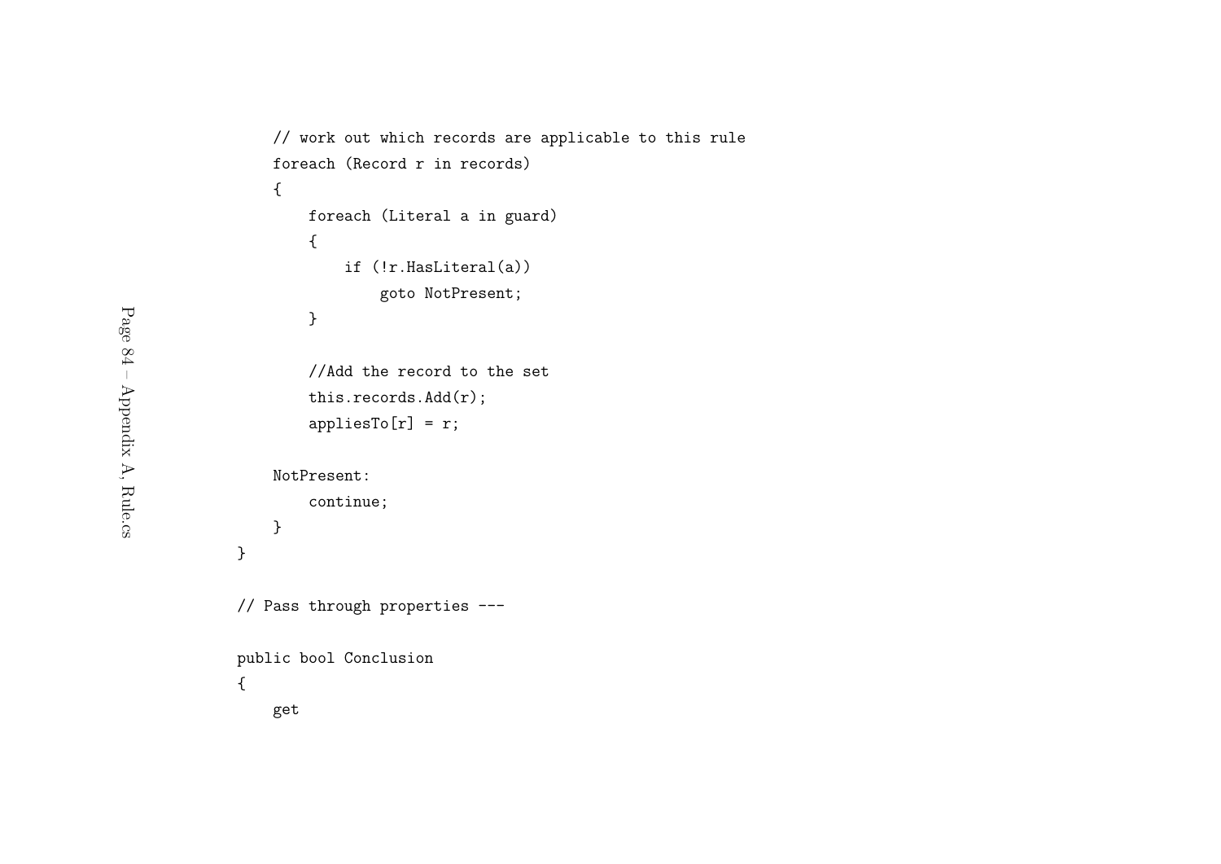```
    // work out which records are applicable to this rule
    foreach (Record r in records)
    {
        foreach (Literal a in guard)
        {
            if (!r.HasLiteral(a))
                goto NotPresent;
        }

        //Add the record to the set
        this.records.Add(r);
        appliesTo[r] = r;

    NotPresent:
        continue;
    }
}

// Pass through properties ---

public bool Conclusion
{
    get
```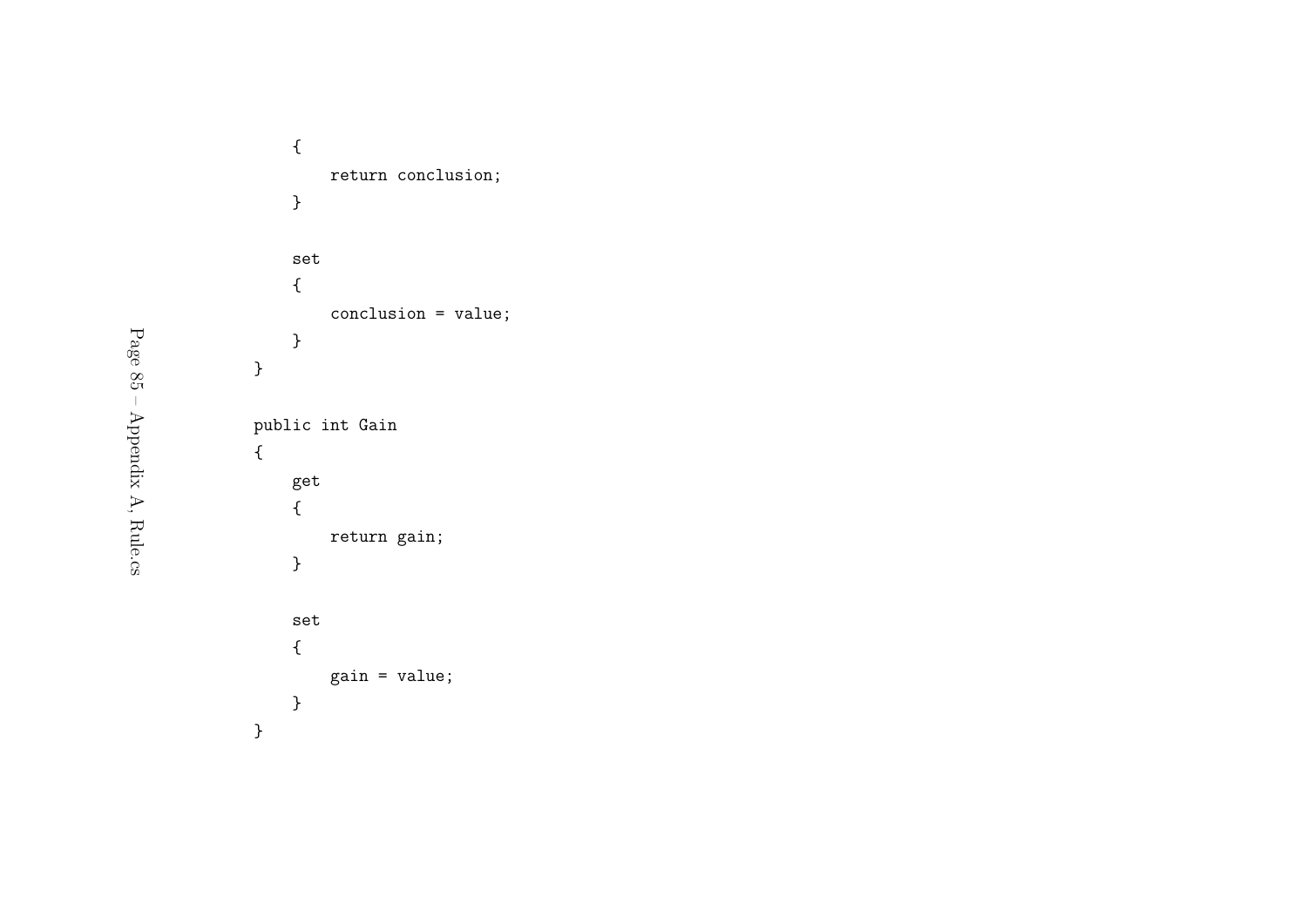```
    {
        return conclusion;
    }

    set
    {
        conclusion = value;
    }
}

public int Gain
{
    get
    {
        return gain;
    }

    set
    {
        gain = value;
    }
}
```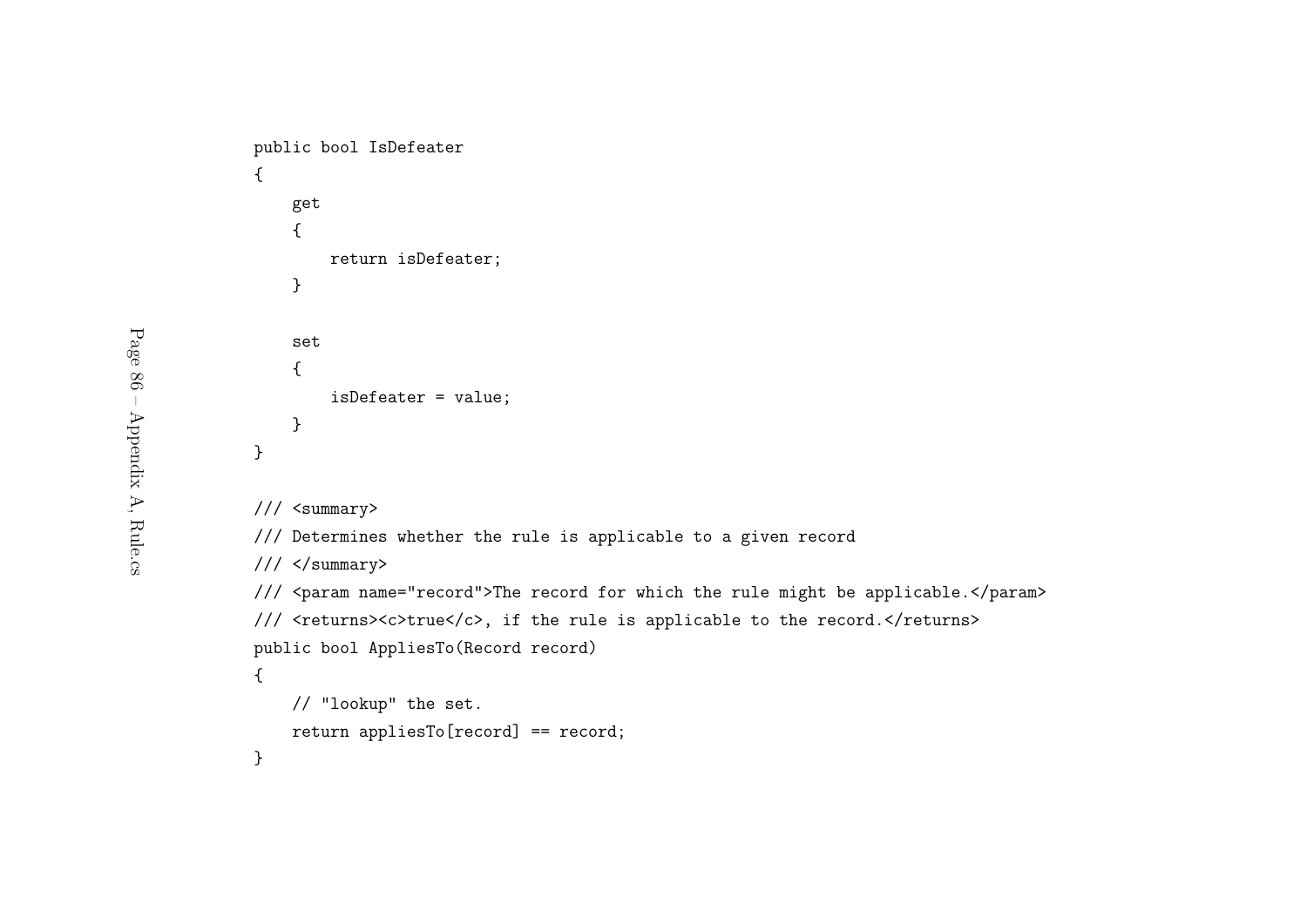```
public bool IsDefeater
{
    get
    {
        return isDefeater;
    }

    set
    {
        isDefeater = value;
    }
}

/// <summary>
/// Determines whether the rule is applicable to a given record
/// </summary>
/// <param name="record">The record for which the rule might be applicable.</param>
/// <returns><c>true</c>, if the rule is applicable to the record.</returns>
public bool AppliesTo(Record record)
{
    // "lookup" the set.
    return appliesTo[record] == record;
}
```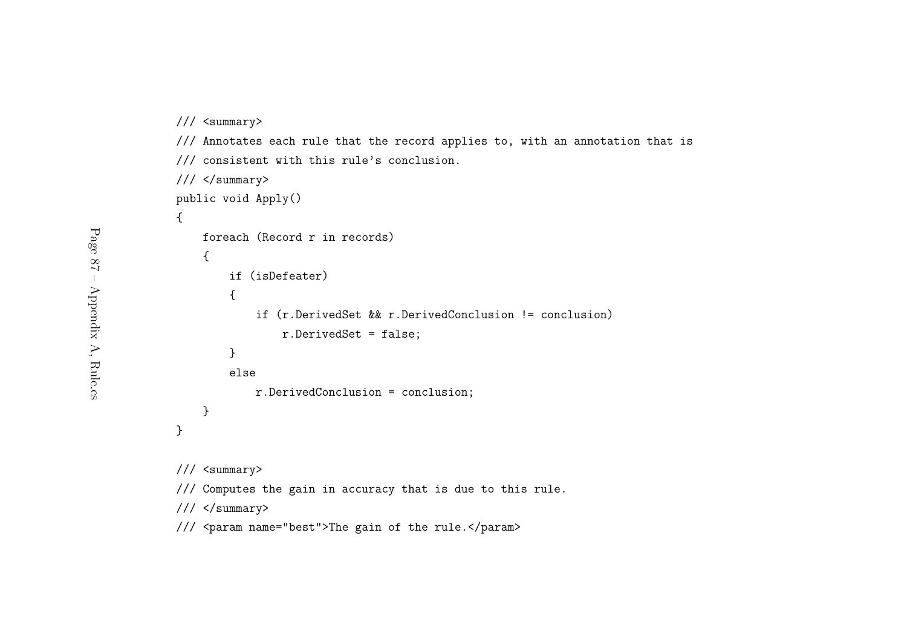```
/// <summary>
/// Annotates each rule that the record applies to, with an annotation that is
/// consistent with this rule's conclusion.
/// </summary>
public void Apply()
{
    foreach (Record r in records)
    {
        if (isDefeater)
        {
            if (r.DerivedSet && r.DerivedConclusion != conclusion)
                r.DerivedSet = false;
        }
        else
            r.DerivedConclusion = conclusion;
    }
}

/// <summary>
/// Computes the gain in accuracy that is due to this rule.
/// </summary>
/// <param name="best">The gain of the rule.</param>
```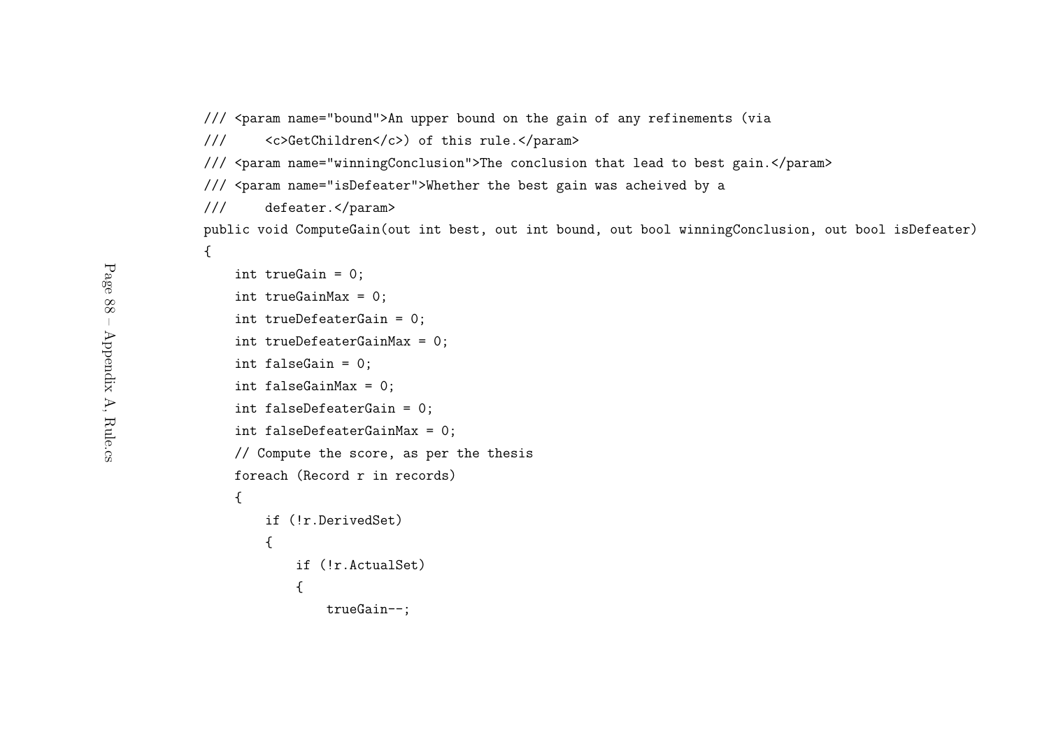```
/// <param name="bound">An upper bound on the gain of any refinements (via
///     <c>GetChildren</c>) of this rule.</param>
/// <param name="winningConclusion">The conclusion that lead to best gain.</param>
/// <param name="isDefeater">Whether the best gain was acheived by a
///     defeater.</param>
public void ComputeGain(out int best, out int bound, out bool winningConclusion, out bool isDefeater)
{
    int trueGain = 0;
    int trueGainMax = 0;
    int trueDefeaterGain = 0;
    int trueDefeaterGainMax = 0;
    int falseGain = 0;
    int falseGainMax = 0;
    int falseDefeaterGain = 0;
    int falseDefeaterGainMax = 0;
    // Compute the score, as per the thesis
    foreach (Record r in records)
    {
        if (!r.DerivedSet)
        {
            if (!r.ActualSet)
            {
                trueGain--;
```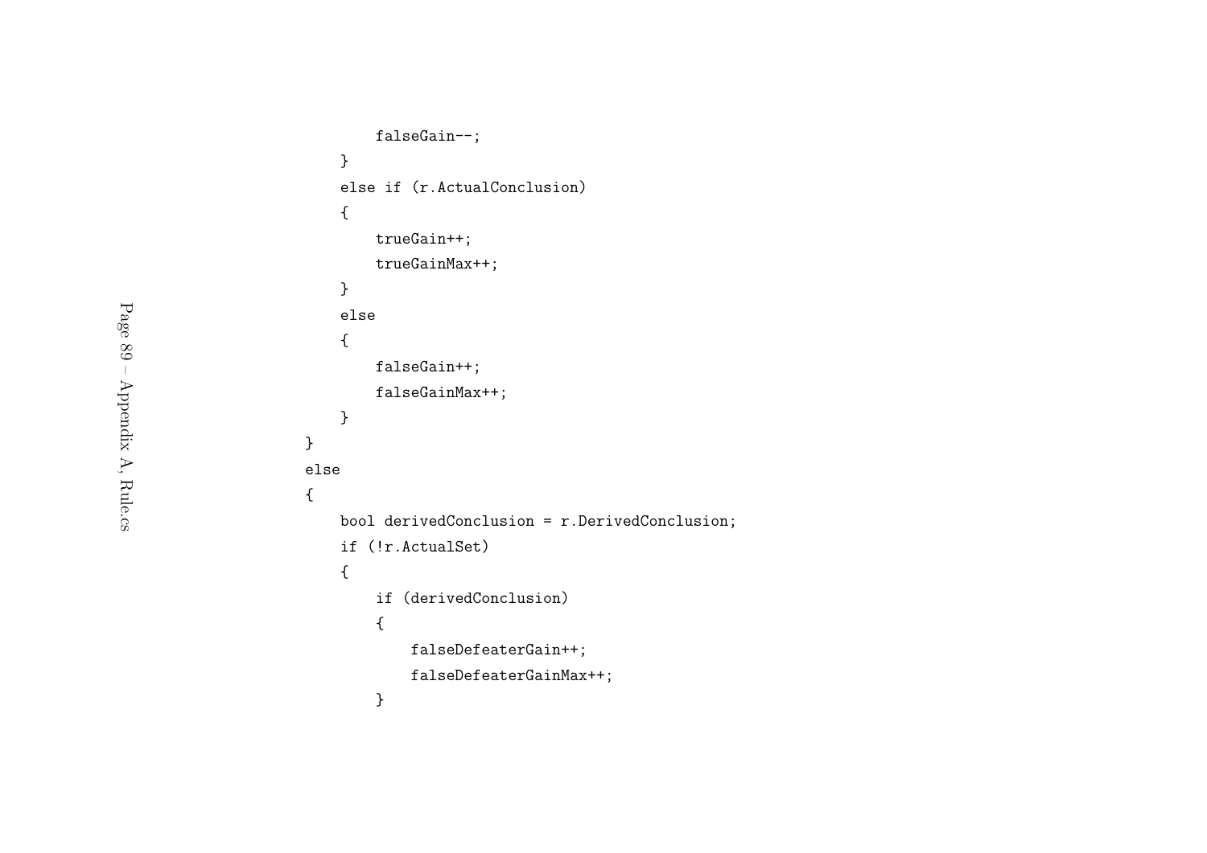```
            falseGain--;
        }
        else if (r.ActualConclusion)
        {
            trueGain++;
            trueGainMax++;
        }
        else
        {
            falseGain++;
            falseGainMax++;
        }
    }
    else
    {
        bool derivedConclusion = r.DerivedConclusion;
        if (!r.ActualSet)
        {
            if (derivedConclusion)
            {
                falseDefeaterGain++;
                falseDefeaterGainMax++;
            }
```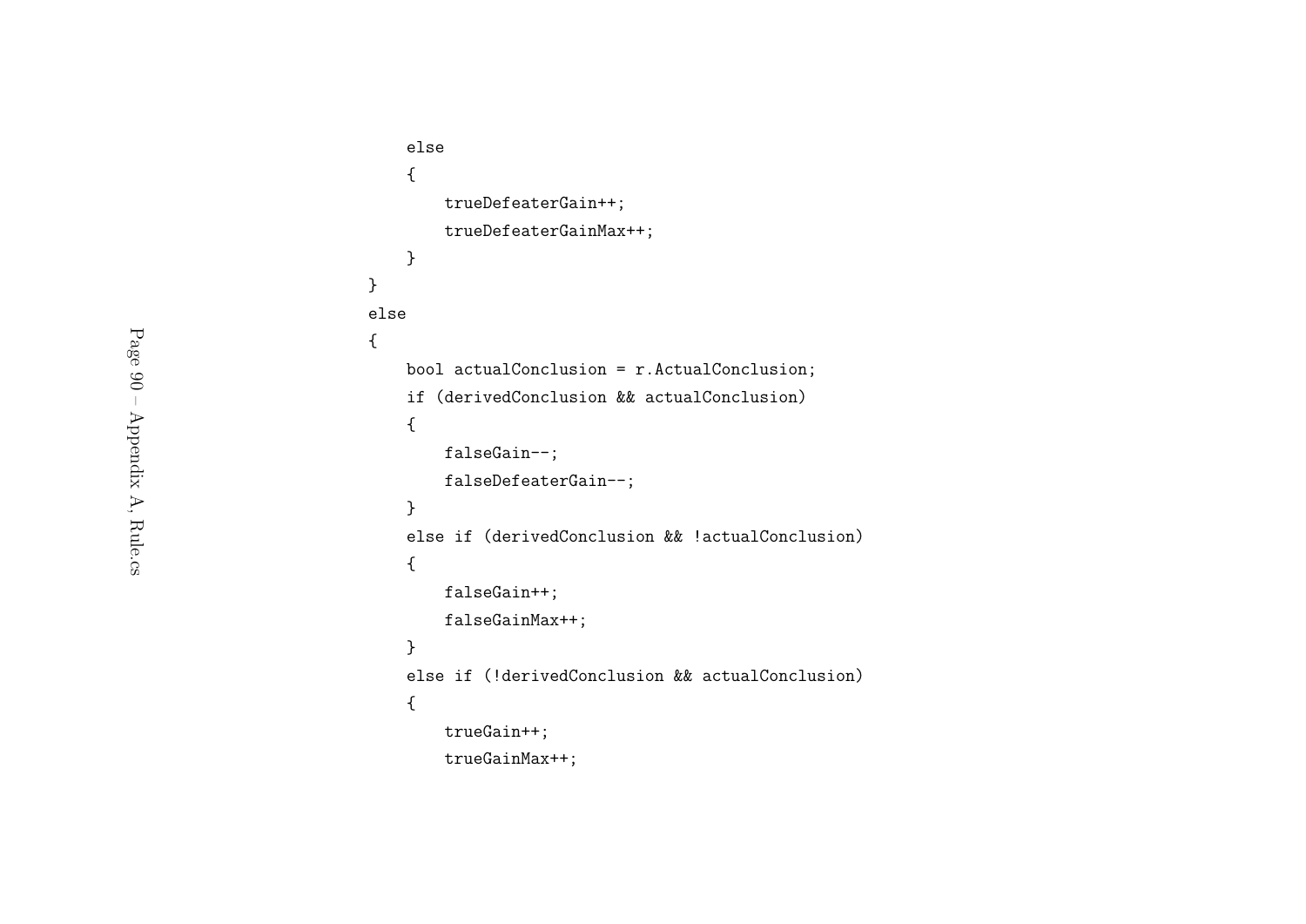```
        else
        {
            trueDefeaterGain++;
            trueDefeaterGainMax++;
        }
    }
    else
    {
        bool actualConclusion = r.ActualConclusion;
        if (derivedConclusion && actualConclusion)
        {
            falseGain--;
            falseDefeaterGain--;
        }
        else if (derivedConclusion && !actualConclusion)
        {
            falseGain++;
            falseGainMax++;
        }
        else if (!derivedConclusion && actualConclusion)
        {
            trueGain++;
            trueGainMax++;
```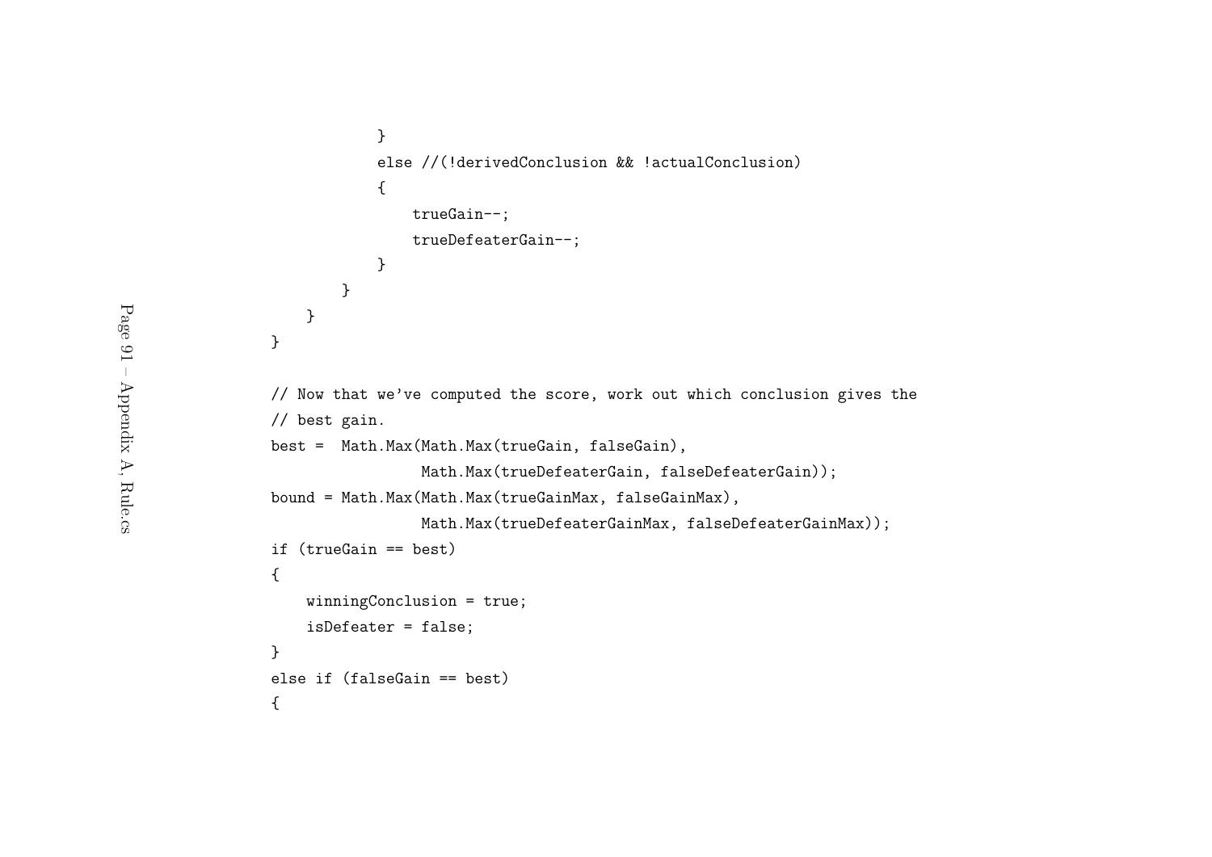```
            }
            else //(!derivedConclusion && !actualConclusion)
            {
                trueGain--;
                trueDefeaterGain--;
            }
        }
    }
}

// Now that we've computed the score, work out which conclusion gives the
// best gain.
best =  Math.Max(Math.Max(trueGain, falseGain),
                 Math.Max(trueDefeaterGain, falseDefeaterGain));
bound = Math.Max(Math.Max(trueGainMax, falseGainMax),
                 Math.Max(trueDefeaterGainMax, falseDefeaterGainMax));
if (trueGain == best)
{
    winningConclusion = true;
    isDefeater = false;
}
else if (falseGain == best)
{
```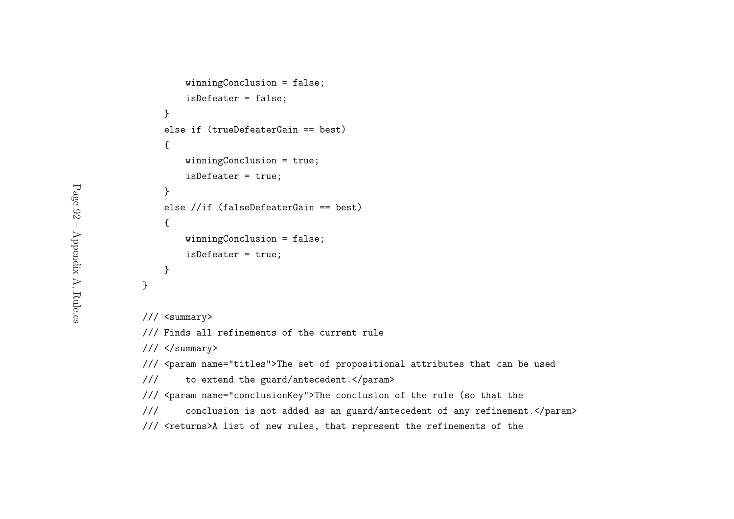```
            winningConclusion = false;
            isDefeater = false;
        }
        else if (trueDefeaterGain == best)
        {
            winningConclusion = true;
            isDefeater = true;
        }
        else //if (falseDefeaterGain == best)
        {
            winningConclusion = false;
            isDefeater = true;
        }
    }

    /// <summary>
    /// Finds all refinements of the current rule
    /// </summary>
    /// <param name="titles">The set of propositional attributes that can be used
    ///     to extend the guard/antecedent.</param>
    /// <param name="conclusionKey">The conclusion of the rule (so that the
    ///     conclusion is not added as an guard/antecedent of any refinement.</param>
    /// <returns>A list of new rules, that represent the refinements of the
```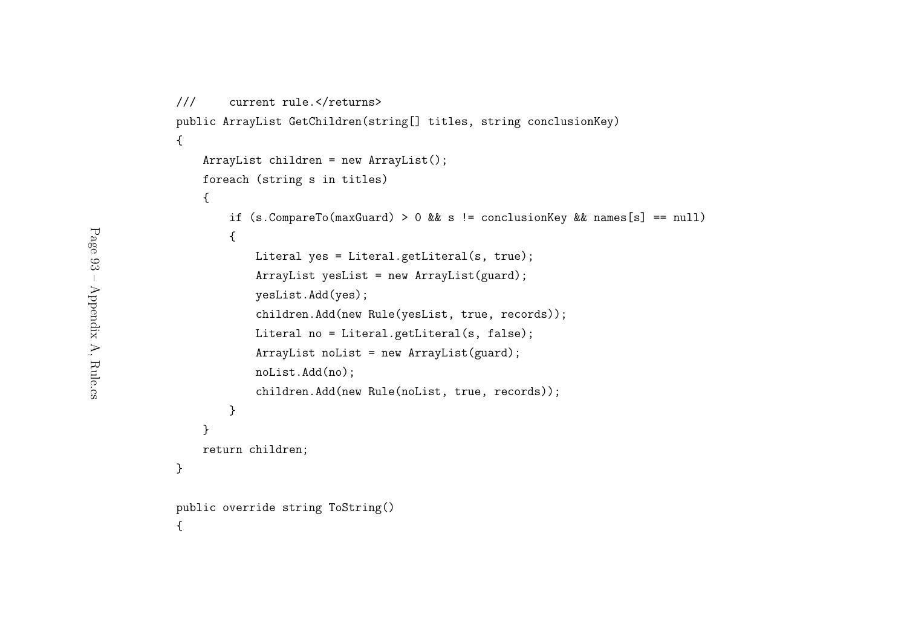```
///     current rule.</returns>
public ArrayList GetChildren(string[] titles, string conclusionKey)
{
    ArrayList children = new ArrayList();
    foreach (string s in titles)
    {
        if (s.CompareTo(maxGuard) > 0 && s != conclusionKey && names[s] == null)
        {
            Literal yes = Literal.getLiteral(s, true);
            ArrayList yesList = new ArrayList(guard);
            yesList.Add(yes);
            children.Add(new Rule(yesList, true, records));
            Literal no = Literal.getLiteral(s, false);
            ArrayList noList = new ArrayList(guard);
            noList.Add(no);
            children.Add(new Rule(noList, true, records));
        }
    }
    return children;
}

public override string ToString()
{
```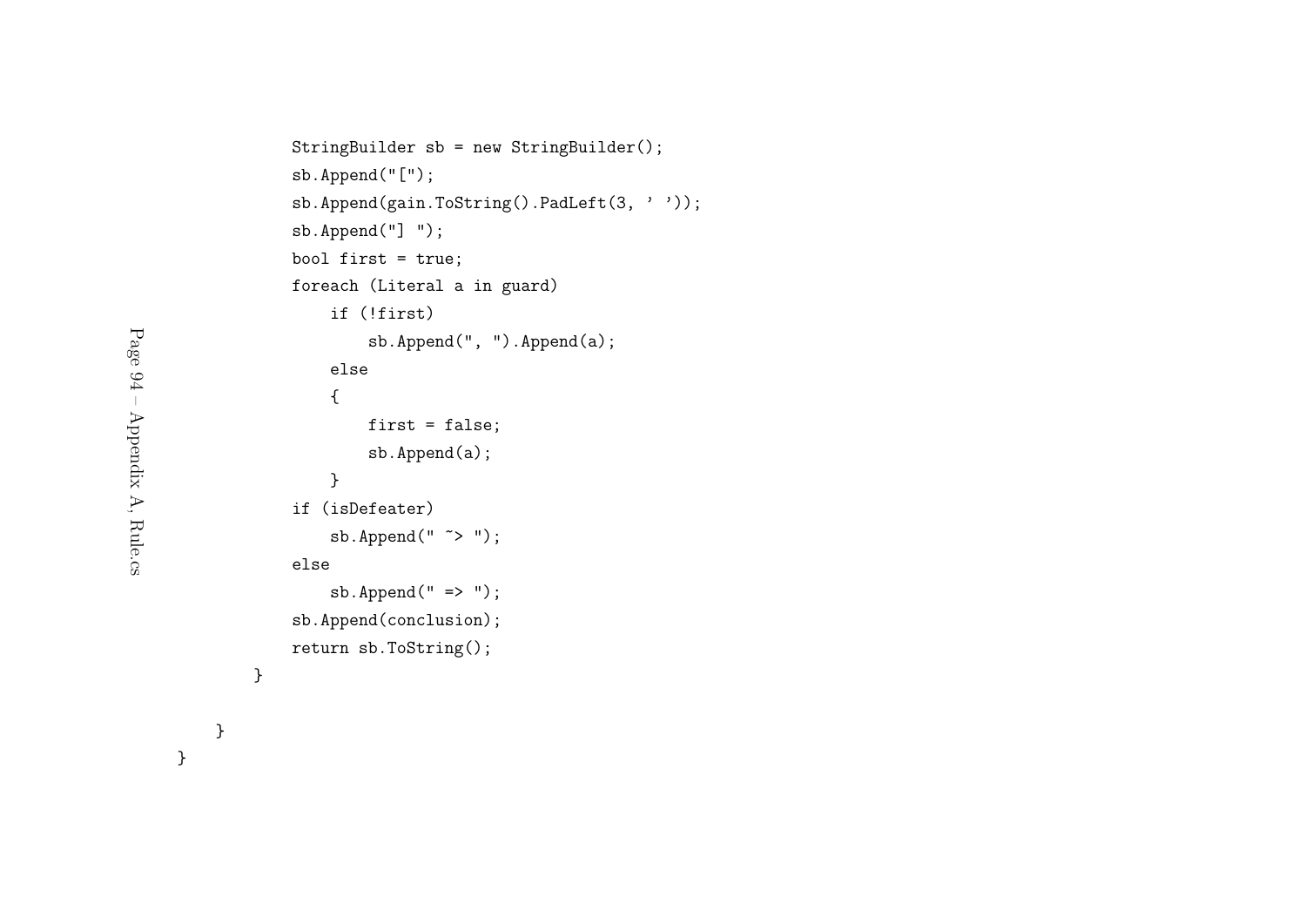```
            StringBuilder sb = new StringBuilder();
            sb.Append("[");
            sb.Append(gain.ToString().PadLeft(3, ' '));
            sb.Append("] ");
            bool first = true;
            foreach (Literal a in guard)
                if (!first)
                    sb.Append(", ").Append(a);
                else
                {
                    first = false;
                    sb.Append(a);
                }
            if (isDefeater)
                sb.Append(" ~> ");
            else
                sb.Append(" => ");
            sb.Append(conclusion);
            return sb.ToString();
        }

    }
}
```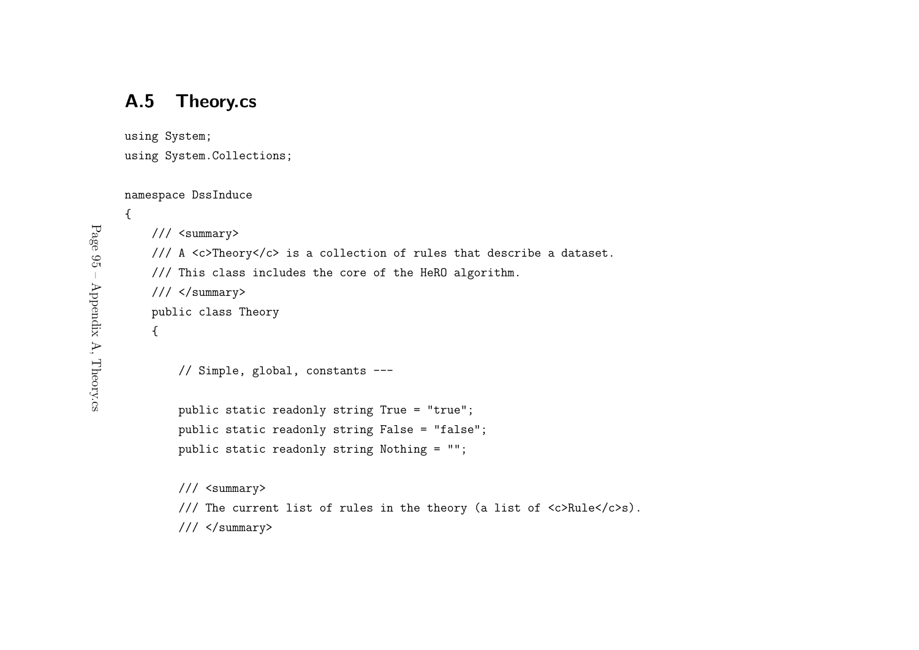## A.5 Theory.cs

```
using System;
using System.Collections;

namespace DssInduce
{
    /// <summary>
    /// A <c>Theory</c> is a collection of rules that describe a dataset.
    /// This class includes the core of the HeRO algorithm.
    /// </summary>
    public class Theory
    {

        // Simple, global, constants ---

        public static readonly string True = "true";
        public static readonly string False = "false";
        public static readonly string Nothing = "";

        /// <summary>
        /// The current list of rules in the theory (a list of <c>Rule</c>s).
        /// </summary>
```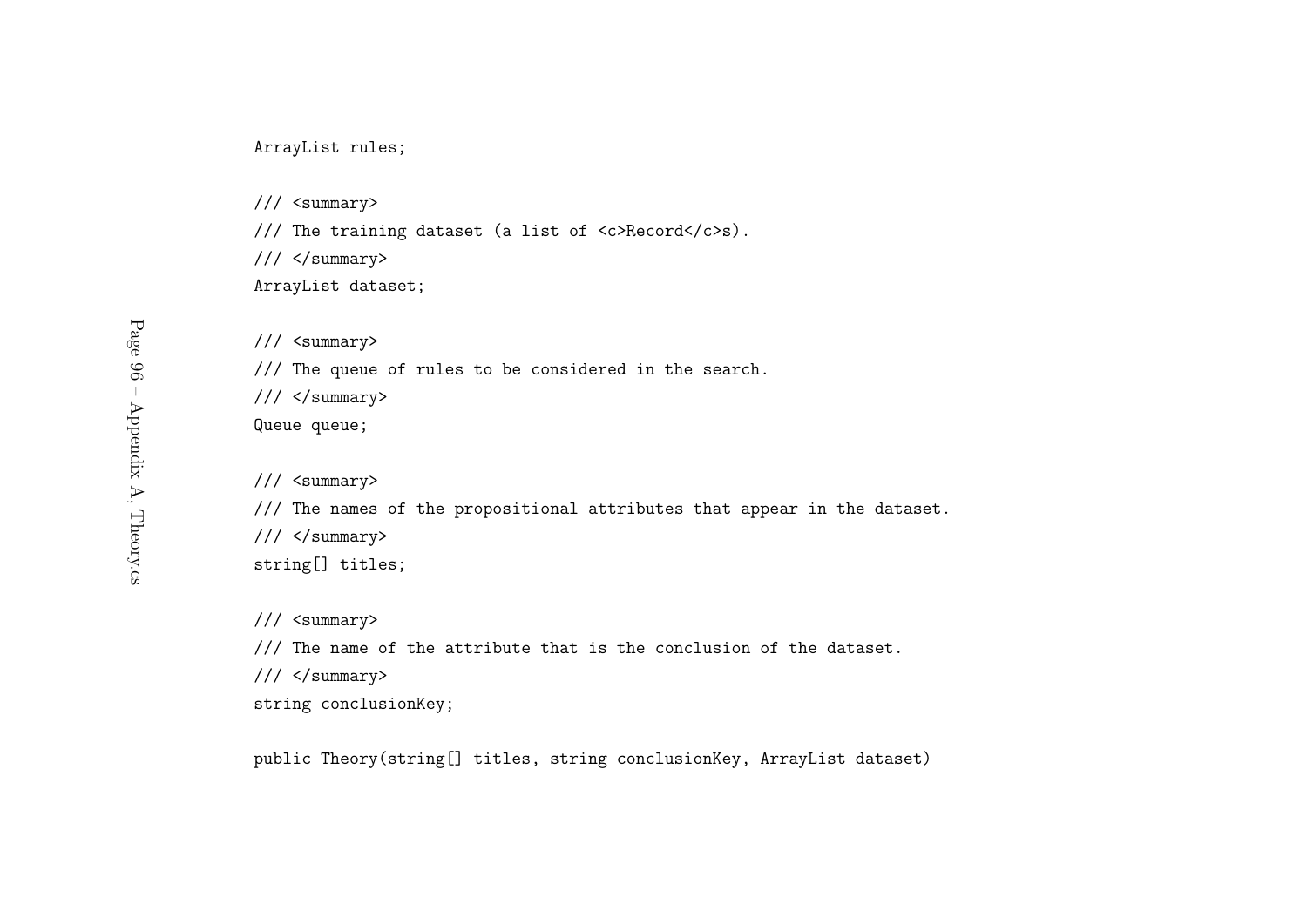```
ArrayList rules;

/// <summary>
/// The training dataset (a list of <c>Record</c>s).
/// </summary>
ArrayList dataset;

/// <summary>
/// The queue of rules to be considered in the search.
/// </summary>
Queue queue;

/// <summary>
/// The names of the propositional attributes that appear in the dataset.
/// </summary>
string[] titles;

/// <summary>
/// The name of the attribute that is the conclusion of the dataset.
/// </summary>
string conclusionKey;

public Theory(string[] titles, string conclusionKey, ArrayList dataset)
```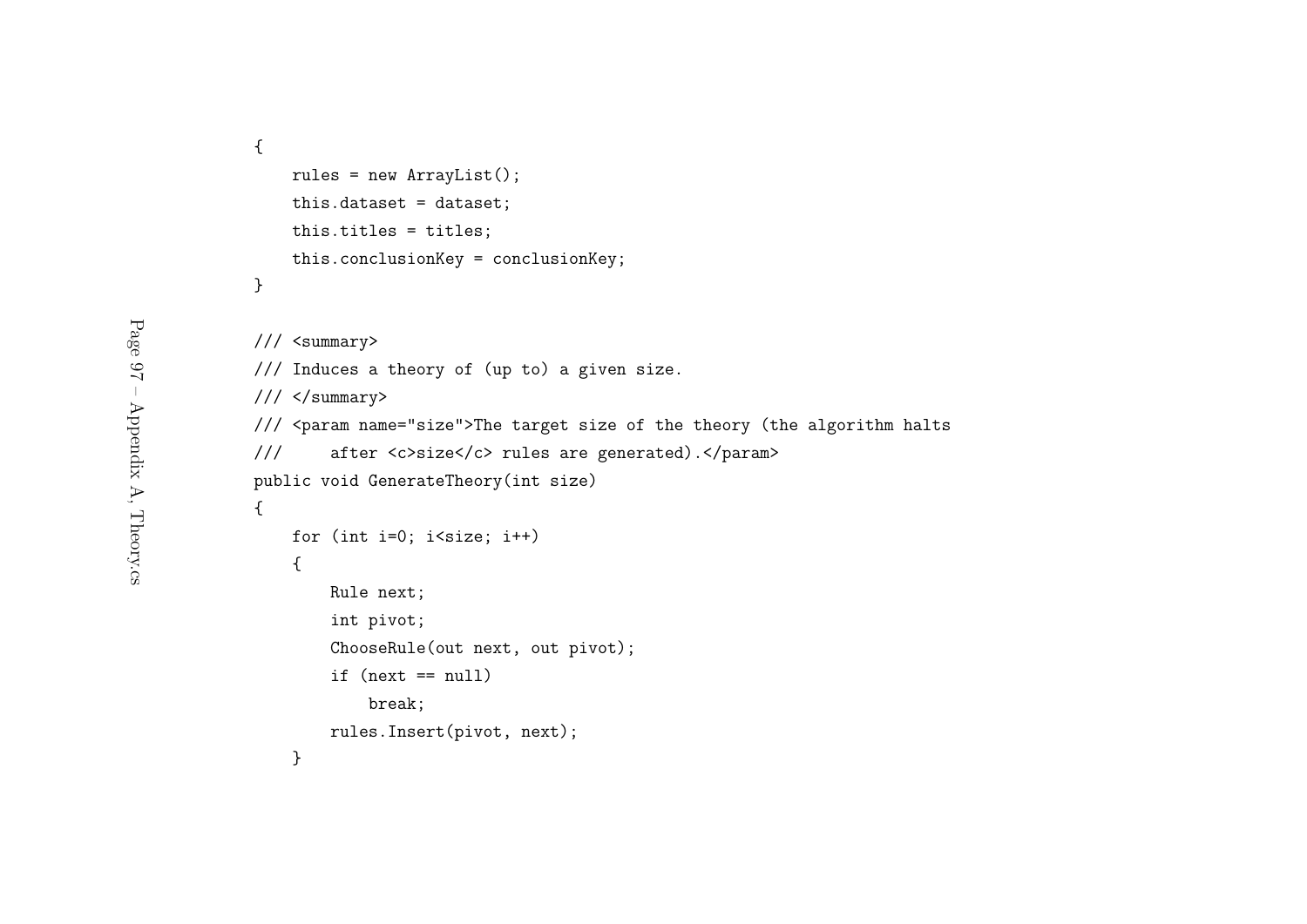```
{
    rules = new ArrayList();
    this.dataset = dataset;
    this.titles = titles;
    this.conclusionKey = conclusionKey;
}

/// <summary>
/// Induces a theory of (up to) a given size.
/// </summary>
/// <param name="size">The target size of the theory (the algorithm halts
///     after <c>size</c> rules are generated).</param>
public void GenerateTheory(int size)
{
    for (int i=0; i<size; i++)
    {
        Rule next;
        int pivot;
        ChooseRule(out next, out pivot);
        if (next == null)
            break;
        rules.Insert(pivot, next);
    }
```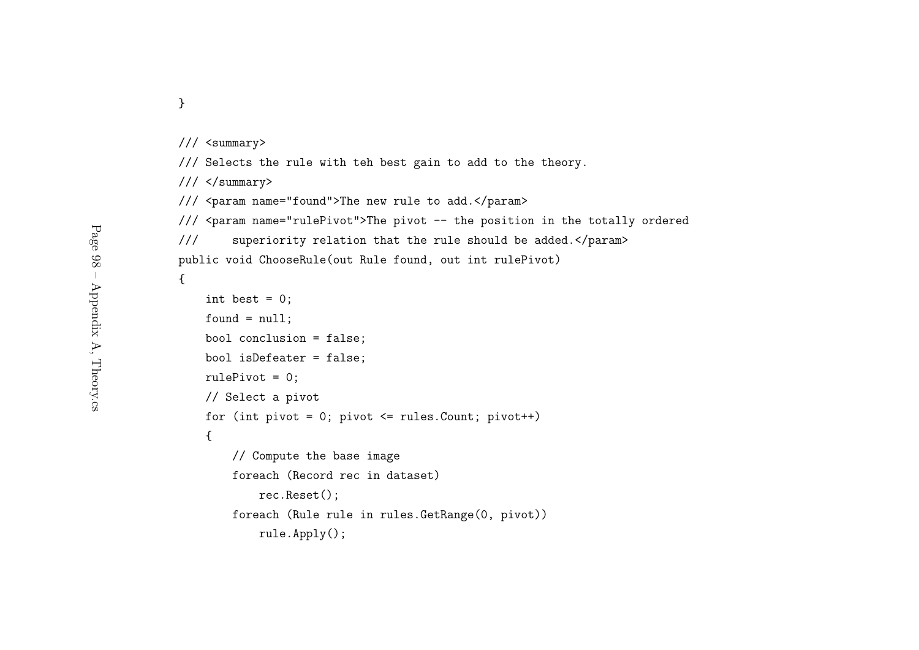```
}

/// <summary>
/// Selects the rule with teh best gain to add to the theory.
/// </summary>
/// <param name="found">The new rule to add.</param>
/// <param name="rulePivot">The pivot -- the position in the totally ordered
///     superiority relation that the rule should be added.</param>
public void ChooseRule(out Rule found, out int rulePivot)
{
    int best = 0;
    found = null;
    bool conclusion = false;
    bool isDefeater = false;
    rulePivot = 0;
    // Select a pivot
    for (int pivot = 0; pivot <= rules.Count; pivot++)
    {
        // Compute the base image
        foreach (Record rec in dataset)
            rec.Reset();
        foreach (Rule rule in rules.GetRange(0, pivot))
            rule.Apply();
```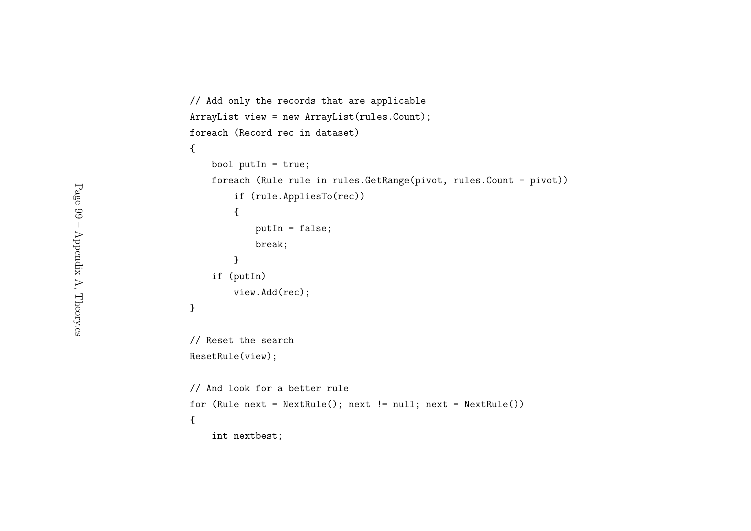```
// Add only the records that are applicable
ArrayList view = new ArrayList(rules.Count);
foreach (Record rec in dataset)
{
    bool putIn = true;
    foreach (Rule rule in rules.GetRange(pivot, rules.Count - pivot))
        if (rule.AppliesTo(rec))
        {
            putIn = false;
            break;
        }
    if (putIn)
        view.Add(rec);
}

// Reset the search
ResetRule(view);

// And look for a better rule
for (Rule next = NextRule(); next != null; next = NextRule())
{
    int nextbest;
```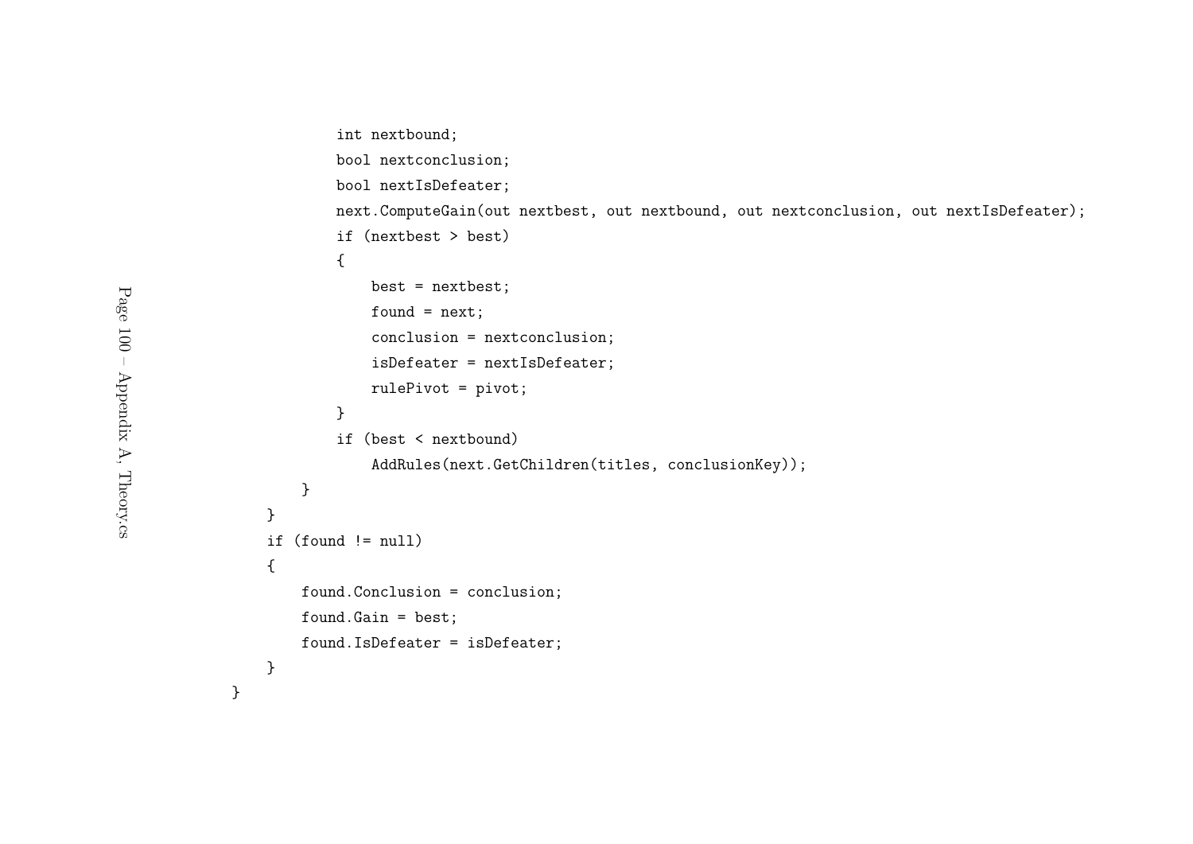```
            int nextbound;
            bool nextconclusion;
            bool nextIsDefeater;
            next.ComputeGain(out nextbest, out nextbound, out nextconclusion, out nextIsDefeater);
            if (nextbest > best)
            {
                best = nextbest;
                found = next;
                conclusion = nextconclusion;
                isDefeater = nextIsDefeater;
                rulePivot = pivot;
            }
            if (best < nextbound)
                AddRules(next.GetChildren(titles, conclusionKey));
        }
    }
    if (found != null)
    {
        found.Conclusion = conclusion;
        found.Gain = best;
        found.IsDefeater = isDefeater;
    }
}
```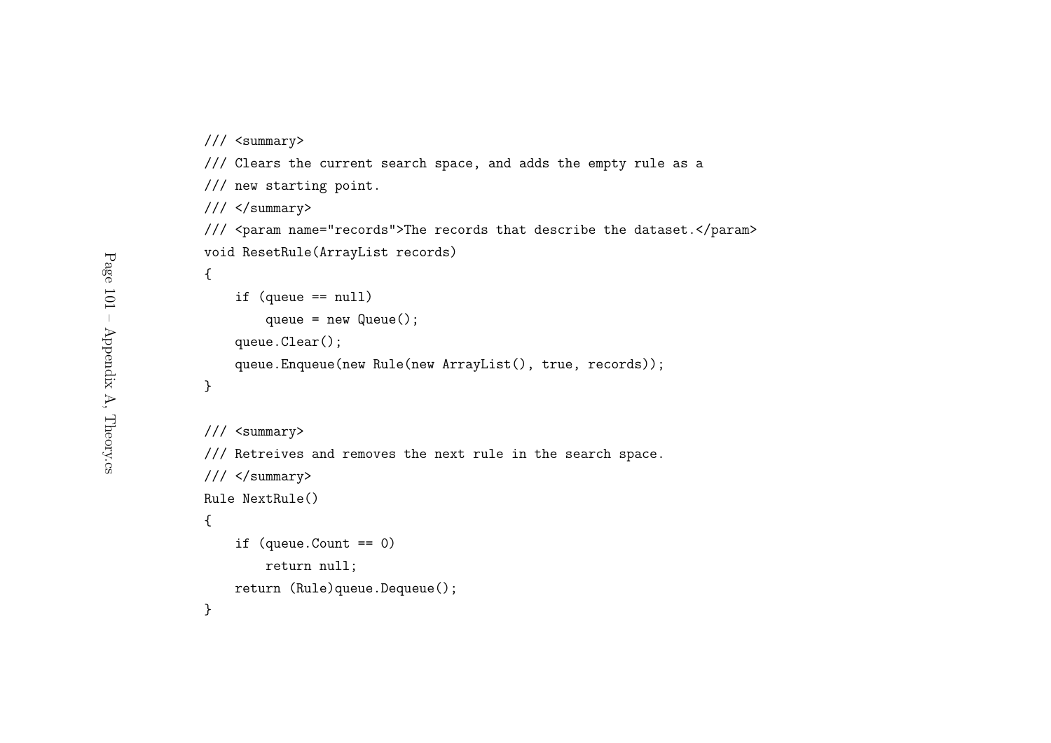```
/// <summary>
/// Clears the current search space, and adds the empty rule as a
/// new starting point.
/// </summary>
/// <param name="records">The records that describe the dataset.</param>
void ResetRule(ArrayList records)
{
    if (queue == null)
        queue = new Queue();
    queue.Clear();
    queue.Enqueue(new Rule(new ArrayList(), true, records));
}

/// <summary>
/// Retreives and removes the next rule in the search space.
/// </summary>
Rule NextRule()
{
    if (queue.Count == 0)
        return null;
    return (Rule)queue.Dequeue();
}
```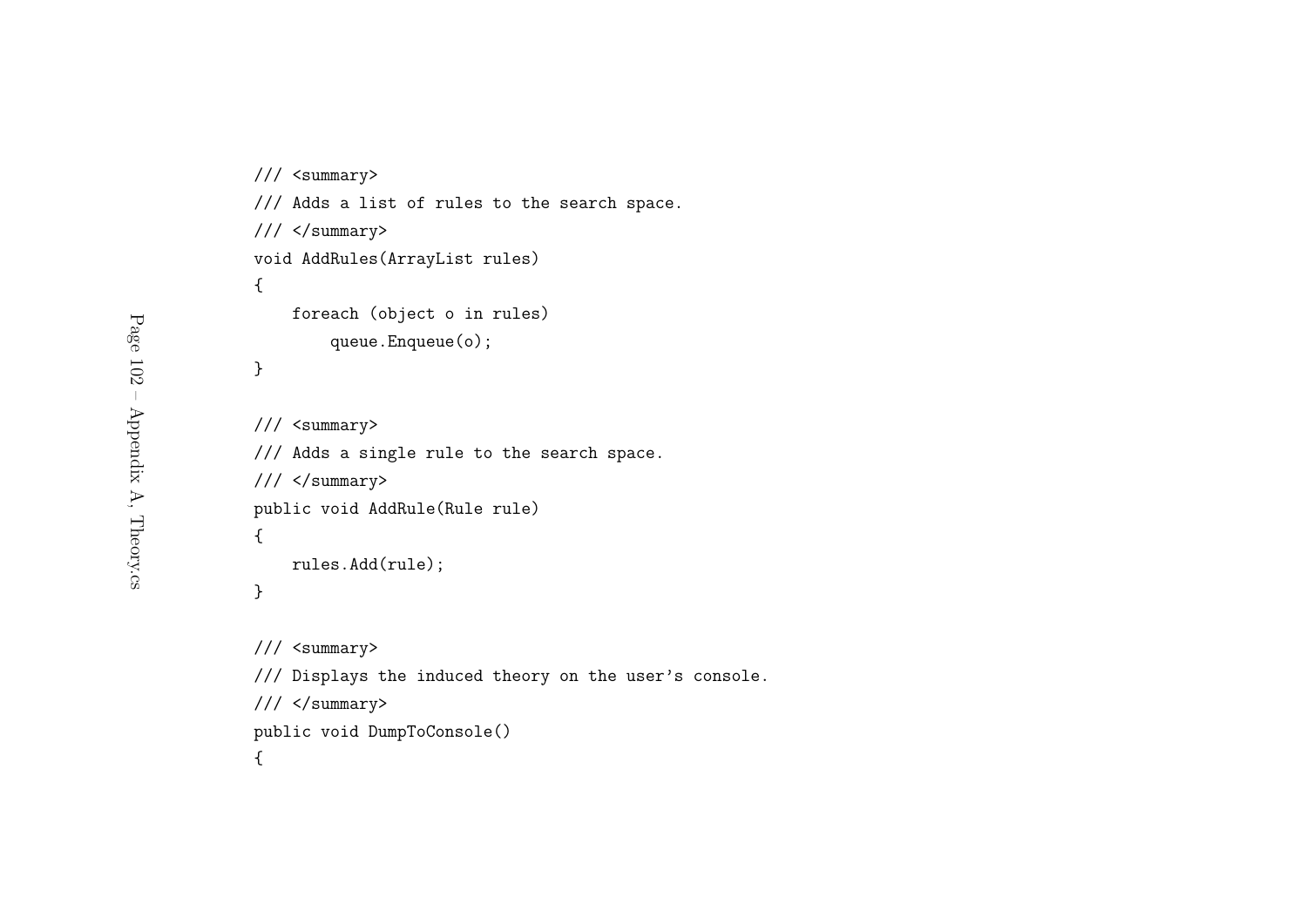```
/// <summary>
/// Adds a list of rules to the search space.
/// </summary>
void AddRules(ArrayList rules)
{
    foreach (object o in rules)
        queue.Enqueue(o);
}

/// <summary>
/// Adds a single rule to the search space.
/// </summary>
public void AddRule(Rule rule)
{
    rules.Add(rule);
}

/// <summary>
/// Displays the induced theory on the user's console.
/// </summary>
public void DumpToConsole()
{
```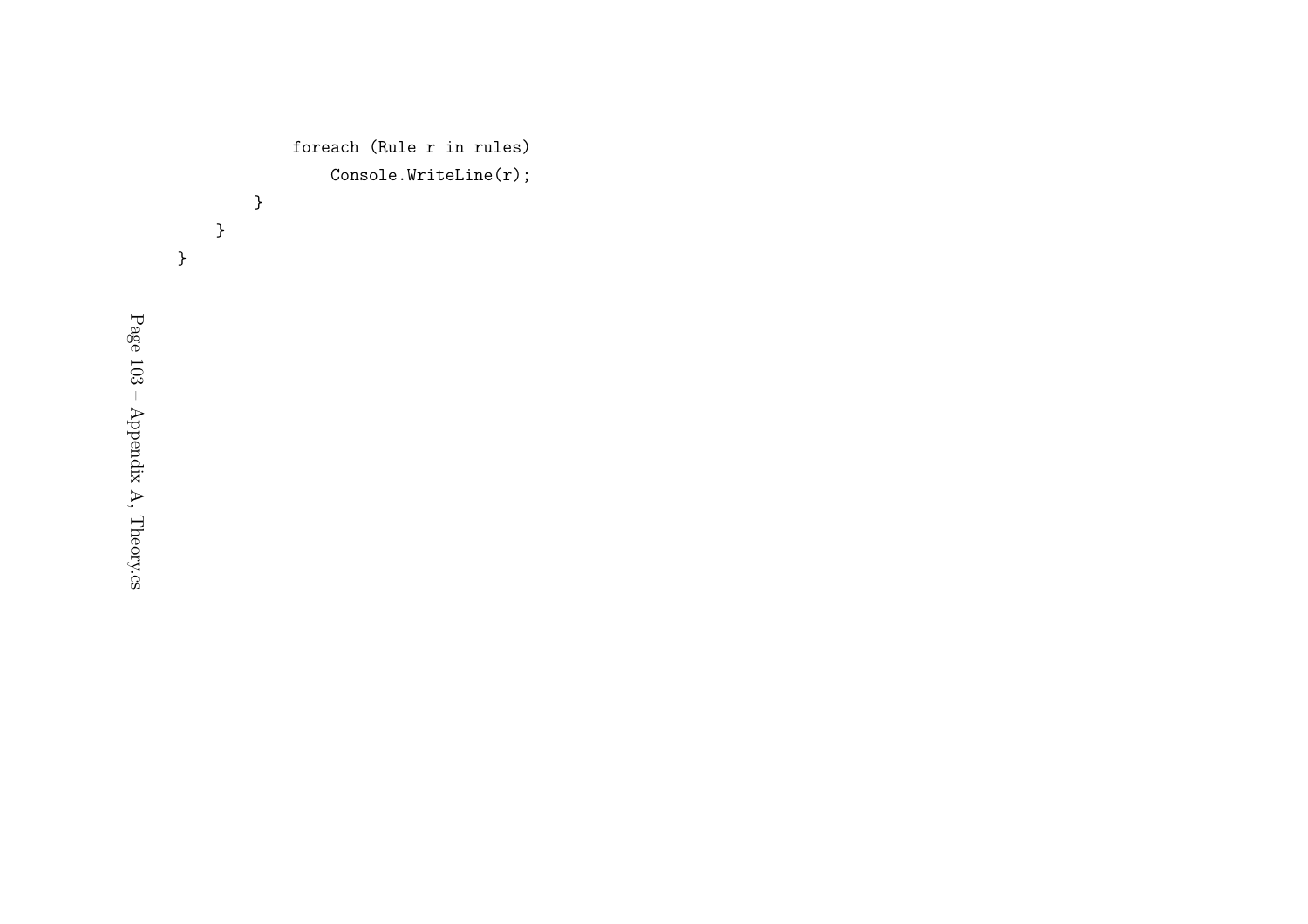```
            foreach (Rule r in rules)
                Console.WriteLine(r);
        }
    }
}
```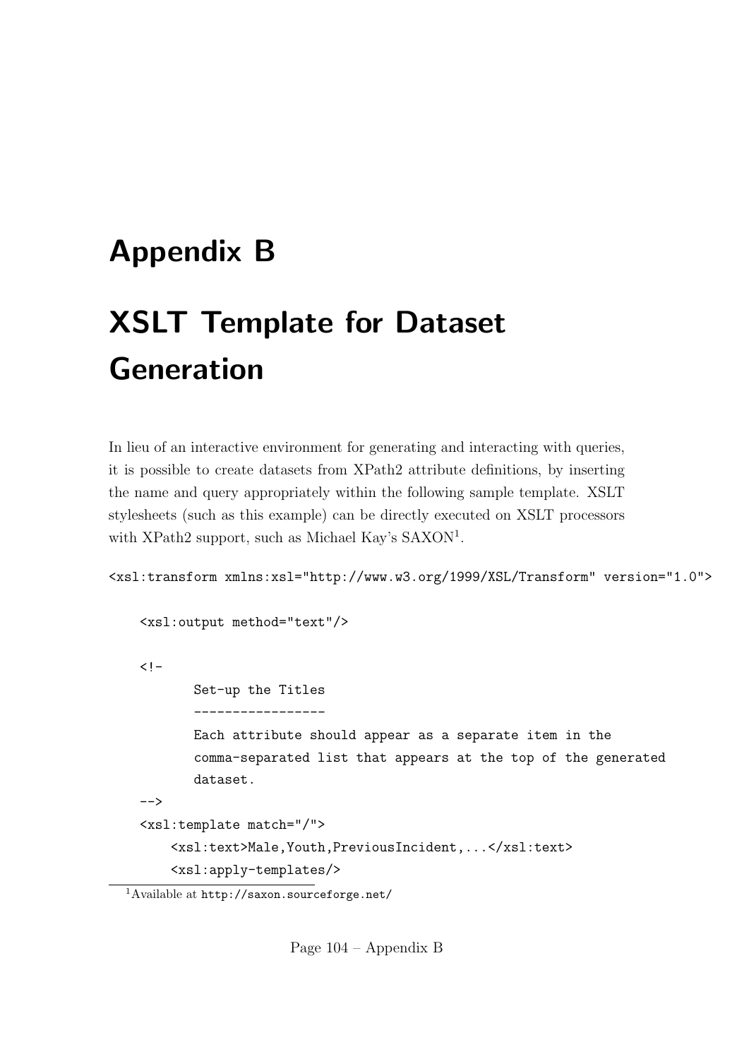# Appendix B

# XSLT Template for Dataset Generation

In lieu of an interactive environment for generating and interacting with queries, it is possible to create datasets from XPath2 attribute definitions, by inserting the name and query appropriately within the following sample template. XSLT stylesheets (such as this example) can be directly executed on XSLT processors with XPath2 support, such as Michael Kay's SAXON[1].

```
<xsl:transform xmlns:xsl="http://www.w3.org/1999/XSL/Transform" version="1.0">

    <xsl:output method="text"/>

    <!-
          Set-up the Titles
          -----------------
          Each attribute should appear as a separate item in the
          comma-separated list that appears at the top of the generated
          dataset.
    -->
    <xsl:template match="/">
        <xsl:text>Male,Youth,PreviousIncident,...</xsl:text>
        <xsl:apply-templates/>
```

[1]Available at http://saxon.sourceforge.net/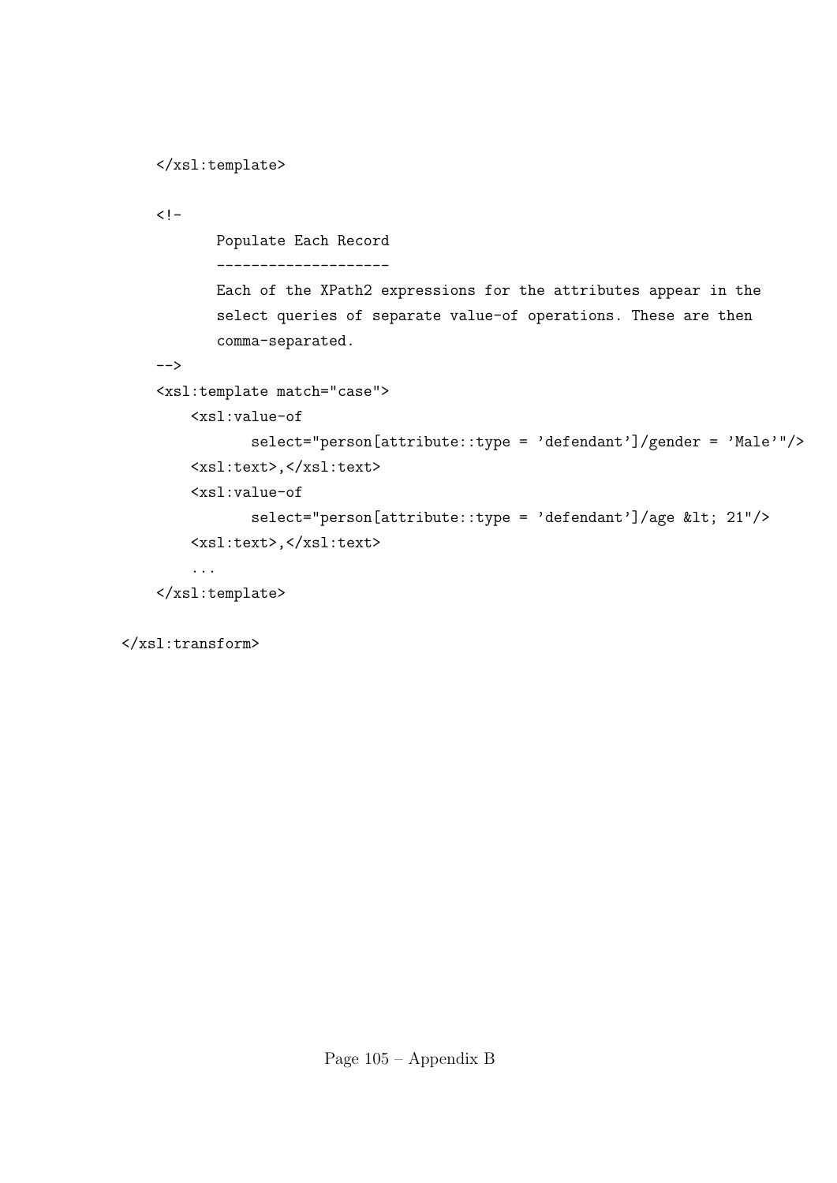```
    </xsl:template>

    <!-
          Populate Each Record
          --------------------
          Each of the XPath2 expressions for the attributes appear in the
          select queries of separate value-of operations. These are then
          comma-separated.
    -->
    <xsl:template match="case">
        <xsl:value-of
              select="person[attribute::type = 'defendant']/gender = 'Male'"/>
        <xsl:text>,</xsl:text>
        <xsl:value-of
              select="person[attribute::type = 'defendant']/age &lt; 21"/>
        <xsl:text>,</xsl:text>
        ...
    </xsl:template>

</xsl:transform>
```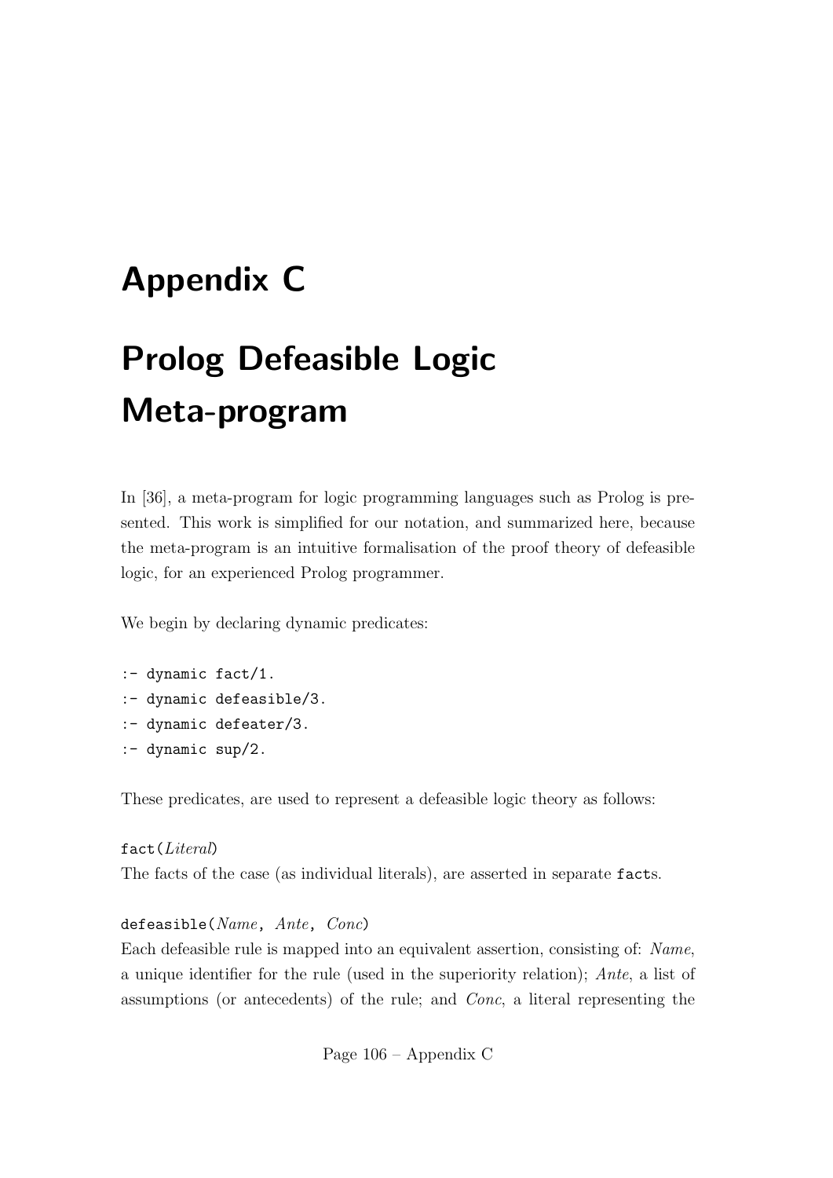# Appendix C

# Prolog Defeasible Logic Meta-program

In [36], a meta-program for logic programming languages such as Prolog is presented. This work is simplified for our notation, and summarized here, because the meta-program is an intuitive formalisation of the proof theory of defeasible logic, for an experienced Prolog programmer.

We begin by declaring dynamic predicates:

```
:- dynamic fact/1.
:- dynamic defeasible/3.
:- dynamic defeater/3.
:- dynamic sup/2.
```

These predicates, are used to represent a defeasible logic theory as follows:

`fact(`*Literal*`)`
The facts of the case (as individual literals), are asserted in separate `fact`s.

`defeasible(`*Name*`, `*Ante*`, `*Conc*`)`
Each defeasible rule is mapped into an equivalent assertion, consisting of: *Name*, a unique identifier for the rule (used in the superiority relation); *Ante*, a list of assumptions (or antecedents) of the rule; and *Conc*, a literal representing the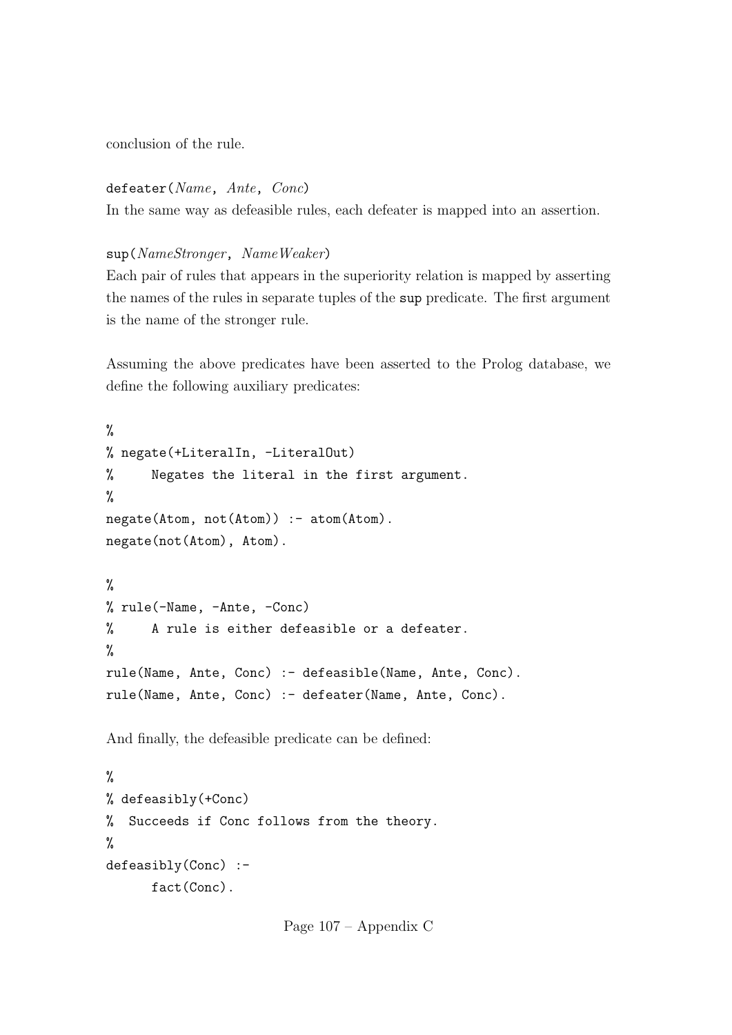conclusion of the rule.

`defeater(`*Name*`,` *Ante*`,` *Conc*`)`
In the same way as defeasible rules, each defeater is mapped into an assertion.

`sup(`*NameStronger*`,` *NameWeaker*`)`
Each pair of rules that appears in the superiority relation is mapped by asserting the names of the rules in separate tuples of the `sup` predicate. The first argument is the name of the stronger rule.

Assuming the above predicates have been asserted to the Prolog database, we define the following auxiliary predicates:

```
%
% negate(+LiteralIn, -LiteralOut)
%     Negates the literal in the first argument.
%
negate(Atom, not(Atom)) :- atom(Atom).
negate(not(Atom), Atom).

%
% rule(-Name, -Ante, -Conc)
%     A rule is either defeasible or a defeater.
%
rule(Name, Ante, Conc) :- defeasible(Name, Ante, Conc).
rule(Name, Ante, Conc) :- defeater(Name, Ante, Conc).
```

And finally, the defeasible predicate can be defined:

```
%
% defeasibly(+Conc)
%  Succeeds if Conc follows from the theory.
%
defeasibly(Conc) :-
      fact(Conc).
```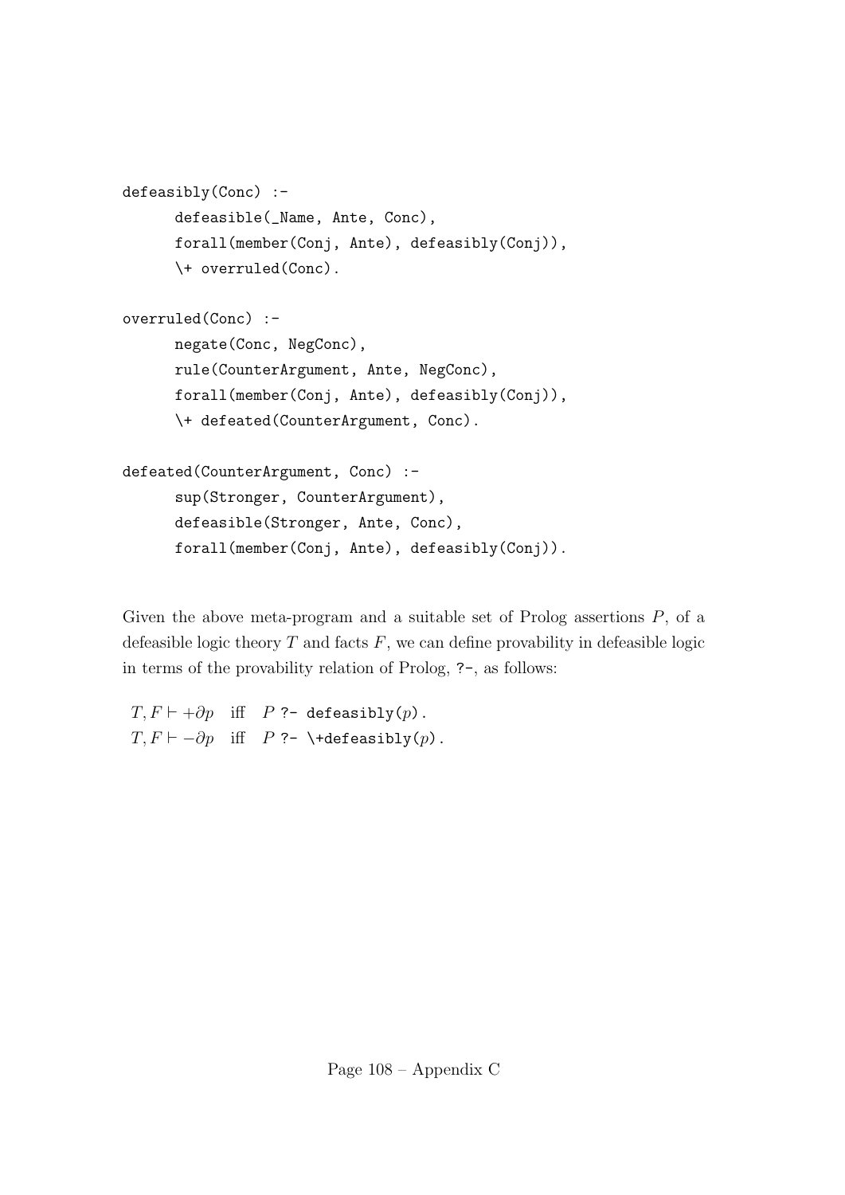```
defeasibly(Conc) :-
      defeasible(_Name, Ante, Conc),
      forall(member(Conj, Ante), defeasibly(Conj)),
      \+ overruled(Conc).

overruled(Conc) :-
      negate(Conc, NegConc),
      rule(CounterArgument, Ante, NegConc),
      forall(member(Conj, Ante), defeasibly(Conj)),
      \+ defeated(CounterArgument, Conc).

defeated(CounterArgument, Conc) :-
      sup(Stronger, CounterArgument),
      defeasible(Stronger, Ante, Conc),
      forall(member(Conj, Ante), defeasibly(Conj)).
```

Given the above meta-program and a suitable set of Prolog assertions $P$, of a defeasible logic theory $T$ and facts $F$, we can define provability in defeasible logic in terms of the provability relation of Prolog, `?-`, as follows:

$T, F \vdash +\partial p$ iff $P$ `?- defeasibly(`$p$`).`
$T, F \vdash -\partial p$ iff $P$ `?- \+defeasibly(`$p$`).`